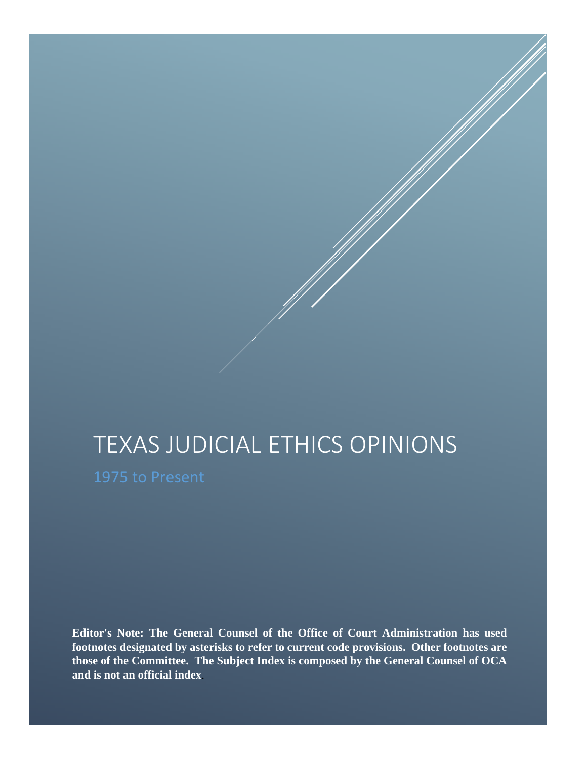# TEXAS JUDICIAL ETHICS OPINIONS

1975 to Present

**Editor's Note: The General Counsel of the Office of Court Administration has used footnotes designated by asterisks to refer to current code provisions. Other footnotes are those of the Committee. The Subject Index is composed by the General Counsel of OCA and is not an official index.**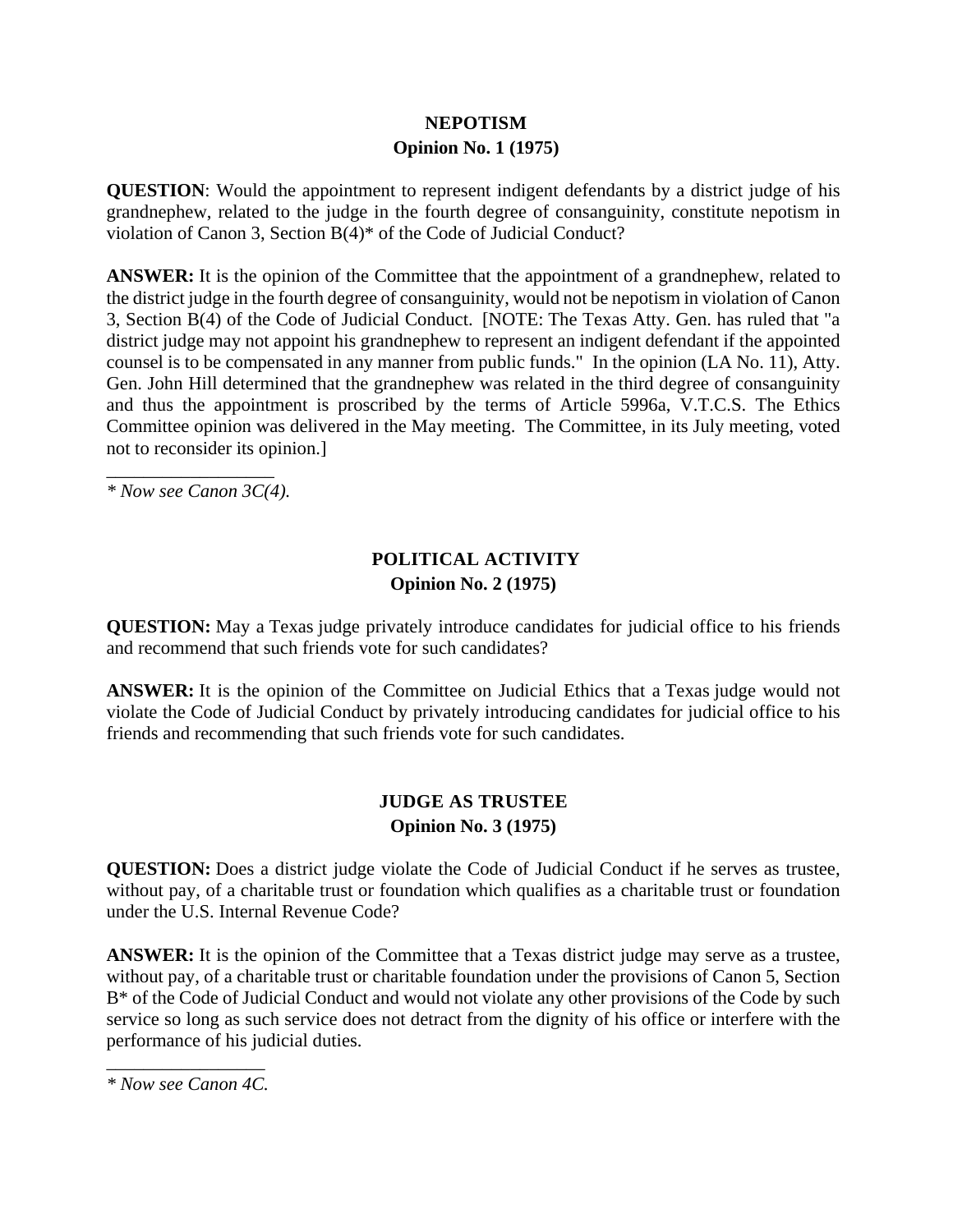## NEPOTISM
**Opinion No. 1 (1975)**

**QUESTION**: Would the appointment to represent indigent defendants by a district judge of his grandnephew, related to the judge in the fourth degree of consanguinity, constitute nepotism in violation of Canon 3, Section B(4)* of the Code of Judicial Conduct?

**ANSWER:** It is the opinion of the Committee that the appointment of a grandnephew, related to the district judge in the fourth degree of consanguinity, would not be nepotism in violation of Canon 3, Section B(4) of the Code of Judicial Conduct. [NOTE: The Texas Atty. Gen. has ruled that "a district judge may not appoint his grandnephew to represent an indigent defendant if the appointed counsel is to be compensated in any manner from public funds." In the opinion (LA No. 11), Atty. Gen. John Hill determined that the grandnephew was related in the third degree of consanguinity and thus the appointment is proscribed by the terms of Article 5996a, V.T.C.S. The Ethics Committee opinion was delivered in the May meeting. The Committee, in its July meeting, voted not to reconsider its opinion.]

_________________

*\* Now see Canon 3C(4).*

## POLITICAL ACTIVITY
**Opinion No. 2 (1975)**

**QUESTION:** May a Texas judge privately introduce candidates for judicial office to his friends and recommend that such friends vote for such candidates?

**ANSWER:** It is the opinion of the Committee on Judicial Ethics that a Texas judge would not violate the Code of Judicial Conduct by privately introducing candidates for judicial office to his friends and recommending that such friends vote for such candidates.

## JUDGE AS TRUSTEE
**Opinion No. 3 (1975)**

**QUESTION:** Does a district judge violate the Code of Judicial Conduct if he serves as trustee, without pay, of a charitable trust or foundation which qualifies as a charitable trust or foundation under the U.S. Internal Revenue Code?

**ANSWER:** It is the opinion of the Committee that a Texas district judge may serve as a trustee, without pay, of a charitable trust or charitable foundation under the provisions of Canon 5, Section B* of the Code of Judicial Conduct and would not violate any other provisions of the Code by such service so long as such service does not detract from the dignity of his office or interfere with the performance of his judicial duties.

_________________

*\* Now see Canon 4C.*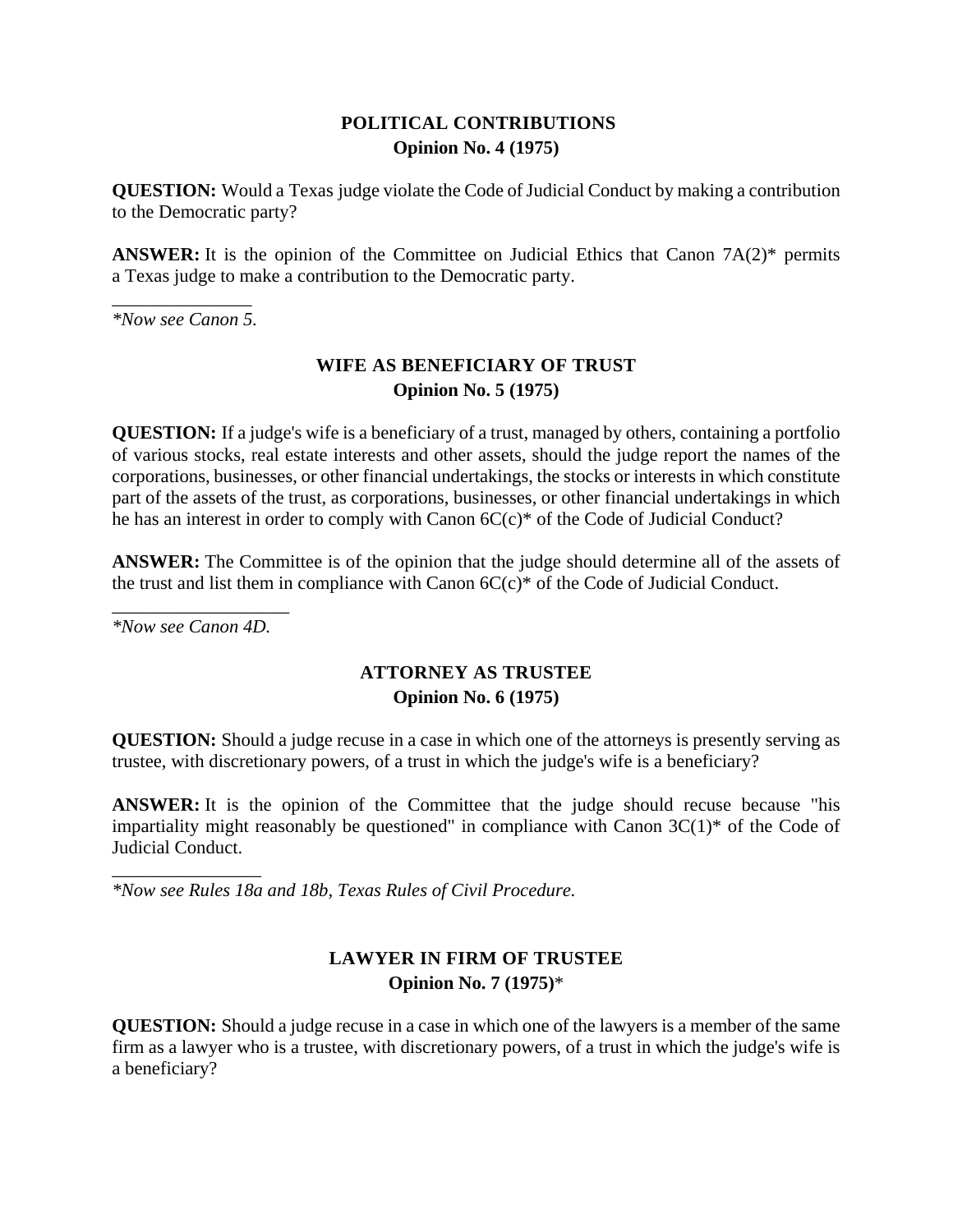## POLITICAL CONTRIBUTIONS
**Opinion No. 4 (1975)**

**QUESTION:** Would a Texas judge violate the Code of Judicial Conduct by making a contribution to the Democratic party?

**ANSWER:** It is the opinion of the Committee on Judicial Ethics that Canon 7A(2)* permits a Texas judge to make a contribution to the Democratic party.

_______________

*\*Now see Canon 5.*

## WIFE AS BENEFICIARY OF TRUST
**Opinion No. 5 (1975)**

**QUESTION:** If a judge's wife is a beneficiary of a trust, managed by others, containing a portfolio of various stocks, real estate interests and other assets, should the judge report the names of the corporations, businesses, or other financial undertakings, the stocks or interests in which constitute part of the assets of the trust, as corporations, businesses, or other financial undertakings in which he has an interest in order to comply with Canon 6C(c)* of the Code of Judicial Conduct?

**ANSWER:** The Committee is of the opinion that the judge should determine all of the assets of the trust and list them in compliance with Canon 6C(c)* of the Code of Judicial Conduct.

___________________

*\*Now see Canon 4D.*

## ATTORNEY AS TRUSTEE
**Opinion No. 6 (1975)**

**QUESTION:** Should a judge recuse in a case in which one of the attorneys is presently serving as trustee, with discretionary powers, of a trust in which the judge's wife is a beneficiary?

**ANSWER:** It is the opinion of the Committee that the judge should recuse because "his impartiality might reasonably be questioned" in compliance with Canon 3C(1)* of the Code of Judicial Conduct.

________________

*\*Now see Rules 18a and 18b, Texas Rules of Civil Procedure.*

## LAWYER IN FIRM OF TRUSTEE
**Opinion No. 7 (1975)***

**QUESTION:** Should a judge recuse in a case in which one of the lawyers is a member of the same firm as a lawyer who is a trustee, with discretionary powers, of a trust in which the judge's wife is a beneficiary?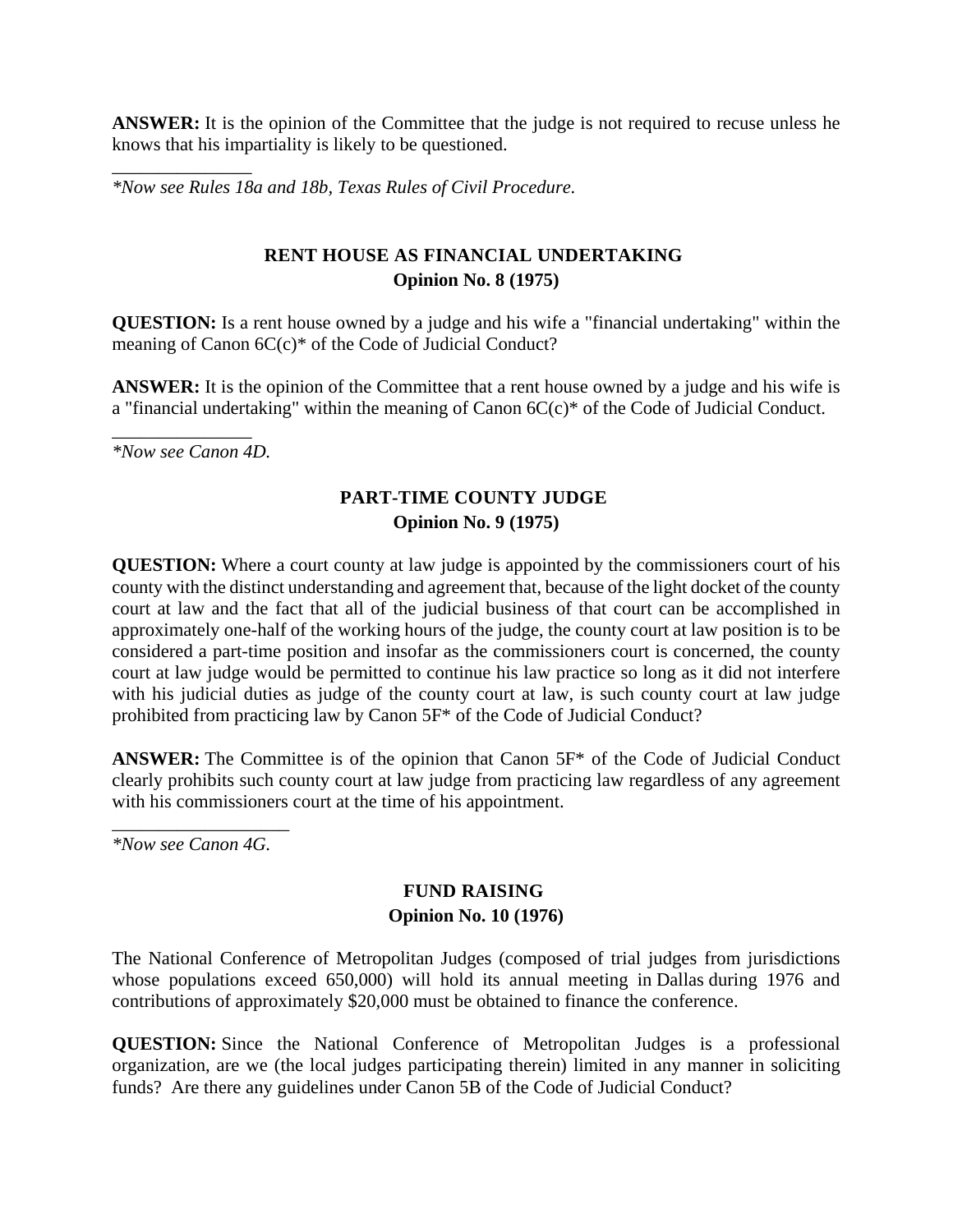**ANSWER:** It is the opinion of the Committee that the judge is not required to recuse unless he knows that his impartiality is likely to be questioned.

_______________

*\*Now see Rules 18a and 18b, Texas Rules of Civil Procedure.*

## RENT HOUSE AS FINANCIAL UNDERTAKING
### Opinion No. 8 (1975)

**QUESTION:** Is a rent house owned by a judge and his wife a "financial undertaking" within the meaning of Canon 6C(c)* of the Code of Judicial Conduct?

**ANSWER:** It is the opinion of the Committee that a rent house owned by a judge and his wife is a "financial undertaking" within the meaning of Canon 6C(c)* of the Code of Judicial Conduct.

_______________

*\*Now see Canon 4D.*

## PART-TIME COUNTY JUDGE
### Opinion No. 9 (1975)

**QUESTION:** Where a court county at law judge is appointed by the commissioners court of his county with the distinct understanding and agreement that, because of the light docket of the county court at law and the fact that all of the judicial business of that court can be accomplished in approximately one-half of the working hours of the judge, the county court at law position is to be considered a part-time position and insofar as the commissioners court is concerned, the county court at law judge would be permitted to continue his law practice so long as it did not interfere with his judicial duties as judge of the county court at law, is such county court at law judge prohibited from practicing law by Canon 5F* of the Code of Judicial Conduct?

**ANSWER:** The Committee is of the opinion that Canon 5F* of the Code of Judicial Conduct clearly prohibits such county court at law judge from practicing law regardless of any agreement with his commissioners court at the time of his appointment.

___________________

*\*Now see Canon 4G.*

## FUND RAISING
### Opinion No. 10 (1976)

The National Conference of Metropolitan Judges (composed of trial judges from jurisdictions whose populations exceed 650,000) will hold its annual meeting in Dallas during 1976 and contributions of approximately $20,000 must be obtained to finance the conference.

**QUESTION:** Since the National Conference of Metropolitan Judges is a professional organization, are we (the local judges participating therein) limited in any manner in soliciting funds? Are there any guidelines under Canon 5B of the Code of Judicial Conduct?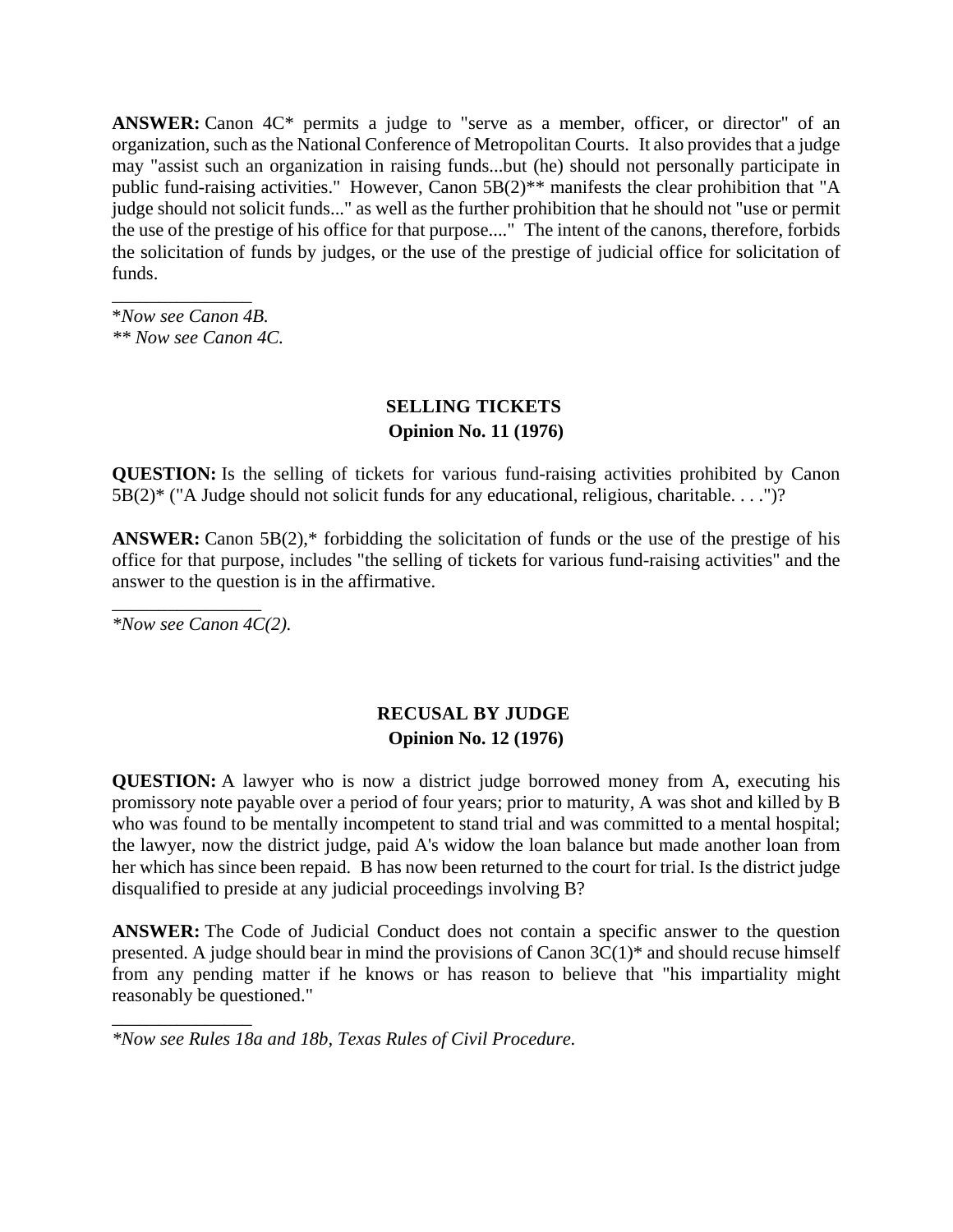**ANSWER:** Canon 4C* permits a judge to "serve as a member, officer, or director" of an organization, such as the National Conference of Metropolitan Courts. It also provides that a judge may "assist such an organization in raising funds...but (he) should not personally participate in public fund-raising activities." However, Canon 5B(2)** manifests the clear prohibition that "A judge should not solicit funds..." as well as the further prohibition that he should not "use or permit the use of the prestige of his office for that purpose...." The intent of the canons, therefore, forbids the solicitation of funds by judges, or the use of the prestige of judicial office for solicitation of funds.

_______________

**Now see Canon 4B.*

*** Now see Canon 4C.*

## SELLING TICKETS
### Opinion No. 11 (1976)

**QUESTION:** Is the selling of tickets for various fund-raising activities prohibited by Canon 5B(2)* ("A Judge should not solicit funds for any educational, religious, charitable. . . .")?

**ANSWER:** Canon 5B(2),* forbidding the solicitation of funds or the use of the prestige of his office for that purpose, includes "the selling of tickets for various fund-raising activities" and the answer to the question is in the affirmative.

_______________

**Now see Canon 4C(2).*

## RECUSAL BY JUDGE
### Opinion No. 12 (1976)

**QUESTION:** A lawyer who is now a district judge borrowed money from A, executing his promissory note payable over a period of four years; prior to maturity, A was shot and killed by B who was found to be mentally incompetent to stand trial and was committed to a mental hospital; the lawyer, now the district judge, paid A's widow the loan balance but made another loan from her which has since been repaid. B has now been returned to the court for trial. Is the district judge disqualified to preside at any judicial proceedings involving B?

**ANSWER:** The Code of Judicial Conduct does not contain a specific answer to the question presented. A judge should bear in mind the provisions of Canon 3C(1)* and should recuse himself from any pending matter if he knows or has reason to believe that "his impartiality might reasonably be questioned."

_______________

**Now see Rules 18a and 18b, Texas Rules of Civil Procedure.*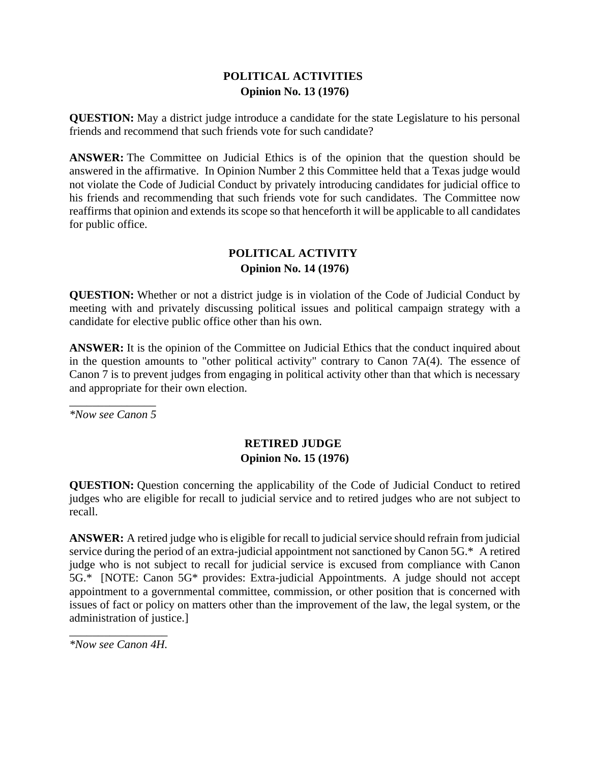## POLITICAL ACTIVITIES
### Opinion No. 13 (1976)

**QUESTION:** May a district judge introduce a candidate for the state Legislature to his personal friends and recommend that such friends vote for such candidate?

**ANSWER:** The Committee on Judicial Ethics is of the opinion that the question should be answered in the affirmative. In Opinion Number 2 this Committee held that a Texas judge would not violate the Code of Judicial Conduct by privately introducing candidates for judicial office to his friends and recommending that such friends vote for such candidates. The Committee now reaffirms that opinion and extends its scope so that henceforth it will be applicable to all candidates for public office.

## POLITICAL ACTIVITY
### Opinion No. 14 (1976)

**QUESTION:** Whether or not a district judge is in violation of the Code of Judicial Conduct by meeting with and privately discussing political issues and political campaign strategy with a candidate for elective public office other than his own.

**ANSWER:** It is the opinion of the Committee on Judicial Ethics that the conduct inquired about in the question amounts to "other political activity" contrary to Canon 7A(4). The essence of Canon 7 is to prevent judges from engaging in political activity other than that which is necessary and appropriate for their own election.

_______________

*\*Now see Canon 5*

## RETIRED JUDGE
### Opinion No. 15 (1976)

**QUESTION:** Question concerning the applicability of the Code of Judicial Conduct to retired judges who are eligible for recall to judicial service and to retired judges who are not subject to recall.

**ANSWER:** A retired judge who is eligible for recall to judicial service should refrain from judicial service during the period of an extra-judicial appointment not sanctioned by Canon 5G.* A retired judge who is not subject to recall for judicial service is excused from compliance with Canon 5G.* [NOTE: Canon 5G* provides: Extra-judicial Appointments. A judge should not accept appointment to a governmental committee, commission, or other position that is concerned with issues of fact or policy on matters other than the improvement of the law, the legal system, or the administration of justice.]

_________________

*\*Now see Canon 4H.*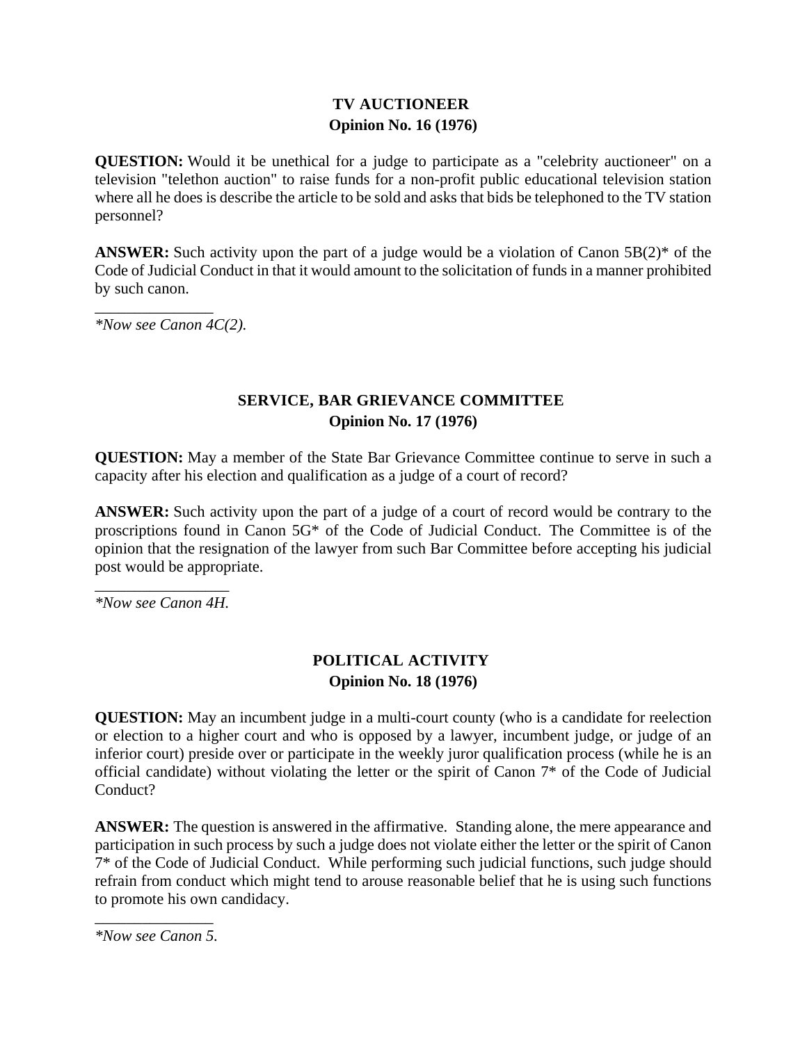## TV AUCTIONEER
**Opinion No. 16 (1976)**

**QUESTION:** Would it be unethical for a judge to participate as a "celebrity auctioneer" on a television "telethon auction" to raise funds for a non-profit public educational television station where all he does is describe the article to be sold and asks that bids be telephoned to the TV station personnel?

**ANSWER:** Such activity upon the part of a judge would be a violation of Canon 5B(2)* of the Code of Judicial Conduct in that it would amount to the solicitation of funds in a manner prohibited by such canon.

_______________

*\*Now see Canon 4C(2).*

## SERVICE, BAR GRIEVANCE COMMITTEE
**Opinion No. 17 (1976)**

**QUESTION:** May a member of the State Bar Grievance Committee continue to serve in such a capacity after his election and qualification as a judge of a court of record?

**ANSWER:** Such activity upon the part of a judge of a court of record would be contrary to the proscriptions found in Canon 5G* of the Code of Judicial Conduct. The Committee is of the opinion that the resignation of the lawyer from such Bar Committee before accepting his judicial post would be appropriate.

_________________

*\*Now see Canon 4H.*

## POLITICAL ACTIVITY
**Opinion No. 18 (1976)**

**QUESTION:** May an incumbent judge in a multi-court county (who is a candidate for reelection or election to a higher court and who is opposed by a lawyer, incumbent judge, or judge of an inferior court) preside over or participate in the weekly juror qualification process (while he is an official candidate) without violating the letter or the spirit of Canon 7* of the Code of Judicial Conduct?

**ANSWER:** The question is answered in the affirmative. Standing alone, the mere appearance and participation in such process by such a judge does not violate either the letter or the spirit of Canon 7* of the Code of Judicial Conduct. While performing such judicial functions, such judge should refrain from conduct which might tend to arouse reasonable belief that he is using such functions to promote his own candidacy.

_______________

*\*Now see Canon 5.*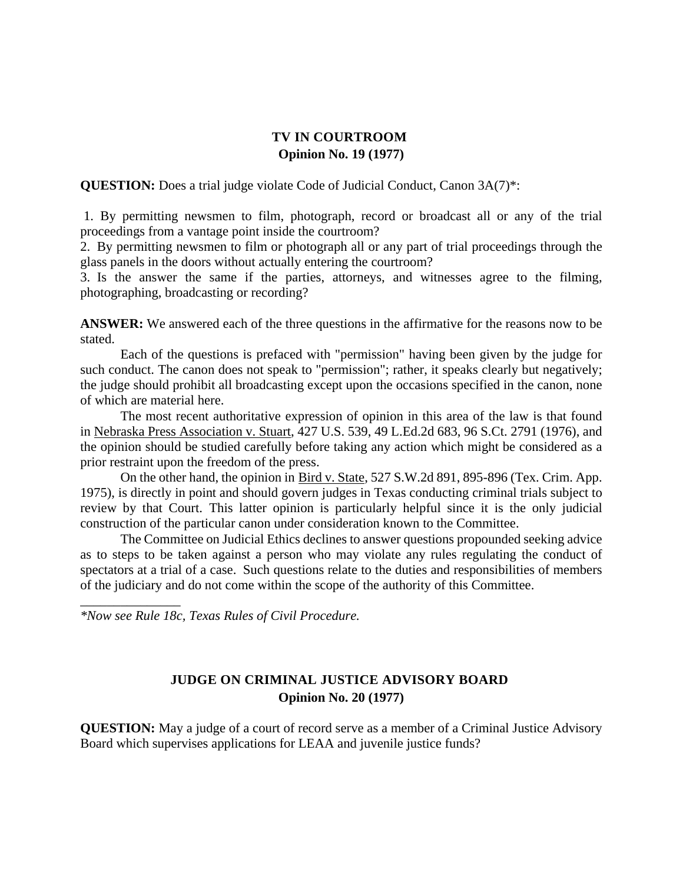## TV IN COURTROOM
**Opinion No. 19 (1977)**

**QUESTION:** Does a trial judge violate Code of Judicial Conduct, Canon 3A(7)*:

1. By permitting newsmen to film, photograph, record or broadcast all or any of the trial proceedings from a vantage point inside the courtroom?
2. By permitting newsmen to film or photograph all or any part of trial proceedings through the glass panels in the doors without actually entering the courtroom?
3. Is the answer the same if the parties, attorneys, and witnesses agree to the filming, photographing, broadcasting or recording?

**ANSWER:** We answered each of the three questions in the affirmative for the reasons now to be stated.

Each of the questions is prefaced with "permission" having been given by the judge for such conduct. The canon does not speak to "permission"; rather, it speaks clearly but negatively; the judge should prohibit all broadcasting except upon the occasions specified in the canon, none of which are material here.

The most recent authoritative expression of opinion in this area of the law is that found in Nebraska Press Association v. Stuart, 427 U.S. 539, 49 L.Ed.2d 683, 96 S.Ct. 2791 (1976), and the opinion should be studied carefully before taking any action which might be considered as a prior restraint upon the freedom of the press.

On the other hand, the opinion in Bird v. State, 527 S.W.2d 891, 895-896 (Tex. Crim. App. 1975), is directly in point and should govern judges in Texas conducting criminal trials subject to review by that Court. This latter opinion is particularly helpful since it is the only judicial construction of the particular canon under consideration known to the Committee.

The Committee on Judicial Ethics declines to answer questions propounded seeking advice as to steps to be taken against a person who may violate any rules regulating the conduct of spectators at a trial of a case. Such questions relate to the duties and responsibilities of members of the judiciary and do not come within the scope of the authority of this Committee.

_______________
*\*Now see Rule 18c, Texas Rules of Civil Procedure.*

## JUDGE ON CRIMINAL JUSTICE ADVISORY BOARD
**Opinion No. 20 (1977)**

**QUESTION:** May a judge of a court of record serve as a member of a Criminal Justice Advisory Board which supervises applications for LEAA and juvenile justice funds?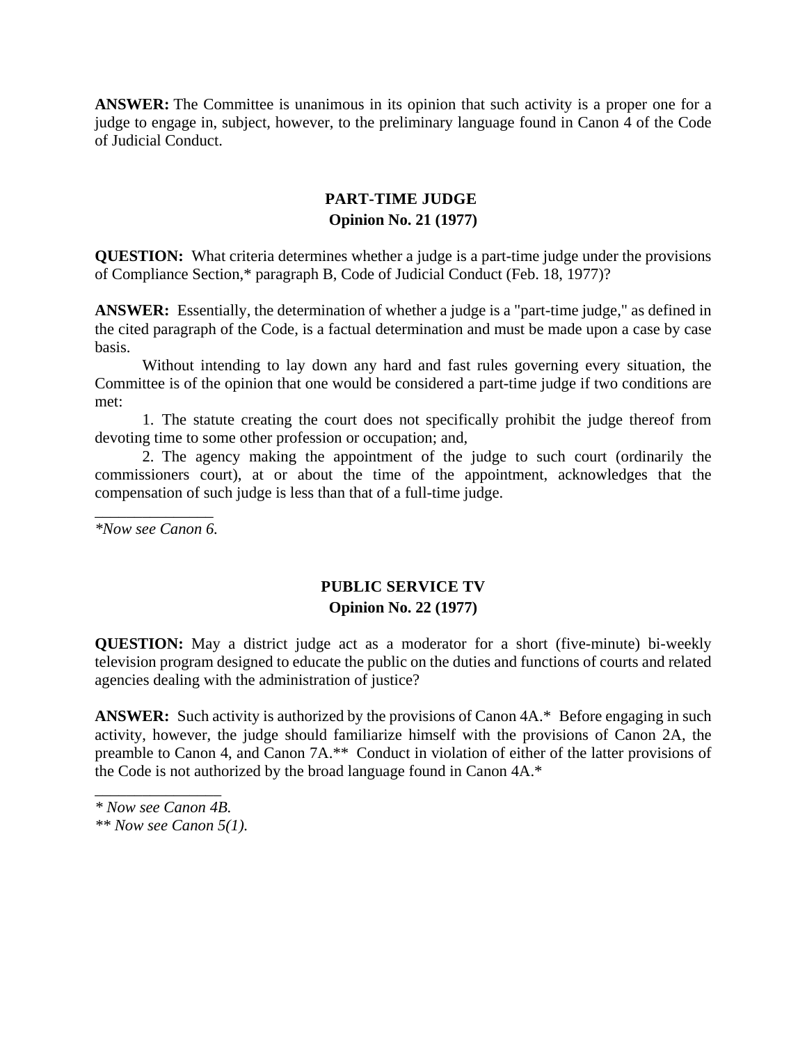**ANSWER:** The Committee is unanimous in its opinion that such activity is a proper one for a judge to engage in, subject, however, to the preliminary language found in Canon 4 of the Code of Judicial Conduct.

## PART-TIME JUDGE
### Opinion No. 21 (1977)

**QUESTION:** What criteria determines whether a judge is a part-time judge under the provisions of Compliance Section,* paragraph B, Code of Judicial Conduct (Feb. 18, 1977)?

**ANSWER:** Essentially, the determination of whether a judge is a "part-time judge," as defined in the cited paragraph of the Code, is a factual determination and must be made upon a case by case basis.

Without intending to lay down any hard and fast rules governing every situation, the Committee is of the opinion that one would be considered a part-time judge if two conditions are met:

1. The statute creating the court does not specifically prohibit the judge thereof from devoting time to some other profession or occupation; and,

2. The agency making the appointment of the judge to such court (ordinarily the commissioners court), at or about the time of the appointment, acknowledges that the compensation of such judge is less than that of a full-time judge.

_______________

*\*Now see Canon 6.*

## PUBLIC SERVICE TV
### Opinion No. 22 (1977)

**QUESTION:** May a district judge act as a moderator for a short (five-minute) bi-weekly television program designed to educate the public on the duties and functions of courts and related agencies dealing with the administration of justice?

**ANSWER:** Such activity is authorized by the provisions of Canon 4A.* Before engaging in such activity, however, the judge should familiarize himself with the provisions of Canon 2A, the preamble to Canon 4, and Canon 7A.** Conduct in violation of either of the latter provisions of the Code is not authorized by the broad language found in Canon 4A.*

________________

*\* Now see Canon 4B.*

*\*\* Now see Canon 5(1).*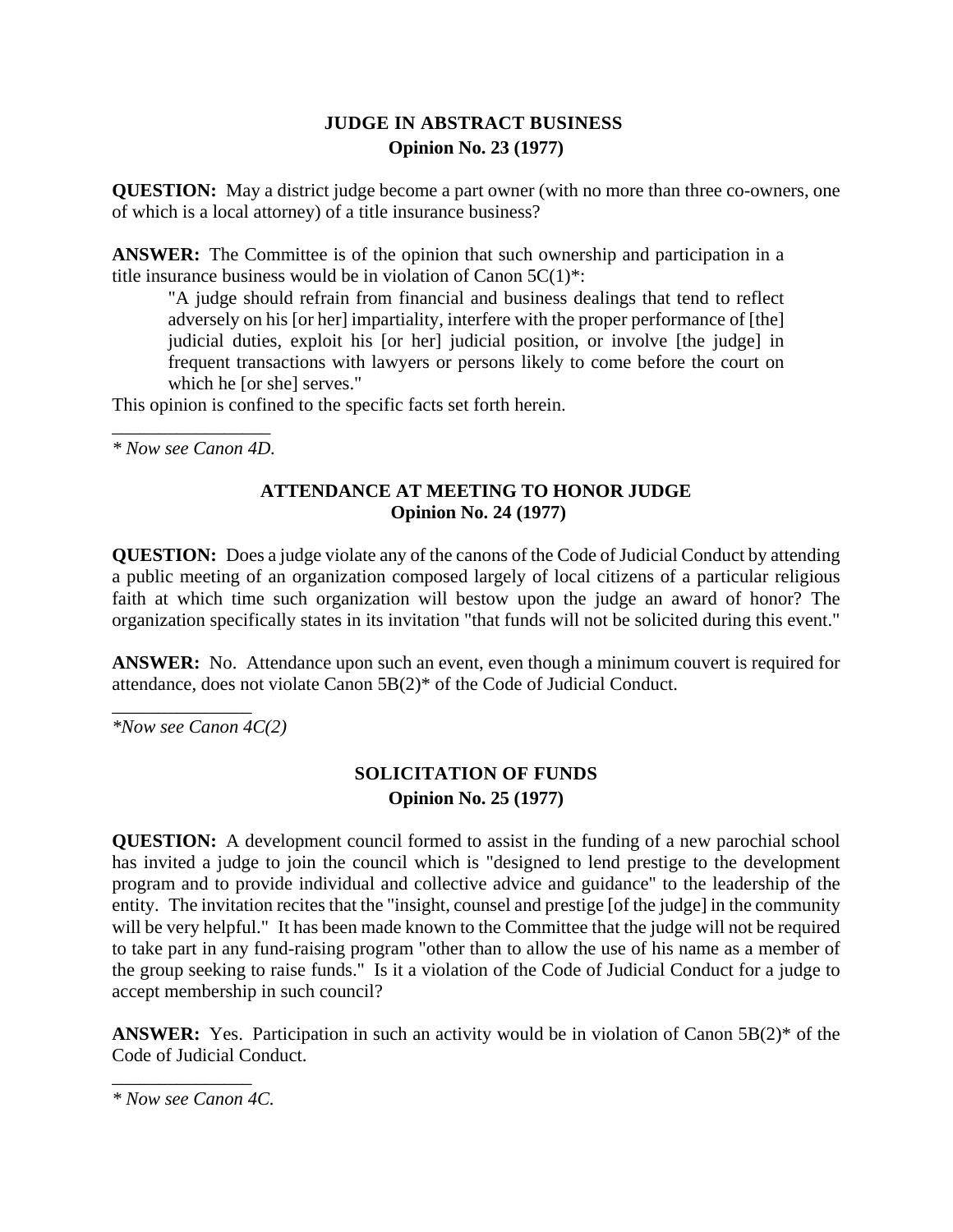## JUDGE IN ABSTRACT BUSINESS
**Opinion No. 23 (1977)**

**QUESTION:** May a district judge become a part owner (with no more than three co-owners, one of which is a local attorney) of a title insurance business?

**ANSWER:** The Committee is of the opinion that such ownership and participation in a title insurance business would be in violation of Canon 5C(1)*:

> "A judge should refrain from financial and business dealings that tend to reflect adversely on his [or her] impartiality, interfere with the proper performance of [the] judicial duties, exploit his [or her] judicial position, or involve [the judge] in frequent transactions with lawyers or persons likely to come before the court on which he [or she] serves."

This opinion is confined to the specific facts set forth herein.

_______________

*\* Now see Canon 4D.*

## ATTENDANCE AT MEETING TO HONOR JUDGE
**Opinion No. 24 (1977)**

**QUESTION:** Does a judge violate any of the canons of the Code of Judicial Conduct by attending a public meeting of an organization composed largely of local citizens of a particular religious faith at which time such organization will bestow upon the judge an award of honor? The organization specifically states in its invitation "that funds will not be solicited during this event."

**ANSWER:** No. Attendance upon such an event, even though a minimum couvert is required for attendance, does not violate Canon 5B(2)* of the Code of Judicial Conduct.

_______________

*\*Now see Canon 4C(2)*

## SOLICITATION OF FUNDS
**Opinion No. 25 (1977)**

**QUESTION:** A development council formed to assist in the funding of a new parochial school has invited a judge to join the council which is "designed to lend prestige to the development program and to provide individual and collective advice and guidance" to the leadership of the entity. The invitation recites that the "insight, counsel and prestige [of the judge] in the community will be very helpful." It has been made known to the Committee that the judge will not be required to take part in any fund-raising program "other than to allow the use of his name as a member of the group seeking to raise funds." Is it a violation of the Code of Judicial Conduct for a judge to accept membership in such council?

**ANSWER:** Yes. Participation in such an activity would be in violation of Canon 5B(2)* of the Code of Judicial Conduct.

_______________

*\* Now see Canon 4C.*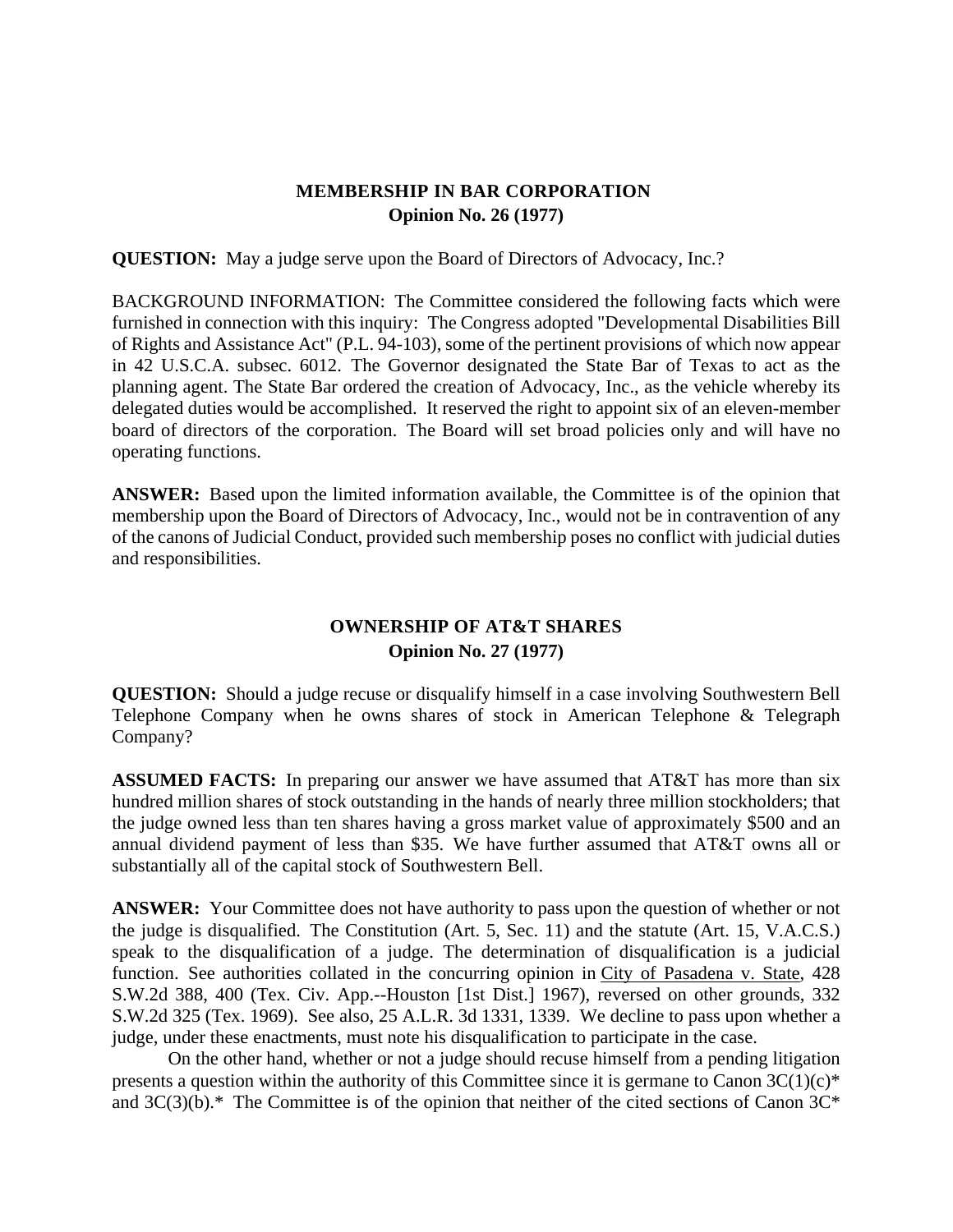## MEMBERSHIP IN BAR CORPORATION
**Opinion No. 26 (1977)**

**QUESTION:** May a judge serve upon the Board of Directors of Advocacy, Inc.?

BACKGROUND INFORMATION: The Committee considered the following facts which were furnished in connection with this inquiry: The Congress adopted "Developmental Disabilities Bill of Rights and Assistance Act" (P.L. 94-103), some of the pertinent provisions of which now appear in 42 U.S.C.A. subsec. 6012. The Governor designated the State Bar of Texas to act as the planning agent. The State Bar ordered the creation of Advocacy, Inc., as the vehicle whereby its delegated duties would be accomplished. It reserved the right to appoint six of an eleven-member board of directors of the corporation. The Board will set broad policies only and will have no operating functions.

**ANSWER:** Based upon the limited information available, the Committee is of the opinion that membership upon the Board of Directors of Advocacy, Inc., would not be in contravention of any of the canons of Judicial Conduct, provided such membership poses no conflict with judicial duties and responsibilities.

## OWNERSHIP OF AT&T SHARES
**Opinion No. 27 (1977)**

**QUESTION:** Should a judge recuse or disqualify himself in a case involving Southwestern Bell Telephone Company when he owns shares of stock in American Telephone & Telegraph Company?

**ASSUMED FACTS:** In preparing our answer we have assumed that AT&T has more than six hundred million shares of stock outstanding in the hands of nearly three million stockholders; that the judge owned less than ten shares having a gross market value of approximately $500 and an annual dividend payment of less than $35. We have further assumed that AT&T owns all or substantially all of the capital stock of Southwestern Bell.

**ANSWER:** Your Committee does not have authority to pass upon the question of whether or not the judge is disqualified. The Constitution (Art. 5, Sec. 11) and the statute (Art. 15, V.A.C.S.) speak to the disqualification of a judge. The determination of disqualification is a judicial function. See authorities collated in the concurring opinion in City of Pasadena v. State, 428 S.W.2d 388, 400 (Tex. Civ. App.--Houston [1st Dist.] 1967), reversed on other grounds, 332 S.W.2d 325 (Tex. 1969). See also, 25 A.L.R. 3d 1331, 1339. We decline to pass upon whether a judge, under these enactments, must note his disqualification to participate in the case.

On the other hand, whether or not a judge should recuse himself from a pending litigation presents a question within the authority of this Committee since it is germane to Canon 3C(1)(c)* and 3C(3)(b).* The Committee is of the opinion that neither of the cited sections of Canon 3C*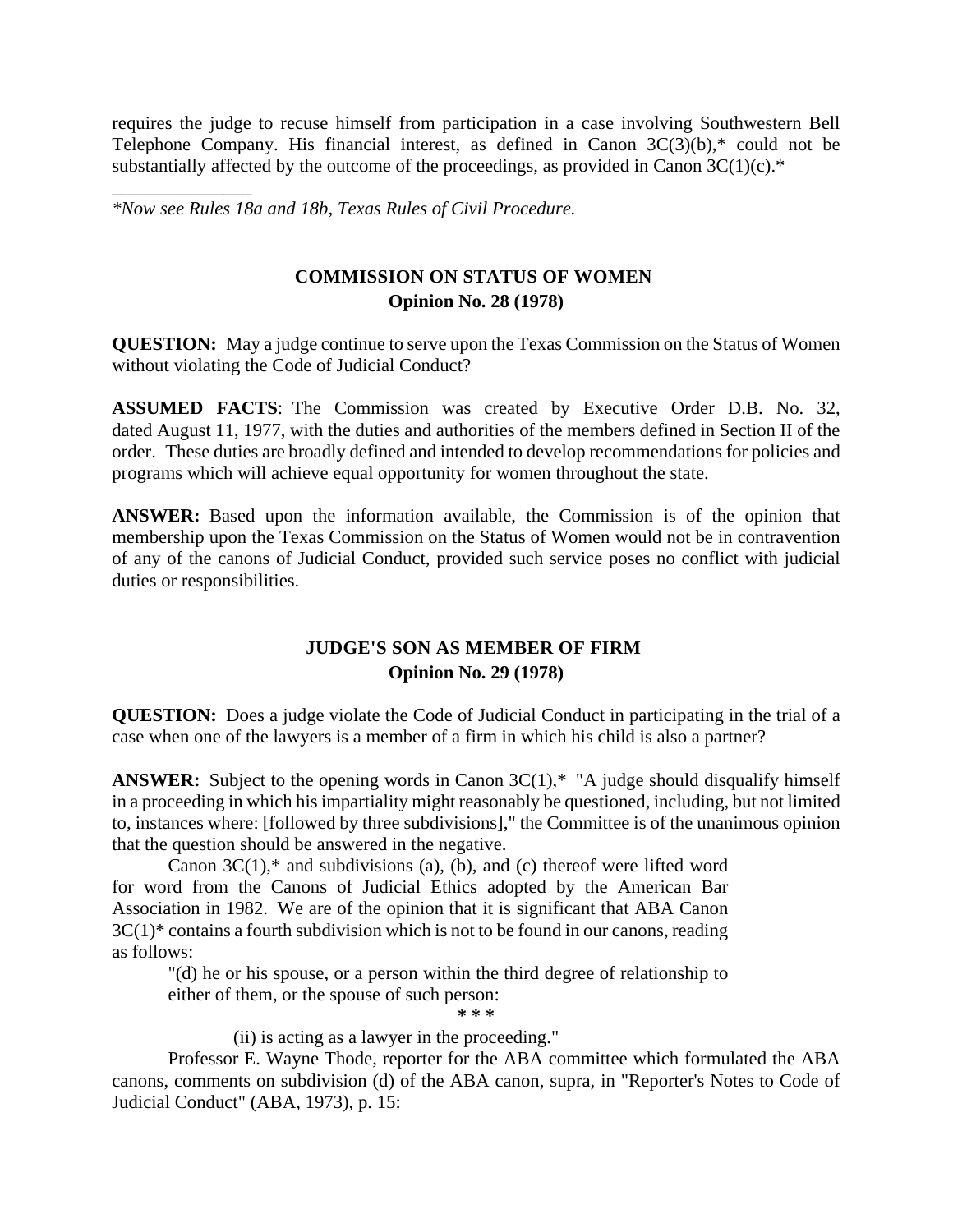requires the judge to recuse himself from participation in a case involving Southwestern Bell Telephone Company. His financial interest, as defined in Canon 3C(3)(b),* could not be substantially affected by the outcome of the proceedings, as provided in Canon 3C(1)(c).*

_______________

*\*Now see Rules 18a and 18b, Texas Rules of Civil Procedure.*

## COMMISSION ON STATUS OF WOMEN
### Opinion No. 28 (1978)

**QUESTION:** May a judge continue to serve upon the Texas Commission on the Status of Women without violating the Code of Judicial Conduct?

**ASSUMED FACTS**: The Commission was created by Executive Order D.B. No. 32, dated August 11, 1977, with the duties and authorities of the members defined in Section II of the order. These duties are broadly defined and intended to develop recommendations for policies and programs which will achieve equal opportunity for women throughout the state.

**ANSWER:** Based upon the information available, the Commission is of the opinion that membership upon the Texas Commission on the Status of Women would not be in contravention of any of the canons of Judicial Conduct, provided such service poses no conflict with judicial duties or responsibilities.

## JUDGE'S SON AS MEMBER OF FIRM
### Opinion No. 29 (1978)

**QUESTION:** Does a judge violate the Code of Judicial Conduct in participating in the trial of a case when one of the lawyers is a member of a firm in which his child is also a partner?

**ANSWER:** Subject to the opening words in Canon 3C(1),* "A judge should disqualify himself in a proceeding in which his impartiality might reasonably be questioned, including, but not limited to, instances where: [followed by three subdivisions]," the Committee is of the unanimous opinion that the question should be answered in the negative.

> Canon 3C(1),* and subdivisions (a), (b), and (c) thereof were lifted word for word from the Canons of Judicial Ethics adopted by the American Bar Association in 1982. We are of the opinion that it is significant that ABA Canon 3C(1)* contains a fourth subdivision which is not to be found in our canons, reading as follows:
>
> "(d) he or his spouse, or a person within the third degree of relationship to either of them, or the spouse of such person:
>
> \* \* \*
>
> (ii) is acting as a lawyer in the proceeding."

Professor E. Wayne Thode, reporter for the ABA committee which formulated the ABA canons, comments on subdivision (d) of the ABA canon, supra, in "Reporter's Notes to Code of Judicial Conduct" (ABA, 1973), p. 15: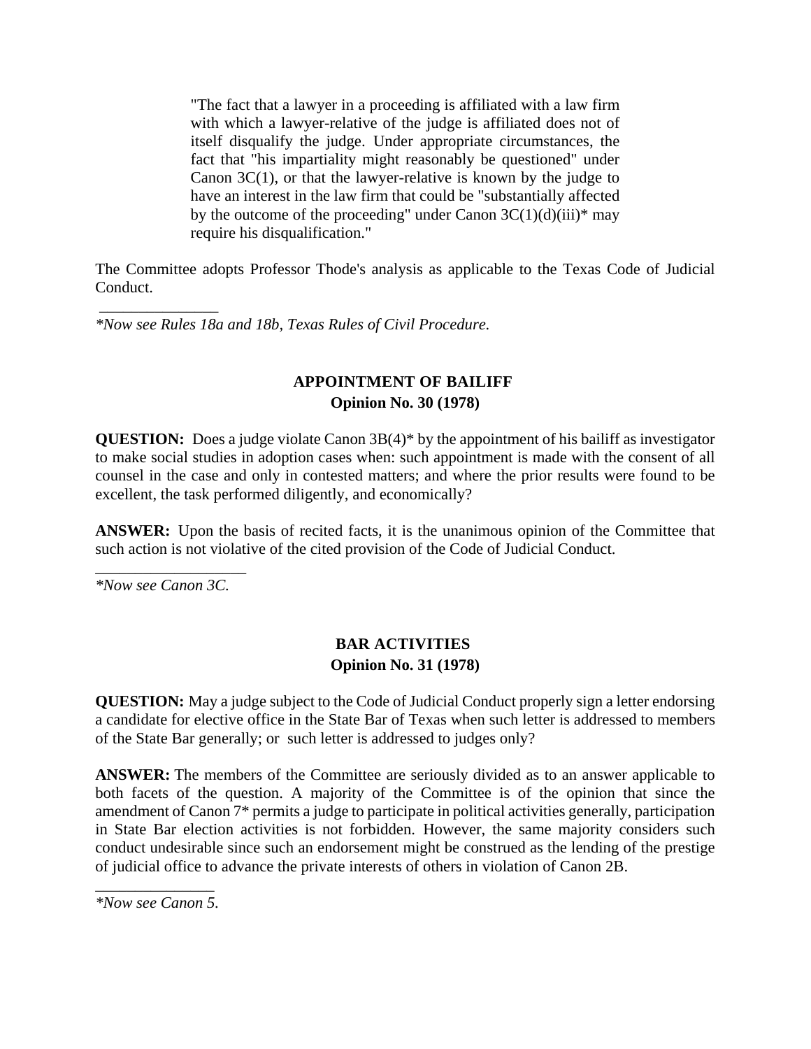> "The fact that a lawyer in a proceeding is affiliated with a law firm with which a lawyer-relative of the judge is affiliated does not of itself disqualify the judge. Under appropriate circumstances, the fact that "his impartiality might reasonably be questioned" under Canon 3C(1), or that the lawyer-relative is known by the judge to have an interest in the law firm that could be "substantially affected by the outcome of the proceeding" under Canon 3C(1)(d)(iii)* may require his disqualification."

The Committee adopts Professor Thode's analysis as applicable to the Texas Code of Judicial Conduct.

_______________

*\*Now see Rules 18a and 18b, Texas Rules of Civil Procedure.*

## APPOINTMENT OF BAILIFF
### Opinion No. 30 (1978)

**QUESTION:** Does a judge violate Canon 3B(4)* by the appointment of his bailiff as investigator to make social studies in adoption cases when: such appointment is made with the consent of all counsel in the case and only in contested matters; and where the prior results were found to be excellent, the task performed diligently, and economically?

**ANSWER:** Upon the basis of recited facts, it is the unanimous opinion of the Committee that such action is not violative of the cited provision of the Code of Judicial Conduct.

___________________

*\*Now see Canon 3C.*

## BAR ACTIVITIES
### Opinion No. 31 (1978)

**QUESTION:** May a judge subject to the Code of Judicial Conduct properly sign a letter endorsing a candidate for elective office in the State Bar of Texas when such letter is addressed to members of the State Bar generally; or such letter is addressed to judges only?

**ANSWER:** The members of the Committee are seriously divided as to an answer applicable to both facets of the question. A majority of the Committee is of the opinion that since the amendment of Canon 7* permits a judge to participate in political activities generally, participation in State Bar election activities is not forbidden. However, the same majority considers such conduct undesirable since such an endorsement might be construed as the lending of the prestige of judicial office to advance the private interests of others in violation of Canon 2B.

_______________

*\*Now see Canon 5.*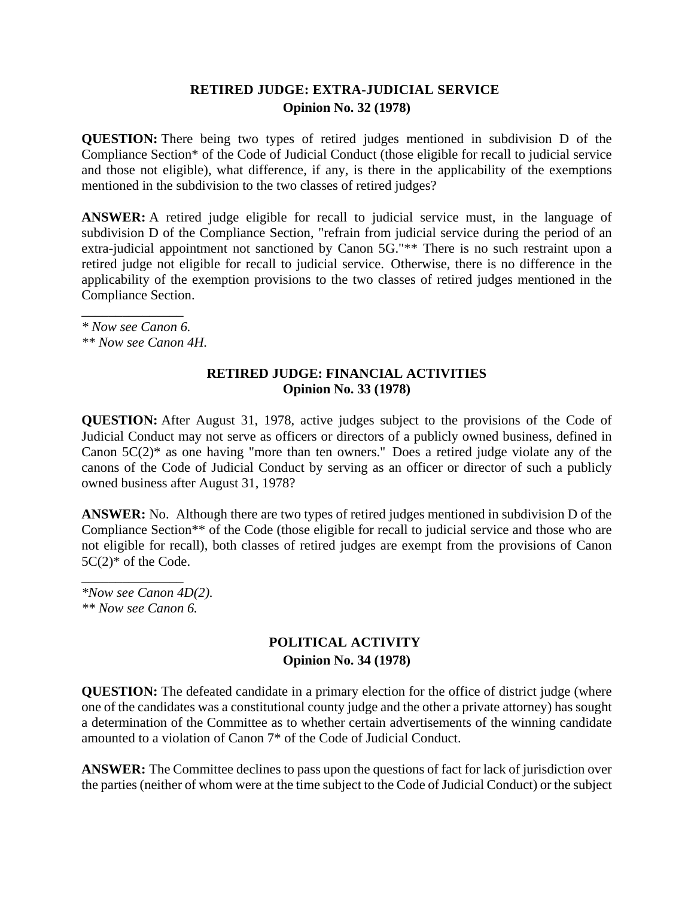## RETIRED JUDGE: EXTRA-JUDICIAL SERVICE
**Opinion No. 32 (1978)**

**QUESTION:** There being two types of retired judges mentioned in subdivision D of the Compliance Section* of the Code of Judicial Conduct (those eligible for recall to judicial service and those not eligible), what difference, if any, is there in the applicability of the exemptions mentioned in the subdivision to the two classes of retired judges?

**ANSWER:** A retired judge eligible for recall to judicial service must, in the language of subdivision D of the Compliance Section, "refrain from judicial service during the period of an extra-judicial appointment not sanctioned by Canon 5G."** There is no such restraint upon a retired judge not eligible for recall to judicial service. Otherwise, there is no difference in the applicability of the exemption provisions to the two classes of retired judges mentioned in the Compliance Section.

_______________

*\* Now see Canon 6.*
*\*\* Now see Canon 4H.*

## RETIRED JUDGE: FINANCIAL ACTIVITIES
**Opinion No. 33 (1978)**

**QUESTION:** After August 31, 1978, active judges subject to the provisions of the Code of Judicial Conduct may not serve as officers or directors of a publicly owned business, defined in Canon 5C(2)* as one having "more than ten owners." Does a retired judge violate any of the canons of the Code of Judicial Conduct by serving as an officer or director of such a publicly owned business after August 31, 1978?

**ANSWER:** No. Although there are two types of retired judges mentioned in subdivision D of the Compliance Section** of the Code (those eligible for recall to judicial service and those who are not eligible for recall), both classes of retired judges are exempt from the provisions of Canon 5C(2)* of the Code.

_______________

*\*Now see Canon 4D(2).*
*\*\* Now see Canon 6.*

## POLITICAL ACTIVITY
**Opinion No. 34 (1978)**

**QUESTION:** The defeated candidate in a primary election for the office of district judge (where one of the candidates was a constitutional county judge and the other a private attorney) has sought a determination of the Committee as to whether certain advertisements of the winning candidate amounted to a violation of Canon 7* of the Code of Judicial Conduct.

**ANSWER:** The Committee declines to pass upon the questions of fact for lack of jurisdiction over the parties (neither of whom were at the time subject to the Code of Judicial Conduct) or the subject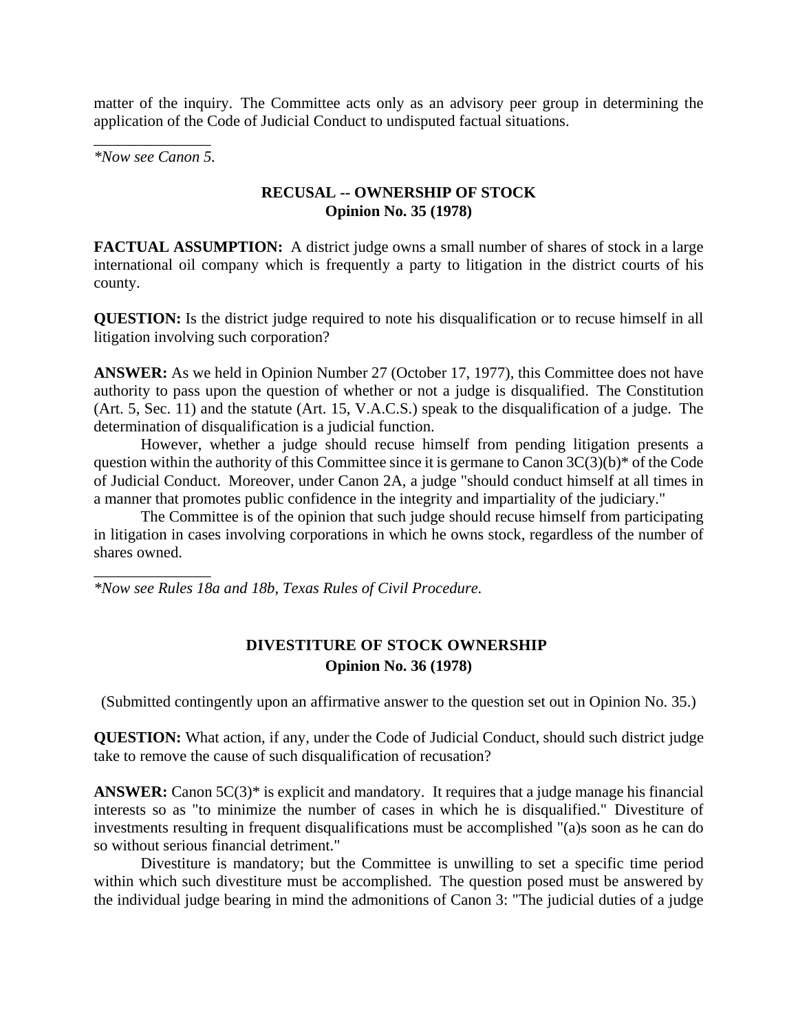matter of the inquiry. The Committee acts only as an advisory peer group in determining the application of the Code of Judicial Conduct to undisputed factual situations.

_______________

*\*Now see Canon 5.*

## RECUSAL -- OWNERSHIP OF STOCK
## Opinion No. 35 (1978)

**FACTUAL ASSUMPTION:** A district judge owns a small number of shares of stock in a large international oil company which is frequently a party to litigation in the district courts of his county.

**QUESTION:** Is the district judge required to note his disqualification or to recuse himself in all litigation involving such corporation?

**ANSWER:** As we held in Opinion Number 27 (October 17, 1977), this Committee does not have authority to pass upon the question of whether or not a judge is disqualified. The Constitution (Art. 5, Sec. 11) and the statute (Art. 15, V.A.C.S.) speak to the disqualification of a judge. The determination of disqualification is a judicial function.

However, whether a judge should recuse himself from pending litigation presents a question within the authority of this Committee since it is germane to Canon 3C(3)(b)* of the Code of Judicial Conduct. Moreover, under Canon 2A, a judge "should conduct himself at all times in a manner that promotes public confidence in the integrity and impartiality of the judiciary."

The Committee is of the opinion that such judge should recuse himself from participating in litigation in cases involving corporations in which he owns stock, regardless of the number of shares owned.

_______________

*\*Now see Rules 18a and 18b, Texas Rules of Civil Procedure.*

## DIVESTITURE OF STOCK OWNERSHIP
## Opinion No. 36 (1978)

(Submitted contingently upon an affirmative answer to the question set out in Opinion No. 35.)

**QUESTION:** What action, if any, under the Code of Judicial Conduct, should such district judge take to remove the cause of such disqualification of recusation?

**ANSWER:** Canon 5C(3)* is explicit and mandatory. It requires that a judge manage his financial interests so as "to minimize the number of cases in which he is disqualified." Divestiture of investments resulting in frequent disqualifications must be accomplished "(a)s soon as he can do so without serious financial detriment."

Divestiture is mandatory; but the Committee is unwilling to set a specific time period within which such divestiture must be accomplished. The question posed must be answered by the individual judge bearing in mind the admonitions of Canon 3: "The judicial duties of a judge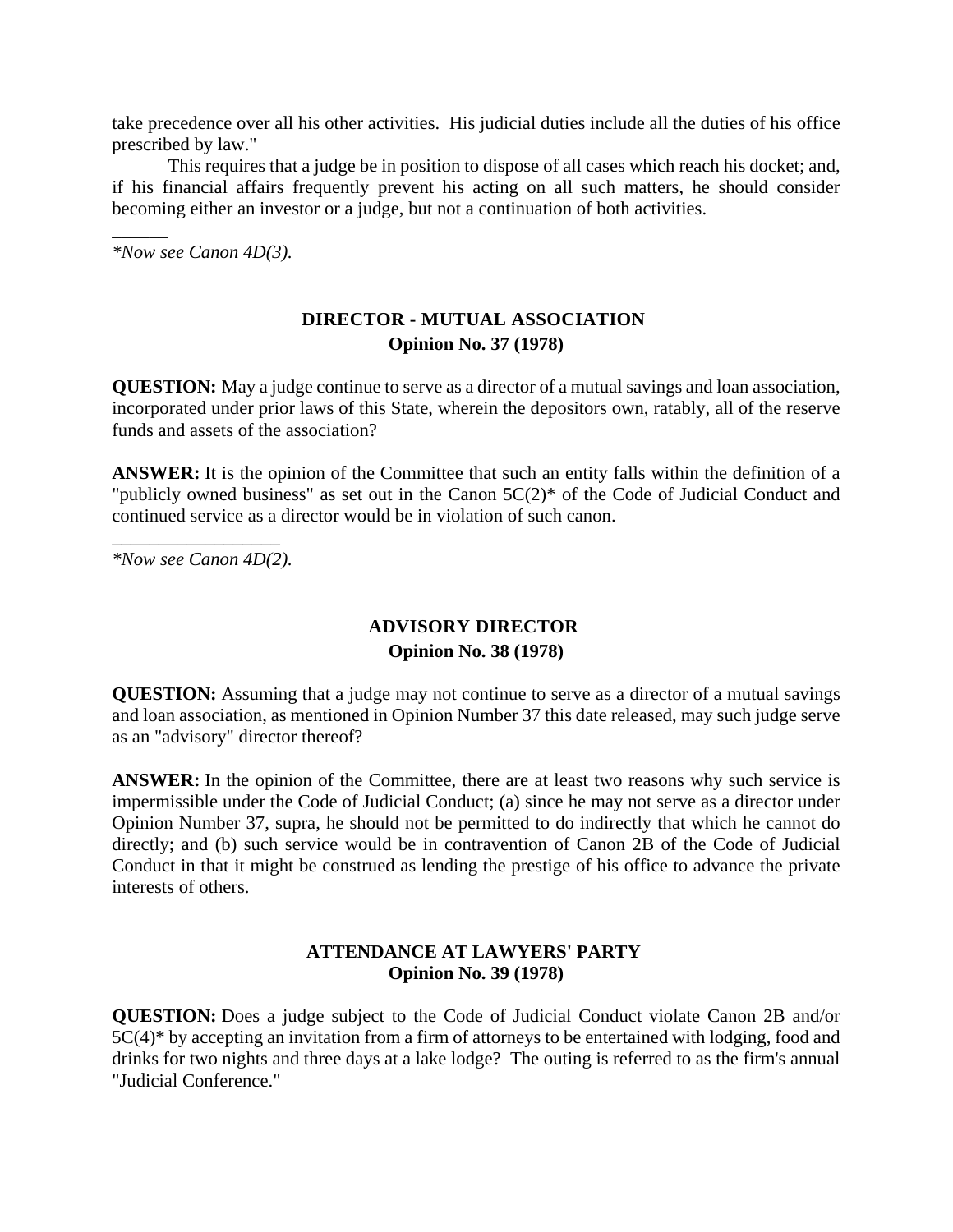take precedence over all his other activities. His judicial duties include all the duties of his office prescribed by law."

This requires that a judge be in position to dispose of all cases which reach his docket; and, if his financial affairs frequently prevent his acting on all such matters, he should consider becoming either an investor or a judge, but not a continuation of both activities.

______

*\*Now see Canon 4D(3).*

## DIRECTOR - MUTUAL ASSOCIATION
**Opinion No. 37 (1978)**

**QUESTION:** May a judge continue to serve as a director of a mutual savings and loan association, incorporated under prior laws of this State, wherein the depositors own, ratably, all of the reserve funds and assets of the association?

**ANSWER:** It is the opinion of the Committee that such an entity falls within the definition of a "publicly owned business" as set out in the Canon 5C(2)* of the Code of Judicial Conduct and continued service as a director would be in violation of such canon.

__________________

*\*Now see Canon 4D(2).*

## ADVISORY DIRECTOR
**Opinion No. 38 (1978)**

**QUESTION:** Assuming that a judge may not continue to serve as a director of a mutual savings and loan association, as mentioned in Opinion Number 37 this date released, may such judge serve as an "advisory" director thereof?

**ANSWER:** In the opinion of the Committee, there are at least two reasons why such service is impermissible under the Code of Judicial Conduct; (a) since he may not serve as a director under Opinion Number 37, supra, he should not be permitted to do indirectly that which he cannot do directly; and (b) such service would be in contravention of Canon 2B of the Code of Judicial Conduct in that it might be construed as lending the prestige of his office to advance the private interests of others.

## ATTENDANCE AT LAWYERS' PARTY
**Opinion No. 39 (1978)**

**QUESTION:** Does a judge subject to the Code of Judicial Conduct violate Canon 2B and/or 5C(4)* by accepting an invitation from a firm of attorneys to be entertained with lodging, food and drinks for two nights and three days at a lake lodge? The outing is referred to as the firm's annual "Judicial Conference."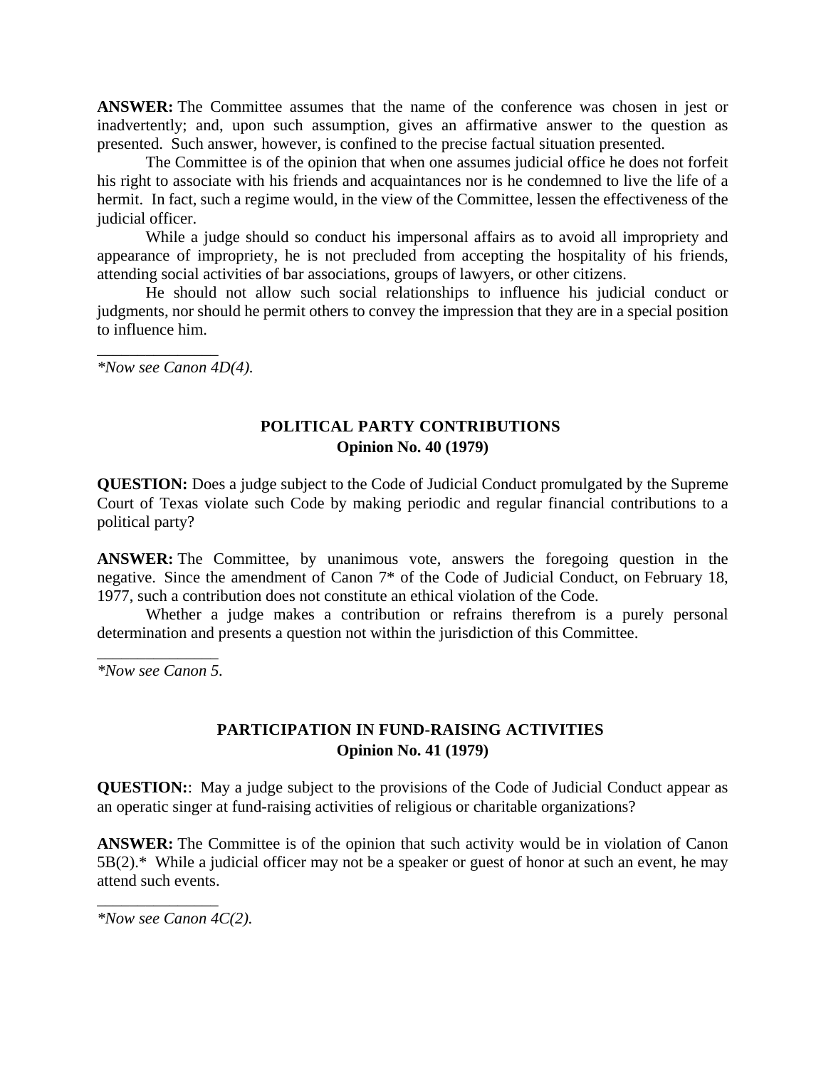**ANSWER:** The Committee assumes that the name of the conference was chosen in jest or inadvertently; and, upon such assumption, gives an affirmative answer to the question as presented. Such answer, however, is confined to the precise factual situation presented.

The Committee is of the opinion that when one assumes judicial office he does not forfeit his right to associate with his friends and acquaintances nor is he condemned to live the life of a hermit. In fact, such a regime would, in the view of the Committee, lessen the effectiveness of the judicial officer.

While a judge should so conduct his impersonal affairs as to avoid all impropriety and appearance of impropriety, he is not precluded from accepting the hospitality of his friends, attending social activities of bar associations, groups of lawyers, or other citizens.

He should not allow such social relationships to influence his judicial conduct or judgments, nor should he permit others to convey the impression that they are in a special position to influence him.

______________

*\*Now see Canon 4D(4).*

## POLITICAL PARTY CONTRIBUTIONS
**Opinion No. 40 (1979)**

**QUESTION:** Does a judge subject to the Code of Judicial Conduct promulgated by the Supreme Court of Texas violate such Code by making periodic and regular financial contributions to a political party?

**ANSWER:** The Committee, by unanimous vote, answers the foregoing question in the negative. Since the amendment of Canon 7* of the Code of Judicial Conduct, on February 18, 1977, such a contribution does not constitute an ethical violation of the Code.

Whether a judge makes a contribution or refrains therefrom is a purely personal determination and presents a question not within the jurisdiction of this Committee.

______________

*\*Now see Canon 5.*

## PARTICIPATION IN FUND-RAISING ACTIVITIES
**Opinion No. 41 (1979)**

**QUESTION:**: May a judge subject to the provisions of the Code of Judicial Conduct appear as an operatic singer at fund-raising activities of religious or charitable organizations?

**ANSWER:** The Committee is of the opinion that such activity would be in violation of Canon 5B(2).* While a judicial officer may not be a speaker or guest of honor at such an event, he may attend such events.

______________

*\*Now see Canon 4C(2).*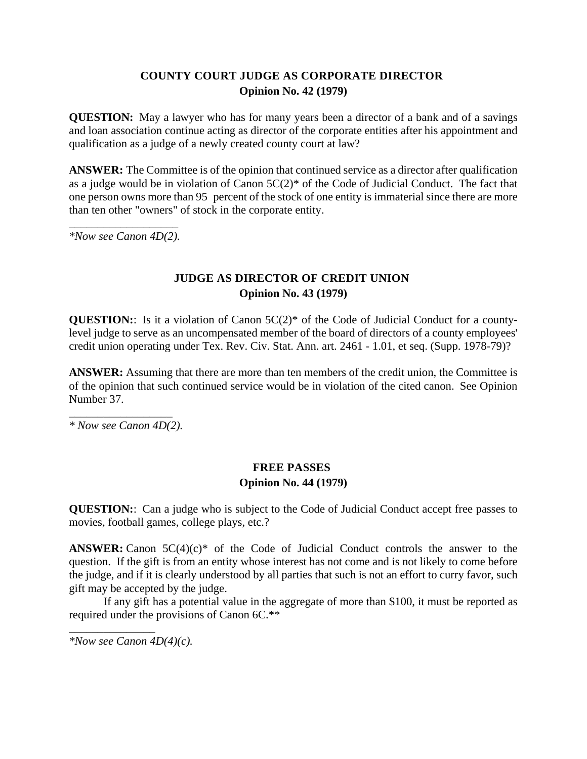## COUNTY COURT JUDGE AS CORPORATE DIRECTOR
**Opinion No. 42 (1979)**

**QUESTION:** May a lawyer who has for many years been a director of a bank and of a savings and loan association continue acting as director of the corporate entities after his appointment and qualification as a judge of a newly created county court at law?

**ANSWER:** The Committee is of the opinion that continued service as a director after qualification as a judge would be in violation of Canon 5C(2)* of the Code of Judicial Conduct. The fact that one person owns more than 95 percent of the stock of one entity is immaterial since there are more than ten other "owners" of stock in the corporate entity.

___________________
*\*Now see Canon 4D(2).*

## JUDGE AS DIRECTOR OF CREDIT UNION
**Opinion No. 43 (1979)**

**QUESTION:**: Is it a violation of Canon 5C(2)* of the Code of Judicial Conduct for a county-level judge to serve as an uncompensated member of the board of directors of a county employees' credit union operating under Tex. Rev. Civ. Stat. Ann. art. 2461 - 1.01, et seq. (Supp. 1978-79)?

**ANSWER:** Assuming that there are more than ten members of the credit union, the Committee is of the opinion that such continued service would be in violation of the cited canon. See Opinion Number 37.

___________________
*\* Now see Canon 4D(2).*

## FREE PASSES
**Opinion No. 44 (1979)**

**QUESTION:**: Can a judge who is subject to the Code of Judicial Conduct accept free passes to movies, football games, college plays, etc.?

**ANSWER:** Canon 5C(4)(c)* of the Code of Judicial Conduct controls the answer to the question. If the gift is from an entity whose interest has not come and is not likely to come before the judge, and if it is clearly understood by all parties that such is not an effort to curry favor, such gift may be accepted by the judge.

If any gift has a potential value in the aggregate of more than $100, it must be reported as required under the provisions of Canon 6C.**

___________________
*\*Now see Canon 4D(4)(c).*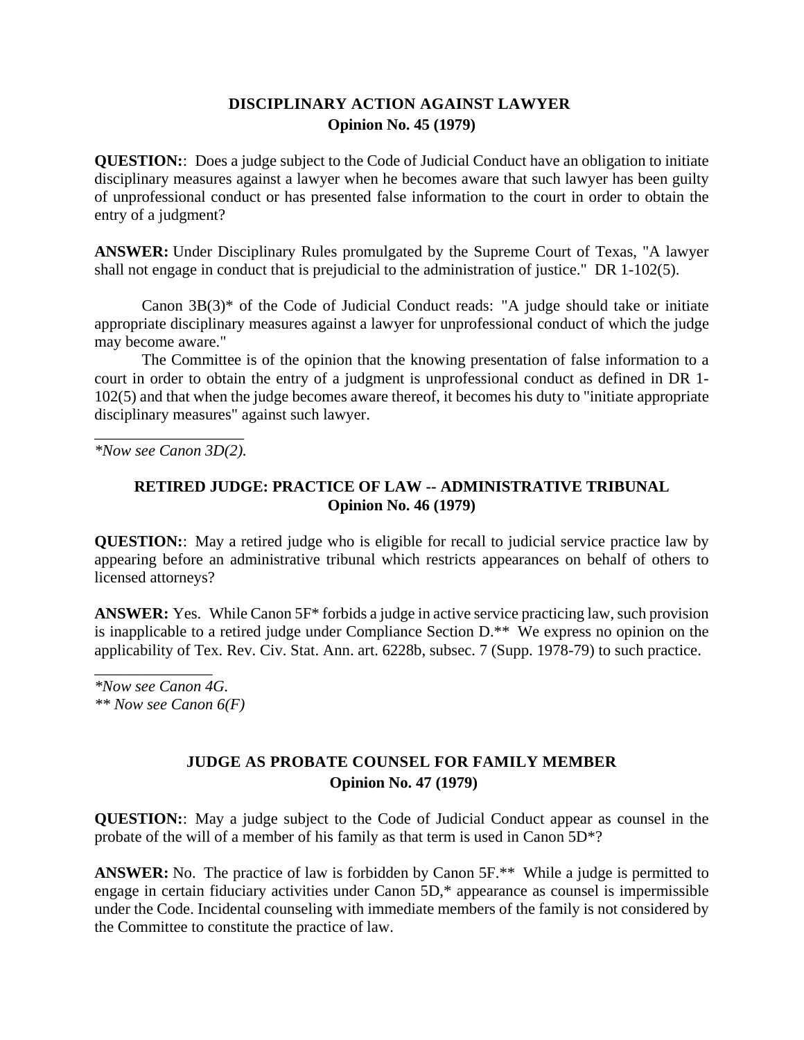## DISCIPLINARY ACTION AGAINST LAWYER
**Opinion No. 45 (1979)**

**QUESTION:**: Does a judge subject to the Code of Judicial Conduct have an obligation to initiate disciplinary measures against a lawyer when he becomes aware that such lawyer has been guilty of unprofessional conduct or has presented false information to the court in order to obtain the entry of a judgment?

**ANSWER:** Under Disciplinary Rules promulgated by the Supreme Court of Texas, "A lawyer shall not engage in conduct that is prejudicial to the administration of justice." DR 1-102(5).

Canon 3B(3)* of the Code of Judicial Conduct reads: "A judge should take or initiate appropriate disciplinary measures against a lawyer for unprofessional conduct of which the judge may become aware."

The Committee is of the opinion that the knowing presentation of false information to a court in order to obtain the entry of a judgment is unprofessional conduct as defined in DR 1-102(5) and that when the judge becomes aware thereof, it becomes his duty to "initiate appropriate disciplinary measures" against such lawyer.

___________________

*\*Now see Canon 3D(2).*

## RETIRED JUDGE: PRACTICE OF LAW -- ADMINISTRATIVE TRIBUNAL
**Opinion No. 46 (1979)**

**QUESTION:**: May a retired judge who is eligible for recall to judicial service practice law by appearing before an administrative tribunal which restricts appearances on behalf of others to licensed attorneys?

**ANSWER:** Yes. While Canon 5F* forbids a judge in active service practicing law, such provision is inapplicable to a retired judge under Compliance Section D.** We express no opinion on the applicability of Tex. Rev. Civ. Stat. Ann. art. 6228b, subsec. 7 (Supp. 1978-79) to such practice.

_______________

*\*Now see Canon 4G.*
*\*\* Now see Canon 6(F)*

## JUDGE AS PROBATE COUNSEL FOR FAMILY MEMBER
**Opinion No. 47 (1979)**

**QUESTION:**: May a judge subject to the Code of Judicial Conduct appear as counsel in the probate of the will of a member of his family as that term is used in Canon 5D*?

**ANSWER:** No. The practice of law is forbidden by Canon 5F.** While a judge is permitted to engage in certain fiduciary activities under Canon 5D,* appearance as counsel is impermissible under the Code. Incidental counseling with immediate members of the family is not considered by the Committee to constitute the practice of law.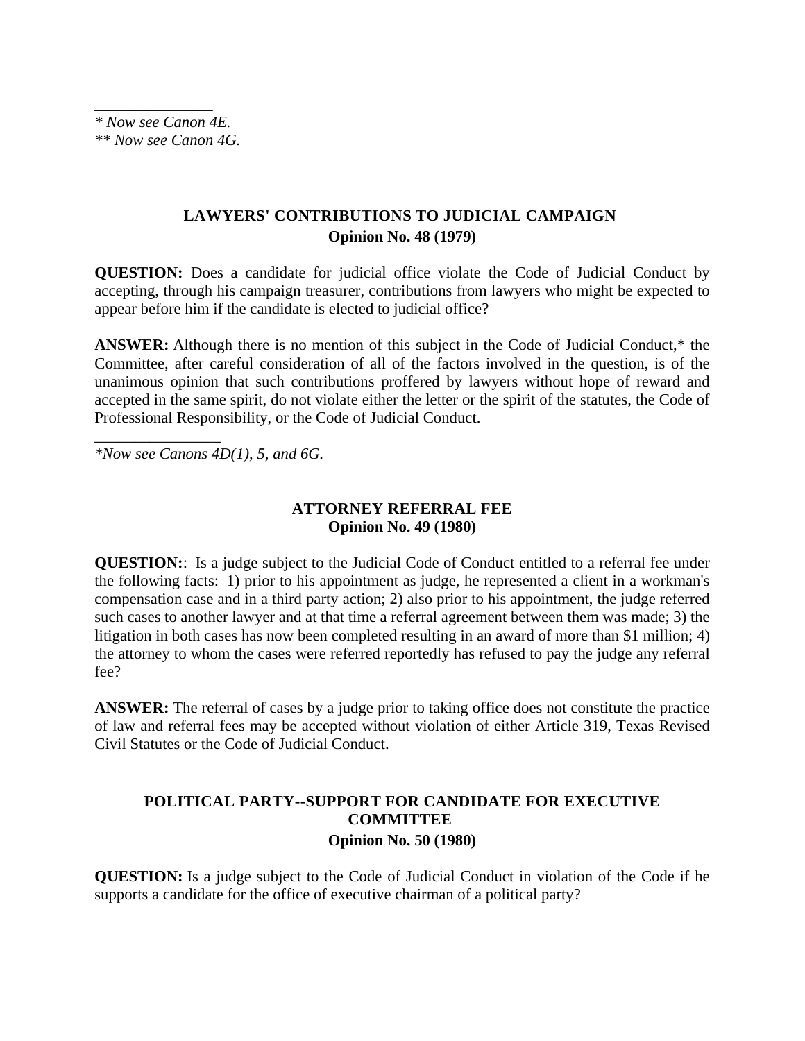_______________

*\* Now see Canon 4E.*

*\*\* Now see Canon 4G.*

### LAWYERS' CONTRIBUTIONS TO JUDICIAL CAMPAIGN
**Opinion No. 48 (1979)**

**QUESTION:** Does a candidate for judicial office violate the Code of Judicial Conduct by accepting, through his campaign treasurer, contributions from lawyers who might be expected to appear before him if the candidate is elected to judicial office?

**ANSWER:** Although there is no mention of this subject in the Code of Judicial Conduct,* the Committee, after careful consideration of all of the factors involved in the question, is of the unanimous opinion that such contributions proffered by lawyers without hope of reward and accepted in the same spirit, do not violate either the letter or the spirit of the statutes, the Code of Professional Responsibility, or the Code of Judicial Conduct.

________________

*\*Now see Canons 4D(1), 5, and 6G.*

### ATTORNEY REFERRAL FEE
**Opinion No. 49 (1980)**

**QUESTION:**: Is a judge subject to the Judicial Code of Conduct entitled to a referral fee under the following facts: 1) prior to his appointment as judge, he represented a client in a workman's compensation case and in a third party action; 2) also prior to his appointment, the judge referred such cases to another lawyer and at that time a referral agreement between them was made; 3) the litigation in both cases has now been completed resulting in an award of more than $1 million; 4) the attorney to whom the cases were referred reportedly has refused to pay the judge any referral fee?

**ANSWER:** The referral of cases by a judge prior to taking office does not constitute the practice of law and referral fees may be accepted without violation of either Article 319, Texas Revised Civil Statutes or the Code of Judicial Conduct.

### POLITICAL PARTY--SUPPORT FOR CANDIDATE FOR EXECUTIVE COMMITTEE
**Opinion No. 50 (1980)**

**QUESTION:** Is a judge subject to the Code of Judicial Conduct in violation of the Code if he supports a candidate for the office of executive chairman of a political party?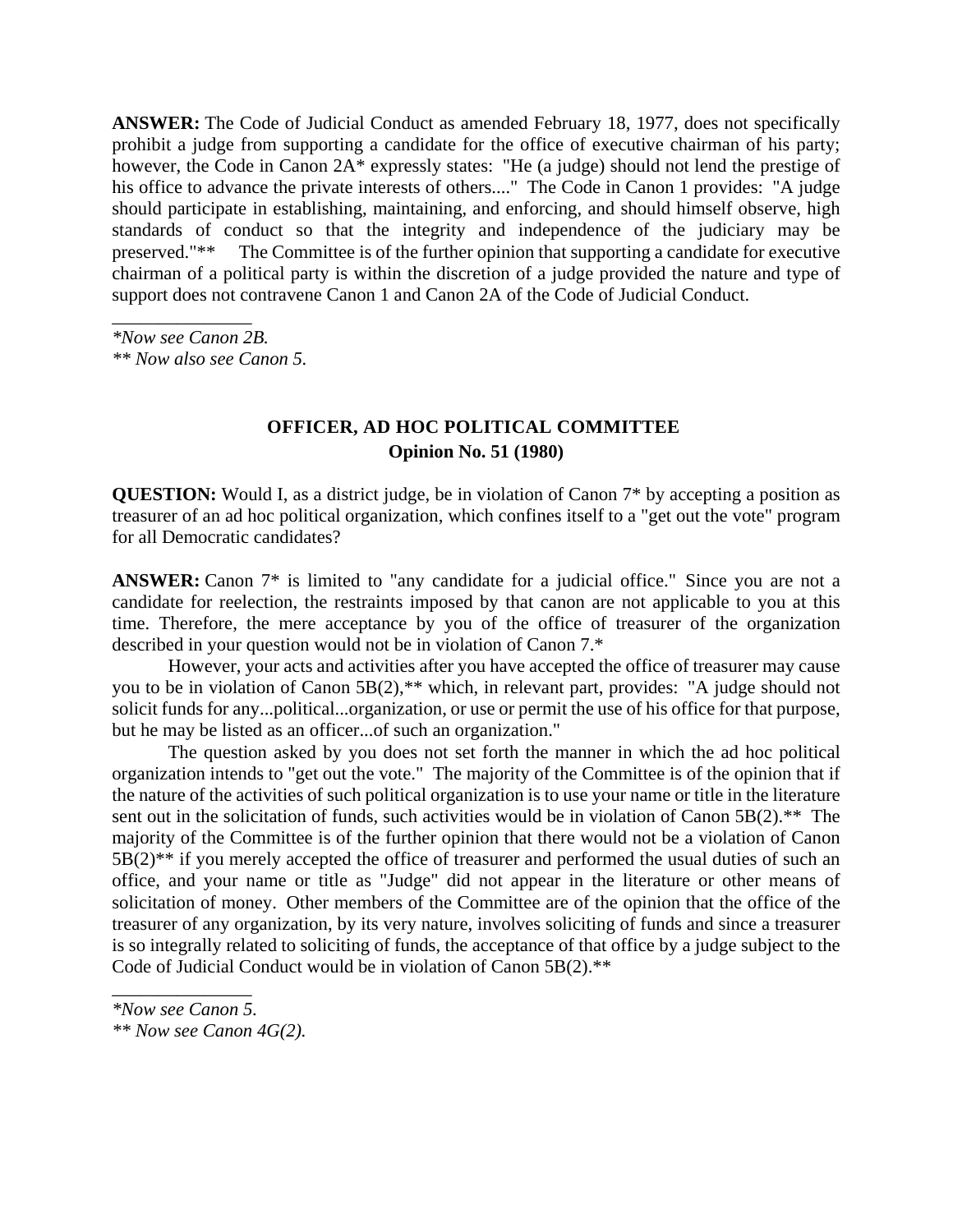**ANSWER:** The Code of Judicial Conduct as amended February 18, 1977, does not specifically prohibit a judge from supporting a candidate for the office of executive chairman of his party; however, the Code in Canon 2A* expressly states: "He (a judge) should not lend the prestige of his office to advance the private interests of others...." The Code in Canon 1 provides: "A judge should participate in establishing, maintaining, and enforcing, and should himself observe, high standards of conduct so that the integrity and independence of the judiciary may be preserved."** The Committee is of the further opinion that supporting a candidate for executive chairman of a political party is within the discretion of a judge provided the nature and type of support does not contravene Canon 1 and Canon 2A of the Code of Judicial Conduct.

_______________

*\*Now see Canon 2B.*
*\*\* Now also see Canon 5.*

## OFFICER, AD HOC POLITICAL COMMITTEE
### Opinion No. 51 (1980)

**QUESTION:** Would I, as a district judge, be in violation of Canon 7* by accepting a position as treasurer of an ad hoc political organization, which confines itself to a "get out the vote" program for all Democratic candidates?

**ANSWER:** Canon 7* is limited to "any candidate for a judicial office." Since you are not a candidate for reelection, the restraints imposed by that canon are not applicable to you at this time. Therefore, the mere acceptance by you of the office of treasurer of the organization described in your question would not be in violation of Canon 7.*

However, your acts and activities after you have accepted the office of treasurer may cause you to be in violation of Canon 5B(2),** which, in relevant part, provides: "A judge should not solicit funds for any...political...organization, or use or permit the use of his office for that purpose, but he may be listed as an officer...of such an organization."

The question asked by you does not set forth the manner in which the ad hoc political organization intends to "get out the vote." The majority of the Committee is of the opinion that if the nature of the activities of such political organization is to use your name or title in the literature sent out in the solicitation of funds, such activities would be in violation of Canon 5B(2).** The majority of the Committee is of the further opinion that there would not be a violation of Canon 5B(2)** if you merely accepted the office of treasurer and performed the usual duties of such an office, and your name or title as "Judge" did not appear in the literature or other means of solicitation of money. Other members of the Committee are of the opinion that the office of the treasurer of any organization, by its very nature, involves soliciting of funds and since a treasurer is so integrally related to soliciting of funds, the acceptance of that office by a judge subject to the Code of Judicial Conduct would be in violation of Canon 5B(2).**

_______________

*\*Now see Canon 5.*
*\*\* Now see Canon 4G(2).*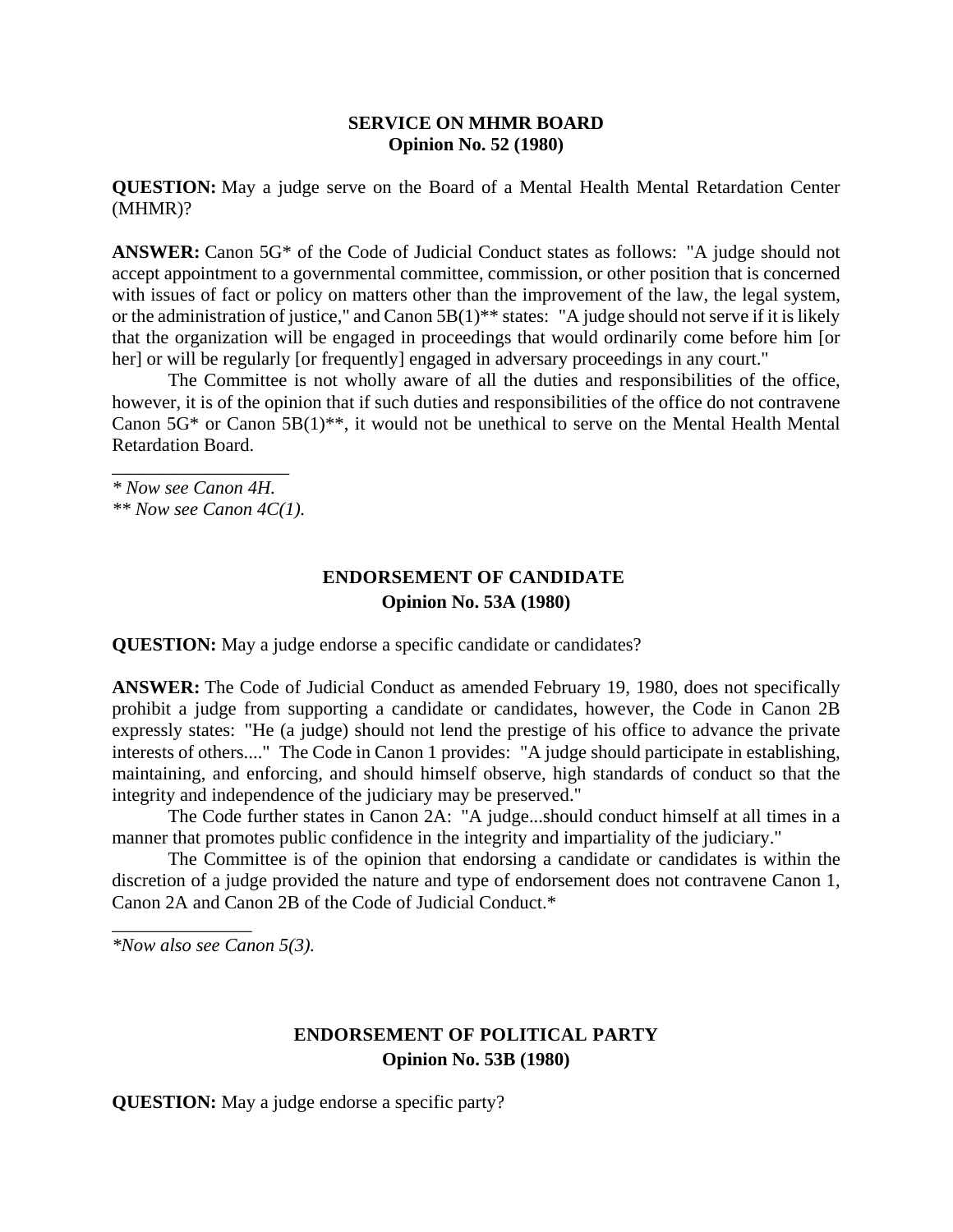**SERVICE ON MHMR BOARD**
**Opinion No. 52 (1980)**

**QUESTION:** May a judge serve on the Board of a Mental Health Mental Retardation Center (MHMR)?

**ANSWER:** Canon 5G* of the Code of Judicial Conduct states as follows: "A judge should not accept appointment to a governmental committee, commission, or other position that is concerned with issues of fact or policy on matters other than the improvement of the law, the legal system, or the administration of justice," and Canon 5B(1)** states: "A judge should not serve if it is likely that the organization will be engaged in proceedings that would ordinarily come before him [or her] or will be regularly [or frequently] engaged in adversary proceedings in any court."

The Committee is not wholly aware of all the duties and responsibilities of the office, however, it is of the opinion that if such duties and responsibilities of the office do not contravene Canon 5G* or Canon 5B(1)**, it would not be unethical to serve on the Mental Health Mental Retardation Board.

___________________

*\* Now see Canon 4H.*
*\*\* Now see Canon 4C(1).*

**ENDORSEMENT OF CANDIDATE**
**Opinion No. 53A (1980)**

**QUESTION:** May a judge endorse a specific candidate or candidates?

**ANSWER:** The Code of Judicial Conduct as amended February 19, 1980, does not specifically prohibit a judge from supporting a candidate or candidates, however, the Code in Canon 2B expressly states: "He (a judge) should not lend the prestige of his office to advance the private interests of others...." The Code in Canon 1 provides: "A judge should participate in establishing, maintaining, and enforcing, and should himself observe, high standards of conduct so that the integrity and independence of the judiciary may be preserved."

The Code further states in Canon 2A: "A judge...should conduct himself at all times in a manner that promotes public confidence in the integrity and impartiality of the judiciary."

The Committee is of the opinion that endorsing a candidate or candidates is within the discretion of a judge provided the nature and type of endorsement does not contravene Canon 1, Canon 2A and Canon 2B of the Code of Judicial Conduct.*

_______________

*\*Now also see Canon 5(3).*

**ENDORSEMENT OF POLITICAL PARTY**
**Opinion No. 53B (1980)**

**QUESTION:** May a judge endorse a specific party?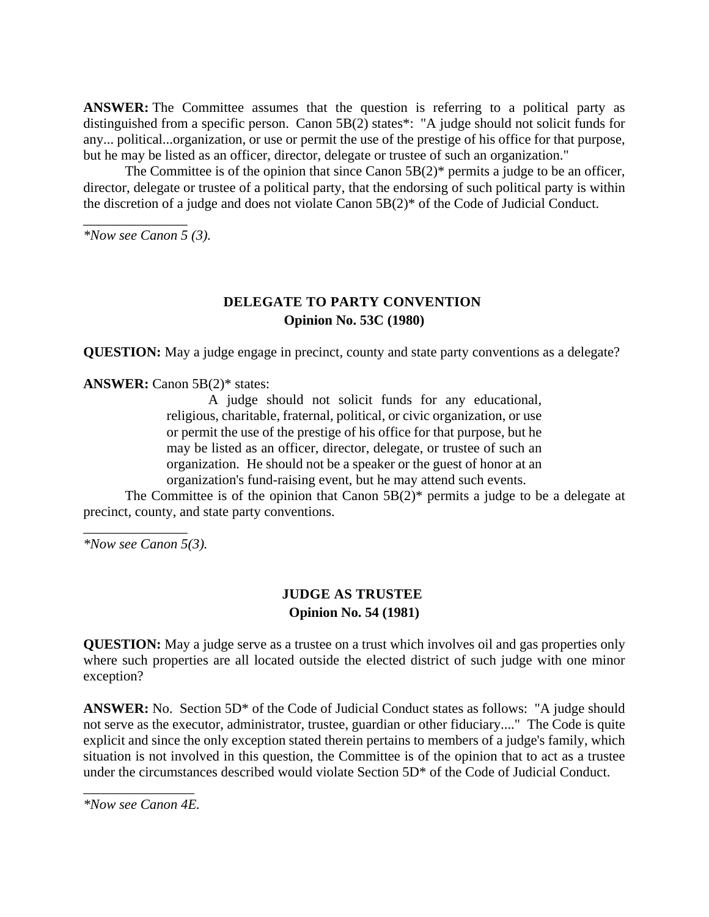**ANSWER:** The Committee assumes that the question is referring to a political party as distinguished from a specific person. Canon 5B(2) states*: "A judge should not solicit funds for any... political...organization, or use or permit the use of the prestige of his office for that purpose, but he may be listed as an officer, director, delegate or trustee of such an organization."

The Committee is of the opinion that since Canon 5B(2)* permits a judge to be an officer, director, delegate or trustee of a political party, that the endorsing of such political party is within the discretion of a judge and does not violate Canon 5B(2)* of the Code of Judicial Conduct.

_______________

*\*Now see Canon 5 (3).*

### DELEGATE TO PARTY CONVENTION
### Opinion No. 53C (1980)

**QUESTION:** May a judge engage in precinct, county and state party conventions as a delegate?

**ANSWER:** Canon 5B(2)* states:

> A judge should not solicit funds for any educational, religious, charitable, fraternal, political, or civic organization, or use or permit the use of the prestige of his office for that purpose, but he may be listed as an officer, director, delegate, or trustee of such an organization. He should not be a speaker or the guest of honor at an organization's fund-raising event, but he may attend such events.

The Committee is of the opinion that Canon 5B(2)* permits a judge to be a delegate at precinct, county, and state party conventions.

_______________

*\*Now see Canon 5(3).*

### JUDGE AS TRUSTEE
### Opinion No. 54 (1981)

**QUESTION:** May a judge serve as a trustee on a trust which involves oil and gas properties only where such properties are all located outside the elected district of such judge with one minor exception?

**ANSWER:** No. Section 5D* of the Code of Judicial Conduct states as follows: "A judge should not serve as the executor, administrator, trustee, guardian or other fiduciary...." The Code is quite explicit and since the only exception stated therein pertains to members of a judge's family, which situation is not involved in this question, the Committee is of the opinion that to act as a trustee under the circumstances described would violate Section 5D* of the Code of Judicial Conduct.

_______________

*\*Now see Canon 4E.*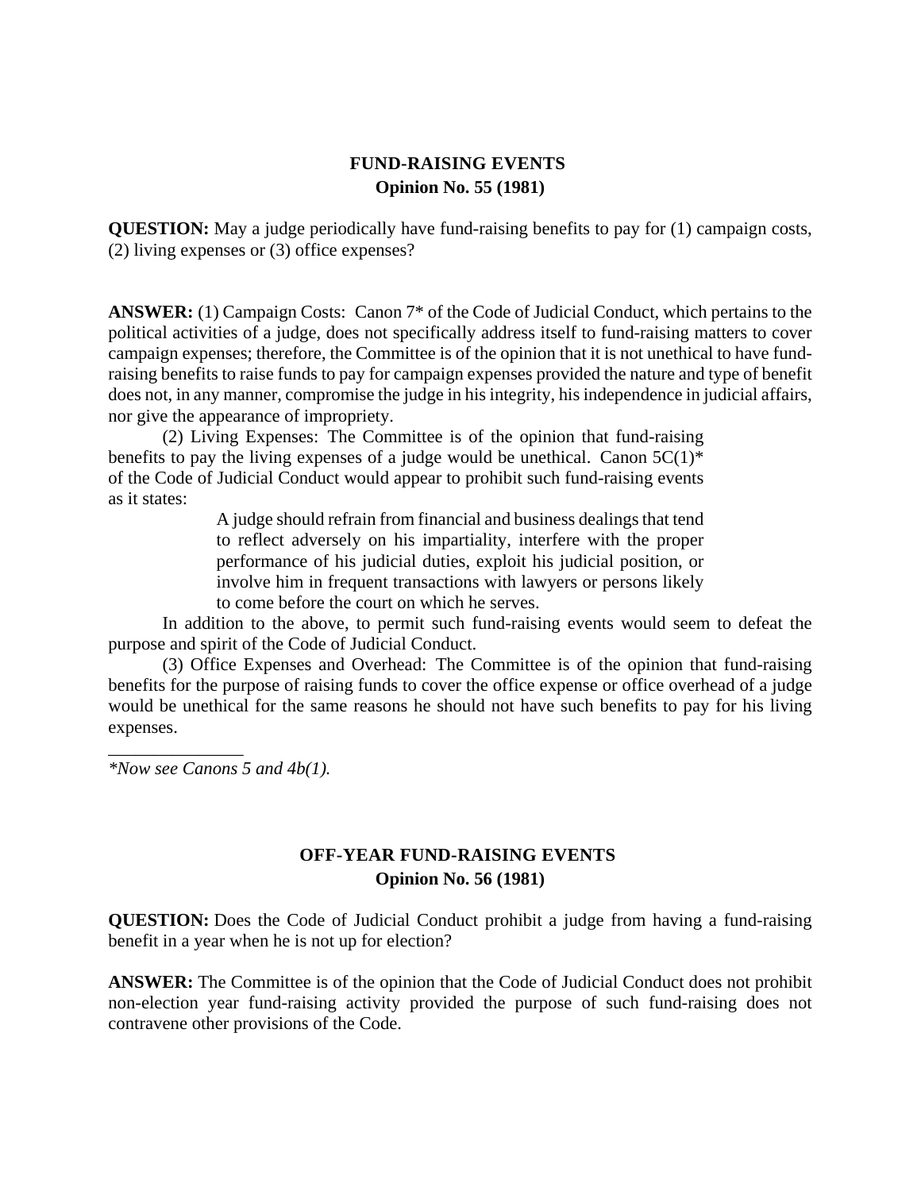## FUND-RAISING EVENTS
### Opinion No. 55 (1981)

**QUESTION:** May a judge periodically have fund-raising benefits to pay for (1) campaign costs, (2) living expenses or (3) office expenses?

**ANSWER:** (1) Campaign Costs: Canon 7* of the Code of Judicial Conduct, which pertains to the political activities of a judge, does not specifically address itself to fund-raising matters to cover campaign expenses; therefore, the Committee is of the opinion that it is not unethical to have fund-raising benefits to raise funds to pay for campaign expenses provided the nature and type of benefit does not, in any manner, compromise the judge in his integrity, his independence in judicial affairs, nor give the appearance of impropriety.

(2) Living Expenses: The Committee is of the opinion that fund-raising benefits to pay the living expenses of a judge would be unethical. Canon 5C(1)* of the Code of Judicial Conduct would appear to prohibit such fund-raising events as it states:

> A judge should refrain from financial and business dealings that tend to reflect adversely on his impartiality, interfere with the proper performance of his judicial duties, exploit his judicial position, or involve him in frequent transactions with lawyers or persons likely to come before the court on which he serves.

In addition to the above, to permit such fund-raising events would seem to defeat the purpose and spirit of the Code of Judicial Conduct.

(3) Office Expenses and Overhead: The Committee is of the opinion that fund-raising benefits for the purpose of raising funds to cover the office expense or office overhead of a judge would be unethical for the same reasons he should not have such benefits to pay for his living expenses.

---

*\*Now see Canons 5 and 4b(1).*

## OFF-YEAR FUND-RAISING EVENTS
### Opinion No. 56 (1981)

**QUESTION:** Does the Code of Judicial Conduct prohibit a judge from having a fund-raising benefit in a year when he is not up for election?

**ANSWER:** The Committee is of the opinion that the Code of Judicial Conduct does not prohibit non-election year fund-raising activity provided the purpose of such fund-raising does not contravene other provisions of the Code.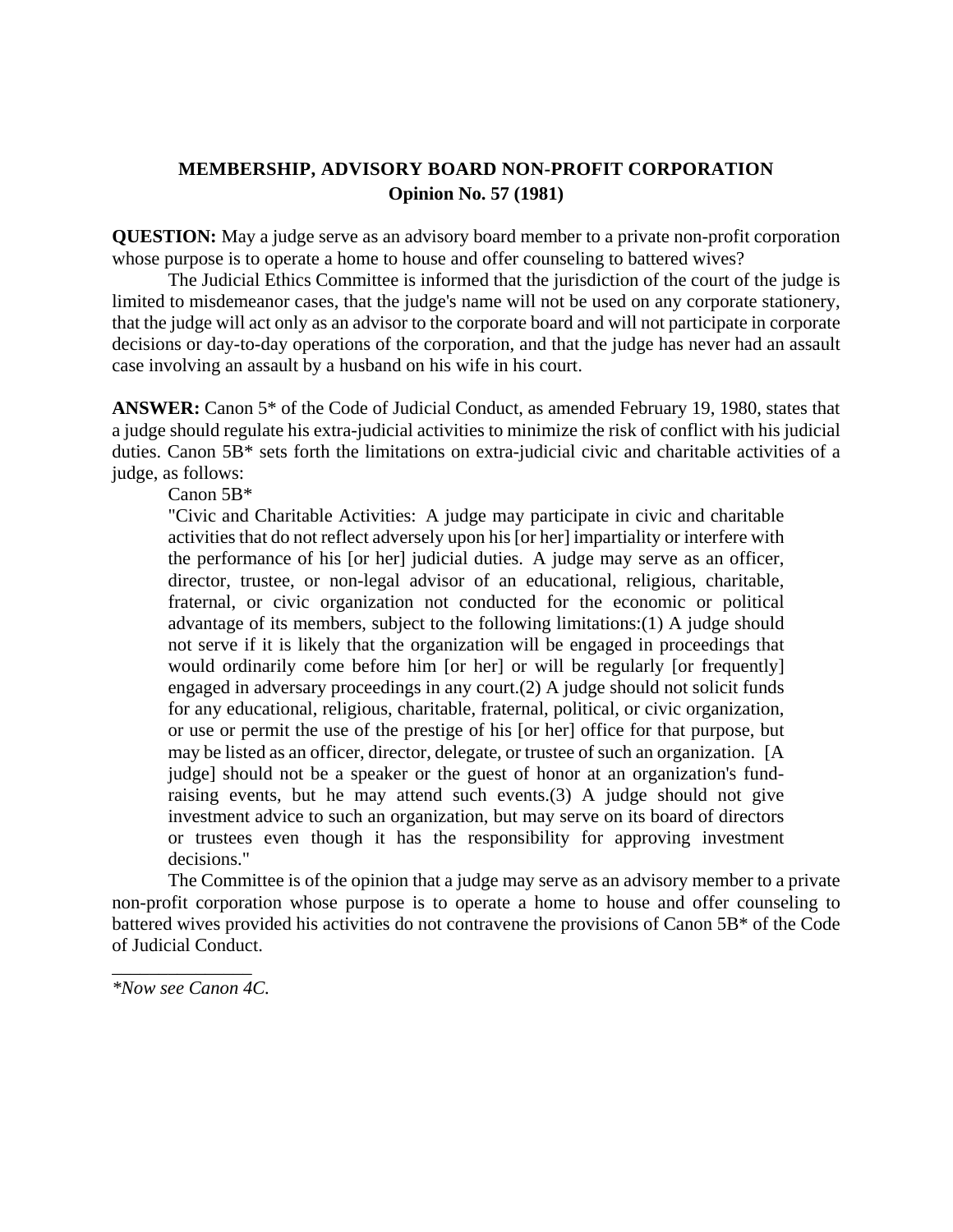## MEMBERSHIP, ADVISORY BOARD NON-PROFIT CORPORATION
**Opinion No. 57 (1981)**

**QUESTION:** May a judge serve as an advisory board member to a private non-profit corporation whose purpose is to operate a home to house and offer counseling to battered wives?

The Judicial Ethics Committee is informed that the jurisdiction of the court of the judge is limited to misdemeanor cases, that the judge's name will not be used on any corporate stationery, that the judge will act only as an advisor to the corporate board and will not participate in corporate decisions or day-to-day operations of the corporation, and that the judge has never had an assault case involving an assault by a husband on his wife in his court.

**ANSWER:** Canon 5* of the Code of Judicial Conduct, as amended February 19, 1980, states that a judge should regulate his extra-judicial activities to minimize the risk of conflict with his judicial duties. Canon 5B* sets forth the limitations on extra-judicial civic and charitable activities of a judge, as follows:

> Canon 5B*
>
> "Civic and Charitable Activities: A judge may participate in civic and charitable activities that do not reflect adversely upon his [or her] impartiality or interfere with the performance of his [or her] judicial duties. A judge may serve as an officer, director, trustee, or non-legal advisor of an educational, religious, charitable, fraternal, or civic organization not conducted for the economic or political advantage of its members, subject to the following limitations:(1) A judge should not serve if it is likely that the organization will be engaged in proceedings that would ordinarily come before him [or her] or will be regularly [or frequently] engaged in adversary proceedings in any court.(2) A judge should not solicit funds for any educational, religious, charitable, fraternal, political, or civic organization, or use or permit the use of the prestige of his [or her] office for that purpose, but may be listed as an officer, director, delegate, or trustee of such an organization. [A judge] should not be a speaker or the guest of honor at an organization's fund-raising events, but he may attend such events.(3) A judge should not give investment advice to such an organization, but may serve on its board of directors or trustees even though it has the responsibility for approving investment decisions."

The Committee is of the opinion that a judge may serve as an advisory member to a private non-profit corporation whose purpose is to operate a home to house and offer counseling to battered wives provided his activities do not contravene the provisions of Canon 5B* of the Code of Judicial Conduct.

_______________

*\*Now see Canon 4C.*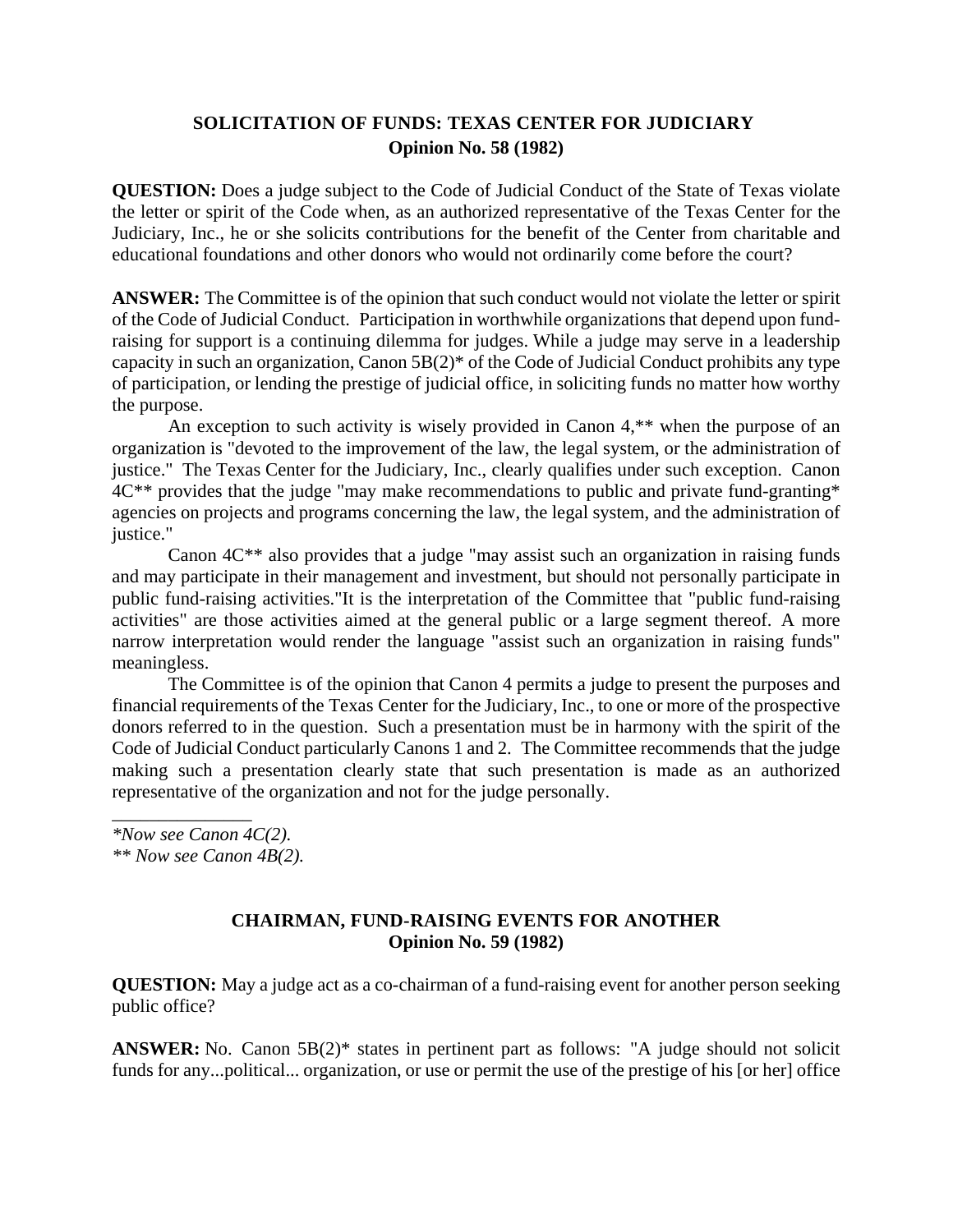**SOLICITATION OF FUNDS: TEXAS CENTER FOR JUDICIARY**
**Opinion No. 58 (1982)**

**QUESTION:** Does a judge subject to the Code of Judicial Conduct of the State of Texas violate the letter or spirit of the Code when, as an authorized representative of the Texas Center for the Judiciary, Inc., he or she solicits contributions for the benefit of the Center from charitable and educational foundations and other donors who would not ordinarily come before the court?

**ANSWER:** The Committee is of the opinion that such conduct would not violate the letter or spirit of the Code of Judicial Conduct. Participation in worthwhile organizations that depend upon fund-raising for support is a continuing dilemma for judges. While a judge may serve in a leadership capacity in such an organization, Canon 5B(2)* of the Code of Judicial Conduct prohibits any type of participation, or lending the prestige of judicial office, in soliciting funds no matter how worthy the purpose.

An exception to such activity is wisely provided in Canon 4,** when the purpose of an organization is "devoted to the improvement of the law, the legal system, or the administration of justice." The Texas Center for the Judiciary, Inc., clearly qualifies under such exception. Canon 4C** provides that the judge "may make recommendations to public and private fund-granting* agencies on projects and programs concerning the law, the legal system, and the administration of justice."

Canon 4C** also provides that a judge "may assist such an organization in raising funds and may participate in their management and investment, but should not personally participate in public fund-raising activities."It is the interpretation of the Committee that "public fund-raising activities" are those activities aimed at the general public or a large segment thereof. A more narrow interpretation would render the language "assist such an organization in raising funds" meaningless.

The Committee is of the opinion that Canon 4 permits a judge to present the purposes and financial requirements of the Texas Center for the Judiciary, Inc., to one or more of the prospective donors referred to in the question. Such a presentation must be in harmony with the spirit of the Code of Judicial Conduct particularly Canons 1 and 2. The Committee recommends that the judge making such a presentation clearly state that such presentation is made as an authorized representative of the organization and not for the judge personally.

---

*\*Now see Canon 4C(2).*
*\*\* Now see Canon 4B(2).*

**CHAIRMAN, FUND-RAISING EVENTS FOR ANOTHER**
**Opinion No. 59 (1982)**

**QUESTION:** May a judge act as a co-chairman of a fund-raising event for another person seeking public office?

**ANSWER:** No. Canon 5B(2)* states in pertinent part as follows: "A judge should not solicit funds for any...political... organization, or use or permit the use of the prestige of his [or her] office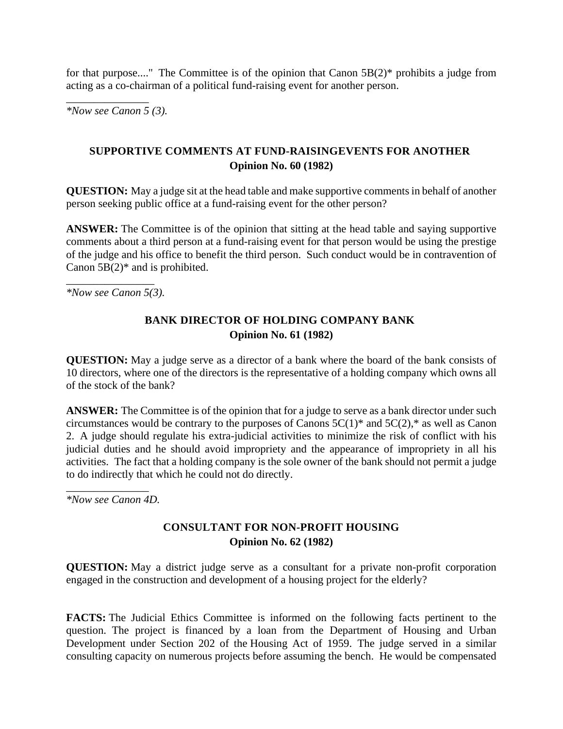for that purpose...."  The Committee is of the opinion that Canon 5B(2)* prohibits a judge from acting as a co-chairman of a political fund-raising event for another person.

_______________

*\*Now see Canon 5 (3).*

## SUPPORTIVE COMMENTS AT FUND-RAISINGEVENTS FOR ANOTHER
**Opinion No. 60 (1982)**

**QUESTION:** May a judge sit at the head table and make supportive comments in behalf of another person seeking public office at a fund-raising event for the other person?

**ANSWER:** The Committee is of the opinion that sitting at the head table and saying supportive comments about a third person at a fund-raising event for that person would be using the prestige of the judge and his office to benefit the third person.  Such conduct would be in contravention of Canon 5B(2)* and is prohibited.

_______________

*\*Now see Canon 5(3).*

## BANK DIRECTOR OF HOLDING COMPANY BANK
**Opinion No. 61 (1982)**

**QUESTION:** May a judge serve as a director of a bank where the board of the bank consists of 10 directors, where one of the directors is the representative of a holding company which owns all of the stock of the bank?

**ANSWER:** The Committee is of the opinion that for a judge to serve as a bank director under such circumstances would be contrary to the purposes of Canons 5C(1)* and 5C(2),* as well as Canon 2.  A judge should regulate his extra-judicial activities to minimize the risk of conflict with his judicial duties and he should avoid impropriety and the appearance of impropriety in all his activities.  The fact that a holding company is the sole owner of the bank should not permit a judge to do indirectly that which he could not do directly.

_______________

*\*Now see Canon 4D.*

## CONSULTANT FOR NON-PROFIT HOUSING
**Opinion No. 62 (1982)**

**QUESTION:** May a district judge serve as a consultant for a private non-profit corporation engaged in the construction and development of a housing project for the elderly?

**FACTS:** The Judicial Ethics Committee is informed on the following facts pertinent to the question. The project is financed by a loan from the Department of Housing and Urban Development under Section 202 of the Housing Act of 1959. The judge served in a similar consulting capacity on numerous projects before assuming the bench.  He would be compensated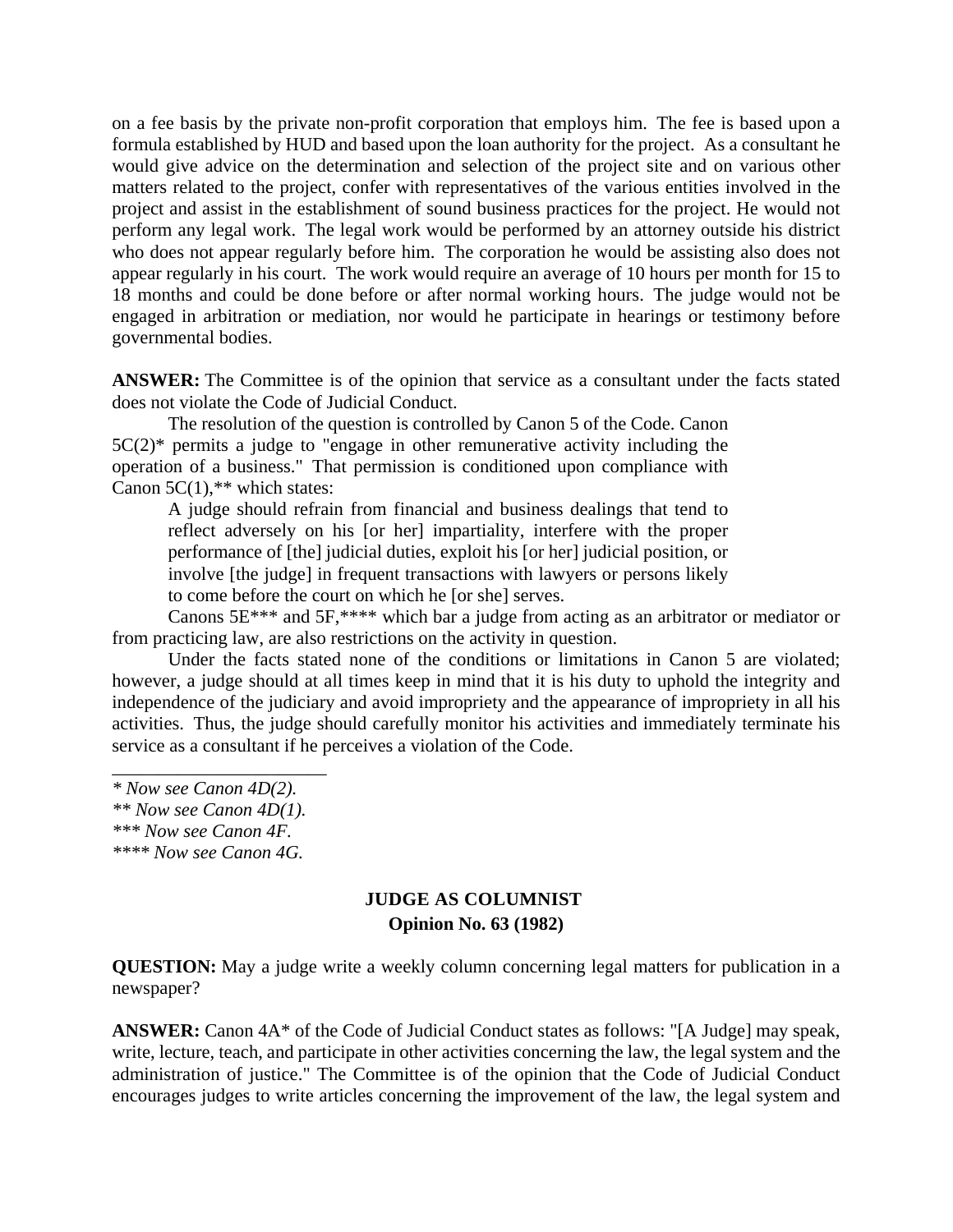on a fee basis by the private non-profit corporation that employs him. The fee is based upon a formula established by HUD and based upon the loan authority for the project. As a consultant he would give advice on the determination and selection of the project site and on various other matters related to the project, confer with representatives of the various entities involved in the project and assist in the establishment of sound business practices for the project. He would not perform any legal work. The legal work would be performed by an attorney outside his district who does not appear regularly before him. The corporation he would be assisting also does not appear regularly in his court. The work would require an average of 10 hours per month for 15 to 18 months and could be done before or after normal working hours. The judge would not be engaged in arbitration or mediation, nor would he participate in hearings or testimony before governmental bodies.

**ANSWER:** The Committee is of the opinion that service as a consultant under the facts stated does not violate the Code of Judicial Conduct.

The resolution of the question is controlled by Canon 5 of the Code. Canon 5C(2)* permits a judge to "engage in other remunerative activity including the operation of a business." That permission is conditioned upon compliance with Canon 5C(1),** which states:

> A judge should refrain from financial and business dealings that tend to reflect adversely on his [or her] impartiality, interfere with the proper performance of [the] judicial duties, exploit his [or her] judicial position, or involve [the judge] in frequent transactions with lawyers or persons likely to come before the court on which he [or she] serves.

Canons 5E*** and 5F,**** which bar a judge from acting as an arbitrator or mediator or from practicing law, are also restrictions on the activity in question.

Under the facts stated none of the conditions or limitations in Canon 5 are violated; however, a judge should at all times keep in mind that it is his duty to uphold the integrity and independence of the judiciary and avoid impropriety and the appearance of impropriety in all his activities. Thus, the judge should carefully monitor his activities and immediately terminate his service as a consultant if he perceives a violation of the Code.

---

*\* Now see Canon 4D(2).*
*\*\* Now see Canon 4D(1).*
*\*\*\* Now see Canon 4F.*
*\*\*\*\* Now see Canon 4G.*

## JUDGE AS COLUMNIST
### Opinion No. 63 (1982)

**QUESTION:** May a judge write a weekly column concerning legal matters for publication in a newspaper?

**ANSWER:** Canon 4A* of the Code of Judicial Conduct states as follows: "[A Judge] may speak, write, lecture, teach, and participate in other activities concerning the law, the legal system and the administration of justice." The Committee is of the opinion that the Code of Judicial Conduct encourages judges to write articles concerning the improvement of the law, the legal system and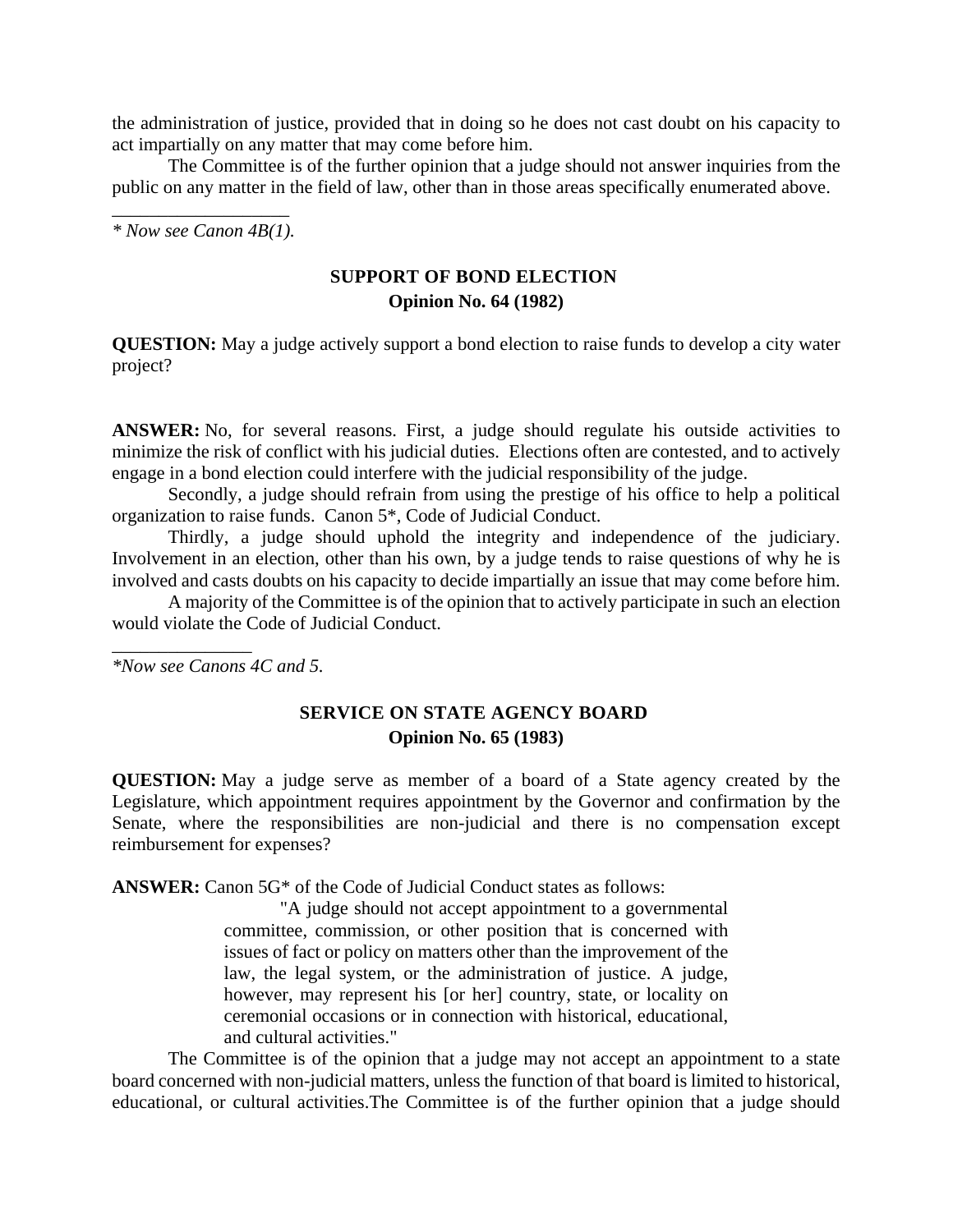the administration of justice, provided that in doing so he does not cast doubt on his capacity to act impartially on any matter that may come before him.

The Committee is of the further opinion that a judge should not answer inquiries from the public on any matter in the field of law, other than in those areas specifically enumerated above.

___________________

*\* Now see Canon 4B(1).*

## SUPPORT OF BOND ELECTION
### Opinion No. 64 (1982)

**QUESTION:** May a judge actively support a bond election to raise funds to develop a city water project?

**ANSWER:** No, for several reasons. First, a judge should regulate his outside activities to minimize the risk of conflict with his judicial duties. Elections often are contested, and to actively engage in a bond election could interfere with the judicial responsibility of the judge.

Secondly, a judge should refrain from using the prestige of his office to help a political organization to raise funds. Canon 5*, Code of Judicial Conduct.

Thirdly, a judge should uphold the integrity and independence of the judiciary. Involvement in an election, other than his own, by a judge tends to raise questions of why he is involved and casts doubts on his capacity to decide impartially an issue that may come before him.

A majority of the Committee is of the opinion that to actively participate in such an election would violate the Code of Judicial Conduct.

_______________

*\*Now see Canons 4C and 5.*

## SERVICE ON STATE AGENCY BOARD
### Opinion No. 65 (1983)

**QUESTION:** May a judge serve as member of a board of a State agency created by the Legislature, which appointment requires appointment by the Governor and confirmation by the Senate, where the responsibilities are non-judicial and there is no compensation except reimbursement for expenses?

**ANSWER:** Canon 5G* of the Code of Judicial Conduct states as follows:

> "A judge should not accept appointment to a governmental committee, commission, or other position that is concerned with issues of fact or policy on matters other than the improvement of the law, the legal system, or the administration of justice. A judge, however, may represent his [or her] country, state, or locality on ceremonial occasions or in connection with historical, educational, and cultural activities."

The Committee is of the opinion that a judge may not accept an appointment to a state board concerned with non-judicial matters, unless the function of that board is limited to historical, educational, or cultural activities.The Committee is of the further opinion that a judge should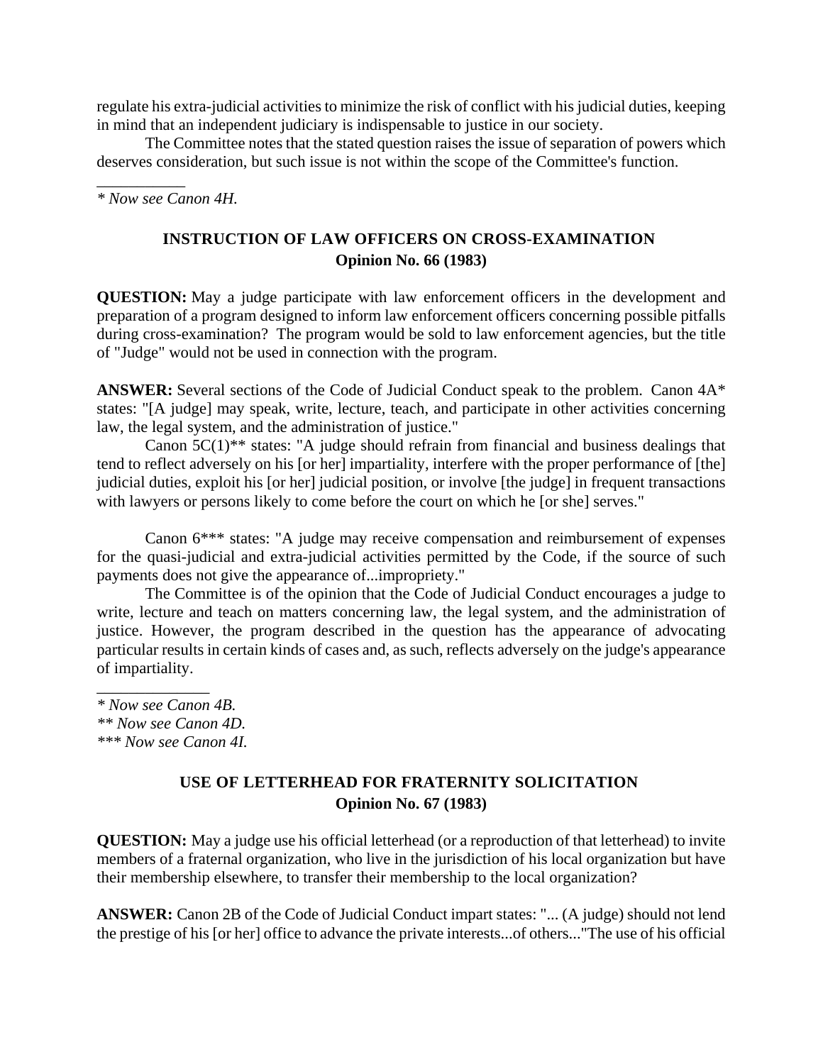regulate his extra-judicial activities to minimize the risk of conflict with his judicial duties, keeping in mind that an independent judiciary is indispensable to justice in our society.

The Committee notes that the stated question raises the issue of separation of powers which deserves consideration, but such issue is not within the scope of the Committee's function.

___________

*\* Now see Canon 4H.*

### INSTRUCTION OF LAW OFFICERS ON CROSS-EXAMINATION
### Opinion No. 66 (1983)

**QUESTION:** May a judge participate with law enforcement officers in the development and preparation of a program designed to inform law enforcement officers concerning possible pitfalls during cross-examination? The program would be sold to law enforcement agencies, but the title of "Judge" would not be used in connection with the program.

**ANSWER:** Several sections of the Code of Judicial Conduct speak to the problem. Canon 4A* states: "[A judge] may speak, write, lecture, teach, and participate in other activities concerning law, the legal system, and the administration of justice."

Canon 5C(1)** states: "A judge should refrain from financial and business dealings that tend to reflect adversely on his [or her] impartiality, interfere with the proper performance of [the] judicial duties, exploit his [or her] judicial position, or involve [the judge] in frequent transactions with lawyers or persons likely to come before the court on which he [or she] serves."

Canon 6*** states: "A judge may receive compensation and reimbursement of expenses for the quasi-judicial and extra-judicial activities permitted by the Code, if the source of such payments does not give the appearance of...impropriety."

The Committee is of the opinion that the Code of Judicial Conduct encourages a judge to write, lecture and teach on matters concerning law, the legal system, and the administration of justice. However, the program described in the question has the appearance of advocating particular results in certain kinds of cases and, as such, reflects adversely on the judge's appearance of impartiality.

______________

*\* Now see Canon 4B.*
*\*\* Now see Canon 4D.*
*\*\*\* Now see Canon 4I.*

### USE OF LETTERHEAD FOR FRATERNITY SOLICITATION
### Opinion No. 67 (1983)

**QUESTION:** May a judge use his official letterhead (or a reproduction of that letterhead) to invite members of a fraternal organization, who live in the jurisdiction of his local organization but have their membership elsewhere, to transfer their membership to the local organization?

**ANSWER:** Canon 2B of the Code of Judicial Conduct impart states: "... (A judge) should not lend the prestige of his [or her] office to advance the private interests...of others..."The use of his official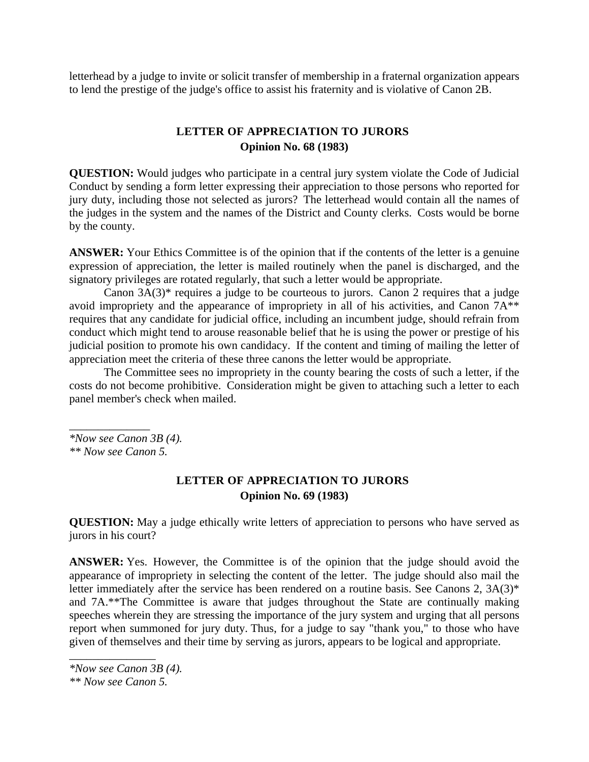letterhead by a judge to invite or solicit transfer of membership in a fraternal organization appears to lend the prestige of the judge's office to assist his fraternity and is violative of Canon 2B.

## LETTER OF APPRECIATION TO JURORS
**Opinion No. 68 (1983)**

**QUESTION:** Would judges who participate in a central jury system violate the Code of Judicial Conduct by sending a form letter expressing their appreciation to those persons who reported for jury duty, including those not selected as jurors? The letterhead would contain all the names of the judges in the system and the names of the District and County clerks. Costs would be borne by the county.

**ANSWER:** Your Ethics Committee is of the opinion that if the contents of the letter is a genuine expression of appreciation, the letter is mailed routinely when the panel is discharged, and the signatory privileges are rotated regularly, that such a letter would be appropriate.

Canon 3A(3)* requires a judge to be courteous to jurors. Canon 2 requires that a judge avoid impropriety and the appearance of impropriety in all of his activities, and Canon 7A** requires that any candidate for judicial office, including an incumbent judge, should refrain from conduct which might tend to arouse reasonable belief that he is using the power or prestige of his judicial position to promote his own candidacy. If the content and timing of mailing the letter of appreciation meet the criteria of these three canons the letter would be appropriate.

The Committee sees no impropriety in the county bearing the costs of such a letter, if the costs do not become prohibitive. Consideration might be given to attaching such a letter to each panel member's check when mailed.

______________

*\*Now see Canon 3B (4).*
*\*\* Now see Canon 5.*

## LETTER OF APPRECIATION TO JURORS
**Opinion No. 69 (1983)**

**QUESTION:** May a judge ethically write letters of appreciation to persons who have served as jurors in his court?

**ANSWER:** Yes. However, the Committee is of the opinion that the judge should avoid the appearance of impropriety in selecting the content of the letter. The judge should also mail the letter immediately after the service has been rendered on a routine basis. See Canons 2, 3A(3)* and 7A.**The Committee is aware that judges throughout the State are continually making speeches wherein they are stressing the importance of the jury system and urging that all persons report when summoned for jury duty. Thus, for a judge to say "thank you," to those who have given of themselves and their time by serving as jurors, appears to be logical and appropriate.

_______________

*\*Now see Canon 3B (4).*
*\*\* Now see Canon 5.*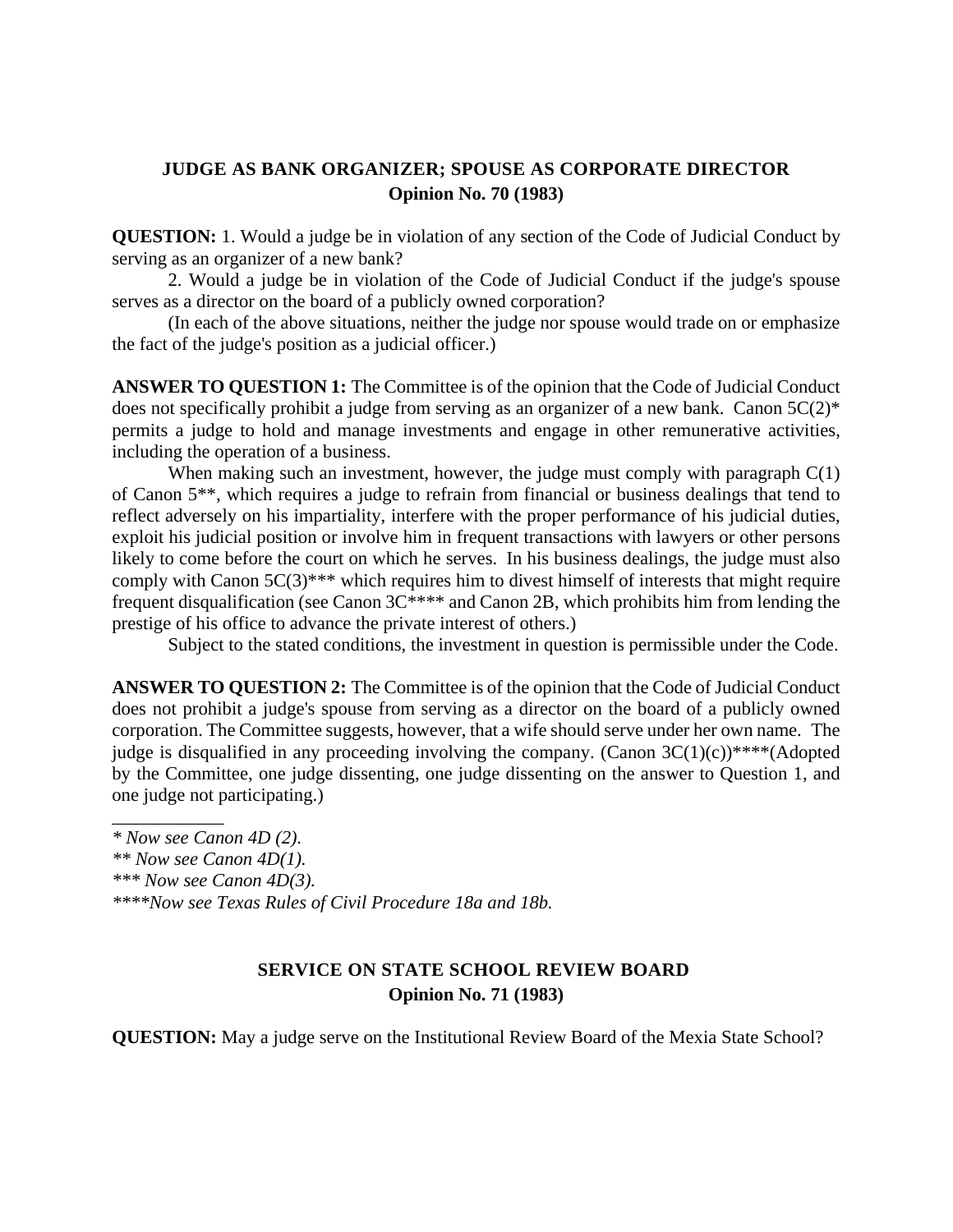## JUDGE AS BANK ORGANIZER; SPOUSE AS CORPORATE DIRECTOR
**Opinion No. 70 (1983)**

**QUESTION:** 1. Would a judge be in violation of any section of the Code of Judicial Conduct by serving as an organizer of a new bank?

2. Would a judge be in violation of the Code of Judicial Conduct if the judge's spouse serves as a director on the board of a publicly owned corporation?

(In each of the above situations, neither the judge nor spouse would trade on or emphasize the fact of the judge's position as a judicial officer.)

**ANSWER TO QUESTION 1:** The Committee is of the opinion that the Code of Judicial Conduct does not specifically prohibit a judge from serving as an organizer of a new bank. Canon 5C(2)* permits a judge to hold and manage investments and engage in other remunerative activities, including the operation of a business.

When making such an investment, however, the judge must comply with paragraph C(1) of Canon 5**, which requires a judge to refrain from financial or business dealings that tend to reflect adversely on his impartiality, interfere with the proper performance of his judicial duties, exploit his judicial position or involve him in frequent transactions with lawyers or other persons likely to come before the court on which he serves. In his business dealings, the judge must also comply with Canon 5C(3)*** which requires him to divest himself of interests that might require frequent disqualification (see Canon 3C**** and Canon 2B, which prohibits him from lending the prestige of his office to advance the private interest of others.)

Subject to the stated conditions, the investment in question is permissible under the Code.

**ANSWER TO QUESTION 2:** The Committee is of the opinion that the Code of Judicial Conduct does not prohibit a judge's spouse from serving as a director on the board of a publicly owned corporation. The Committee suggests, however, that a wife should serve under her own name. The judge is disqualified in any proceeding involving the company. (Canon 3C(1)(c))****(Adopted by the Committee, one judge dissenting, one judge dissenting on the answer to Question 1, and one judge not participating.)

___________

*\* Now see Canon 4D (2).*

*\*\* Now see Canon 4D(1).*

*\*\*\* Now see Canon 4D(3).*

*\*\*\*\*Now see Texas Rules of Civil Procedure 18a and 18b.*

## SERVICE ON STATE SCHOOL REVIEW BOARD
**Opinion No. 71 (1983)**

**QUESTION:** May a judge serve on the Institutional Review Board of the Mexia State School?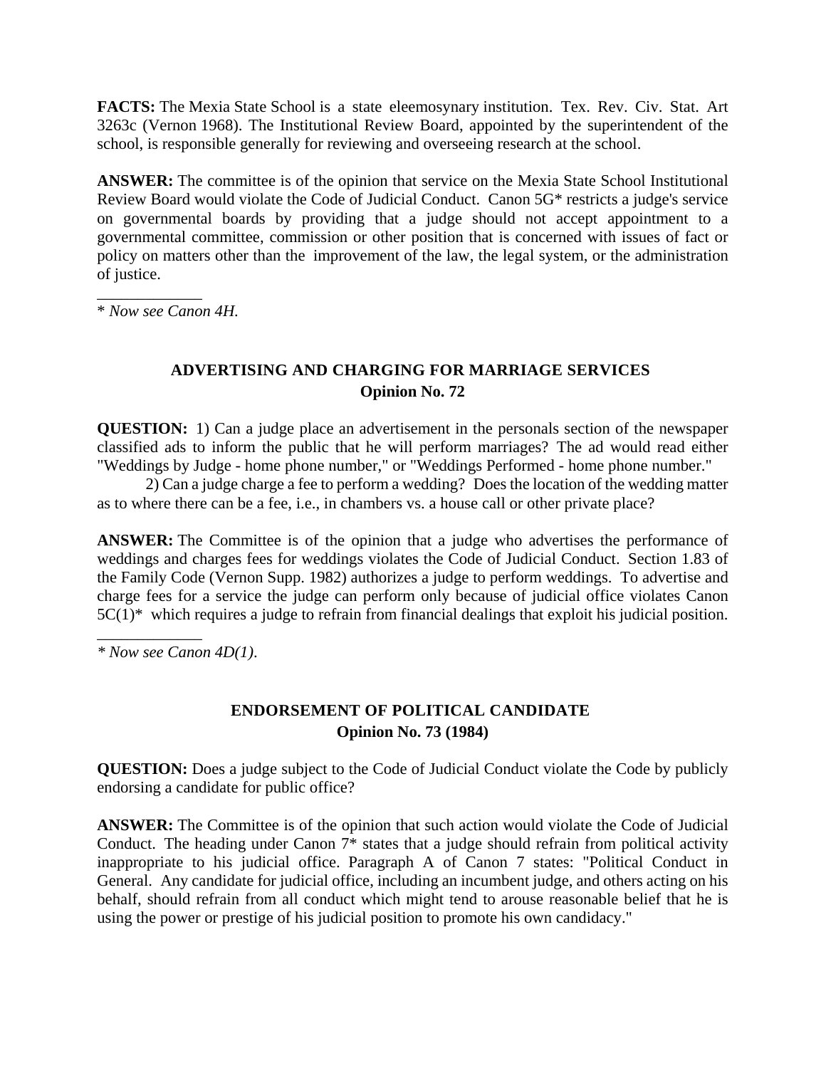**FACTS:** The Mexia State School is a state eleemosynary institution. Tex. Rev. Civ. Stat. Art 3263c (Vernon 1968). The Institutional Review Board, appointed by the superintendent of the school, is responsible generally for reviewing and overseeing research at the school.

**ANSWER:** The committee is of the opinion that service on the Mexia State School Institutional Review Board would violate the Code of Judicial Conduct. Canon 5G* restricts a judge's service on governmental boards by providing that a judge should not accept appointment to a governmental committee, commission or other position that is concerned with issues of fact or policy on matters other than the improvement of the law, the legal system, or the administration of justice.

_____________

* *Now see Canon 4H.*

### ADVERTISING AND CHARGING FOR MARRIAGE SERVICES
### Opinion No. 72

**QUESTION:** 1) Can a judge place an advertisement in the personals section of the newspaper classified ads to inform the public that he will perform marriages? The ad would read either "Weddings by Judge - home phone number," or "Weddings Performed - home phone number."

2) Can a judge charge a fee to perform a wedding? Does the location of the wedding matter as to where there can be a fee, i.e., in chambers vs. a house call or other private place?

**ANSWER:** The Committee is of the opinion that a judge who advertises the performance of weddings and charges fees for weddings violates the Code of Judicial Conduct. Section 1.83 of the Family Code (Vernon Supp. 1982) authorizes a judge to perform weddings. To advertise and charge fees for a service the judge can perform only because of judicial office violates Canon 5C(1)* which requires a judge to refrain from financial dealings that exploit his judicial position.

_____________

*\* Now see Canon 4D(1).*

### ENDORSEMENT OF POLITICAL CANDIDATE
### Opinion No. 73 (1984)

**QUESTION:** Does a judge subject to the Code of Judicial Conduct violate the Code by publicly endorsing a candidate for public office?

**ANSWER:** The Committee is of the opinion that such action would violate the Code of Judicial Conduct. The heading under Canon 7* states that a judge should refrain from political activity inappropriate to his judicial office. Paragraph A of Canon 7 states: "Political Conduct in General. Any candidate for judicial office, including an incumbent judge, and others acting on his behalf, should refrain from all conduct which might tend to arouse reasonable belief that he is using the power or prestige of his judicial position to promote his own candidacy."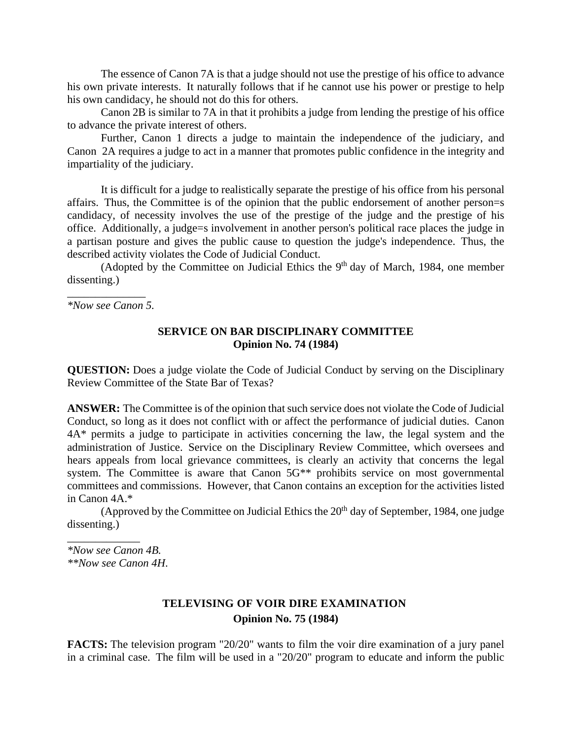The essence of Canon 7A is that a judge should not use the prestige of his office to advance his own private interests. It naturally follows that if he cannot use his power or prestige to help his own candidacy, he should not do this for others.

Canon 2B is similar to 7A in that it prohibits a judge from lending the prestige of his office to advance the private interest of others.

Further, Canon 1 directs a judge to maintain the independence of the judiciary, and Canon 2A requires a judge to act in a manner that promotes public confidence in the integrity and impartiality of the judiciary.

It is difficult for a judge to realistically separate the prestige of his office from his personal affairs. Thus, the Committee is of the opinion that the public endorsement of another person=s candidacy, of necessity involves the use of the prestige of the judge and the prestige of his office. Additionally, a judge=s involvement in another person's political race places the judge in a partisan posture and gives the public cause to question the judge's independence. Thus, the described activity violates the Code of Judicial Conduct.

(Adopted by the Committee on Judicial Ethics the 9th day of March, 1984, one member dissenting.)

______________

*\*Now see Canon 5.*

### SERVICE ON BAR DISCIPLINARY COMMITTEE
### Opinion No. 74 (1984)

**QUESTION:** Does a judge violate the Code of Judicial Conduct by serving on the Disciplinary Review Committee of the State Bar of Texas?

**ANSWER:** The Committee is of the opinion that such service does not violate the Code of Judicial Conduct, so long as it does not conflict with or affect the performance of judicial duties. Canon 4A* permits a judge to participate in activities concerning the law, the legal system and the administration of Justice. Service on the Disciplinary Review Committee, which oversees and hears appeals from local grievance committees, is clearly an activity that concerns the legal system. The Committee is aware that Canon 5G** prohibits service on most governmental committees and commissions. However, that Canon contains an exception for the activities listed in Canon 4A.*

(Approved by the Committee on Judicial Ethics the 20th day of September, 1984, one judge dissenting.)

_____________

*\*Now see Canon 4B.*
*\*\*Now see Canon 4H.*

### TELEVISING OF VOIR DIRE EXAMINATION
### Opinion No. 75 (1984)

**FACTS:** The television program "20/20" wants to film the voir dire examination of a jury panel in a criminal case. The film will be used in a "20/20" program to educate and inform the public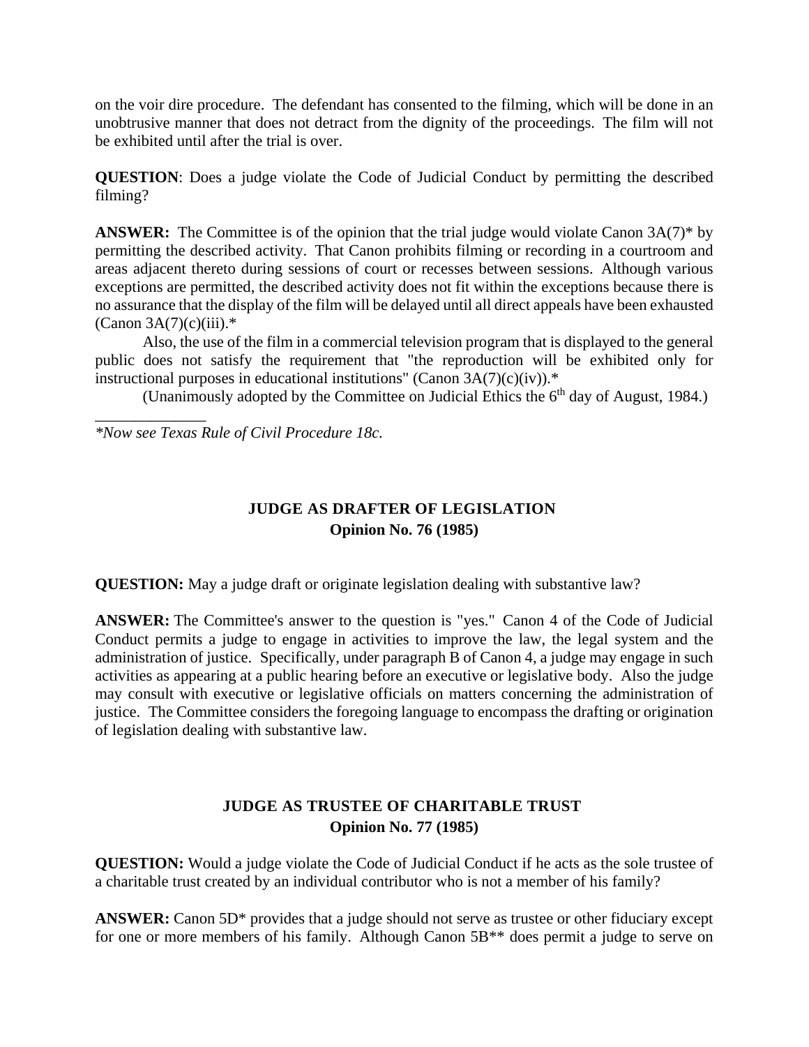on the voir dire procedure. The defendant has consented to the filming, which will be done in an unobtrusive manner that does not detract from the dignity of the proceedings. The film will not be exhibited until after the trial is over.

**QUESTION**: Does a judge violate the Code of Judicial Conduct by permitting the described filming?

**ANSWER:** The Committee is of the opinion that the trial judge would violate Canon 3A(7)* by permitting the described activity. That Canon prohibits filming or recording in a courtroom and areas adjacent thereto during sessions of court or recesses between sessions. Although various exceptions are permitted, the described activity does not fit within the exceptions because there is no assurance that the display of the film will be delayed until all direct appeals have been exhausted (Canon 3A(7)(c)(iii).*

Also, the use of the film in a commercial television program that is displayed to the general public does not satisfy the requirement that "the reproduction will be exhibited only for instructional purposes in educational institutions" (Canon 3A(7)(c)(iv)).*

(Unanimously adopted by the Committee on Judicial Ethics the 6th day of August, 1984.)

______________

*\*Now see Texas Rule of Civil Procedure 18c.*

## JUDGE AS DRAFTER OF LEGISLATION
### Opinion No. 76 (1985)

**QUESTION:** May a judge draft or originate legislation dealing with substantive law?

**ANSWER:** The Committee's answer to the question is "yes." Canon 4 of the Code of Judicial Conduct permits a judge to engage in activities to improve the law, the legal system and the administration of justice. Specifically, under paragraph B of Canon 4, a judge may engage in such activities as appearing at a public hearing before an executive or legislative body. Also the judge may consult with executive or legislative officials on matters concerning the administration of justice. The Committee considers the foregoing language to encompass the drafting or origination of legislation dealing with substantive law.

## JUDGE AS TRUSTEE OF CHARITABLE TRUST
### Opinion No. 77 (1985)

**QUESTION:** Would a judge violate the Code of Judicial Conduct if he acts as the sole trustee of a charitable trust created by an individual contributor who is not a member of his family?

**ANSWER:** Canon 5D* provides that a judge should not serve as trustee or other fiduciary except for one or more members of his family. Although Canon 5B** does permit a judge to serve on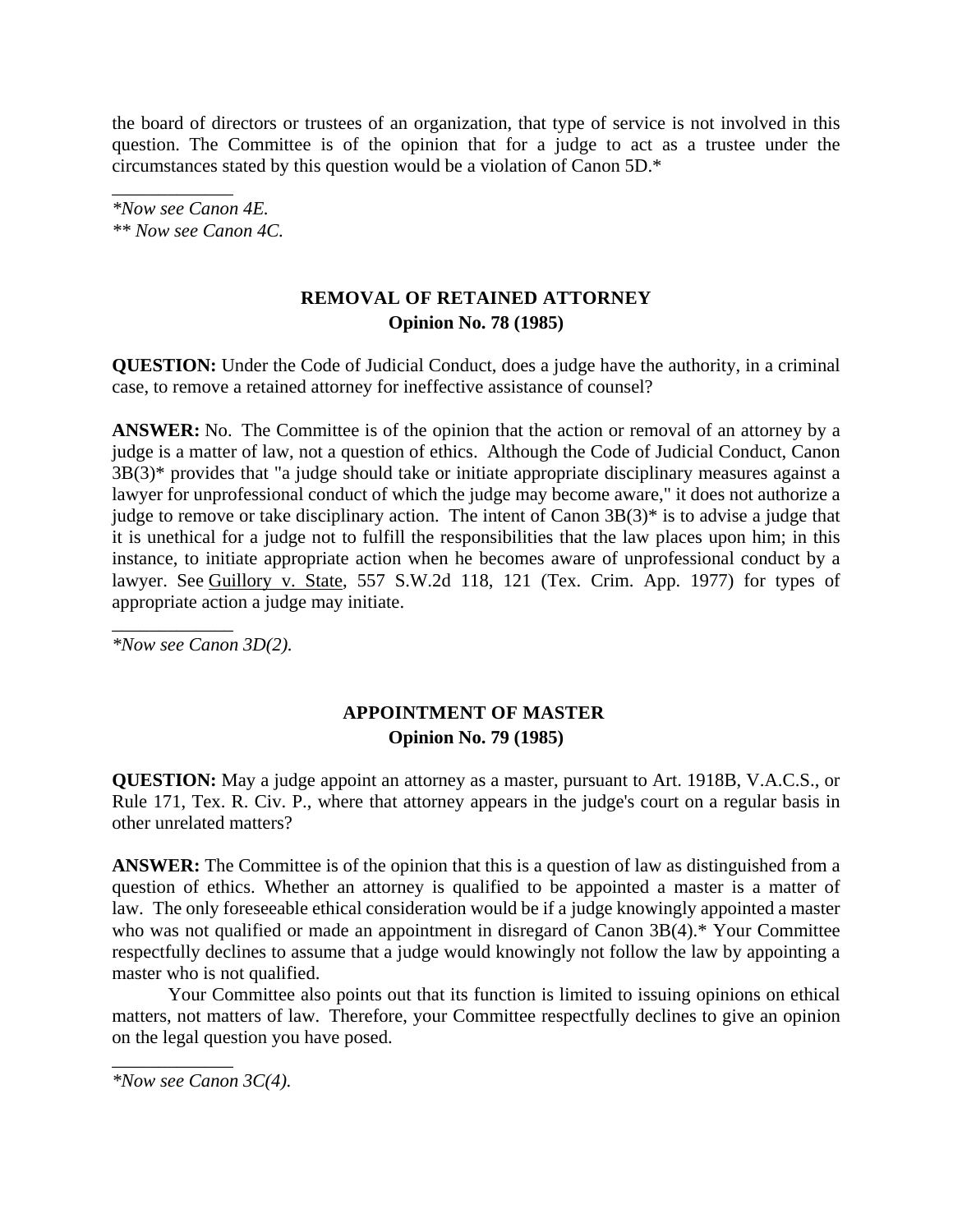the board of directors or trustees of an organization, that type of service is not involved in this question. The Committee is of the opinion that for a judge to act as a trustee under the circumstances stated by this question would be a violation of Canon 5D.*

_____________

*\*Now see Canon 4E.*
*\*\* Now see Canon 4C.*

## REMOVAL OF RETAINED ATTORNEY
### Opinion No. 78 (1985)

**QUESTION:** Under the Code of Judicial Conduct, does a judge have the authority, in a criminal case, to remove a retained attorney for ineffective assistance of counsel?

**ANSWER:** No. The Committee is of the opinion that the action or removal of an attorney by a judge is a matter of law, not a question of ethics. Although the Code of Judicial Conduct, Canon 3B(3)* provides that "a judge should take or initiate appropriate disciplinary measures against a lawyer for unprofessional conduct of which the judge may become aware," it does not authorize a judge to remove or take disciplinary action. The intent of Canon 3B(3)* is to advise a judge that it is unethical for a judge not to fulfill the responsibilities that the law places upon him; in this instance, to initiate appropriate action when he becomes aware of unprofessional conduct by a lawyer. See Guillory v. State, 557 S.W.2d 118, 121 (Tex. Crim. App. 1977) for types of appropriate action a judge may initiate.

_____________

*\*Now see Canon 3D(2).*

## APPOINTMENT OF MASTER
### Opinion No. 79 (1985)

**QUESTION:** May a judge appoint an attorney as a master, pursuant to Art. 1918B, V.A.C.S., or Rule 171, Tex. R. Civ. P., where that attorney appears in the judge's court on a regular basis in other unrelated matters?

**ANSWER:** The Committee is of the opinion that this is a question of law as distinguished from a question of ethics. Whether an attorney is qualified to be appointed a master is a matter of law. The only foreseeable ethical consideration would be if a judge knowingly appointed a master who was not qualified or made an appointment in disregard of Canon 3B(4).* Your Committee respectfully declines to assume that a judge would knowingly not follow the law by appointing a master who is not qualified.

Your Committee also points out that its function is limited to issuing opinions on ethical matters, not matters of law. Therefore, your Committee respectfully declines to give an opinion on the legal question you have posed.

_____________

*\*Now see Canon 3C(4).*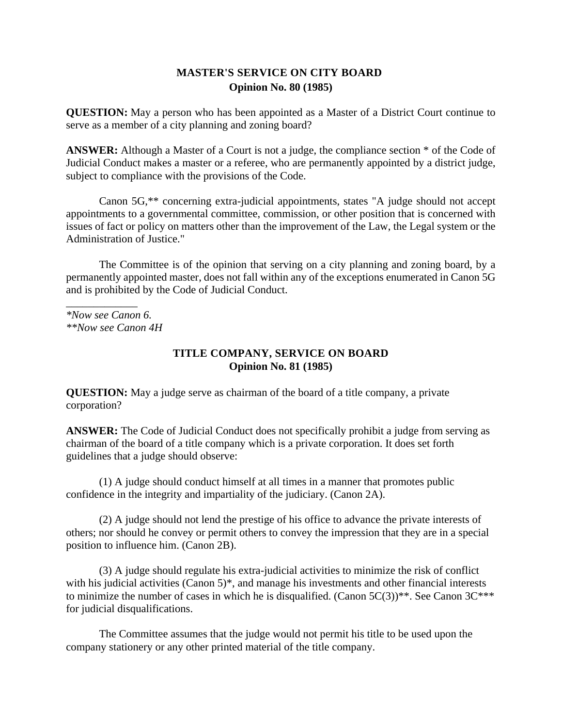## MASTER'S SERVICE ON CITY BOARD
**Opinion No. 80 (1985)**

**QUESTION:** May a person who has been appointed as a Master of a District Court continue to serve as a member of a city planning and zoning board?

**ANSWER:** Although a Master of a Court is not a judge, the compliance section * of the Code of Judicial Conduct makes a master or a referee, who are permanently appointed by a district judge, subject to compliance with the provisions of the Code.

Canon 5G,** concerning extra-judicial appointments, states "A judge should not accept appointments to a governmental committee, commission, or other position that is concerned with issues of fact or policy on matters other than the improvement of the Law, the Legal system or the Administration of Justice."

The Committee is of the opinion that serving on a city planning and zoning board, by a permanently appointed master, does not fall within any of the exceptions enumerated in Canon 5G and is prohibited by the Code of Judicial Conduct.

_____________

*\*Now see Canon 6.*
*\*\*Now see Canon 4H*

## TITLE COMPANY, SERVICE ON BOARD
**Opinion No. 81 (1985)**

**QUESTION:** May a judge serve as chairman of the board of a title company, a private corporation?

**ANSWER:** The Code of Judicial Conduct does not specifically prohibit a judge from serving as chairman of the board of a title company which is a private corporation. It does set forth guidelines that a judge should observe:

(1) A judge should conduct himself at all times in a manner that promotes public confidence in the integrity and impartiality of the judiciary. (Canon 2A).

(2) A judge should not lend the prestige of his office to advance the private interests of others; nor should he convey or permit others to convey the impression that they are in a special position to influence him. (Canon 2B).

(3) A judge should regulate his extra-judicial activities to minimize the risk of conflict with his judicial activities (Canon 5)*, and manage his investments and other financial interests to minimize the number of cases in which he is disqualified. (Canon 5C(3))**. See Canon 3C*** for judicial disqualifications.

The Committee assumes that the judge would not permit his title to be used upon the company stationery or any other printed material of the title company.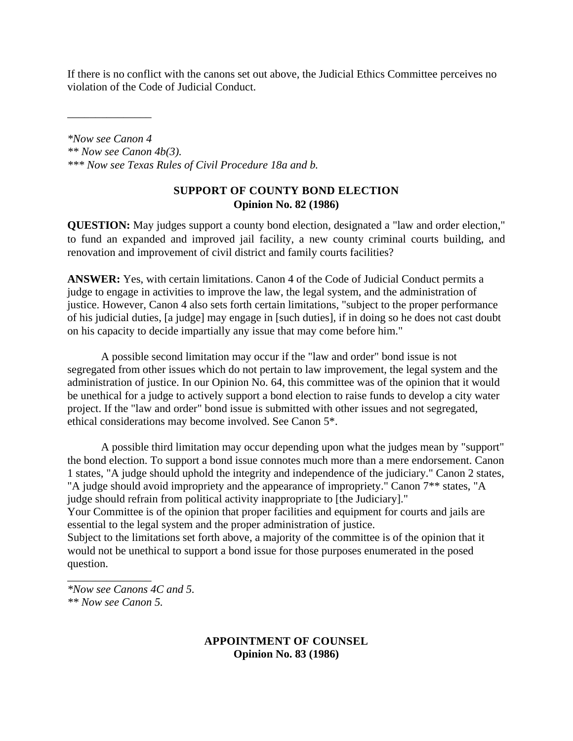If there is no conflict with the canons set out above, the Judicial Ethics Committee perceives no violation of the Code of Judicial Conduct.

_______________

*\*Now see Canon 4*
*\*\* Now see Canon 4b(3).*
*\*\*\* Now see Texas Rules of Civil Procedure 18a and b.*

## SUPPORT OF COUNTY BOND ELECTION
**Opinion No. 82 (1986)**

**QUESTION:** May judges support a county bond election, designated a "law and order election," to fund an expanded and improved jail facility, a new county criminal courts building, and renovation and improvement of civil district and family courts facilities?

**ANSWER:** Yes, with certain limitations. Canon 4 of the Code of Judicial Conduct permits a judge to engage in activities to improve the law, the legal system, and the administration of justice. However, Canon 4 also sets forth certain limitations, "subject to the proper performance of his judicial duties, [a judge] may engage in [such duties], if in doing so he does not cast doubt on his capacity to decide impartially any issue that may come before him."

A possible second limitation may occur if the "law and order" bond issue is not segregated from other issues which do not pertain to law improvement, the legal system and the administration of justice. In our Opinion No. 64, this committee was of the opinion that it would be unethical for a judge to actively support a bond election to raise funds to develop a city water project. If the "law and order" bond issue is submitted with other issues and not segregated, ethical considerations may become involved. See Canon 5*.

A possible third limitation may occur depending upon what the judges mean by "support" the bond election. To support a bond issue connotes much more than a mere endorsement. Canon 1 states, "A judge should uphold the integrity and independence of the judiciary." Canon 2 states, "A judge should avoid impropriety and the appearance of impropriety." Canon 7** states, "A judge should refrain from political activity inappropriate to [the Judiciary]."
Your Committee is of the opinion that proper facilities and equipment for courts and jails are essential to the legal system and the proper administration of justice.
Subject to the limitations set forth above, a majority of the committee is of the opinion that it would not be unethical to support a bond issue for those purposes enumerated in the posed question.

_______________
*\*Now see Canons 4C and 5.*
*\*\* Now see Canon 5.*

## APPOINTMENT OF COUNSEL
**Opinion No. 83 (1986)**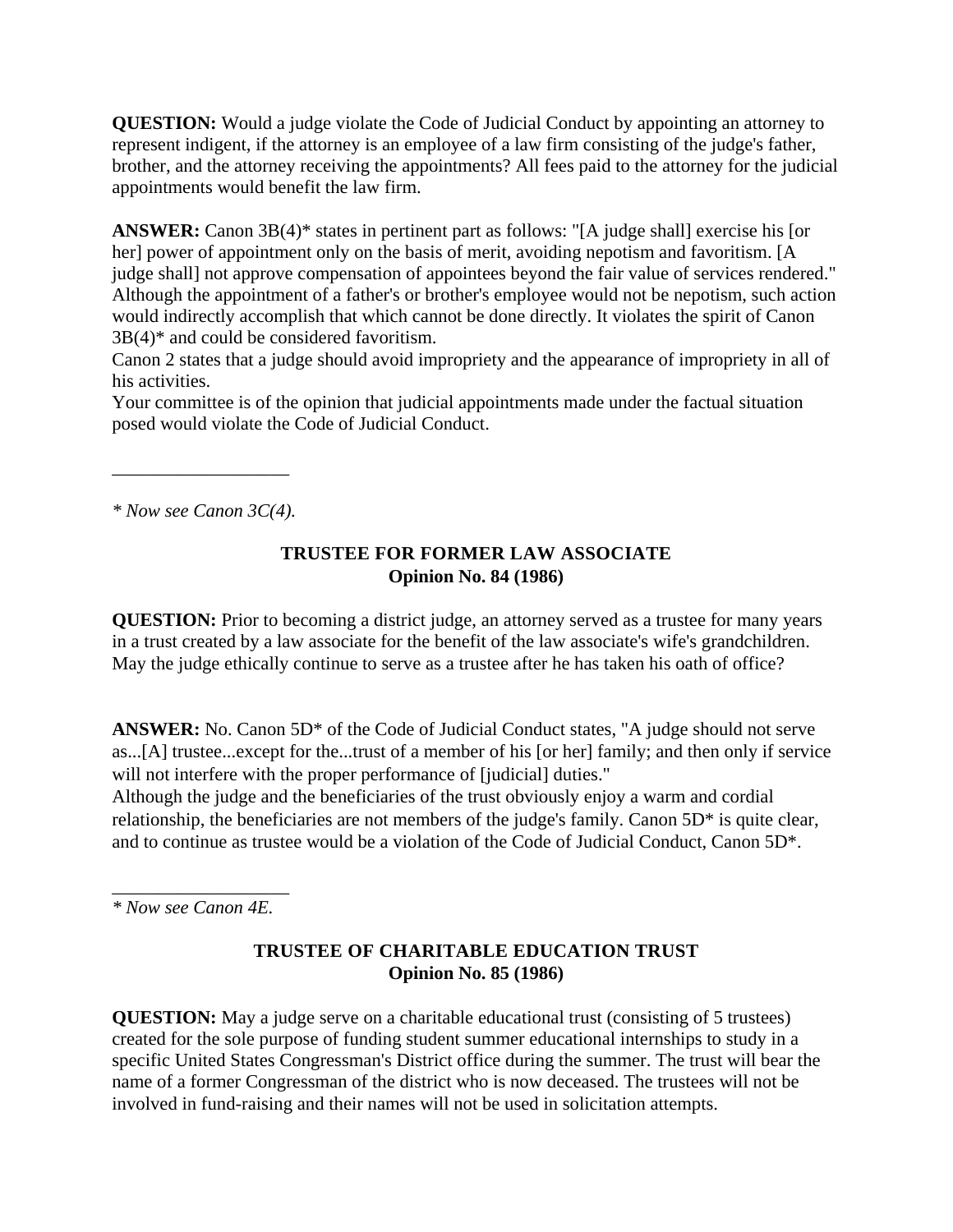**QUESTION:** Would a judge violate the Code of Judicial Conduct by appointing an attorney to represent indigent, if the attorney is an employee of a law firm consisting of the judge's father, brother, and the attorney receiving the appointments? All fees paid to the attorney for the judicial appointments would benefit the law firm.

**ANSWER:** Canon 3B(4)* states in pertinent part as follows: "[A judge shall] exercise his [or her] power of appointment only on the basis of merit, avoiding nepotism and favoritism. [A judge shall] not approve compensation of appointees beyond the fair value of services rendered." Although the appointment of a father's or brother's employee would not be nepotism, such action would indirectly accomplish that which cannot be done directly. It violates the spirit of Canon 3B(4)* and could be considered favoritism.

Canon 2 states that a judge should avoid impropriety and the appearance of impropriety in all of his activities.

Your committee is of the opinion that judicial appointments made under the factual situation posed would violate the Code of Judicial Conduct.

___________________

*\* Now see Canon 3C(4).*

### TRUSTEE FOR FORMER LAW ASSOCIATE
### Opinion No. 84 (1986)

**QUESTION:** Prior to becoming a district judge, an attorney served as a trustee for many years in a trust created by a law associate for the benefit of the law associate's wife's grandchildren. May the judge ethically continue to serve as a trustee after he has taken his oath of office?

**ANSWER:** No. Canon 5D* of the Code of Judicial Conduct states, "A judge should not serve as...[A] trustee...except for the...trust of a member of his [or her] family; and then only if service will not interfere with the proper performance of [judicial] duties."

Although the judge and the beneficiaries of the trust obviously enjoy a warm and cordial relationship, the beneficiaries are not members of the judge's family. Canon 5D* is quite clear, and to continue as trustee would be a violation of the Code of Judicial Conduct, Canon 5D*.

___________________

*\* Now see Canon 4E.*

### TRUSTEE OF CHARITABLE EDUCATION TRUST
### Opinion No. 85 (1986)

**QUESTION:** May a judge serve on a charitable educational trust (consisting of 5 trustees) created for the sole purpose of funding student summer educational internships to study in a specific United States Congressman's District office during the summer. The trust will bear the name of a former Congressman of the district who is now deceased. The trustees will not be involved in fund-raising and their names will not be used in solicitation attempts.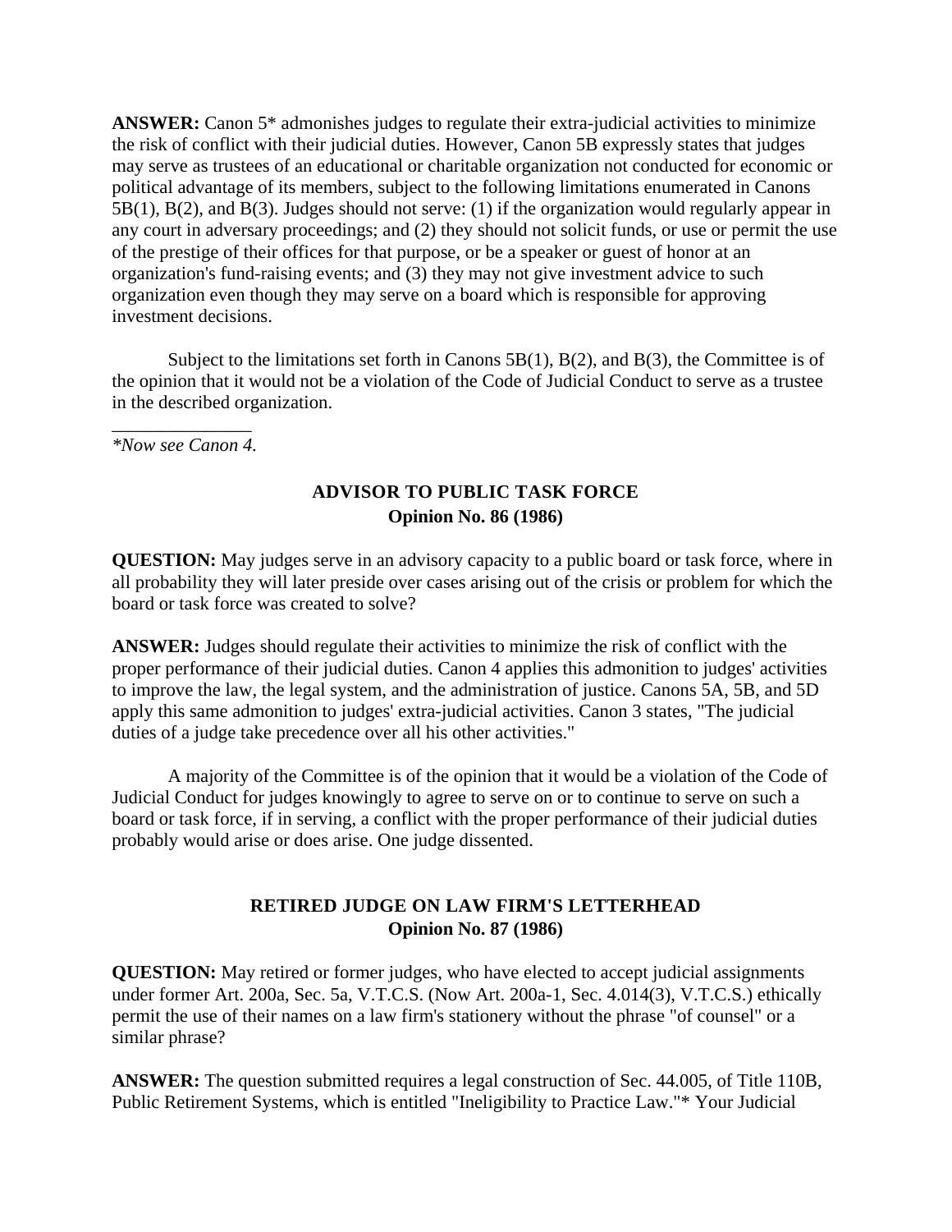**ANSWER:** Canon 5* admonishes judges to regulate their extra-judicial activities to minimize the risk of conflict with their judicial duties. However, Canon 5B expressly states that judges may serve as trustees of an educational or charitable organization not conducted for economic or political advantage of its members, subject to the following limitations enumerated in Canons 5B(1), B(2), and B(3). Judges should not serve: (1) if the organization would regularly appear in any court in adversary proceedings; and (2) they should not solicit funds, or use or permit the use of the prestige of their offices for that purpose, or be a speaker or guest of honor at an organization's fund-raising events; and (3) they may not give investment advice to such organization even though they may serve on a board which is responsible for approving investment decisions.

Subject to the limitations set forth in Canons 5B(1), B(2), and B(3), the Committee is of the opinion that it would not be a violation of the Code of Judicial Conduct to serve as a trustee in the described organization.

_______________

*\*Now see Canon 4.*

### ADVISOR TO PUBLIC TASK FORCE
**Opinion No. 86 (1986)**

**QUESTION:** May judges serve in an advisory capacity to a public board or task force, where in all probability they will later preside over cases arising out of the crisis or problem for which the board or task force was created to solve?

**ANSWER:** Judges should regulate their activities to minimize the risk of conflict with the proper performance of their judicial duties. Canon 4 applies this admonition to judges' activities to improve the law, the legal system, and the administration of justice. Canons 5A, 5B, and 5D apply this same admonition to judges' extra-judicial activities. Canon 3 states, "The judicial duties of a judge take precedence over all his other activities."

A majority of the Committee is of the opinion that it would be a violation of the Code of Judicial Conduct for judges knowingly to agree to serve on or to continue to serve on such a board or task force, if in serving, a conflict with the proper performance of their judicial duties probably would arise or does arise. One judge dissented.

### RETIRED JUDGE ON LAW FIRM'S LETTERHEAD
**Opinion No. 87 (1986)**

**QUESTION:** May retired or former judges, who have elected to accept judicial assignments under former Art. 200a, Sec. 5a, V.T.C.S. (Now Art. 200a-1, Sec. 4.014(3), V.T.C.S.) ethically permit the use of their names on a law firm's stationery without the phrase "of counsel" or a similar phrase?

**ANSWER:** The question submitted requires a legal construction of Sec. 44.005, of Title 110B, Public Retirement Systems, which is entitled "Ineligibility to Practice Law."* Your Judicial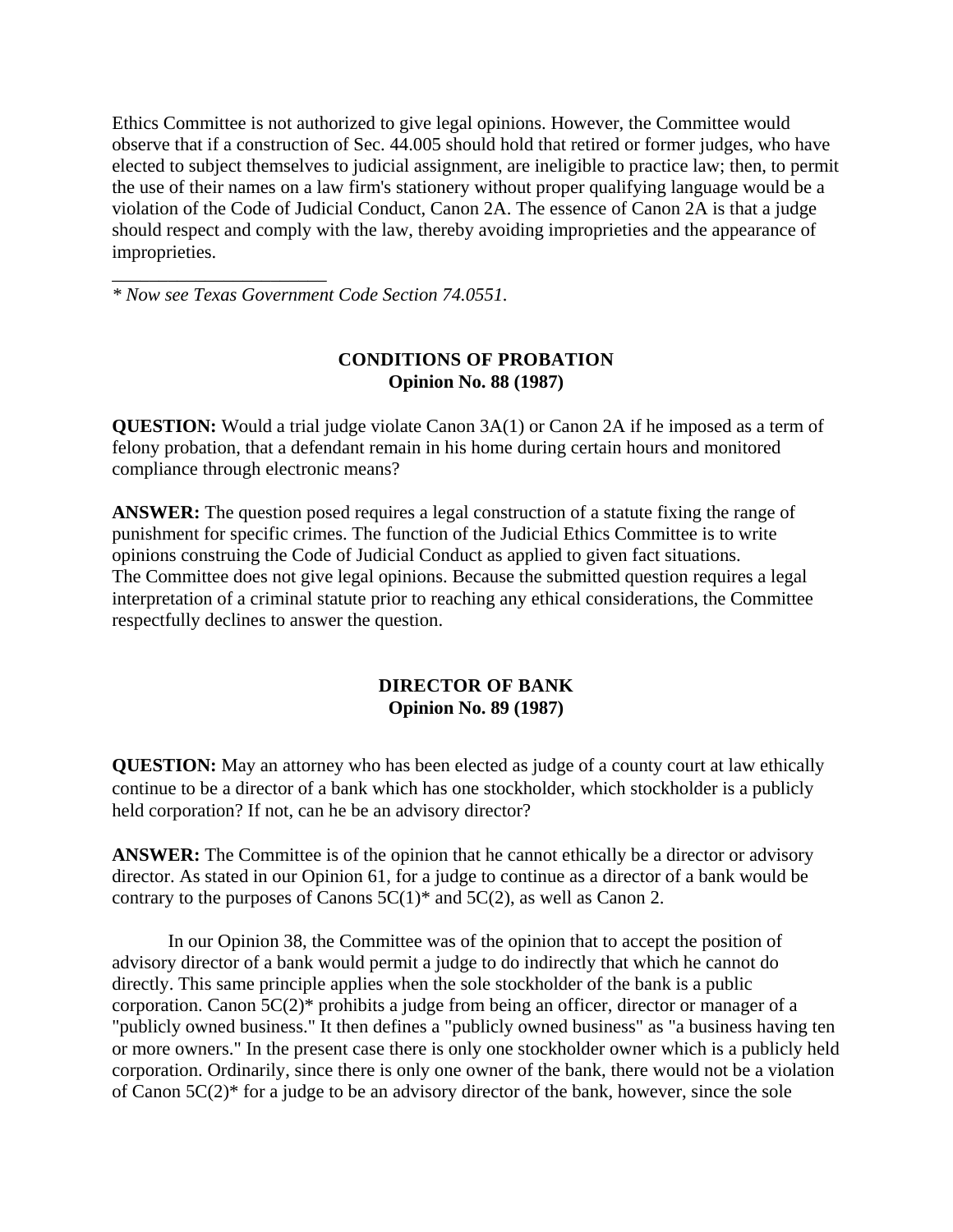Ethics Committee is not authorized to give legal opinions. However, the Committee would observe that if a construction of Sec. 44.005 should hold that retired or former judges, who have elected to subject themselves to judicial assignment, are ineligible to practice law; then, to permit the use of their names on a law firm's stationery without proper qualifying language would be a violation of the Code of Judicial Conduct, Canon 2A. The essence of Canon 2A is that a judge should respect and comply with the law, thereby avoiding improprieties and the appearance of improprieties.

______________________

*\* Now see Texas Government Code Section 74.0551.*

### CONDITIONS OF PROBATION
### Opinion No. 88 (1987)

**QUESTION:** Would a trial judge violate Canon 3A(1) or Canon 2A if he imposed as a term of felony probation, that a defendant remain in his home during certain hours and monitored compliance through electronic means?

**ANSWER:** The question posed requires a legal construction of a statute fixing the range of punishment for specific crimes. The function of the Judicial Ethics Committee is to write opinions construing the Code of Judicial Conduct as applied to given fact situations. The Committee does not give legal opinions. Because the submitted question requires a legal interpretation of a criminal statute prior to reaching any ethical considerations, the Committee respectfully declines to answer the question.

### DIRECTOR OF BANK
### Opinion No. 89 (1987)

**QUESTION:** May an attorney who has been elected as judge of a county court at law ethically continue to be a director of a bank which has one stockholder, which stockholder is a publicly held corporation? If not, can he be an advisory director?

**ANSWER:** The Committee is of the opinion that he cannot ethically be a director or advisory director. As stated in our Opinion 61, for a judge to continue as a director of a bank would be contrary to the purposes of Canons 5C(1)* and 5C(2), as well as Canon 2.

In our Opinion 38, the Committee was of the opinion that to accept the position of advisory director of a bank would permit a judge to do indirectly that which he cannot do directly. This same principle applies when the sole stockholder of the bank is a public corporation. Canon 5C(2)* prohibits a judge from being an officer, director or manager of a "publicly owned business." It then defines a "publicly owned business" as "a business having ten or more owners." In the present case there is only one stockholder owner which is a publicly held corporation. Ordinarily, since there is only one owner of the bank, there would not be a violation of Canon 5C(2)* for a judge to be an advisory director of the bank, however, since the sole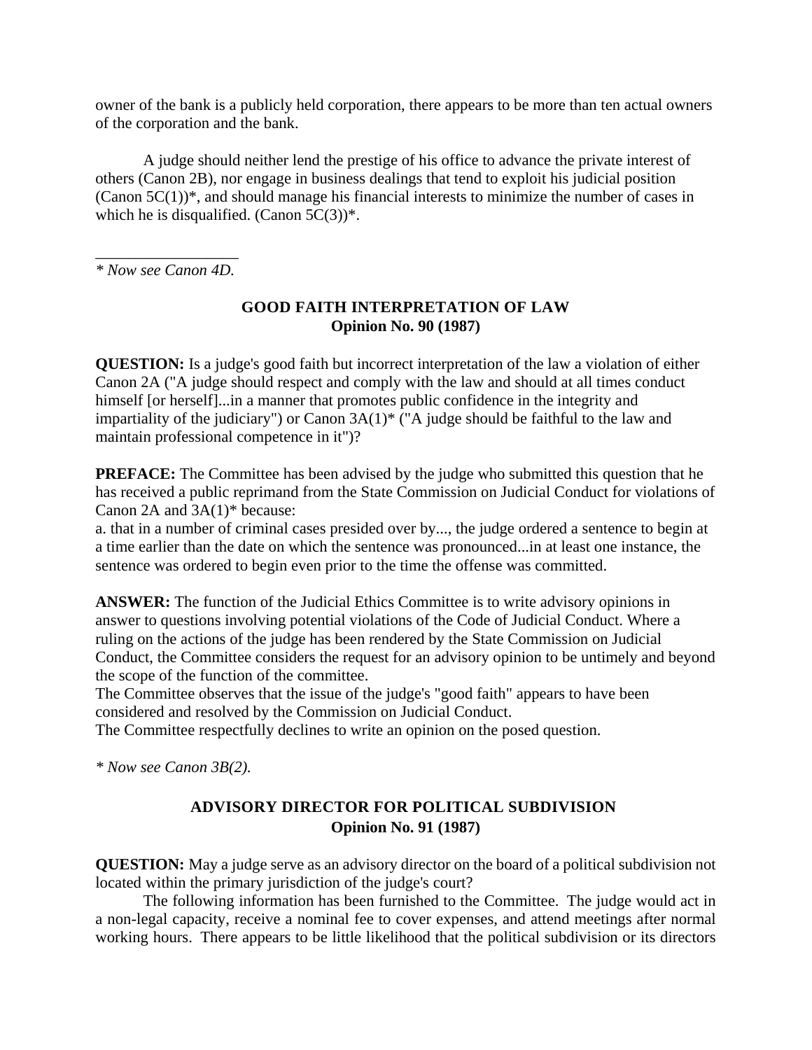owner of the bank is a publicly held corporation, there appears to be more than ten actual owners of the corporation and the bank.

A judge should neither lend the prestige of his office to advance the private interest of others (Canon 2B), nor engage in business dealings that tend to exploit his judicial position (Canon 5C(1))*, and should manage his financial interests to minimize the number of cases in which he is disqualified. (Canon 5C(3))*.

___________________

*\* Now see Canon 4D.*

## GOOD FAITH INTERPRETATION OF LAW
**Opinion No. 90 (1987)**

**QUESTION:** Is a judge's good faith but incorrect interpretation of the law a violation of either Canon 2A ("A judge should respect and comply with the law and should at all times conduct himself [or herself]...in a manner that promotes public confidence in the integrity and impartiality of the judiciary") or Canon 3A(1)* ("A judge should be faithful to the law and maintain professional competence in it")?

**PREFACE:** The Committee has been advised by the judge who submitted this question that he has received a public reprimand from the State Commission on Judicial Conduct for violations of Canon 2A and 3A(1)* because:
a. that in a number of criminal cases presided over by..., the judge ordered a sentence to begin at a time earlier than the date on which the sentence was pronounced...in at least one instance, the sentence was ordered to begin even prior to the time the offense was committed.

**ANSWER:** The function of the Judicial Ethics Committee is to write advisory opinions in answer to questions involving potential violations of the Code of Judicial Conduct. Where a ruling on the actions of the judge has been rendered by the State Commission on Judicial Conduct, the Committee considers the request for an advisory opinion to be untimely and beyond the scope of the function of the committee.
The Committee observes that the issue of the judge's "good faith" appears to have been considered and resolved by the Commission on Judicial Conduct.
The Committee respectfully declines to write an opinion on the posed question.

*\* Now see Canon 3B(2).*

## ADVISORY DIRECTOR FOR POLITICAL SUBDIVISION
**Opinion No. 91 (1987)**

**QUESTION:** May a judge serve as an advisory director on the board of a political subdivision not located within the primary jurisdiction of the judge's court?

The following information has been furnished to the Committee. The judge would act in a non-legal capacity, receive a nominal fee to cover expenses, and attend meetings after normal working hours. There appears to be little likelihood that the political subdivision or its directors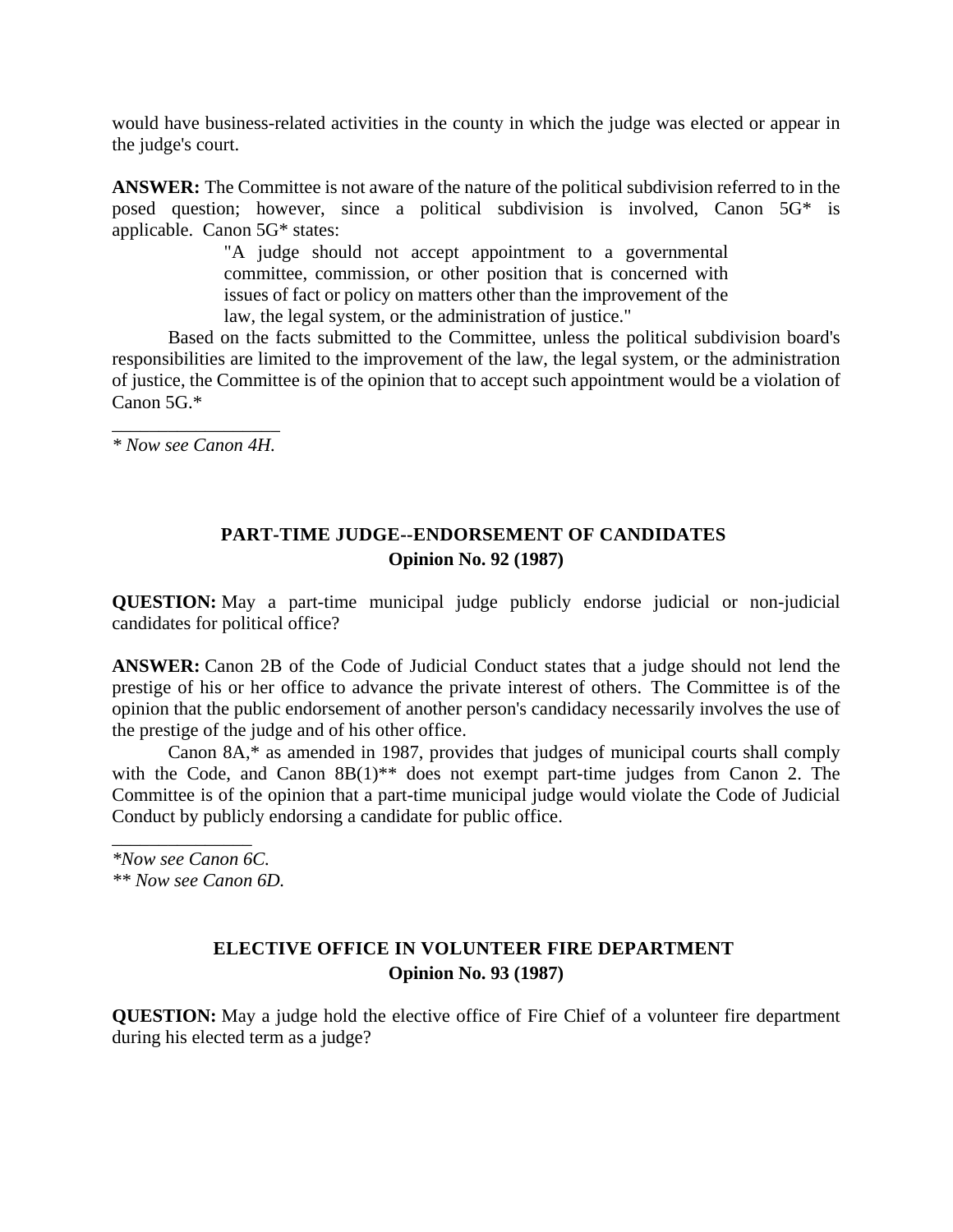would have business-related activities in the county in which the judge was elected or appear in the judge's court.

**ANSWER:** The Committee is not aware of the nature of the political subdivision referred to in the posed question; however, since a political subdivision is involved, Canon 5G* is applicable. Canon 5G* states:

> "A judge should not accept appointment to a governmental committee, commission, or other position that is concerned with issues of fact or policy on matters other than the improvement of the law, the legal system, or the administration of justice."

Based on the facts submitted to the Committee, unless the political subdivision board's responsibilities are limited to the improvement of the law, the legal system, or the administration of justice, the Committee is of the opinion that to accept such appointment would be a violation of Canon 5G.*

___________________

*\* Now see Canon 4H.*

## PART-TIME JUDGE--ENDORSEMENT OF CANDIDATES
**Opinion No. 92 (1987)**

**QUESTION:** May a part-time municipal judge publicly endorse judicial or non-judicial candidates for political office?

**ANSWER:** Canon 2B of the Code of Judicial Conduct states that a judge should not lend the prestige of his or her office to advance the private interest of others. The Committee is of the opinion that the public endorsement of another person's candidacy necessarily involves the use of the prestige of the judge and of his other office.

Canon 8A,* as amended in 1987, provides that judges of municipal courts shall comply with the Code, and Canon 8B(1)** does not exempt part-time judges from Canon 2. The Committee is of the opinion that a part-time municipal judge would violate the Code of Judicial Conduct by publicly endorsing a candidate for public office.

_______________

*\*Now see Canon 6C.*
*\*\* Now see Canon 6D.*

## ELECTIVE OFFICE IN VOLUNTEER FIRE DEPARTMENT
**Opinion No. 93 (1987)**

**QUESTION:** May a judge hold the elective office of Fire Chief of a volunteer fire department during his elected term as a judge?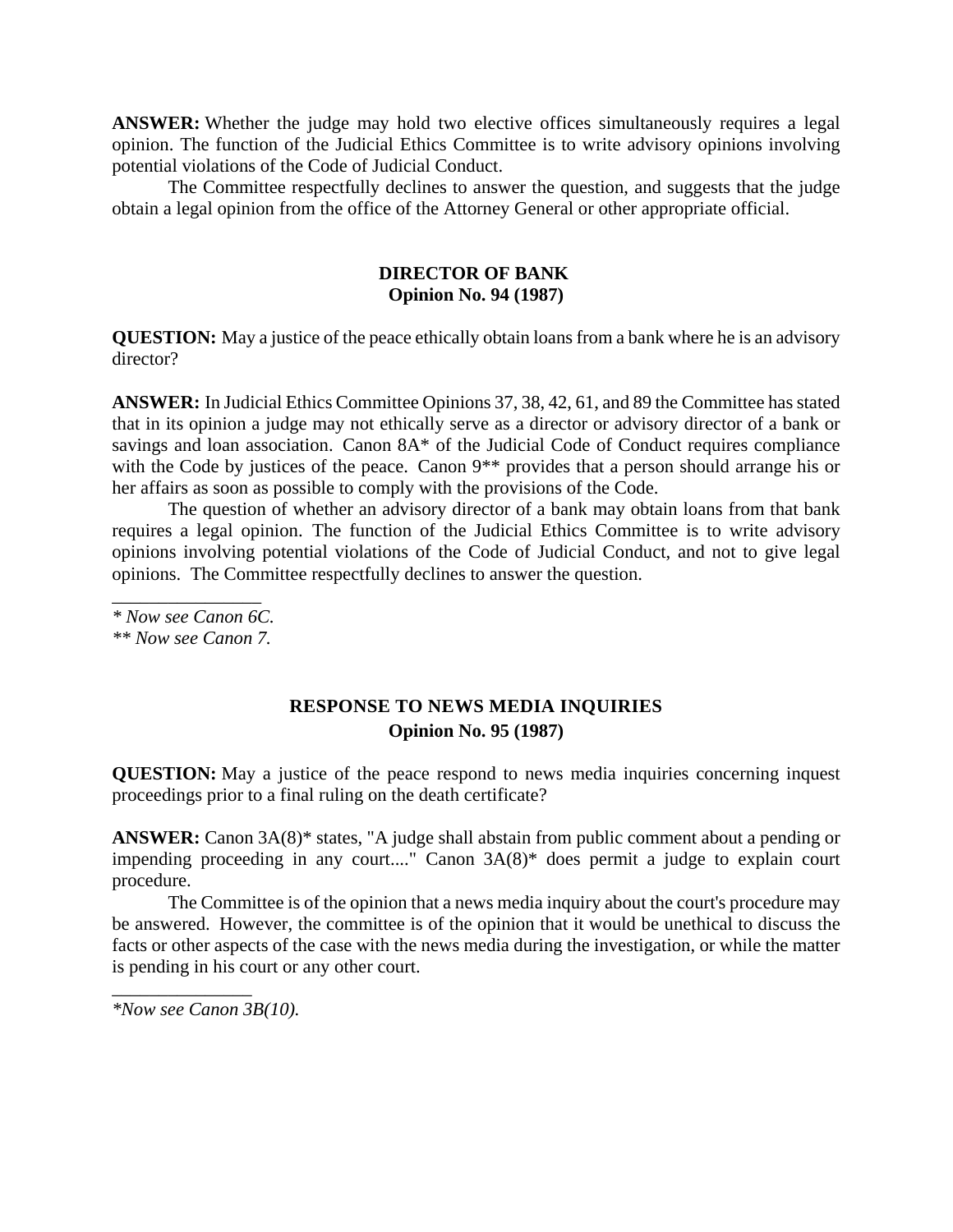**ANSWER:** Whether the judge may hold two elective offices simultaneously requires a legal opinion. The function of the Judicial Ethics Committee is to write advisory opinions involving potential violations of the Code of Judicial Conduct.

The Committee respectfully declines to answer the question, and suggests that the judge obtain a legal opinion from the office of the Attorney General or other appropriate official.

## DIRECTOR OF BANK
**Opinion No. 94 (1987)**

**QUESTION:** May a justice of the peace ethically obtain loans from a bank where he is an advisory director?

**ANSWER:** In Judicial Ethics Committee Opinions 37, 38, 42, 61, and 89 the Committee has stated that in its opinion a judge may not ethically serve as a director or advisory director of a bank or savings and loan association. Canon 8A* of the Judicial Code of Conduct requires compliance with the Code by justices of the peace. Canon 9** provides that a person should arrange his or her affairs as soon as possible to comply with the provisions of the Code.

The question of whether an advisory director of a bank may obtain loans from that bank requires a legal opinion. The function of the Judicial Ethics Committee is to write advisory opinions involving potential violations of the Code of Judicial Conduct, and not to give legal opinions. The Committee respectfully declines to answer the question.

_______________

*\* Now see Canon 6C.*
*\*\* Now see Canon 7.*

## RESPONSE TO NEWS MEDIA INQUIRIES
**Opinion No. 95 (1987)**

**QUESTION:** May a justice of the peace respond to news media inquiries concerning inquest proceedings prior to a final ruling on the death certificate?

**ANSWER:** Canon 3A(8)* states, "A judge shall abstain from public comment about a pending or impending proceeding in any court...." Canon 3A(8)* does permit a judge to explain court procedure.

The Committee is of the opinion that a news media inquiry about the court's procedure may be answered. However, the committee is of the opinion that it would be unethical to discuss the facts or other aspects of the case with the news media during the investigation, or while the matter is pending in his court or any other court.

_______________

*\*Now see Canon 3B(10).*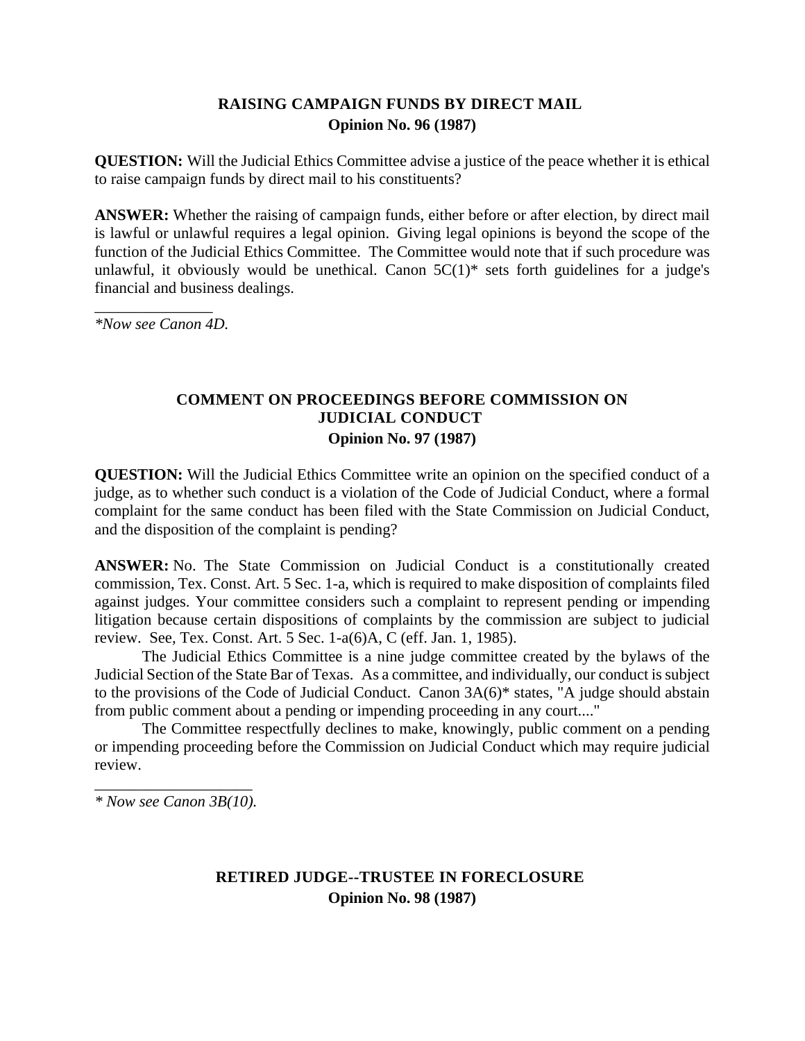## RAISING CAMPAIGN FUNDS BY DIRECT MAIL
**Opinion No. 96 (1987)**

**QUESTION:** Will the Judicial Ethics Committee advise a justice of the peace whether it is ethical to raise campaign funds by direct mail to his constituents?

**ANSWER:** Whether the raising of campaign funds, either before or after election, by direct mail is lawful or unlawful requires a legal opinion. Giving legal opinions is beyond the scope of the function of the Judicial Ethics Committee. The Committee would note that if such procedure was unlawful, it obviously would be unethical. Canon 5C(1)* sets forth guidelines for a judge's financial and business dealings.

_______________

*\*Now see Canon 4D.*

## COMMENT ON PROCEEDINGS BEFORE COMMISSION ON JUDICIAL CONDUCT
**Opinion No. 97 (1987)**

**QUESTION:** Will the Judicial Ethics Committee write an opinion on the specified conduct of a judge, as to whether such conduct is a violation of the Code of Judicial Conduct, where a formal complaint for the same conduct has been filed with the State Commission on Judicial Conduct, and the disposition of the complaint is pending?

**ANSWER:** No. The State Commission on Judicial Conduct is a constitutionally created commission, Tex. Const. Art. 5 Sec. 1-a, which is required to make disposition of complaints filed against judges. Your committee considers such a complaint to represent pending or impending litigation because certain dispositions of complaints by the commission are subject to judicial review. See, Tex. Const. Art. 5 Sec. 1-a(6)A, C (eff. Jan. 1, 1985).

The Judicial Ethics Committee is a nine judge committee created by the bylaws of the Judicial Section of the State Bar of Texas. As a committee, and individually, our conduct is subject to the provisions of the Code of Judicial Conduct. Canon 3A(6)* states, "A judge should abstain from public comment about a pending or impending proceeding in any court...."

The Committee respectfully declines to make, knowingly, public comment on a pending or impending proceeding before the Commission on Judicial Conduct which may require judicial review.

_______________

*\* Now see Canon 3B(10).*

## RETIRED JUDGE--TRUSTEE IN FORECLOSURE
**Opinion No. 98 (1987)**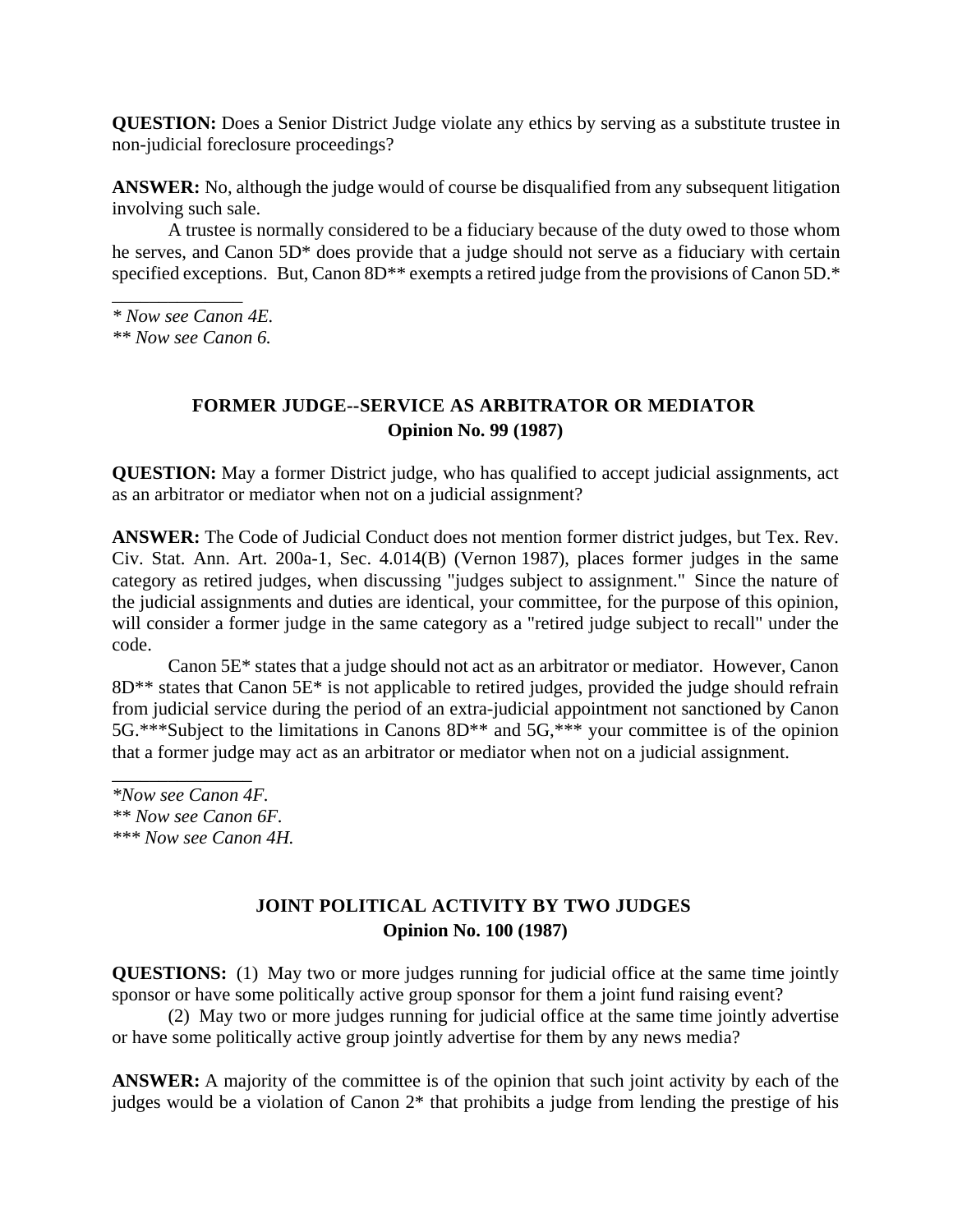**QUESTION:** Does a Senior District Judge violate any ethics by serving as a substitute trustee in non-judicial foreclosure proceedings?

**ANSWER:** No, although the judge would of course be disqualified from any subsequent litigation involving such sale.

A trustee is normally considered to be a fiduciary because of the duty owed to those whom he serves, and Canon 5D* does provide that a judge should not serve as a fiduciary with certain specified exceptions. But, Canon 8D** exempts a retired judge from the provisions of Canon 5D.*

______________

*\* Now see Canon 4E.*
*\*\* Now see Canon 6.*

### FORMER JUDGE--SERVICE AS ARBITRATOR OR MEDIATOR
### Opinion No. 99 (1987)

**QUESTION:** May a former District judge, who has qualified to accept judicial assignments, act as an arbitrator or mediator when not on a judicial assignment?

**ANSWER:** The Code of Judicial Conduct does not mention former district judges, but Tex. Rev. Civ. Stat. Ann. Art. 200a-1, Sec. 4.014(B) (Vernon 1987), places former judges in the same category as retired judges, when discussing "judges subject to assignment." Since the nature of the judicial assignments and duties are identical, your committee, for the purpose of this opinion, will consider a former judge in the same category as a "retired judge subject to recall" under the code.

Canon 5E* states that a judge should not act as an arbitrator or mediator. However, Canon 8D** states that Canon 5E* is not applicable to retired judges, provided the judge should refrain from judicial service during the period of an extra-judicial appointment not sanctioned by Canon 5G.***Subject to the limitations in Canons 8D** and 5G,*** your committee is of the opinion that a former judge may act as an arbitrator or mediator when not on a judicial assignment.

______________

*\*Now see Canon 4F.*
*\*\* Now see Canon 6F.*
*\*\*\* Now see Canon 4H.*

### JOINT POLITICAL ACTIVITY BY TWO JUDGES
### Opinion No. 100 (1987)

**QUESTIONS:** (1) May two or more judges running for judicial office at the same time jointly sponsor or have some politically active group sponsor for them a joint fund raising event?

(2) May two or more judges running for judicial office at the same time jointly advertise or have some politically active group jointly advertise for them by any news media?

**ANSWER:** A majority of the committee is of the opinion that such joint activity by each of the judges would be a violation of Canon 2* that prohibits a judge from lending the prestige of his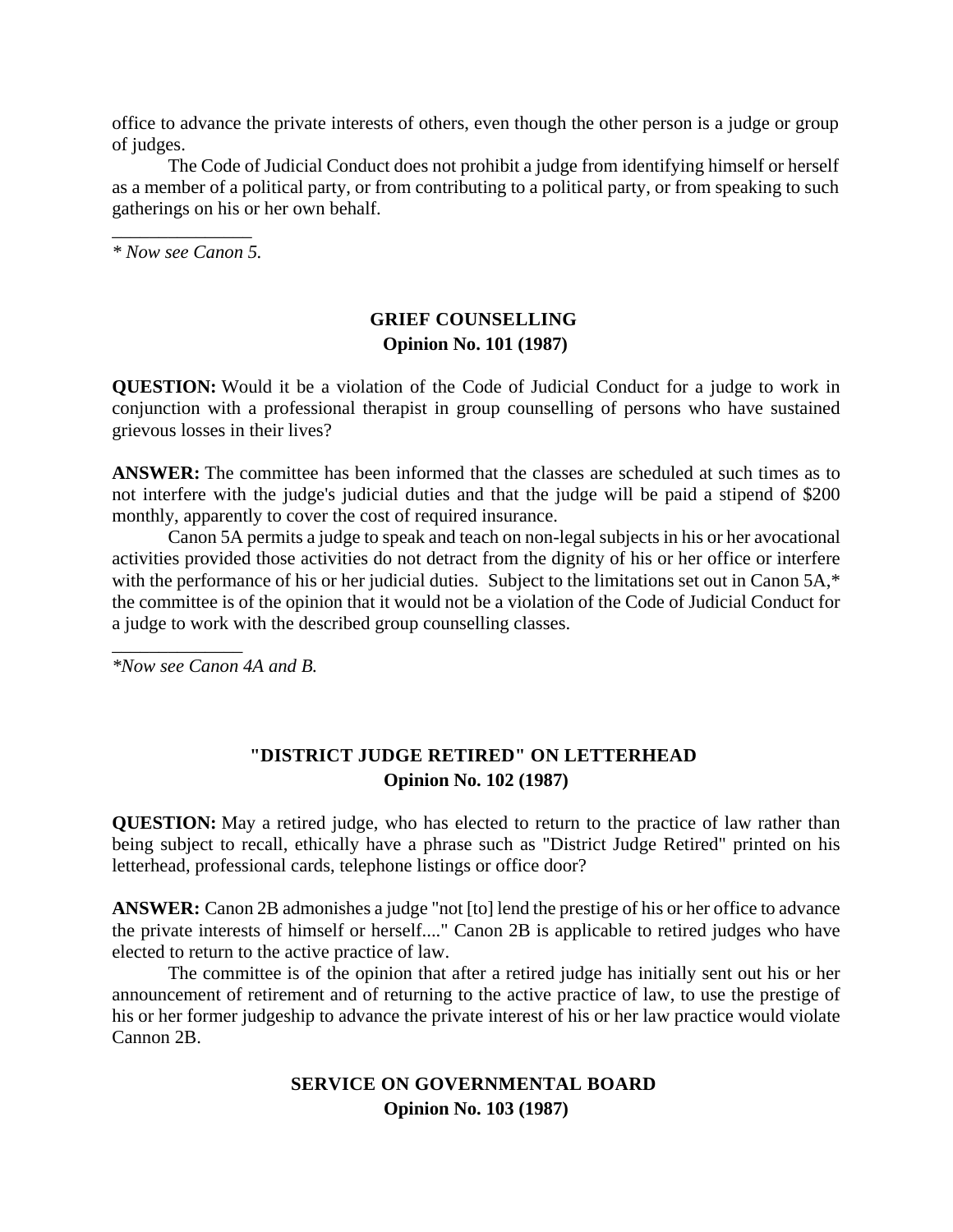office to advance the private interests of others, even though the other person is a judge or group of judges.

The Code of Judicial Conduct does not prohibit a judge from identifying himself or herself as a member of a political party, or from contributing to a political party, or from speaking to such gatherings on his or her own behalf.

_______________

*\* Now see Canon 5.*

## GRIEF COUNSELLING
**Opinion No. 101 (1987)**

**QUESTION:** Would it be a violation of the Code of Judicial Conduct for a judge to work in conjunction with a professional therapist in group counselling of persons who have sustained grievous losses in their lives?

**ANSWER:** The committee has been informed that the classes are scheduled at such times as to not interfere with the judge's judicial duties and that the judge will be paid a stipend of $200 monthly, apparently to cover the cost of required insurance.

Canon 5A permits a judge to speak and teach on non-legal subjects in his or her avocational activities provided those activities do not detract from the dignity of his or her office or interfere with the performance of his or her judicial duties. Subject to the limitations set out in Canon 5A,* the committee is of the opinion that it would not be a violation of the Code of Judicial Conduct for a judge to work with the described group counselling classes.

_______________

*\*Now see Canon 4A and B.*

## "DISTRICT JUDGE RETIRED" ON LETTERHEAD
**Opinion No. 102 (1987)**

**QUESTION:** May a retired judge, who has elected to return to the practice of law rather than being subject to recall, ethically have a phrase such as "District Judge Retired" printed on his letterhead, professional cards, telephone listings or office door?

**ANSWER:** Canon 2B admonishes a judge "not [to] lend the prestige of his or her office to advance the private interests of himself or herself...." Canon 2B is applicable to retired judges who have elected to return to the active practice of law.

The committee is of the opinion that after a retired judge has initially sent out his or her announcement of retirement and of returning to the active practice of law, to use the prestige of his or her former judgeship to advance the private interest of his or her law practice would violate Cannon 2B.

## SERVICE ON GOVERNMENTAL BOARD
**Opinion No. 103 (1987)**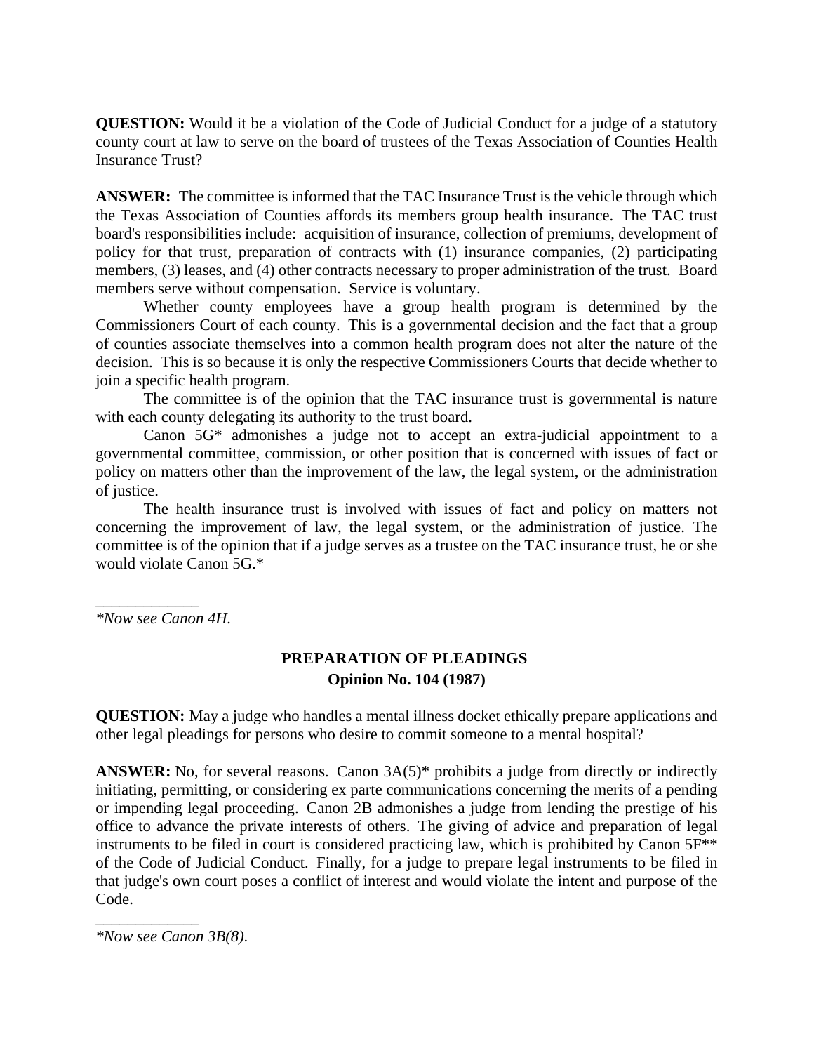**QUESTION:** Would it be a violation of the Code of Judicial Conduct for a judge of a statutory county court at law to serve on the board of trustees of the Texas Association of Counties Health Insurance Trust?

**ANSWER:** The committee is informed that the TAC Insurance Trust is the vehicle through which the Texas Association of Counties affords its members group health insurance. The TAC trust board's responsibilities include: acquisition of insurance, collection of premiums, development of policy for that trust, preparation of contracts with (1) insurance companies, (2) participating members, (3) leases, and (4) other contracts necessary to proper administration of the trust. Board members serve without compensation. Service is voluntary.

Whether county employees have a group health program is determined by the Commissioners Court of each county. This is a governmental decision and the fact that a group of counties associate themselves into a common health program does not alter the nature of the decision. This is so because it is only the respective Commissioners Courts that decide whether to join a specific health program.

The committee is of the opinion that the TAC insurance trust is governmental is nature with each county delegating its authority to the trust board.

Canon 5G* admonishes a judge not to accept an extra-judicial appointment to a governmental committee, commission, or other position that is concerned with issues of fact or policy on matters other than the improvement of the law, the legal system, or the administration of justice.

The health insurance trust is involved with issues of fact and policy on matters not concerning the improvement of law, the legal system, or the administration of justice. The committee is of the opinion that if a judge serves as a trustee on the TAC insurance trust, he or she would violate Canon 5G.*

_____________

*\*Now see Canon 4H.*

## PREPARATION OF PLEADINGS
## Opinion No. 104 (1987)

**QUESTION:** May a judge who handles a mental illness docket ethically prepare applications and other legal pleadings for persons who desire to commit someone to a mental hospital?

**ANSWER:** No, for several reasons. Canon 3A(5)* prohibits a judge from directly or indirectly initiating, permitting, or considering ex parte communications concerning the merits of a pending or impending legal proceeding. Canon 2B admonishes a judge from lending the prestige of his office to advance the private interests of others. The giving of advice and preparation of legal instruments to be filed in court is considered practicing law, which is prohibited by Canon 5F** of the Code of Judicial Conduct. Finally, for a judge to prepare legal instruments to be filed in that judge's own court poses a conflict of interest and would violate the intent and purpose of the Code.

_____________

*\*Now see Canon 3B(8).*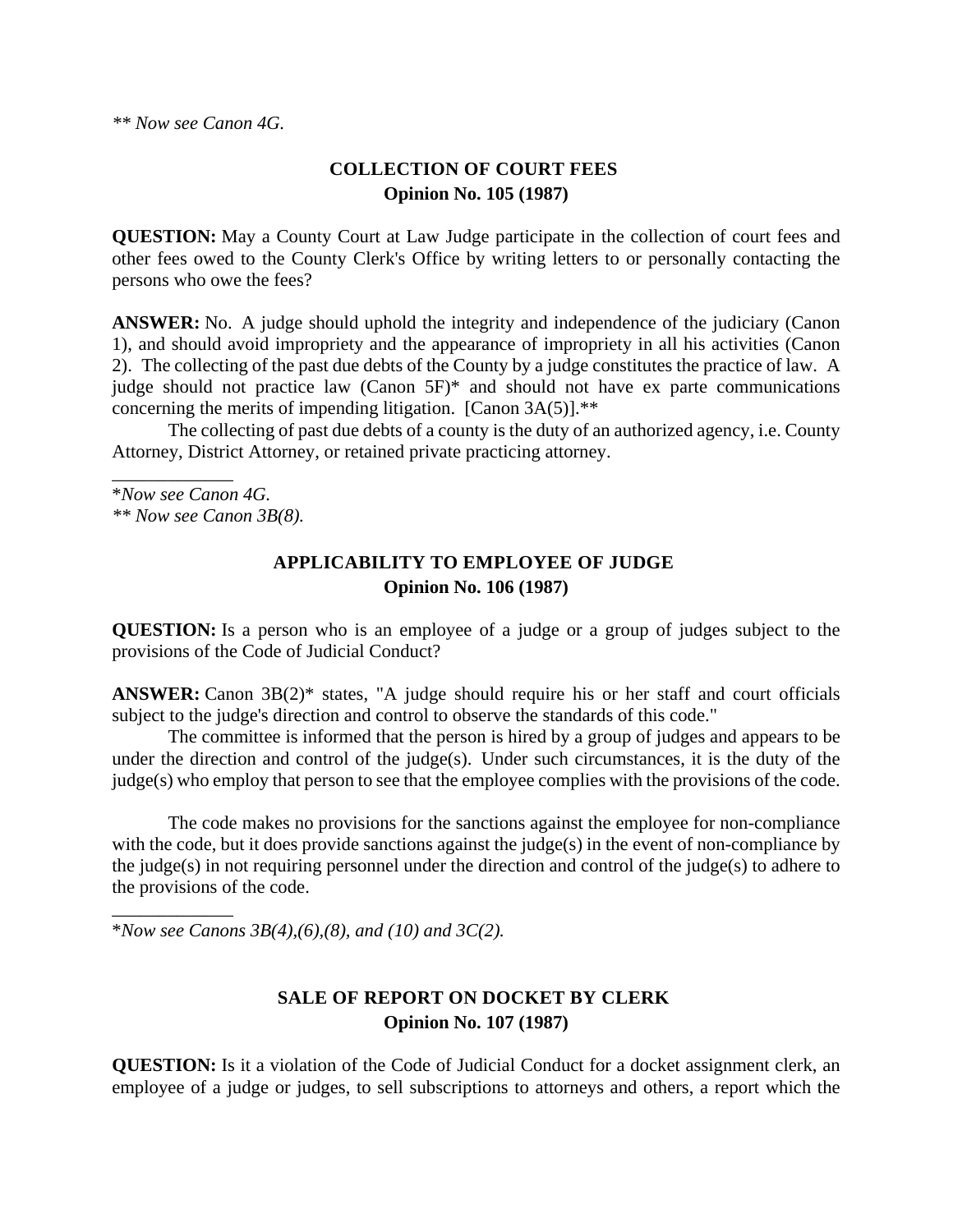*\*\* Now see Canon 4G.*

## COLLECTION OF COURT FEES
**Opinion No. 105 (1987)**

**QUESTION:** May a County Court at Law Judge participate in the collection of court fees and other fees owed to the County Clerk's Office by writing letters to or personally contacting the persons who owe the fees?

**ANSWER:** No. A judge should uphold the integrity and independence of the judiciary (Canon 1), and should avoid impropriety and the appearance of impropriety in all his activities (Canon 2). The collecting of the past due debts of the County by a judge constitutes the practice of law. A judge should not practice law (Canon 5F)* and should not have ex parte communications concerning the merits of impending litigation. [Canon 3A(5)].**

The collecting of past due debts of a county is the duty of an authorized agency, i.e. County Attorney, District Attorney, or retained private practicing attorney.

_____________

*\*Now see Canon 4G.*
*\*\* Now see Canon 3B(8).*

## APPLICABILITY TO EMPLOYEE OF JUDGE
**Opinion No. 106 (1987)**

**QUESTION:** Is a person who is an employee of a judge or a group of judges subject to the provisions of the Code of Judicial Conduct?

**ANSWER:** Canon 3B(2)* states, "A judge should require his or her staff and court officials subject to the judge's direction and control to observe the standards of this code."

The committee is informed that the person is hired by a group of judges and appears to be under the direction and control of the judge(s). Under such circumstances, it is the duty of the judge(s) who employ that person to see that the employee complies with the provisions of the code.

The code makes no provisions for the sanctions against the employee for non-compliance with the code, but it does provide sanctions against the judge(s) in the event of non-compliance by the judge(s) in not requiring personnel under the direction and control of the judge(s) to adhere to the provisions of the code.

_____________

*\*Now see Canons 3B(4),(6),(8), and (10) and 3C(2).*

## SALE OF REPORT ON DOCKET BY CLERK
**Opinion No. 107 (1987)**

**QUESTION:** Is it a violation of the Code of Judicial Conduct for a docket assignment clerk, an employee of a judge or judges, to sell subscriptions to attorneys and others, a report which the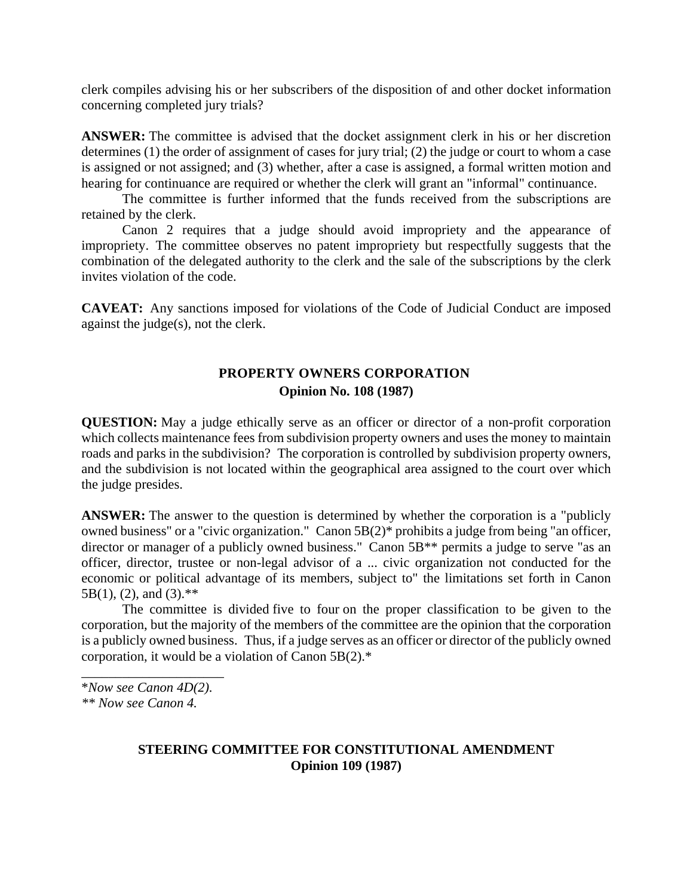clerk compiles advising his or her subscribers of the disposition of and other docket information concerning completed jury trials?

**ANSWER:** The committee is advised that the docket assignment clerk in his or her discretion determines (1) the order of assignment of cases for jury trial; (2) the judge or court to whom a case is assigned or not assigned; and (3) whether, after a case is assigned, a formal written motion and hearing for continuance are required or whether the clerk will grant an "informal" continuance.

The committee is further informed that the funds received from the subscriptions are retained by the clerk.

Canon 2 requires that a judge should avoid impropriety and the appearance of impropriety. The committee observes no patent impropriety but respectfully suggests that the combination of the delegated authority to the clerk and the sale of the subscriptions by the clerk invites violation of the code.

**CAVEAT:** Any sanctions imposed for violations of the Code of Judicial Conduct are imposed against the judge(s), not the clerk.

## PROPERTY OWNERS CORPORATION
### Opinion No. 108 (1987)

**QUESTION:** May a judge ethically serve as an officer or director of a non-profit corporation which collects maintenance fees from subdivision property owners and uses the money to maintain roads and parks in the subdivision? The corporation is controlled by subdivision property owners, and the subdivision is not located within the geographical area assigned to the court over which the judge presides.

**ANSWER:** The answer to the question is determined by whether the corporation is a "publicly owned business" or a "civic organization." Canon 5B(2)* prohibits a judge from being "an officer, director or manager of a publicly owned business." Canon 5B** permits a judge to serve "as an officer, director, trustee or non-legal advisor of a ... civic organization not conducted for the economic or political advantage of its members, subject to" the limitations set forth in Canon 5B(1), (2), and (3).**

The committee is divided five to four on the proper classification to be given to the corporation, but the majority of the members of the committee are the opinion that the corporation is a publicly owned business. Thus, if a judge serves as an officer or director of the publicly owned corporation, it would be a violation of Canon 5B(2).*

______________________

**Now see Canon 4D(2).*

*** Now see Canon 4.*

## STEERING COMMITTEE FOR CONSTITUTIONAL AMENDMENT
### Opinion 109 (1987)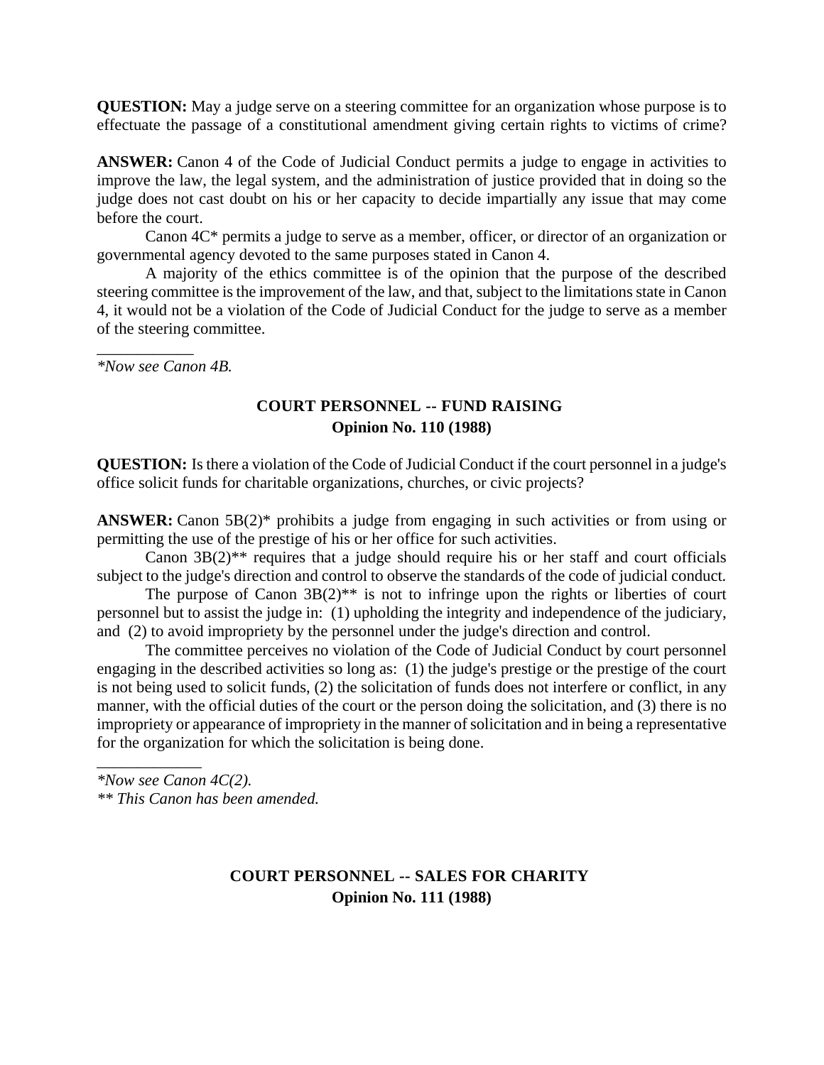**QUESTION:** May a judge serve on a steering committee for an organization whose purpose is to effectuate the passage of a constitutional amendment giving certain rights to victims of crime?

**ANSWER:** Canon 4 of the Code of Judicial Conduct permits a judge to engage in activities to improve the law, the legal system, and the administration of justice provided that in doing so the judge does not cast doubt on his or her capacity to decide impartially any issue that may come before the court.

Canon 4C* permits a judge to serve as a member, officer, or director of an organization or governmental agency devoted to the same purposes stated in Canon 4.

A majority of the ethics committee is of the opinion that the purpose of the described steering committee is the improvement of the law, and that, subject to the limitations state in Canon 4, it would not be a violation of the Code of Judicial Conduct for the judge to serve as a member of the steering committee.

___________

*\*Now see Canon 4B.*

### COURT PERSONNEL -- FUND RAISING
### Opinion No. 110 (1988)

**QUESTION:** Is there a violation of the Code of Judicial Conduct if the court personnel in a judge's office solicit funds for charitable organizations, churches, or civic projects?

**ANSWER:** Canon 5B(2)* prohibits a judge from engaging in such activities or from using or permitting the use of the prestige of his or her office for such activities.

Canon 3B(2)** requires that a judge should require his or her staff and court officials subject to the judge's direction and control to observe the standards of the code of judicial conduct.

The purpose of Canon 3B(2)** is not to infringe upon the rights or liberties of court personnel but to assist the judge in: (1) upholding the integrity and independence of the judiciary, and (2) to avoid impropriety by the personnel under the judge's direction and control.

The committee perceives no violation of the Code of Judicial Conduct by court personnel engaging in the described activities so long as: (1) the judge's prestige or the prestige of the court is not being used to solicit funds, (2) the solicitation of funds does not interfere or conflict, in any manner, with the official duties of the court or the person doing the solicitation, and (3) there is no impropriety or appearance of impropriety in the manner of solicitation and in being a representative for the organization for which the solicitation is being done.

___________

*\*Now see Canon 4C(2).*

*\*\* This Canon has been amended.*

### COURT PERSONNEL -- SALES FOR CHARITY
### Opinion No. 111 (1988)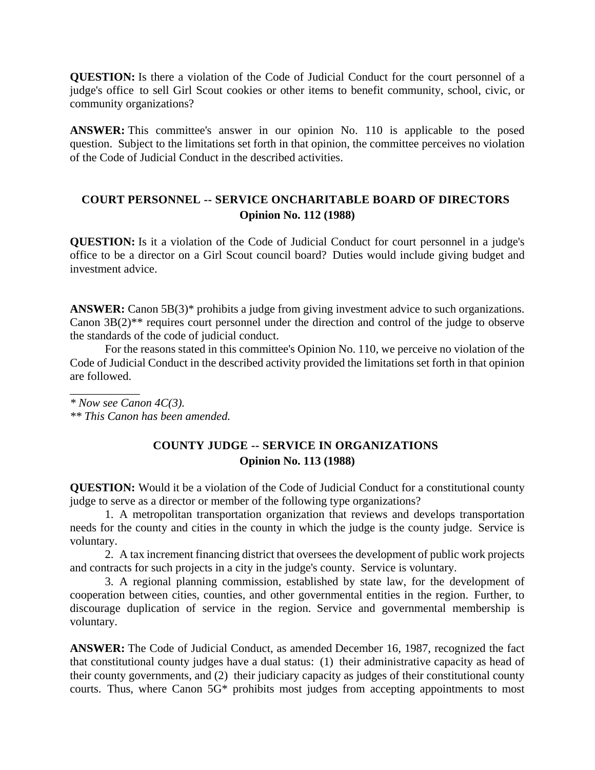**QUESTION:** Is there a violation of the Code of Judicial Conduct for the court personnel of a judge's office to sell Girl Scout cookies or other items to benefit community, school, civic, or community organizations?

**ANSWER:** This committee's answer in our opinion No. 110 is applicable to the posed question. Subject to the limitations set forth in that opinion, the committee perceives no violation of the Code of Judicial Conduct in the described activities.

## COURT PERSONNEL -- SERVICE ONCHARITABLE BOARD OF DIRECTORS
## Opinion No. 112 (1988)

**QUESTION:** Is it a violation of the Code of Judicial Conduct for court personnel in a judge's office to be a director on a Girl Scout council board? Duties would include giving budget and investment advice.

**ANSWER:** Canon 5B(3)* prohibits a judge from giving investment advice to such organizations. Canon 3B(2)** requires court personnel under the direction and control of the judge to observe the standards of the code of judicial conduct.

For the reasons stated in this committee's Opinion No. 110, we perceive no violation of the Code of Judicial Conduct in the described activity provided the limitations set forth in that opinion are followed.

____________

*\* Now see Canon 4C(3).*

*\*\* This Canon has been amended.*

## COUNTY JUDGE -- SERVICE IN ORGANIZATIONS
## Opinion No. 113 (1988)

**QUESTION:** Would it be a violation of the Code of Judicial Conduct for a constitutional county judge to serve as a director or member of the following type organizations?

1. A metropolitan transportation organization that reviews and develops transportation needs for the county and cities in the county in which the judge is the county judge. Service is voluntary.

2. A tax increment financing district that oversees the development of public work projects and contracts for such projects in a city in the judge's county. Service is voluntary.

3. A regional planning commission, established by state law, for the development of cooperation between cities, counties, and other governmental entities in the region. Further, to discourage duplication of service in the region. Service and governmental membership is voluntary.

**ANSWER:** The Code of Judicial Conduct, as amended December 16, 1987, recognized the fact that constitutional county judges have a dual status: (1) their administrative capacity as head of their county governments, and (2) their judiciary capacity as judges of their constitutional county courts. Thus, where Canon 5G* prohibits most judges from accepting appointments to most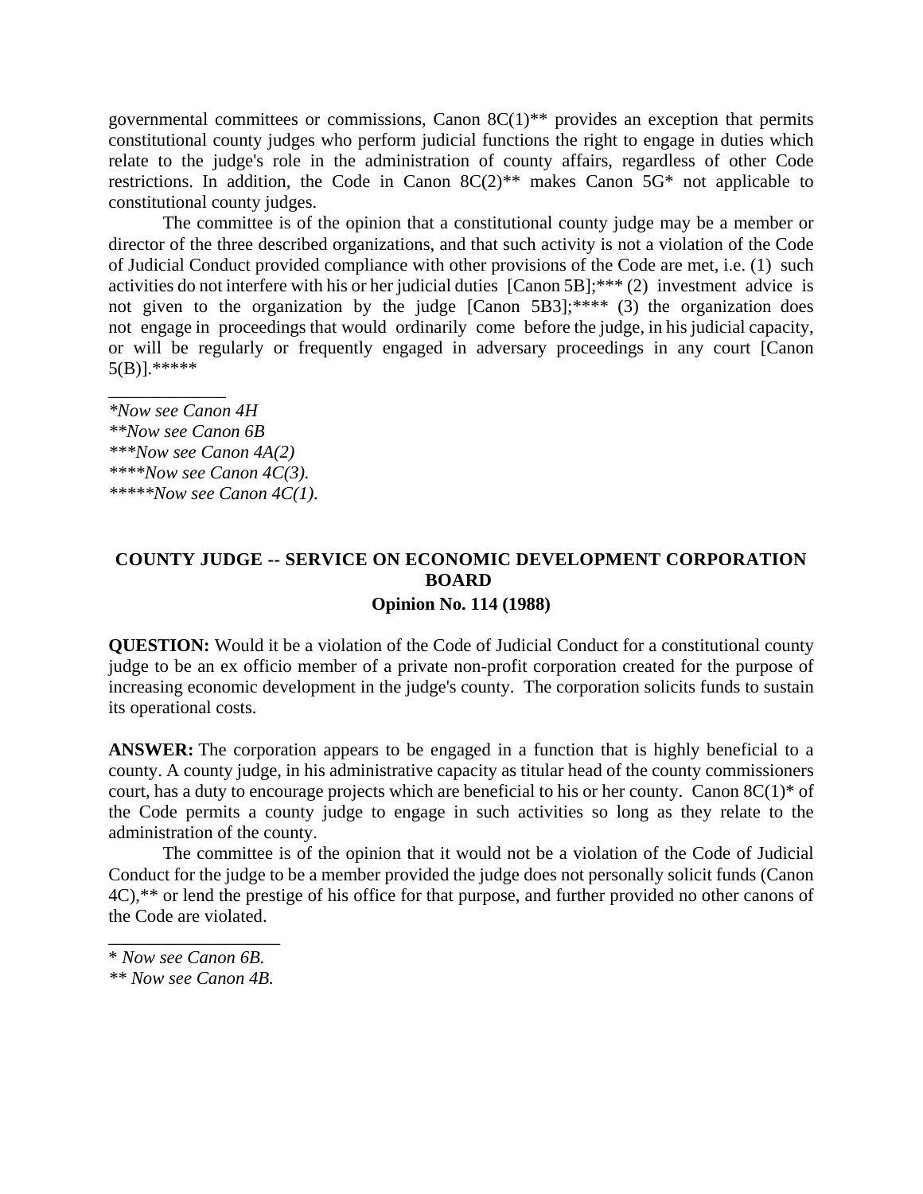governmental committees or commissions, Canon 8C(1)** provides an exception that permits constitutional county judges who perform judicial functions the right to engage in duties which relate to the judge's role in the administration of county affairs, regardless of other Code restrictions. In addition, the Code in Canon 8C(2)** makes Canon 5G* not applicable to constitutional county judges.

The committee is of the opinion that a constitutional county judge may be a member or director of the three described organizations, and that such activity is not a violation of the Code of Judicial Conduct provided compliance with other provisions of the Code are met, i.e. (1) such activities do not interfere with his or her judicial duties [Canon 5B];*** (2) investment advice is not given to the organization by the judge [Canon 5B3];**** (3) the organization does not engage in proceedings that would ordinarily come before the judge, in his judicial capacity, or will be regularly or frequently engaged in adversary proceedings in any court [Canon 5(B)].*****

_____________

*\*Now see Canon 4H*
*\*\*Now see Canon 6B*
*\*\*\*Now see Canon 4A(2)*
*\*\*\*\*Now see Canon 4C(3).*
*\*\*\*\*\*Now see Canon 4C(1).*

### COUNTY JUDGE -- SERVICE ON ECONOMIC DEVELOPMENT CORPORATION BOARD

**Opinion No. 114 (1988)**

**QUESTION:** Would it be a violation of the Code of Judicial Conduct for a constitutional county judge to be an ex officio member of a private non-profit corporation created for the purpose of increasing economic development in the judge's county. The corporation solicits funds to sustain its operational costs.

**ANSWER:** The corporation appears to be engaged in a function that is highly beneficial to a county. A county judge, in his administrative capacity as titular head of the county commissioners court, has a duty to encourage projects which are beneficial to his or her county. Canon 8C(1)* of the Code permits a county judge to engage in such activities so long as they relate to the administration of the county.

The committee is of the opinion that it would not be a violation of the Code of Judicial Conduct for the judge to be a member provided the judge does not personally solicit funds (Canon 4C),** or lend the prestige of his office for that purpose, and further provided no other canons of the Code are violated.

___________________

\* *Now see Canon 6B.*
*\*\* Now see Canon 4B.*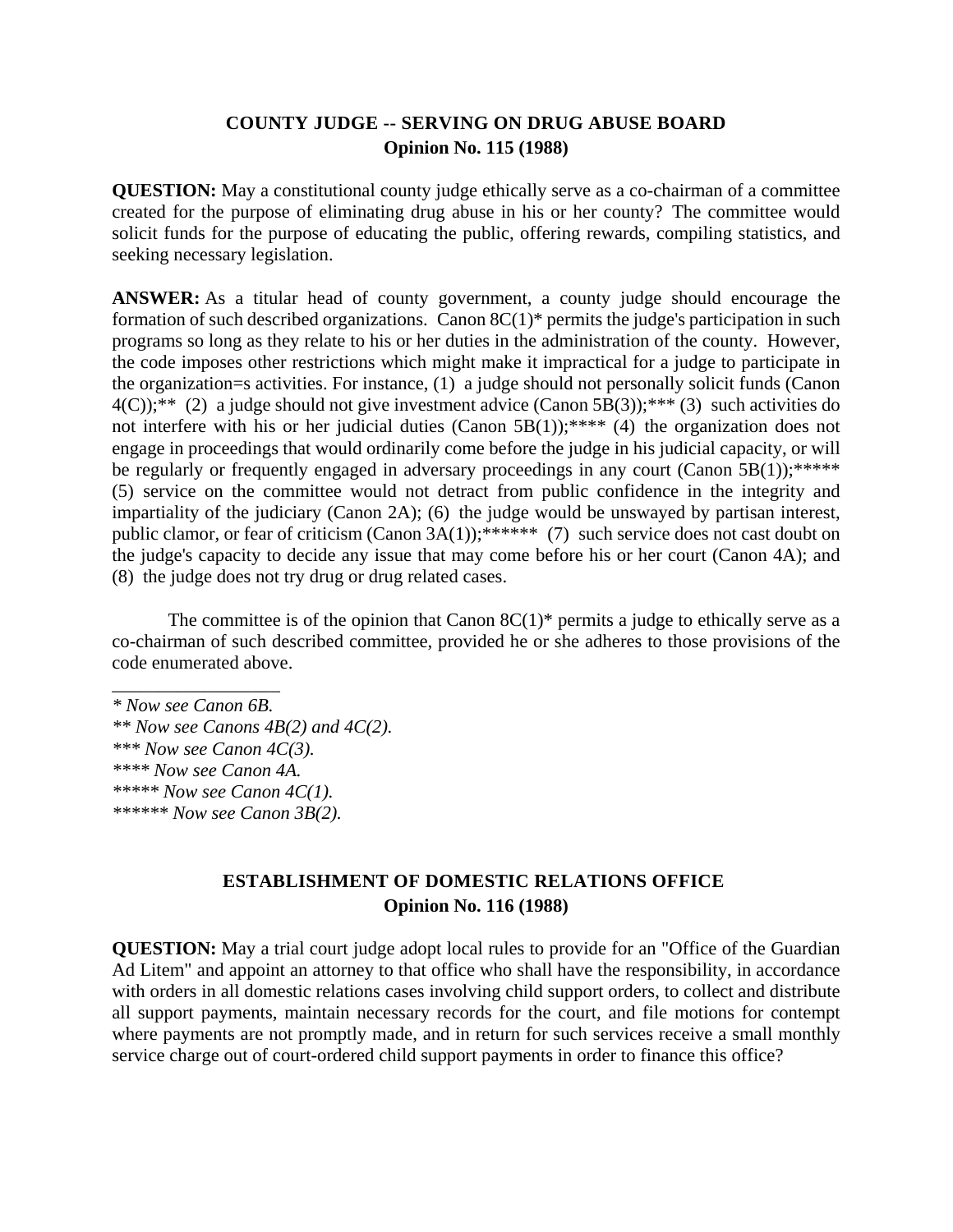## COUNTY JUDGE -- SERVING ON DRUG ABUSE BOARD
**Opinion No. 115 (1988)**

**QUESTION:** May a constitutional county judge ethically serve as a co-chairman of a committee created for the purpose of eliminating drug abuse in his or her county? The committee would solicit funds for the purpose of educating the public, offering rewards, compiling statistics, and seeking necessary legislation.

**ANSWER:** As a titular head of county government, a county judge should encourage the formation of such described organizations. Canon 8C(1)* permits the judge's participation in such programs so long as they relate to his or her duties in the administration of the county. However, the code imposes other restrictions which might make it impractical for a judge to participate in the organization=s activities. For instance, (1) a judge should not personally solicit funds (Canon 4(C));** (2) a judge should not give investment advice (Canon 5B(3));*** (3) such activities do not interfere with his or her judicial duties (Canon 5B(1));**** (4) the organization does not engage in proceedings that would ordinarily come before the judge in his judicial capacity, or will be regularly or frequently engaged in adversary proceedings in any court (Canon 5B(1));***** (5) service on the committee would not detract from public confidence in the integrity and impartiality of the judiciary (Canon 2A); (6) the judge would be unswayed by partisan interest, public clamor, or fear of criticism (Canon 3A(1));****** (7) such service does not cast doubt on the judge's capacity to decide any issue that may come before his or her court (Canon 4A); and (8) the judge does not try drug or drug related cases.

The committee is of the opinion that Canon 8C(1)* permits a judge to ethically serve as a co-chairman of such described committee, provided he or she adheres to those provisions of the code enumerated above.

---

*\* Now see Canon 6B.*
*\*\* Now see Canons 4B(2) and 4C(2).*
*\*\*\* Now see Canon 4C(3).*
*\*\*\*\* Now see Canon 4A.*
*\*\*\*\*\* Now see Canon 4C(1).*
*\*\*\*\*\*\* Now see Canon 3B(2).*

## ESTABLISHMENT OF DOMESTIC RELATIONS OFFICE
**Opinion No. 116 (1988)**

**QUESTION:** May a trial court judge adopt local rules to provide for an "Office of the Guardian Ad Litem" and appoint an attorney to that office who shall have the responsibility, in accordance with orders in all domestic relations cases involving child support orders, to collect and distribute all support payments, maintain necessary records for the court, and file motions for contempt where payments are not promptly made, and in return for such services receive a small monthly service charge out of court-ordered child support payments in order to finance this office?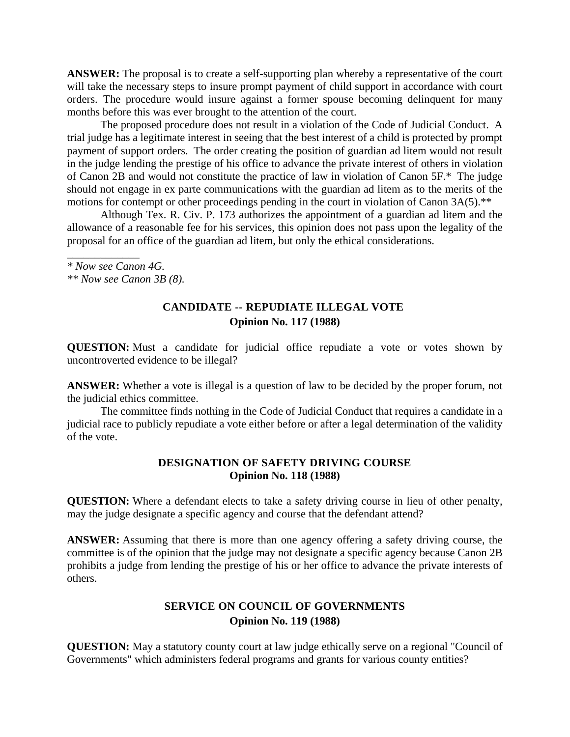**ANSWER:** The proposal is to create a self-supporting plan whereby a representative of the court will take the necessary steps to insure prompt payment of child support in accordance with court orders. The procedure would insure against a former spouse becoming delinquent for many months before this was ever brought to the attention of the court.

The proposed procedure does not result in a violation of the Code of Judicial Conduct. A trial judge has a legitimate interest in seeing that the best interest of a child is protected by prompt payment of support orders. The order creating the position of guardian ad litem would not result in the judge lending the prestige of his office to advance the private interest of others in violation of Canon 2B and would not constitute the practice of law in violation of Canon 5F.* The judge should not engage in ex parte communications with the guardian ad litem as to the merits of the motions for contempt or other proceedings pending in the court in violation of Canon 3A(5).**

Although Tex. R. Civ. P. 173 authorizes the appointment of a guardian ad litem and the allowance of a reasonable fee for his services, this opinion does not pass upon the legality of the proposal for an office of the guardian ad litem, but only the ethical considerations.

_____________

*\* Now see Canon 4G.*

*\*\* Now see Canon 3B (8).*

## CANDIDATE -- REPUDIATE ILLEGAL VOTE
**Opinion No. 117 (1988)**

**QUESTION:** Must a candidate for judicial office repudiate a vote or votes shown by uncontroverted evidence to be illegal?

**ANSWER:** Whether a vote is illegal is a question of law to be decided by the proper forum, not the judicial ethics committee.

The committee finds nothing in the Code of Judicial Conduct that requires a candidate in a judicial race to publicly repudiate a vote either before or after a legal determination of the validity of the vote.

## DESIGNATION OF SAFETY DRIVING COURSE
**Opinion No. 118 (1988)**

**QUESTION:** Where a defendant elects to take a safety driving course in lieu of other penalty, may the judge designate a specific agency and course that the defendant attend?

**ANSWER:** Assuming that there is more than one agency offering a safety driving course, the committee is of the opinion that the judge may not designate a specific agency because Canon 2B prohibits a judge from lending the prestige of his or her office to advance the private interests of others.

## SERVICE ON COUNCIL OF GOVERNMENTS
**Opinion No. 119 (1988)**

**QUESTION:** May a statutory county court at law judge ethically serve on a regional "Council of Governments" which administers federal programs and grants for various county entities?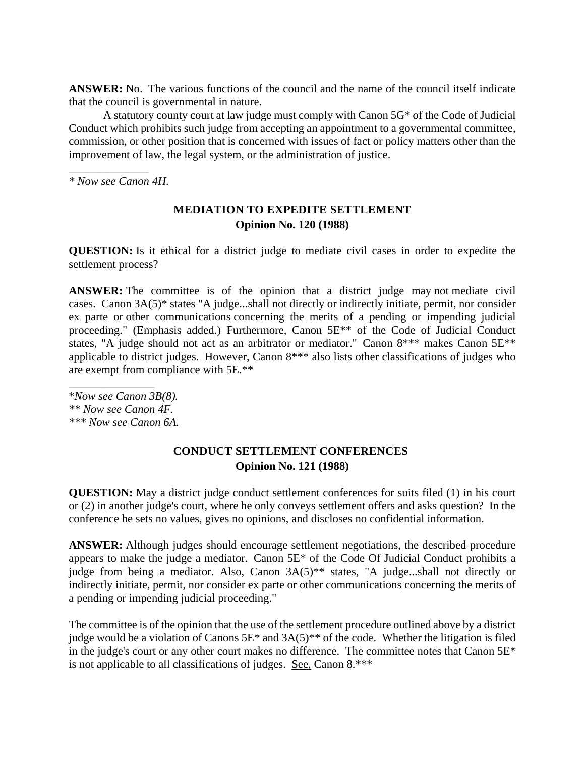**ANSWER:** No. The various functions of the council and the name of the council itself indicate that the council is governmental in nature.

A statutory county court at law judge must comply with Canon 5G* of the Code of Judicial Conduct which prohibits such judge from accepting an appointment to a governmental committee, commission, or other position that is concerned with issues of fact or policy matters other than the improvement of law, the legal system, or the administration of justice.

______________

*\* Now see Canon 4H.*

### MEDIATION TO EXPEDITE SETTLEMENT
### Opinion No. 120 (1988)

**QUESTION:** Is it ethical for a district judge to mediate civil cases in order to expedite the settlement process?

**ANSWER:** The committee is of the opinion that a district judge may <u>not</u> mediate civil cases. Canon 3A(5)* states "A judge...shall not directly or indirectly initiate, permit, nor consider ex parte or <u>other communications</u> concerning the merits of a pending or impending judicial proceeding." (Emphasis added.) Furthermore, Canon 5E** of the Code of Judicial Conduct states, "A judge should not act as an arbitrator or mediator." Canon 8*** makes Canon 5E** applicable to district judges. However, Canon 8*** also lists other classifications of judges who are exempt from compliance with 5E.**

______________

*\*Now see Canon 3B(8).*
*\*\* Now see Canon 4F.*
*\*\*\* Now see Canon 6A.*

### CONDUCT SETTLEMENT CONFERENCES
### Opinion No. 121 (1988)

**QUESTION:** May a district judge conduct settlement conferences for suits filed (1) in his court or (2) in another judge's court, where he only conveys settlement offers and asks question? In the conference he sets no values, gives no opinions, and discloses no confidential information.

**ANSWER:** Although judges should encourage settlement negotiations, the described procedure appears to make the judge a mediator. Canon 5E* of the Code Of Judicial Conduct prohibits a judge from being a mediator. Also, Canon 3A(5)** states, "A judge...shall not directly or indirectly initiate, permit, nor consider ex parte or <u>other communications</u> concerning the merits of a pending or impending judicial proceeding."

The committee is of the opinion that the use of the settlement procedure outlined above by a district judge would be a violation of Canons 5E* and 3A(5)** of the code. Whether the litigation is filed in the judge's court or any other court makes no difference. The committee notes that Canon 5E* is not applicable to all classifications of judges. <u>See,</u> Canon 8.***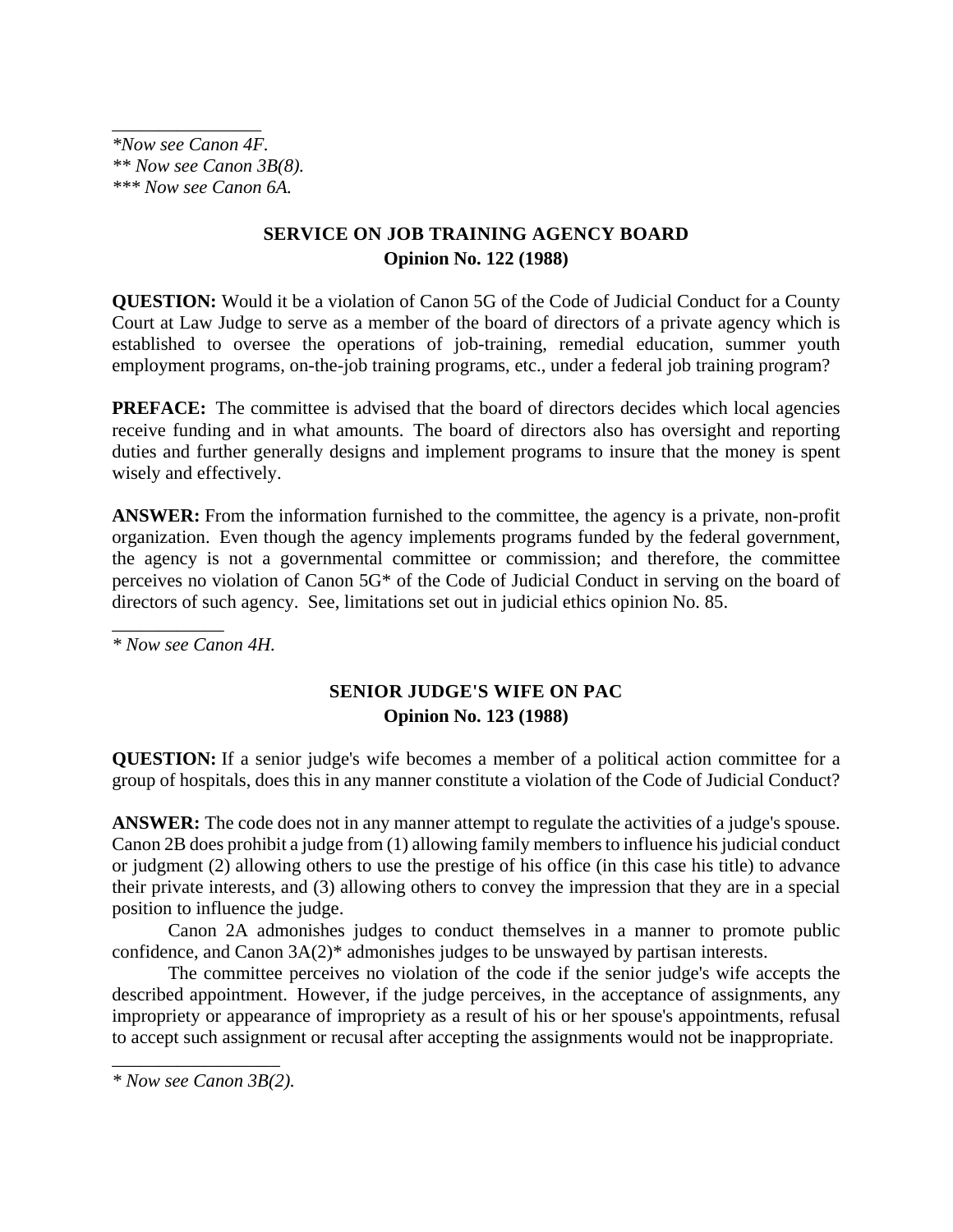________________

*Now see Canon 4F.

** Now see Canon 3B(8).

*** Now see Canon 6A.

## SERVICE ON JOB TRAINING AGENCY BOARD
### Opinion No. 122 (1988)

**QUESTION:** Would it be a violation of Canon 5G of the Code of Judicial Conduct for a County Court at Law Judge to serve as a member of the board of directors of a private agency which is established to oversee the operations of job-training, remedial education, summer youth employment programs, on-the-job training programs, etc., under a federal job training program?

**PREFACE:** The committee is advised that the board of directors decides which local agencies receive funding and in what amounts. The board of directors also has oversight and reporting duties and further generally designs and implement programs to insure that the money is spent wisely and effectively.

**ANSWER:** From the information furnished to the committee, the agency is a private, non-profit organization. Even though the agency implements programs funded by the federal government, the agency is not a governmental committee or commission; and therefore, the committee perceives no violation of Canon 5G* of the Code of Judicial Conduct in serving on the board of directors of such agency. See, limitations set out in judicial ethics opinion No. 85.

____________

*\* Now see Canon 4H.*

## SENIOR JUDGE'S WIFE ON PAC
### Opinion No. 123 (1988)

**QUESTION:** If a senior judge's wife becomes a member of a political action committee for a group of hospitals, does this in any manner constitute a violation of the Code of Judicial Conduct?

**ANSWER:** The code does not in any manner attempt to regulate the activities of a judge's spouse. Canon 2B does prohibit a judge from (1) allowing family members to influence his judicial conduct or judgment (2) allowing others to use the prestige of his office (in this case his title) to advance their private interests, and (3) allowing others to convey the impression that they are in a special position to influence the judge.

Canon 2A admonishes judges to conduct themselves in a manner to promote public confidence, and Canon 3A(2)* admonishes judges to be unswayed by partisan interests.

The committee perceives no violation of the code if the senior judge's wife accepts the described appointment. However, if the judge perceives, in the acceptance of assignments, any impropriety or appearance of impropriety as a result of his or her spouse's appointments, refusal to accept such assignment or recusal after accepting the assignments would not be inappropriate.

__________________

*\* Now see Canon 3B(2).*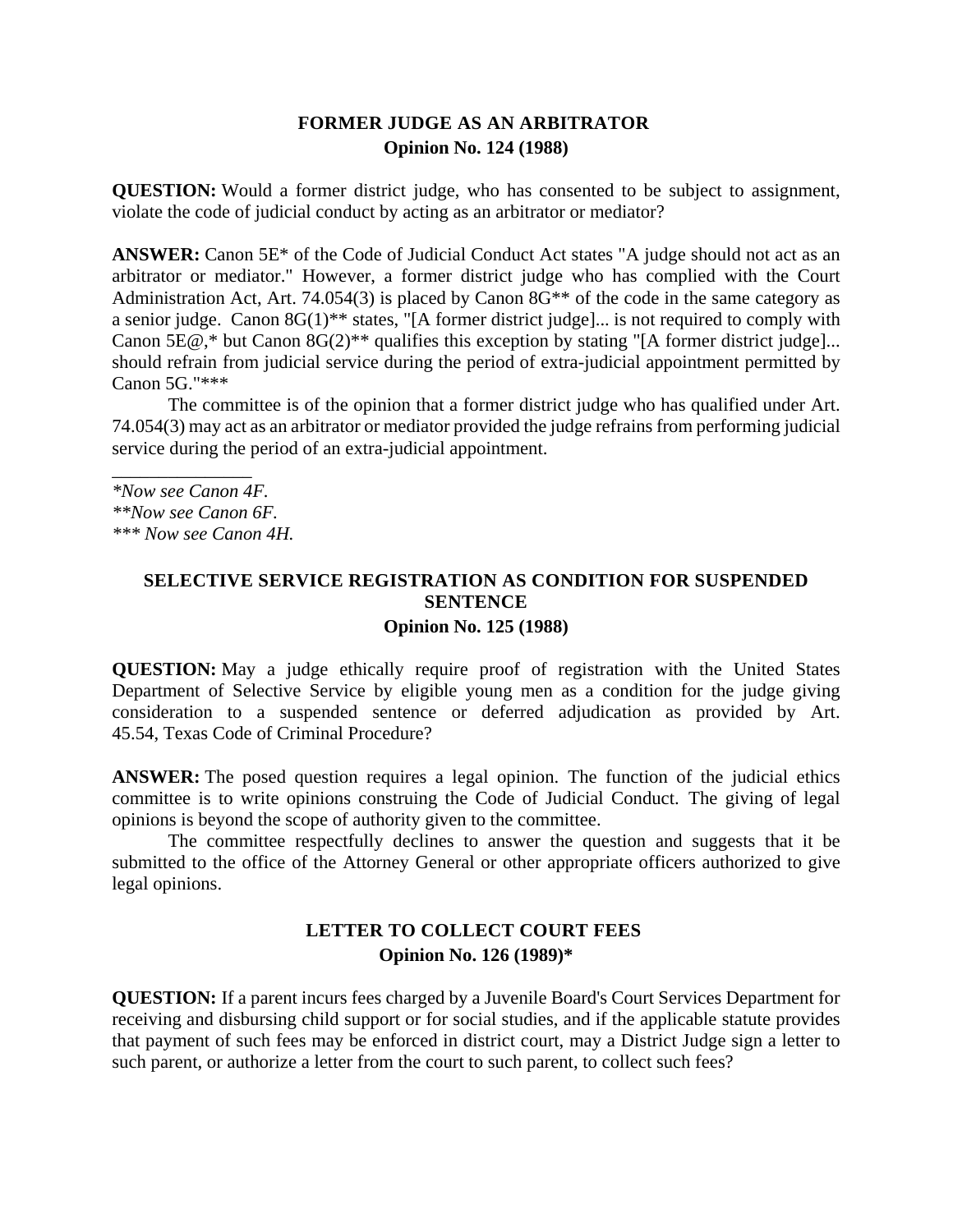## FORMER JUDGE AS AN ARBITRATOR
**Opinion No. 124 (1988)**

**QUESTION:** Would a former district judge, who has consented to be subject to assignment, violate the code of judicial conduct by acting as an arbitrator or mediator?

**ANSWER:** Canon 5E* of the Code of Judicial Conduct Act states "A judge should not act as an arbitrator or mediator." However, a former district judge who has complied with the Court Administration Act, Art. 74.054(3) is placed by Canon 8G** of the code in the same category as a senior judge. Canon 8G(1)** states, "[A former district judge]... is not required to comply with Canon 5E@,* but Canon 8G(2)** qualifies this exception by stating "[A former district judge]... should refrain from judicial service during the period of extra-judicial appointment permitted by Canon 5G."***

The committee is of the opinion that a former district judge who has qualified under Art. 74.054(3) may act as an arbitrator or mediator provided the judge refrains from performing judicial service during the period of an extra-judicial appointment.

_______________

*\*Now see Canon 4F.*
*\*\*Now see Canon 6F.*
*\*\*\* Now see Canon 4H.*

## SELECTIVE SERVICE REGISTRATION AS CONDITION FOR SUSPENDED SENTENCE
**Opinion No. 125 (1988)**

**QUESTION:** May a judge ethically require proof of registration with the United States Department of Selective Service by eligible young men as a condition for the judge giving consideration to a suspended sentence or deferred adjudication as provided by Art. 45.54, Texas Code of Criminal Procedure?

**ANSWER:** The posed question requires a legal opinion. The function of the judicial ethics committee is to write opinions construing the Code of Judicial Conduct. The giving of legal opinions is beyond the scope of authority given to the committee.

The committee respectfully declines to answer the question and suggests that it be submitted to the office of the Attorney General or other appropriate officers authorized to give legal opinions.

## LETTER TO COLLECT COURT FEES
**Opinion No. 126 (1989)***

**QUESTION:** If a parent incurs fees charged by a Juvenile Board's Court Services Department for receiving and disbursing child support or for social studies, and if the applicable statute provides that payment of such fees may be enforced in district court, may a District Judge sign a letter to such parent, or authorize a letter from the court to such parent, to collect such fees?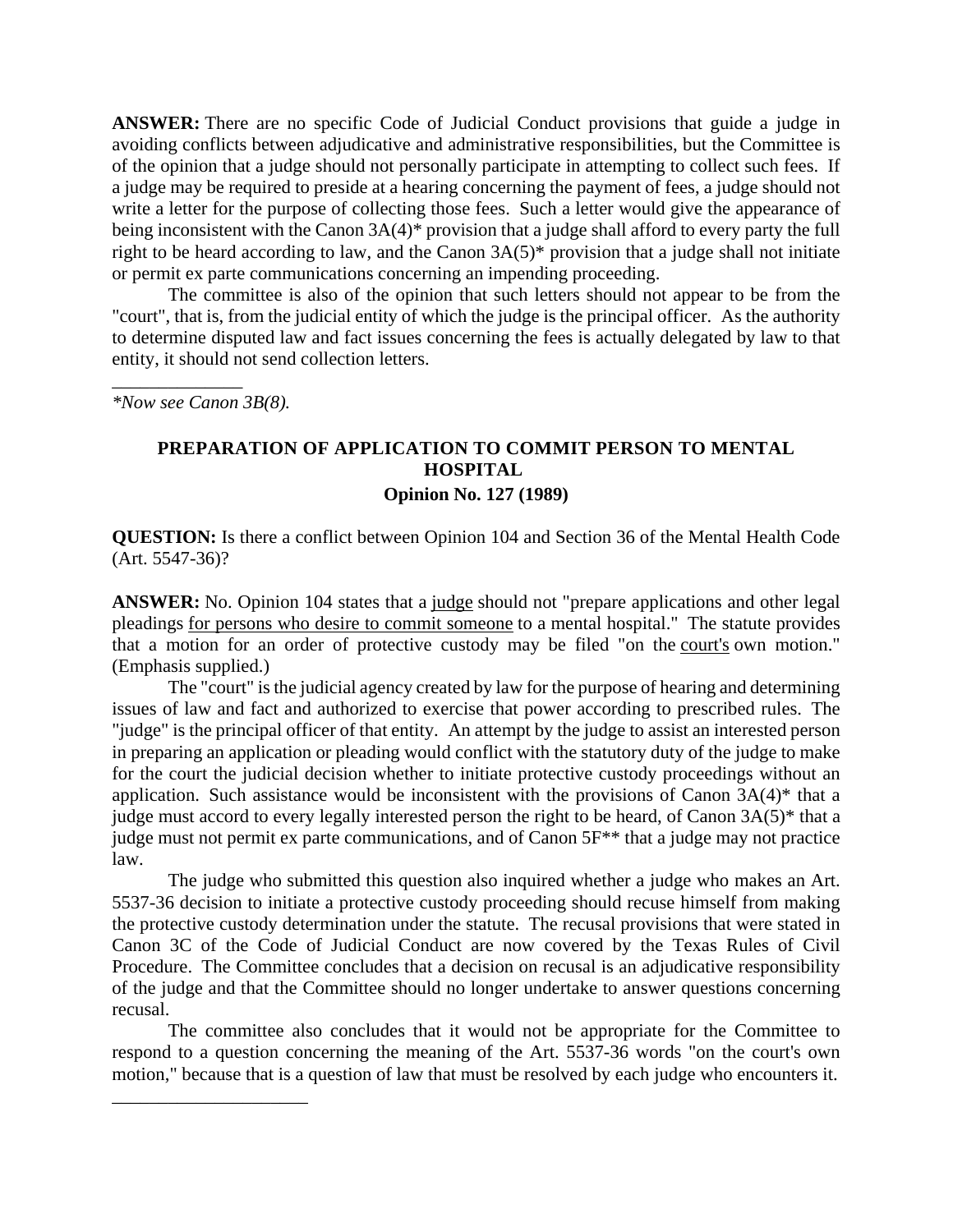**ANSWER:** There are no specific Code of Judicial Conduct provisions that guide a judge in avoiding conflicts between adjudicative and administrative responsibilities, but the Committee is of the opinion that a judge should not personally participate in attempting to collect such fees. If a judge may be required to preside at a hearing concerning the payment of fees, a judge should not write a letter for the purpose of collecting those fees. Such a letter would give the appearance of being inconsistent with the Canon 3A(4)* provision that a judge shall afford to every party the full right to be heard according to law, and the Canon 3A(5)* provision that a judge shall not initiate or permit ex parte communications concerning an impending proceeding.

The committee is also of the opinion that such letters should not appear to be from the "court", that is, from the judicial entity of which the judge is the principal officer. As the authority to determine disputed law and fact issues concerning the fees is actually delegated by law to that entity, it should not send collection letters.

______________

*\*Now see Canon 3B(8).*

### PREPARATION OF APPLICATION TO COMMIT PERSON TO MENTAL HOSPITAL

**Opinion No. 127 (1989)**

**QUESTION:** Is there a conflict between Opinion 104 and Section 36 of the Mental Health Code (Art. 5547-36)?

**ANSWER:** No. Opinion 104 states that a <u>judge</u> should not "prepare applications and other legal pleadings <u>for persons who desire to commit someone</u> to a mental hospital." The statute provides that a motion for an order of protective custody may be filed "on the <u>court's</u> own motion." (Emphasis supplied.)

The "court" is the judicial agency created by law for the purpose of hearing and determining issues of law and fact and authorized to exercise that power according to prescribed rules. The "judge" is the principal officer of that entity. An attempt by the judge to assist an interested person in preparing an application or pleading would conflict with the statutory duty of the judge to make for the court the judicial decision whether to initiate protective custody proceedings without an application. Such assistance would be inconsistent with the provisions of Canon 3A(4)* that a judge must accord to every legally interested person the right to be heard, of Canon 3A(5)* that a judge must not permit ex parte communications, and of Canon 5F** that a judge may not practice law.

The judge who submitted this question also inquired whether a judge who makes an Art. 5537-36 decision to initiate a protective custody proceeding should recuse himself from making the protective custody determination under the statute. The recusal provisions that were stated in Canon 3C of the Code of Judicial Conduct are now covered by the Texas Rules of Civil Procedure. The Committee concludes that a decision on recusal is an adjudicative responsibility of the judge and that the Committee should no longer undertake to answer questions concerning recusal.

The committee also concludes that it would not be appropriate for the Committee to respond to a question concerning the meaning of the Art. 5537-36 words "on the court's own motion," because that is a question of law that must be resolved by each judge who encounters it.

______________________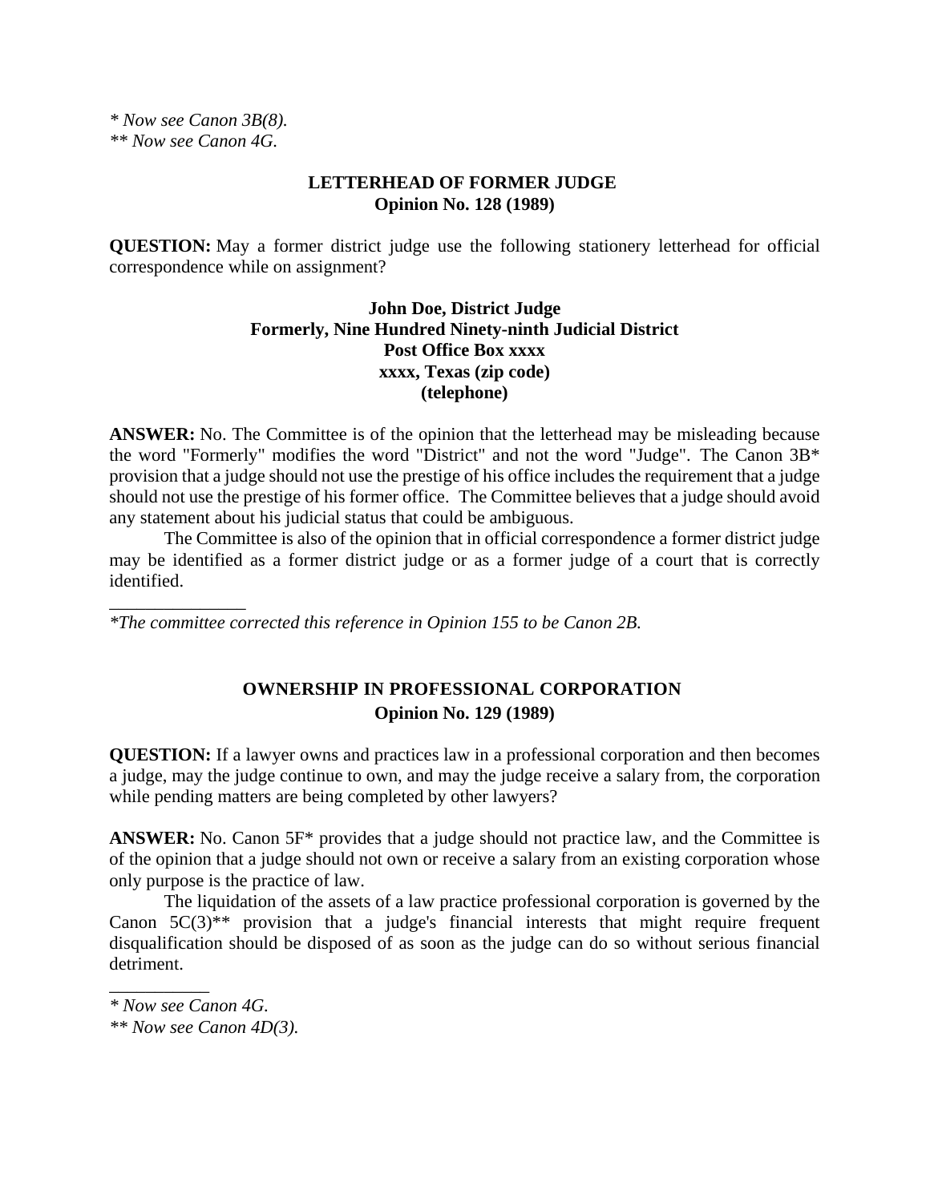*\* Now see Canon 3B(8).*
*\*\* Now see Canon 4G.*

## LETTERHEAD OF FORMER JUDGE
**Opinion No. 128 (1989)**

**QUESTION:** May a former district judge use the following stationery letterhead for official correspondence while on assignment?

**John Doe, District Judge**
**Formerly, Nine Hundred Ninety-ninth Judicial District**
**Post Office Box xxxx**
**xxxx, Texas (zip code)**
**(telephone)**

**ANSWER:** No. The Committee is of the opinion that the letterhead may be misleading because the word "Formerly" modifies the word "District" and not the word "Judge". The Canon 3B* provision that a judge should not use the prestige of his office includes the requirement that a judge should not use the prestige of his former office. The Committee believes that a judge should avoid any statement about his judicial status that could be ambiguous.

The Committee is also of the opinion that in official correspondence a former district judge may be identified as a former district judge or as a former judge of a court that is correctly identified.

---

*\*The committee corrected this reference in Opinion 155 to be Canon 2B.*

## OWNERSHIP IN PROFESSIONAL CORPORATION
**Opinion No. 129 (1989)**

**QUESTION:** If a lawyer owns and practices law in a professional corporation and then becomes a judge, may the judge continue to own, and may the judge receive a salary from, the corporation while pending matters are being completed by other lawyers?

**ANSWER:** No. Canon 5F* provides that a judge should not practice law, and the Committee is of the opinion that a judge should not own or receive a salary from an existing corporation whose only purpose is the practice of law.

The liquidation of the assets of a law practice professional corporation is governed by the Canon 5C(3)** provision that a judge's financial interests that might require frequent disqualification should be disposed of as soon as the judge can do so without serious financial detriment.

---

*\* Now see Canon 4G.*
*\*\* Now see Canon 4D(3).*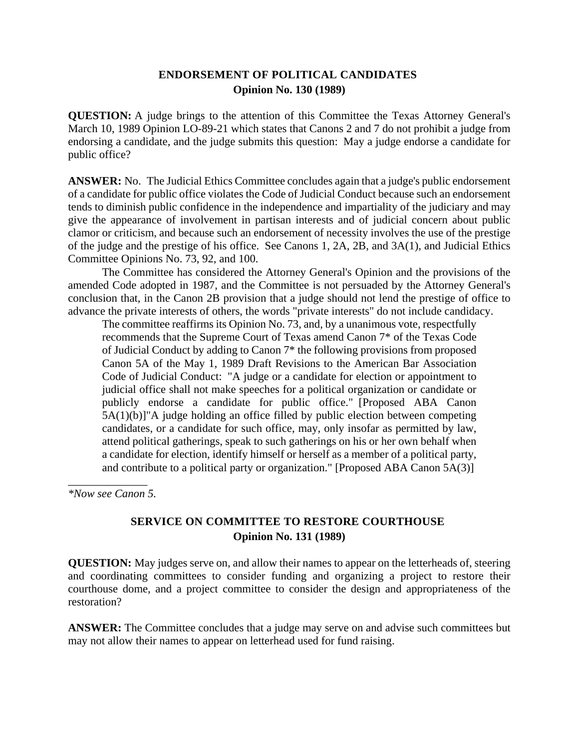## ENDORSEMENT OF POLITICAL CANDIDATES
**Opinion No. 130 (1989)**

**QUESTION:** A judge brings to the attention of this Committee the Texas Attorney General's March 10, 1989 Opinion LO-89-21 which states that Canons 2 and 7 do not prohibit a judge from endorsing a candidate, and the judge submits this question: May a judge endorse a candidate for public office?

**ANSWER:** No. The Judicial Ethics Committee concludes again that a judge's public endorsement of a candidate for public office violates the Code of Judicial Conduct because such an endorsement tends to diminish public confidence in the independence and impartiality of the judiciary and may give the appearance of involvement in partisan interests and of judicial concern about public clamor or criticism, and because such an endorsement of necessity involves the use of the prestige of the judge and the prestige of his office. See Canons 1, 2A, 2B, and 3A(1), and Judicial Ethics Committee Opinions No. 73, 92, and 100.

The Committee has considered the Attorney General's Opinion and the provisions of the amended Code adopted in 1987, and the Committee is not persuaded by the Attorney General's conclusion that, in the Canon 2B provision that a judge should not lend the prestige of office to advance the private interests of others, the words "private interests" do not include candidacy.

> The committee reaffirms its Opinion No. 73, and, by a unanimous vote, respectfully recommends that the Supreme Court of Texas amend Canon 7* of the Texas Code of Judicial Conduct by adding to Canon 7* the following provisions from proposed Canon 5A of the May 1, 1989 Draft Revisions to the American Bar Association Code of Judicial Conduct: "A judge or a candidate for election or appointment to judicial office shall not make speeches for a political organization or candidate or publicly endorse a candidate for public office." [Proposed ABA Canon 5A(1)(b)]"A judge holding an office filled by public election between competing candidates, or a candidate for such office, may, only insofar as permitted by law, attend political gatherings, speak to such gatherings on his or her own behalf when a candidate for election, identify himself or herself as a member of a political party, and contribute to a political party or organization." [Proposed ABA Canon 5A(3)]

______________

*\*Now see Canon 5.*

## SERVICE ON COMMITTEE TO RESTORE COURTHOUSE
**Opinion No. 131 (1989)**

**QUESTION:** May judges serve on, and allow their names to appear on the letterheads of, steering and coordinating committees to consider funding and organizing a project to restore their courthouse dome, and a project committee to consider the design and appropriateness of the restoration?

**ANSWER:** The Committee concludes that a judge may serve on and advise such committees but may not allow their names to appear on letterhead used for fund raising.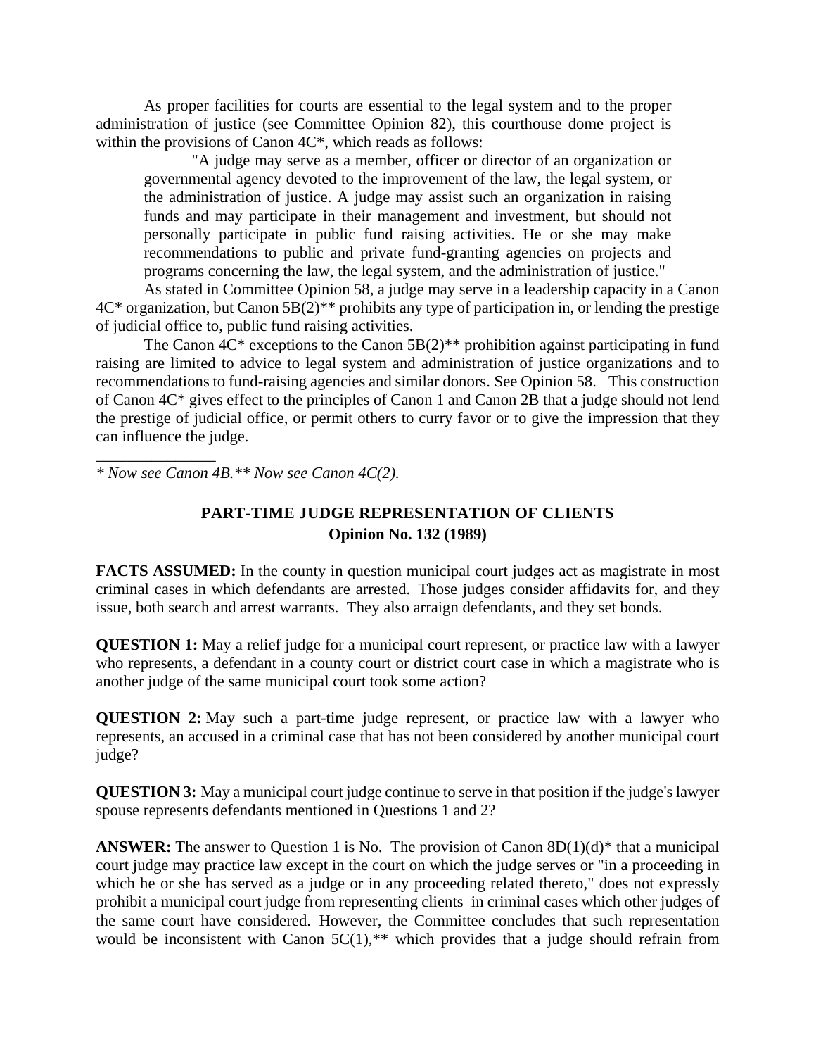As proper facilities for courts are essential to the legal system and to the proper administration of justice (see Committee Opinion 82), this courthouse dome project is within the provisions of Canon 4C*, which reads as follows:

> "A judge may serve as a member, officer or director of an organization or governmental agency devoted to the improvement of the law, the legal system, or the administration of justice. A judge may assist such an organization in raising funds and may participate in their management and investment, but should not personally participate in public fund raising activities. He or she may make recommendations to public and private fund-granting agencies on projects and programs concerning the law, the legal system, and the administration of justice."

As stated in Committee Opinion 58, a judge may serve in a leadership capacity in a Canon 4C* organization, but Canon 5B(2)** prohibits any type of participation in, or lending the prestige of judicial office to, public fund raising activities.

The Canon 4C* exceptions to the Canon 5B(2)** prohibition against participating in fund raising are limited to advice to legal system and administration of justice organizations and to recommendations to fund-raising agencies and similar donors. See Opinion 58. This construction of Canon 4C* gives effect to the principles of Canon 1 and Canon 2B that a judge should not lend the prestige of judicial office, or permit others to curry favor or to give the impression that they can influence the judge.

_______________

*\* Now see Canon 4B.\*\* Now see Canon 4C(2).*

## PART-TIME JUDGE REPRESENTATION OF CLIENTS
### Opinion No. 132 (1989)

**FACTS ASSUMED:** In the county in question municipal court judges act as magistrate in most criminal cases in which defendants are arrested. Those judges consider affidavits for, and they issue, both search and arrest warrants. They also arraign defendants, and they set bonds.

**QUESTION 1:** May a relief judge for a municipal court represent, or practice law with a lawyer who represents, a defendant in a county court or district court case in which a magistrate who is another judge of the same municipal court took some action?

**QUESTION 2:** May such a part-time judge represent, or practice law with a lawyer who represents, an accused in a criminal case that has not been considered by another municipal court judge?

**QUESTION 3:** May a municipal court judge continue to serve in that position if the judge's lawyer spouse represents defendants mentioned in Questions 1 and 2?

**ANSWER:** The answer to Question 1 is No. The provision of Canon 8D(1)(d)* that a municipal court judge may practice law except in the court on which the judge serves or "in a proceeding in which he or she has served as a judge or in any proceeding related thereto," does not expressly prohibit a municipal court judge from representing clients in criminal cases which other judges of the same court have considered. However, the Committee concludes that such representation would be inconsistent with Canon 5C(1),** which provides that a judge should refrain from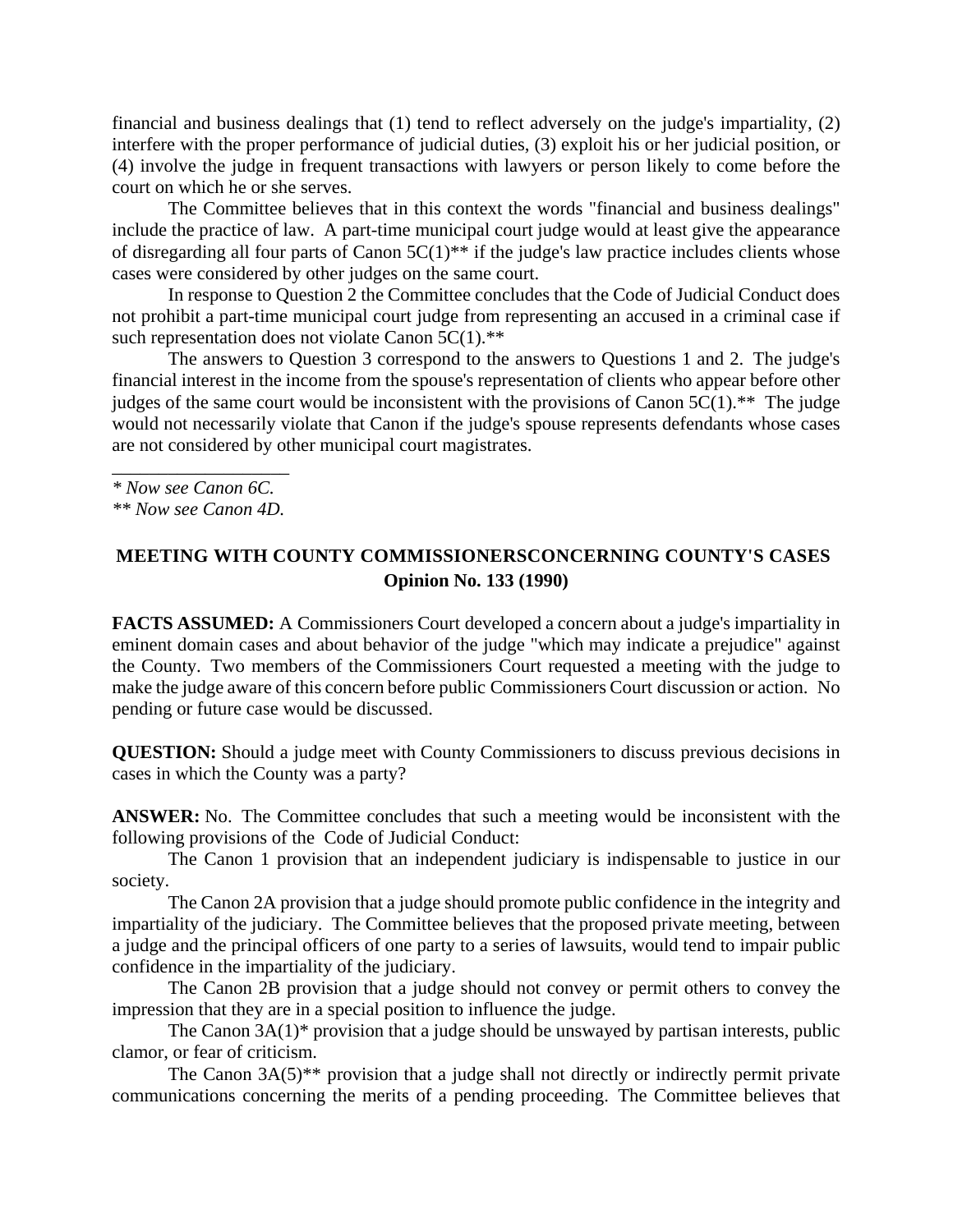financial and business dealings that (1) tend to reflect adversely on the judge's impartiality, (2) interfere with the proper performance of judicial duties, (3) exploit his or her judicial position, or (4) involve the judge in frequent transactions with lawyers or person likely to come before the court on which he or she serves.

The Committee believes that in this context the words "financial and business dealings" include the practice of law. A part-time municipal court judge would at least give the appearance of disregarding all four parts of Canon 5C(1)** if the judge's law practice includes clients whose cases were considered by other judges on the same court.

In response to Question 2 the Committee concludes that the Code of Judicial Conduct does not prohibit a part-time municipal court judge from representing an accused in a criminal case if such representation does not violate Canon 5C(1).**

The answers to Question 3 correspond to the answers to Questions 1 and 2. The judge's financial interest in the income from the spouse's representation of clients who appear before other judges of the same court would be inconsistent with the provisions of Canon 5C(1).** The judge would not necessarily violate that Canon if the judge's spouse represents defendants whose cases are not considered by other municipal court magistrates.

---

*\* Now see Canon 6C.*
*\*\* Now see Canon 4D.*

## MEETING WITH COUNTY COMMISSIONERSCONCERNING COUNTY'S CASES
### Opinion No. 133 (1990)

**FACTS ASSUMED:** A Commissioners Court developed a concern about a judge's impartiality in eminent domain cases and about behavior of the judge "which may indicate a prejudice" against the County. Two members of the Commissioners Court requested a meeting with the judge to make the judge aware of this concern before public Commissioners Court discussion or action. No pending or future case would be discussed.

**QUESTION:** Should a judge meet with County Commissioners to discuss previous decisions in cases in which the County was a party?

**ANSWER:** No. The Committee concludes that such a meeting would be inconsistent with the following provisions of the Code of Judicial Conduct:

The Canon 1 provision that an independent judiciary is indispensable to justice in our society.

The Canon 2A provision that a judge should promote public confidence in the integrity and impartiality of the judiciary. The Committee believes that the proposed private meeting, between a judge and the principal officers of one party to a series of lawsuits, would tend to impair public confidence in the impartiality of the judiciary.

The Canon 2B provision that a judge should not convey or permit others to convey the impression that they are in a special position to influence the judge.

The Canon 3A(1)* provision that a judge should be unswayed by partisan interests, public clamor, or fear of criticism.

The Canon 3A(5)** provision that a judge shall not directly or indirectly permit private communications concerning the merits of a pending proceeding. The Committee believes that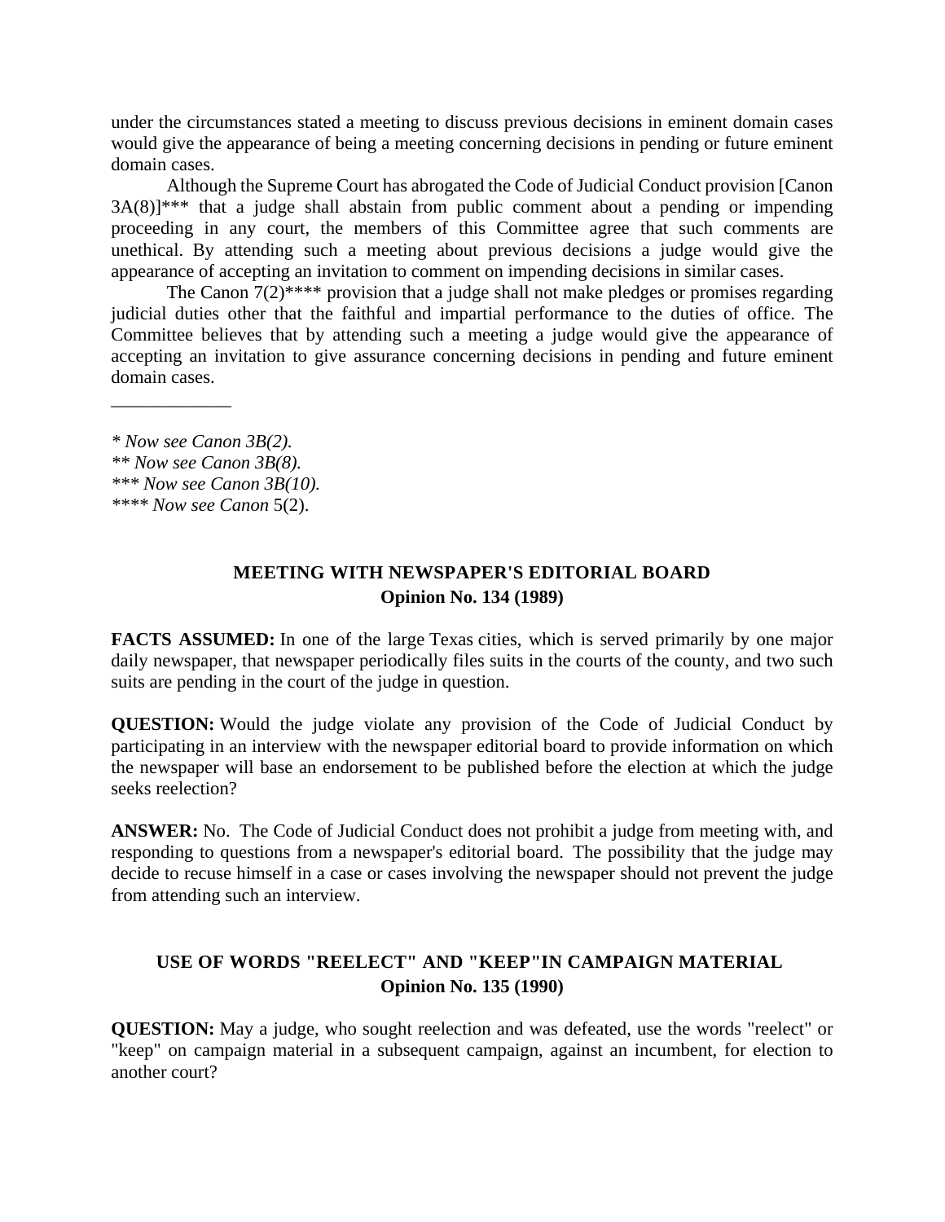under the circumstances stated a meeting to discuss previous decisions in eminent domain cases would give the appearance of being a meeting concerning decisions in pending or future eminent domain cases.

Although the Supreme Court has abrogated the Code of Judicial Conduct provision [Canon 3A(8)]*** that a judge shall abstain from public comment about a pending or impending proceeding in any court, the members of this Committee agree that such comments are unethical. By attending such a meeting about previous decisions a judge would give the appearance of accepting an invitation to comment on impending decisions in similar cases.

The Canon 7(2)**** provision that a judge shall not make pledges or promises regarding judicial duties other that the faithful and impartial performance to the duties of office. The Committee believes that by attending such a meeting a judge would give the appearance of accepting an invitation to give assurance concerning decisions in pending and future eminent domain cases.

_____________

*\* Now see Canon 3B(2).*
*\*\* Now see Canon 3B(8).*
*\*\*\* Now see Canon 3B(10).*
*\*\*\*\* Now see Canon* 5(2).

## MEETING WITH NEWSPAPER'S EDITORIAL BOARD
### Opinion No. 134 (1989)

**FACTS ASSUMED:** In one of the large Texas cities, which is served primarily by one major daily newspaper, that newspaper periodically files suits in the courts of the county, and two such suits are pending in the court of the judge in question.

**QUESTION:** Would the judge violate any provision of the Code of Judicial Conduct by participating in an interview with the newspaper editorial board to provide information on which the newspaper will base an endorsement to be published before the election at which the judge seeks reelection?

**ANSWER:** No. The Code of Judicial Conduct does not prohibit a judge from meeting with, and responding to questions from a newspaper's editorial board. The possibility that the judge may decide to recuse himself in a case or cases involving the newspaper should not prevent the judge from attending such an interview.

## USE OF WORDS "REELECT" AND "KEEP"IN CAMPAIGN MATERIAL
### Opinion No. 135 (1990)

**QUESTION:** May a judge, who sought reelection and was defeated, use the words "reelect" or "keep" on campaign material in a subsequent campaign, against an incumbent, for election to another court?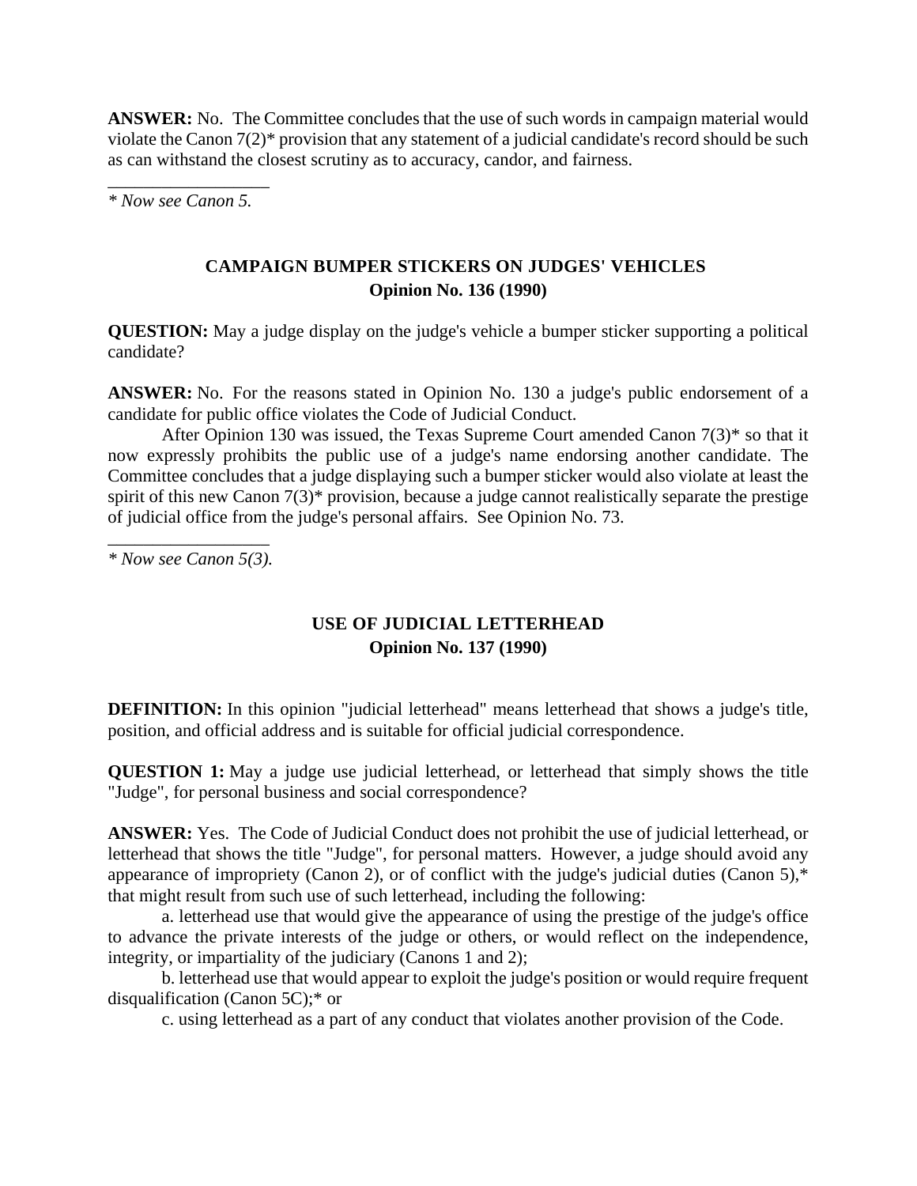**ANSWER:** No. The Committee concludes that the use of such words in campaign material would violate the Canon 7(2)* provision that any statement of a judicial candidate's record should be such as can withstand the closest scrutiny as to accuracy, candor, and fairness.

__________________

*\* Now see Canon 5.*

## CAMPAIGN BUMPER STICKERS ON JUDGES' VEHICLES
**Opinion No. 136 (1990)**

**QUESTION:** May a judge display on the judge's vehicle a bumper sticker supporting a political candidate?

**ANSWER:** No. For the reasons stated in Opinion No. 130 a judge's public endorsement of a candidate for public office violates the Code of Judicial Conduct.

After Opinion 130 was issued, the Texas Supreme Court amended Canon 7(3)* so that it now expressly prohibits the public use of a judge's name endorsing another candidate. The Committee concludes that a judge displaying such a bumper sticker would also violate at least the spirit of this new Canon 7(3)* provision, because a judge cannot realistically separate the prestige of judicial office from the judge's personal affairs. See Opinion No. 73.

__________________

*\* Now see Canon 5(3).*

## USE OF JUDICIAL LETTERHEAD
**Opinion No. 137 (1990)**

**DEFINITION:** In this opinion "judicial letterhead" means letterhead that shows a judge's title, position, and official address and is suitable for official judicial correspondence.

**QUESTION 1:** May a judge use judicial letterhead, or letterhead that simply shows the title "Judge", for personal business and social correspondence?

**ANSWER:** Yes. The Code of Judicial Conduct does not prohibit the use of judicial letterhead, or letterhead that shows the title "Judge", for personal matters. However, a judge should avoid any appearance of impropriety (Canon 2), or of conflict with the judge's judicial duties (Canon 5),* that might result from such use of such letterhead, including the following:

a. letterhead use that would give the appearance of using the prestige of the judge's office to advance the private interests of the judge or others, or would reflect on the independence, integrity, or impartiality of the judiciary (Canons 1 and 2);

b. letterhead use that would appear to exploit the judge's position or would require frequent disqualification (Canon 5C);* or

c. using letterhead as a part of any conduct that violates another provision of the Code.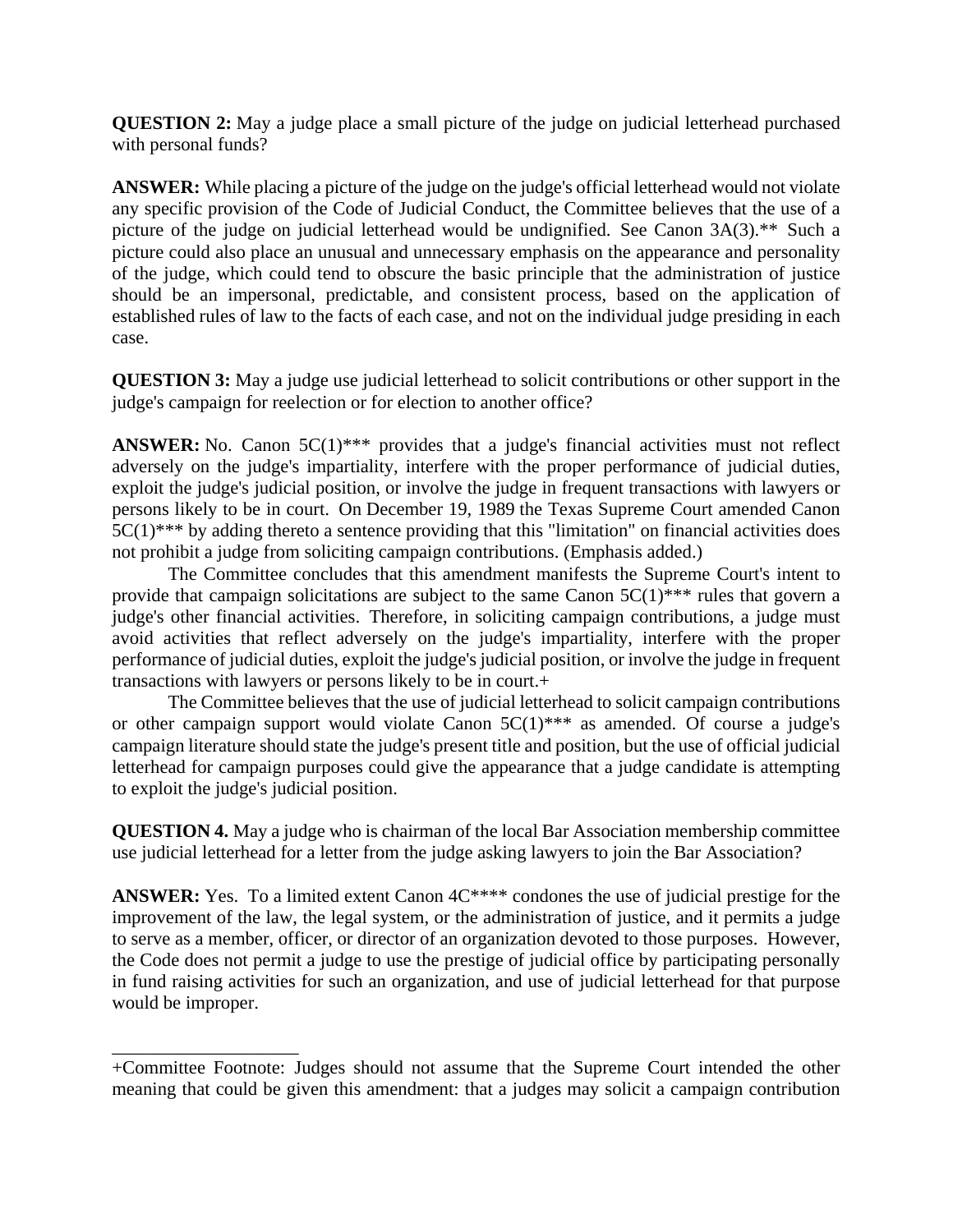**QUESTION 2:** May a judge place a small picture of the judge on judicial letterhead purchased with personal funds?

**ANSWER:** While placing a picture of the judge on the judge's official letterhead would not violate any specific provision of the Code of Judicial Conduct, the Committee believes that the use of a picture of the judge on judicial letterhead would be undignified. See Canon 3A(3).** Such a picture could also place an unusual and unnecessary emphasis on the appearance and personality of the judge, which could tend to obscure the basic principle that the administration of justice should be an impersonal, predictable, and consistent process, based on the application of established rules of law to the facts of each case, and not on the individual judge presiding in each case.

**QUESTION 3:** May a judge use judicial letterhead to solicit contributions or other support in the judge's campaign for reelection or for election to another office?

**ANSWER:** No. Canon 5C(1)*** provides that a judge's financial activities must not reflect adversely on the judge's impartiality, interfere with the proper performance of judicial duties, exploit the judge's judicial position, or involve the judge in frequent transactions with lawyers or persons likely to be in court. On December 19, 1989 the Texas Supreme Court amended Canon 5C(1)*** by adding thereto a sentence providing that this "limitation" on financial activities does not prohibit a judge from soliciting campaign contributions. (Emphasis added.)

The Committee concludes that this amendment manifests the Supreme Court's intent to provide that campaign solicitations are subject to the same Canon 5C(1)*** rules that govern a judge's other financial activities. Therefore, in soliciting campaign contributions, a judge must avoid activities that reflect adversely on the judge's impartiality, interfere with the proper performance of judicial duties, exploit the judge's judicial position, or involve the judge in frequent transactions with lawyers or persons likely to be in court.+

The Committee believes that the use of judicial letterhead to solicit campaign contributions or other campaign support would violate Canon 5C(1)*** as amended. Of course a judge's campaign literature should state the judge's present title and position, but the use of official judicial letterhead for campaign purposes could give the appearance that a judge candidate is attempting to exploit the judge's judicial position.

**QUESTION 4.** May a judge who is chairman of the local Bar Association membership committee use judicial letterhead for a letter from the judge asking lawyers to join the Bar Association?

**ANSWER:** Yes. To a limited extent Canon 4C**** condones the use of judicial prestige for the improvement of the law, the legal system, or the administration of justice, and it permits a judge to serve as a member, officer, or director of an organization devoted to those purposes. However, the Code does not permit a judge to use the prestige of judicial office by participating personally in fund raising activities for such an organization, and use of judicial letterhead for that purpose would be improper.

---

+Committee Footnote: Judges should not assume that the Supreme Court intended the other meaning that could be given this amendment: that a judges may solicit a campaign contribution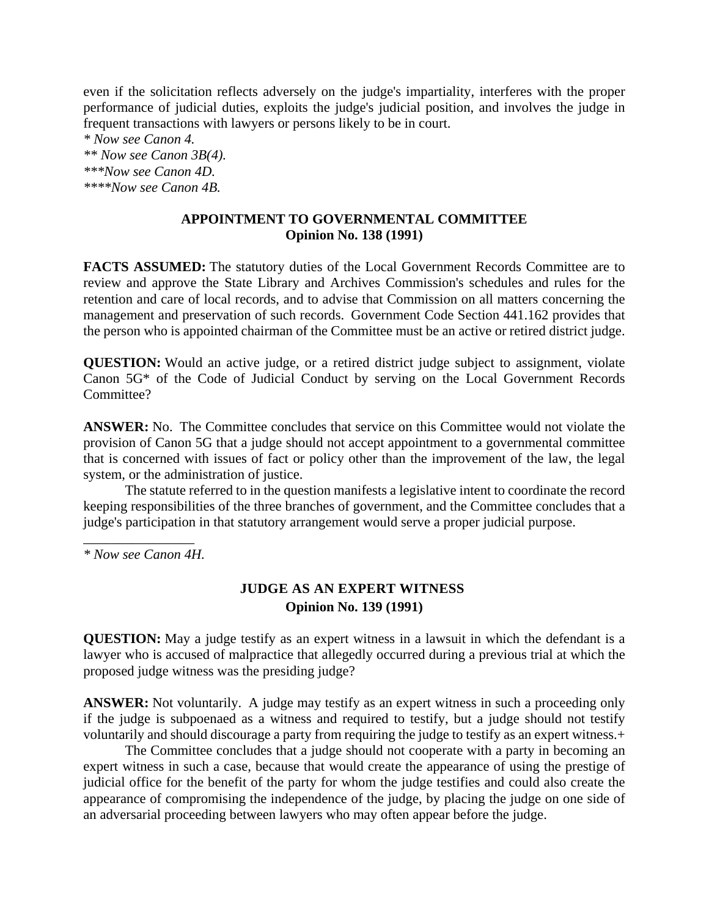even if the solicitation reflects adversely on the judge's impartiality, interferes with the proper performance of judicial duties, exploits the judge's judicial position, and involves the judge in frequent transactions with lawyers or persons likely to be in court.

*\* Now see Canon 4.*

*\*\* Now see Canon 3B(4).*

*\*\*\*Now see Canon 4D.*

*\*\*\*\*Now see Canon 4B.*

## APPOINTMENT TO GOVERNMENTAL COMMITTEE
## Opinion No. 138 (1991)

**FACTS ASSUMED:** The statutory duties of the Local Government Records Committee are to review and approve the State Library and Archives Commission's schedules and rules for the retention and care of local records, and to advise that Commission on all matters concerning the management and preservation of such records. Government Code Section 441.162 provides that the person who is appointed chairman of the Committee must be an active or retired district judge.

**QUESTION:** Would an active judge, or a retired district judge subject to assignment, violate Canon 5G* of the Code of Judicial Conduct by serving on the Local Government Records Committee?

**ANSWER:** No. The Committee concludes that service on this Committee would not violate the provision of Canon 5G that a judge should not accept appointment to a governmental committee that is concerned with issues of fact or policy other than the improvement of the law, the legal system, or the administration of justice.

The statute referred to in the question manifests a legislative intent to coordinate the record keeping responsibilities of the three branches of government, and the Committee concludes that a judge's participation in that statutory arrangement would serve a proper judicial purpose.

________________

*\* Now see Canon 4H.*

## JUDGE AS AN EXPERT WITNESS
## Opinion No. 139 (1991)

**QUESTION:** May a judge testify as an expert witness in a lawsuit in which the defendant is a lawyer who is accused of malpractice that allegedly occurred during a previous trial at which the proposed judge witness was the presiding judge?

**ANSWER:** Not voluntarily. A judge may testify as an expert witness in such a proceeding only if the judge is subpoenaed as a witness and required to testify, but a judge should not testify voluntarily and should discourage a party from requiring the judge to testify as an expert witness.+

The Committee concludes that a judge should not cooperate with a party in becoming an expert witness in such a case, because that would create the appearance of using the prestige of judicial office for the benefit of the party for whom the judge testifies and could also create the appearance of compromising the independence of the judge, by placing the judge on one side of an adversarial proceeding between lawyers who may often appear before the judge.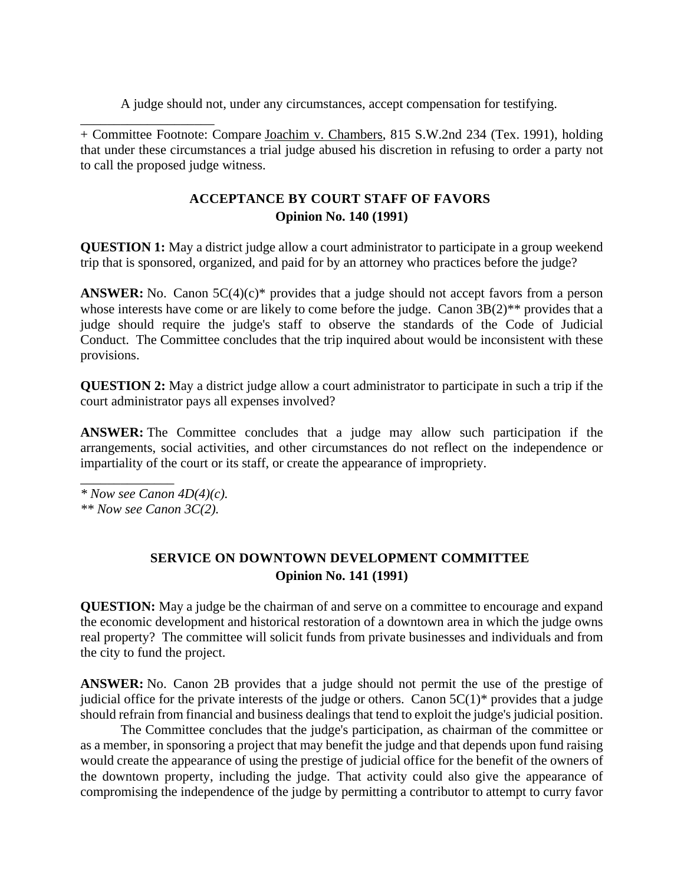A judge should not, under any circumstances, accept compensation for testifying.

___________________

+ Committee Footnote: Compare Joachim v. Chambers, 815 S.W.2nd 234 (Tex. 1991), holding that under these circumstances a trial judge abused his discretion in refusing to order a party not to call the proposed judge witness.

## ACCEPTANCE BY COURT STAFF OF FAVORS
## Opinion No. 140 (1991)

**QUESTION 1:** May a district judge allow a court administrator to participate in a group weekend trip that is sponsored, organized, and paid for by an attorney who practices before the judge?

**ANSWER:** No. Canon 5C(4)(c)* provides that a judge should not accept favors from a person whose interests have come or are likely to come before the judge. Canon 3B(2)** provides that a judge should require the judge's staff to observe the standards of the Code of Judicial Conduct. The Committee concludes that the trip inquired about would be inconsistent with these provisions.

**QUESTION 2:** May a district judge allow a court administrator to participate in such a trip if the court administrator pays all expenses involved?

**ANSWER:** The Committee concludes that a judge may allow such participation if the arrangements, social activities, and other circumstances do not reflect on the independence or impartiality of the court or its staff, or create the appearance of impropriety.

______________

*\* Now see Canon 4D(4)(c).*

*\*\* Now see Canon 3C(2).*

## SERVICE ON DOWNTOWN DEVELOPMENT COMMITTEE
## Opinion No. 141 (1991)

**QUESTION:** May a judge be the chairman of and serve on a committee to encourage and expand the economic development and historical restoration of a downtown area in which the judge owns real property? The committee will solicit funds from private businesses and individuals and from the city to fund the project.

**ANSWER:** No. Canon 2B provides that a judge should not permit the use of the prestige of judicial office for the private interests of the judge or others. Canon 5C(1)* provides that a judge should refrain from financial and business dealings that tend to exploit the judge's judicial position.

The Committee concludes that the judge's participation, as chairman of the committee or as a member, in sponsoring a project that may benefit the judge and that depends upon fund raising would create the appearance of using the prestige of judicial office for the benefit of the owners of the downtown property, including the judge. That activity could also give the appearance of compromising the independence of the judge by permitting a contributor to attempt to curry favor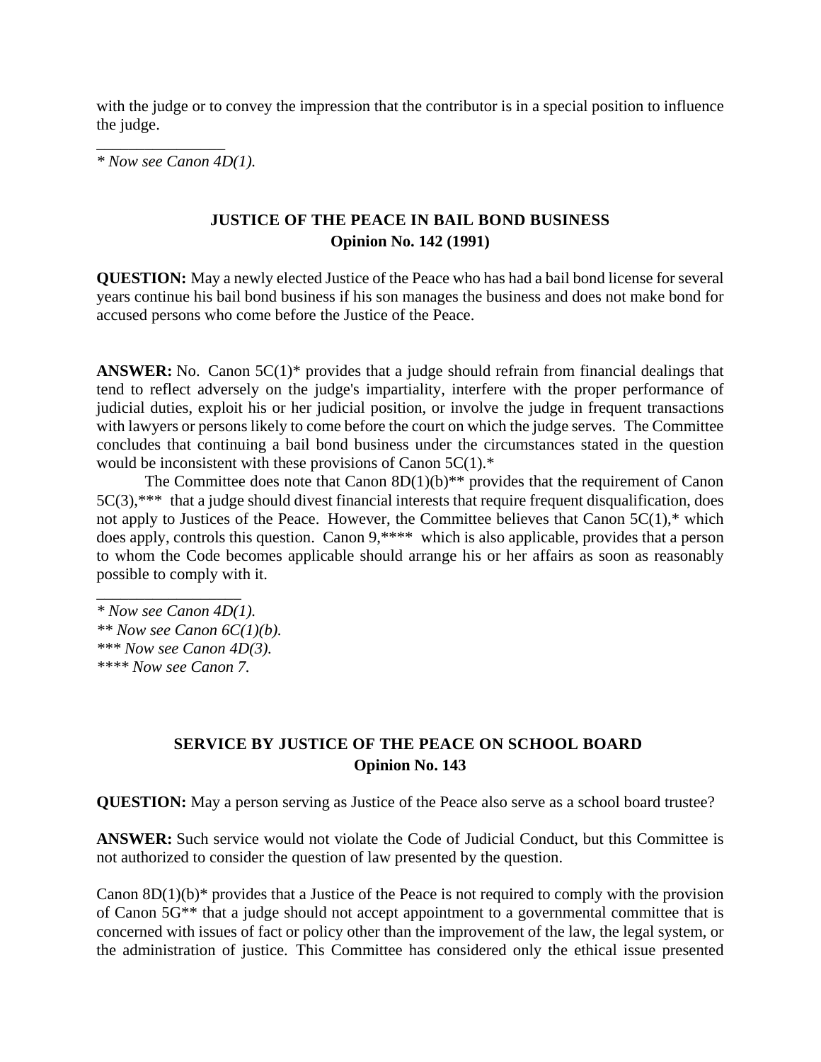with the judge or to convey the impression that the contributor is in a special position to influence the judge.

________________

*\* Now see Canon 4D(1).*

## JUSTICE OF THE PEACE IN BAIL BOND BUSINESS
**Opinion No. 142 (1991)**

**QUESTION:** May a newly elected Justice of the Peace who has had a bail bond license for several years continue his bail bond business if his son manages the business and does not make bond for accused persons who come before the Justice of the Peace.

**ANSWER:** No. Canon 5C(1)* provides that a judge should refrain from financial dealings that tend to reflect adversely on the judge's impartiality, interfere with the proper performance of judicial duties, exploit his or her judicial position, or involve the judge in frequent transactions with lawyers or persons likely to come before the court on which the judge serves. The Committee concludes that continuing a bail bond business under the circumstances stated in the question would be inconsistent with these provisions of Canon 5C(1).*

The Committee does note that Canon 8D(1)(b)** provides that the requirement of Canon 5C(3),*** that a judge should divest financial interests that require frequent disqualification, does not apply to Justices of the Peace. However, the Committee believes that Canon 5C(1),* which does apply, controls this question. Canon 9,**** which is also applicable, provides that a person to whom the Code becomes applicable should arrange his or her affairs as soon as reasonably possible to comply with it.

__________________

*\* Now see Canon 4D(1).*
*\*\* Now see Canon 6C(1)(b).*
*\*\*\* Now see Canon 4D(3).*
*\*\*\*\* Now see Canon 7.*

## SERVICE BY JUSTICE OF THE PEACE ON SCHOOL BOARD
**Opinion No. 143**

**QUESTION:** May a person serving as Justice of the Peace also serve as a school board trustee?

**ANSWER:** Such service would not violate the Code of Judicial Conduct, but this Committee is not authorized to consider the question of law presented by the question.

Canon 8D(1)(b)* provides that a Justice of the Peace is not required to comply with the provision of Canon 5G** that a judge should not accept appointment to a governmental committee that is concerned with issues of fact or policy other than the improvement of the law, the legal system, or the administration of justice. This Committee has considered only the ethical issue presented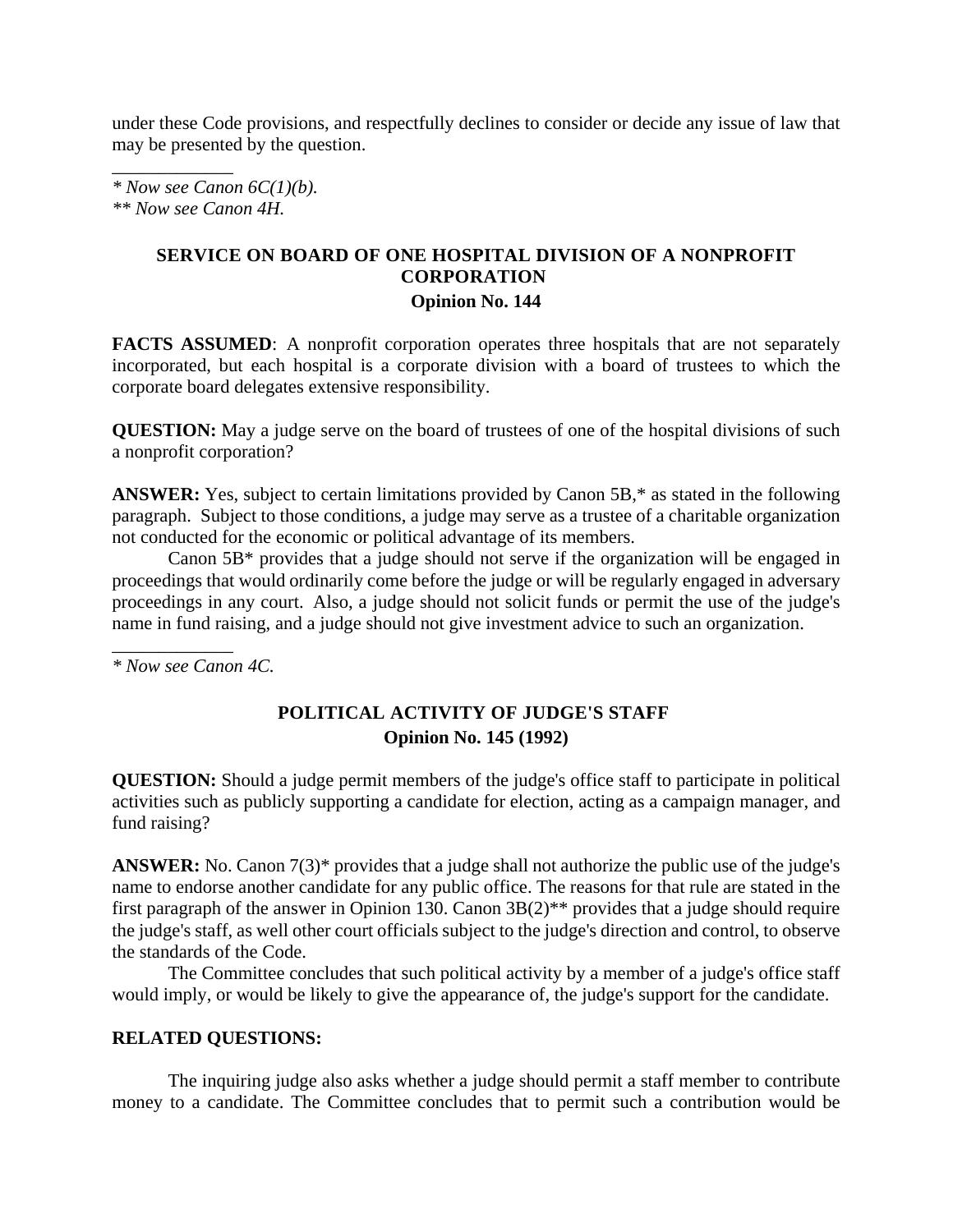under these Code provisions, and respectfully declines to consider or decide any issue of law that may be presented by the question.

_____________

*\* Now see Canon 6C(1)(b).*
*\*\* Now see Canon 4H.*

## SERVICE ON BOARD OF ONE HOSPITAL DIVISION OF A NONPROFIT CORPORATION
### Opinion No. 144

**FACTS ASSUMED**: A nonprofit corporation operates three hospitals that are not separately incorporated, but each hospital is a corporate division with a board of trustees to which the corporate board delegates extensive responsibility.

**QUESTION:** May a judge serve on the board of trustees of one of the hospital divisions of such a nonprofit corporation?

**ANSWER:** Yes, subject to certain limitations provided by Canon 5B,* as stated in the following paragraph. Subject to those conditions, a judge may serve as a trustee of a charitable organization not conducted for the economic or political advantage of its members.

Canon 5B* provides that a judge should not serve if the organization will be engaged in proceedings that would ordinarily come before the judge or will be regularly engaged in adversary proceedings in any court. Also, a judge should not solicit funds or permit the use of the judge's name in fund raising, and a judge should not give investment advice to such an organization.

_____________

*\* Now see Canon 4C.*

## POLITICAL ACTIVITY OF JUDGE'S STAFF
### Opinion No. 145 (1992)

**QUESTION:** Should a judge permit members of the judge's office staff to participate in political activities such as publicly supporting a candidate for election, acting as a campaign manager, and fund raising?

**ANSWER:** No. Canon 7(3)* provides that a judge shall not authorize the public use of the judge's name to endorse another candidate for any public office. The reasons for that rule are stated in the first paragraph of the answer in Opinion 130. Canon 3B(2)** provides that a judge should require the judge's staff, as well other court officials subject to the judge's direction and control, to observe the standards of the Code.

The Committee concludes that such political activity by a member of a judge's office staff would imply, or would be likely to give the appearance of, the judge's support for the candidate.

**RELATED QUESTIONS:**

The inquiring judge also asks whether a judge should permit a staff member to contribute money to a candidate. The Committee concludes that to permit such a contribution would be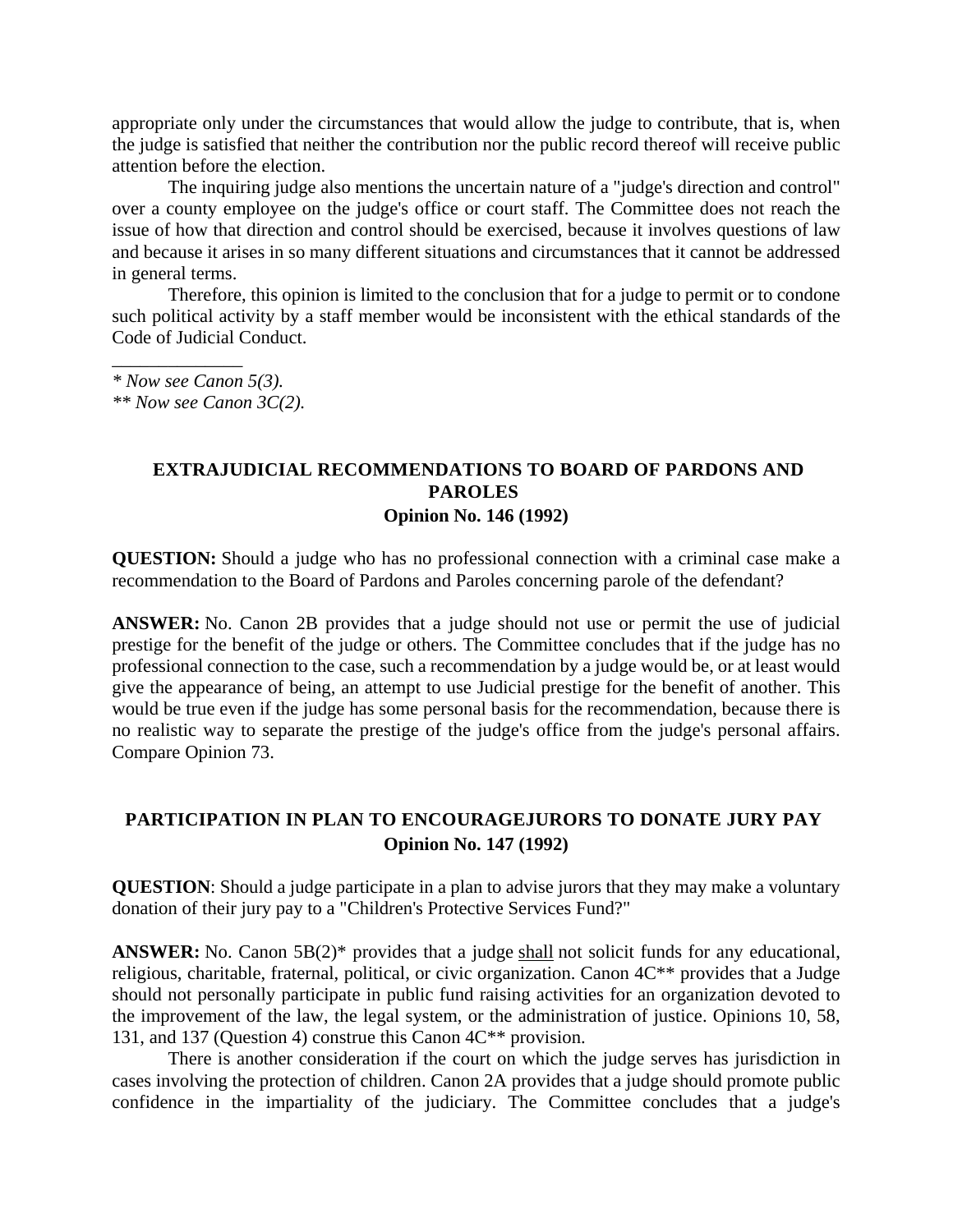appropriate only under the circumstances that would allow the judge to contribute, that is, when the judge is satisfied that neither the contribution nor the public record thereof will receive public attention before the election.

The inquiring judge also mentions the uncertain nature of a "judge's direction and control" over a county employee on the judge's office or court staff. The Committee does not reach the issue of how that direction and control should be exercised, because it involves questions of law and because it arises in so many different situations and circumstances that it cannot be addressed in general terms.

Therefore, this opinion is limited to the conclusion that for a judge to permit or to condone such political activity by a staff member would be inconsistent with the ethical standards of the Code of Judicial Conduct.

______________

*\* Now see Canon 5(3).*
*\*\* Now see Canon 3C(2).*

## EXTRAJUDICIAL RECOMMENDATIONS TO BOARD OF PARDONS AND PAROLES
**Opinion No. 146 (1992)**

**QUESTION:** Should a judge who has no professional connection with a criminal case make a recommendation to the Board of Pardons and Paroles concerning parole of the defendant?

**ANSWER:** No. Canon 2B provides that a judge should not use or permit the use of judicial prestige for the benefit of the judge or others. The Committee concludes that if the judge has no professional connection to the case, such a recommendation by a judge would be, or at least would give the appearance of being, an attempt to use Judicial prestige for the benefit of another. This would be true even if the judge has some personal basis for the recommendation, because there is no realistic way to separate the prestige of the judge's office from the judge's personal affairs. Compare Opinion 73.

## PARTICIPATION IN PLAN TO ENCOURAGEJURORS TO DONATE JURY PAY
**Opinion No. 147 (1992)**

**QUESTION**: Should a judge participate in a plan to advise jurors that they may make a voluntary donation of their jury pay to a "Children's Protective Services Fund?"

**ANSWER:** No. Canon 5B(2)* provides that a judge <u>shall</u> not solicit funds for any educational, religious, charitable, fraternal, political, or civic organization. Canon 4C** provides that a Judge should not personally participate in public fund raising activities for an organization devoted to the improvement of the law, the legal system, or the administration of justice. Opinions 10, 58, 131, and 137 (Question 4) construe this Canon 4C** provision.

There is another consideration if the court on which the judge serves has jurisdiction in cases involving the protection of children. Canon 2A provides that a judge should promote public confidence in the impartiality of the judiciary. The Committee concludes that a judge's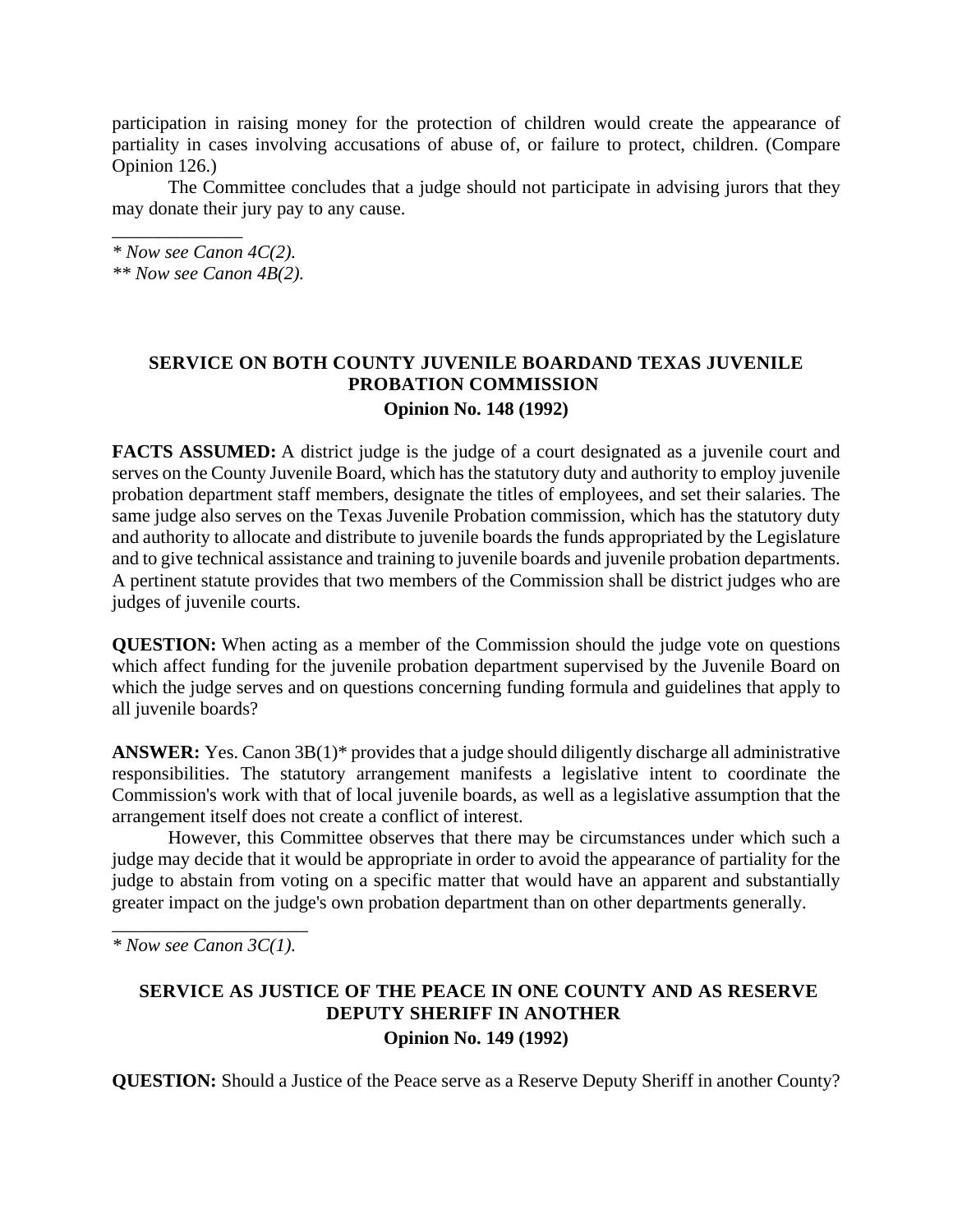participation in raising money for the protection of children would create the appearance of partiality in cases involving accusations of abuse of, or failure to protect, children. (Compare Opinion 126.)

The Committee concludes that a judge should not participate in advising jurors that they may donate their jury pay to any cause.

______________

*\* Now see Canon 4C(2).*
*\*\* Now see Canon 4B(2).*

## SERVICE ON BOTH COUNTY JUVENILE BOARDAND TEXAS JUVENILE PROBATION COMMISSION

### Opinion No. 148 (1992)

**FACTS ASSUMED:** A district judge is the judge of a court designated as a juvenile court and serves on the County Juvenile Board, which has the statutory duty and authority to employ juvenile probation department staff members, designate the titles of employees, and set their salaries. The same judge also serves on the Texas Juvenile Probation commission, which has the statutory duty and authority to allocate and distribute to juvenile boards the funds appropriated by the Legislature and to give technical assistance and training to juvenile boards and juvenile probation departments. A pertinent statute provides that two members of the Commission shall be district judges who are judges of juvenile courts.

**QUESTION:** When acting as a member of the Commission should the judge vote on questions which affect funding for the juvenile probation department supervised by the Juvenile Board on which the judge serves and on questions concerning funding formula and guidelines that apply to all juvenile boards?

**ANSWER:** Yes. Canon 3B(1)* provides that a judge should diligently discharge all administrative responsibilities. The statutory arrangement manifests a legislative intent to coordinate the Commission's work with that of local juvenile boards, as well as a legislative assumption that the arrangement itself does not create a conflict of interest.

However, this Committee observes that there may be circumstances under which such a judge may decide that it would be appropriate in order to avoid the appearance of partiality for the judge to abstain from voting on a specific matter that would have an apparent and substantially greater impact on the judge's own probation department than on other departments generally.

______________________

*\* Now see Canon 3C(1).*

## SERVICE AS JUSTICE OF THE PEACE IN ONE COUNTY AND AS RESERVE DEPUTY SHERIFF IN ANOTHER

### Opinion No. 149 (1992)

**QUESTION:** Should a Justice of the Peace serve as a Reserve Deputy Sheriff in another County?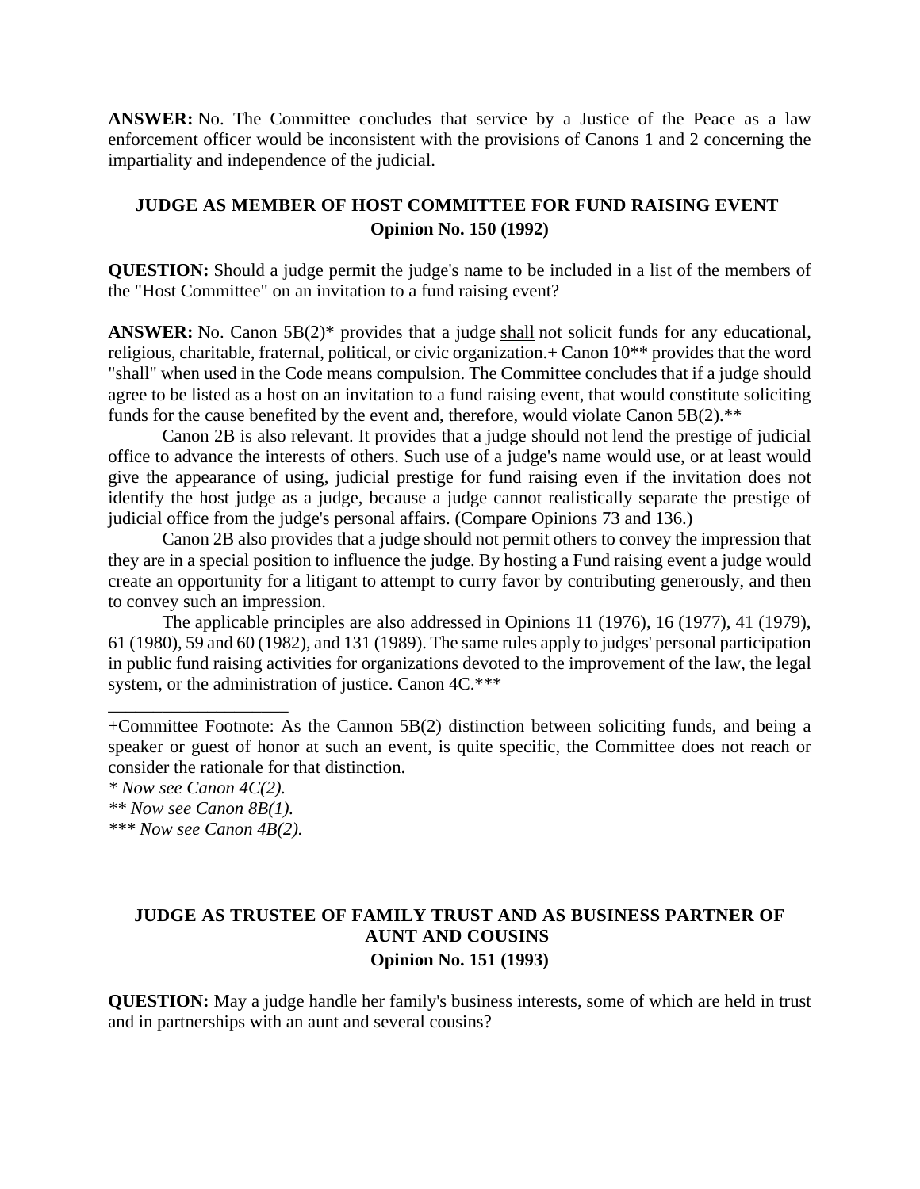**ANSWER:** No. The Committee concludes that service by a Justice of the Peace as a law enforcement officer would be inconsistent with the provisions of Canons 1 and 2 concerning the impartiality and independence of the judicial.

## JUDGE AS MEMBER OF HOST COMMITTEE FOR FUND RAISING EVENT
### Opinion No. 150 (1992)

**QUESTION:** Should a judge permit the judge's name to be included in a list of the members of the "Host Committee" on an invitation to a fund raising event?

**ANSWER:** No. Canon 5B(2)* provides that a judge shall not solicit funds for any educational, religious, charitable, fraternal, political, or civic organization.+ Canon 10** provides that the word "shall" when used in the Code means compulsion. The Committee concludes that if a judge should agree to be listed as a host on an invitation to a fund raising event, that would constitute soliciting funds for the cause benefited by the event and, therefore, would violate Canon 5B(2).**

Canon 2B is also relevant. It provides that a judge should not lend the prestige of judicial office to advance the interests of others. Such use of a judge's name would use, or at least would give the appearance of using, judicial prestige for fund raising even if the invitation does not identify the host judge as a judge, because a judge cannot realistically separate the prestige of judicial office from the judge's personal affairs. (Compare Opinions 73 and 136.)

Canon 2B also provides that a judge should not permit others to convey the impression that they are in a special position to influence the judge. By hosting a Fund raising event a judge would create an opportunity for a litigant to attempt to curry favor by contributing generously, and then to convey such an impression.

The applicable principles are also addressed in Opinions 11 (1976), 16 (1977), 41 (1979), 61 (1980), 59 and 60 (1982), and 131 (1989). The same rules apply to judges' personal participation in public fund raising activities for organizations devoted to the improvement of the law, the legal system, or the administration of justice. Canon 4C.***

---

+Committee Footnote: As the Cannon 5B(2) distinction between soliciting funds, and being a speaker or guest of honor at such an event, is quite specific, the Committee does not reach or consider the rationale for that distinction.

*\* Now see Canon 4C(2).*

*\*\* Now see Canon 8B(1).*

*\*\*\* Now see Canon 4B(2).*

## JUDGE AS TRUSTEE OF FAMILY TRUST AND AS BUSINESS PARTNER OF AUNT AND COUSINS
### Opinion No. 151 (1993)

**QUESTION:** May a judge handle her family's business interests, some of which are held in trust and in partnerships with an aunt and several cousins?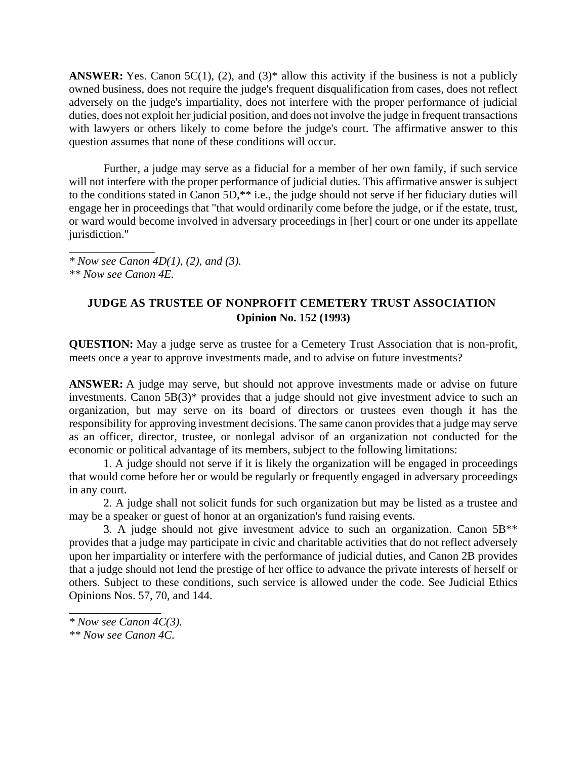**ANSWER:** Yes. Canon 5C(1), (2), and (3)* allow this activity if the business is not a publicly owned business, does not require the judge's frequent disqualification from cases, does not reflect adversely on the judge's impartiality, does not interfere with the proper performance of judicial duties, does not exploit her judicial position, and does not involve the judge in frequent transactions with lawyers or others likely to come before the judge's court. The affirmative answer to this question assumes that none of these conditions will occur.

Further, a judge may serve as a fiducial for a member of her own family, if such service will not interfere with the proper performance of judicial duties. This affirmative answer is subject to the conditions stated in Canon 5D,** i.e., the judge should not serve if her fiduciary duties will engage her in proceedings that "that would ordinarily come before the judge, or if the estate, trust, or ward would become involved in adversary proceedings in [her] court or one under its appellate jurisdiction."

_______________

*\* Now see Canon 4D(1), (2), and (3).*
*\*\* Now see Canon 4E.*

## JUDGE AS TRUSTEE OF NONPROFIT CEMETERY TRUST ASSOCIATION
## Opinion No. 152 (1993)

**QUESTION:** May a judge serve as trustee for a Cemetery Trust Association that is non-profit, meets once a year to approve investments made, and to advise on future investments?

**ANSWER:** A judge may serve, but should not approve investments made or advise on future investments. Canon 5B(3)* provides that a judge should not give investment advice to such an organization, but may serve on its board of directors or trustees even though it has the responsibility for approving investment decisions. The same canon provides that a judge may serve as an officer, director, trustee, or nonlegal advisor of an organization not conducted for the economic or political advantage of its members, subject to the following limitations:

1. A judge should not serve if it is likely the organization will be engaged in proceedings that would come before her or would be regularly or frequently engaged in adversary proceedings in any court.

2. A judge shall not solicit funds for such organization but may be listed as a trustee and may be a speaker or guest of honor at an organization's fund raising events.

3. A judge should not give investment advice to such an organization. Canon 5B** provides that a judge may participate in civic and charitable activities that do not reflect adversely upon her impartiality or interfere with the performance of judicial duties, and Canon 2B provides that a judge should not lend the prestige of her office to advance the private interests of herself or others. Subject to these conditions, such service is allowed under the code. See Judicial Ethics Opinions Nos. 57, 70, and 144.

_______________

*\* Now see Canon 4C(3).*
*\*\* Now see Canon 4C.*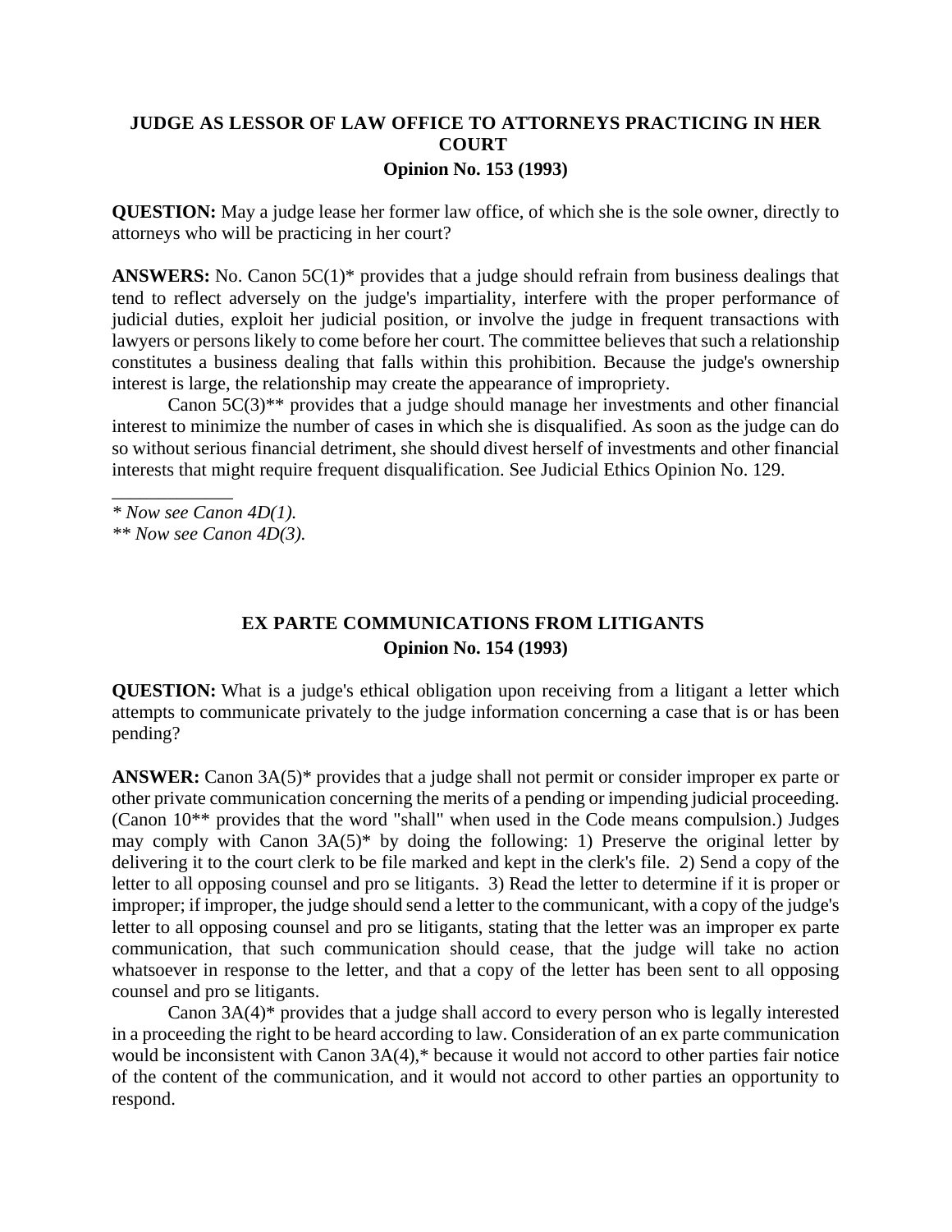## JUDGE AS LESSOR OF LAW OFFICE TO ATTORNEYS PRACTICING IN HER COURT

**Opinion No. 153 (1993)**

**QUESTION:** May a judge lease her former law office, of which she is the sole owner, directly to attorneys who will be practicing in her court?

**ANSWERS:** No. Canon 5C(1)* provides that a judge should refrain from business dealings that tend to reflect adversely on the judge's impartiality, interfere with the proper performance of judicial duties, exploit her judicial position, or involve the judge in frequent transactions with lawyers or persons likely to come before her court. The committee believes that such a relationship constitutes a business dealing that falls within this prohibition. Because the judge's ownership interest is large, the relationship may create the appearance of impropriety.

Canon 5C(3)** provides that a judge should manage her investments and other financial interest to minimize the number of cases in which she is disqualified. As soon as the judge can do so without serious financial detriment, she should divest herself of investments and other financial interests that might require frequent disqualification. See Judicial Ethics Opinion No. 129.

---

*\* Now see Canon 4D(1).*

*\*\* Now see Canon 4D(3).*

## EX PARTE COMMUNICATIONS FROM LITIGANTS

**Opinion No. 154 (1993)**

**QUESTION:** What is a judge's ethical obligation upon receiving from a litigant a letter which attempts to communicate privately to the judge information concerning a case that is or has been pending?

**ANSWER:** Canon 3A(5)* provides that a judge shall not permit or consider improper ex parte or other private communication concerning the merits of a pending or impending judicial proceeding. (Canon 10** provides that the word "shall" when used in the Code means compulsion.) Judges may comply with Canon 3A(5)* by doing the following: 1) Preserve the original letter by delivering it to the court clerk to be file marked and kept in the clerk's file. 2) Send a copy of the letter to all opposing counsel and pro se litigants. 3) Read the letter to determine if it is proper or improper; if improper, the judge should send a letter to the communicant, with a copy of the judge's letter to all opposing counsel and pro se litigants, stating that the letter was an improper ex parte communication, that such communication should cease, that the judge will take no action whatsoever in response to the letter, and that a copy of the letter has been sent to all opposing counsel and pro se litigants.

Canon 3A(4)* provides that a judge shall accord to every person who is legally interested in a proceeding the right to be heard according to law. Consideration of an ex parte communication would be inconsistent with Canon 3A(4),* because it would not accord to other parties fair notice of the content of the communication, and it would not accord to other parties an opportunity to respond.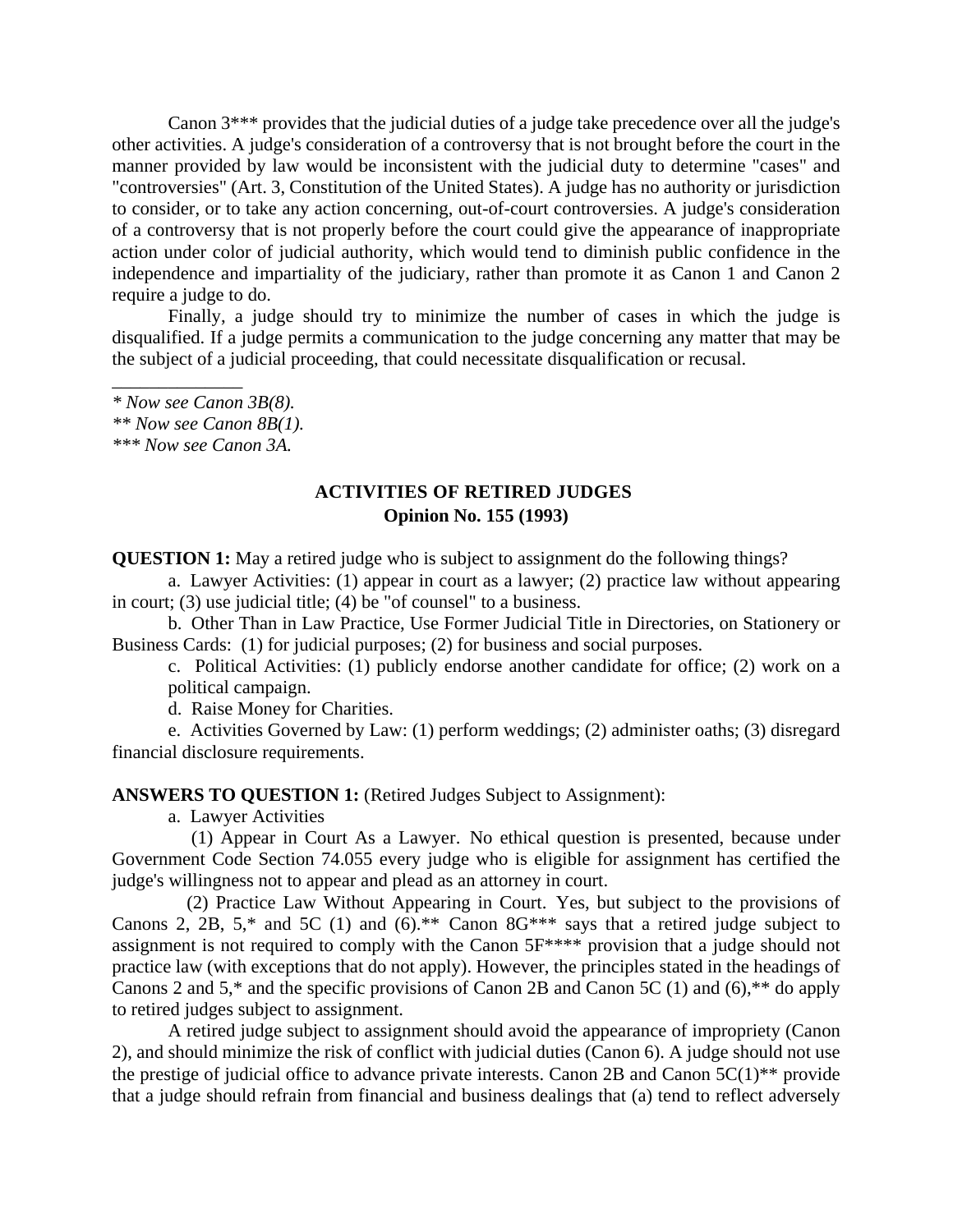Canon 3*** provides that the judicial duties of a judge take precedence over all the judge's other activities. A judge's consideration of a controversy that is not brought before the court in the manner provided by law would be inconsistent with the judicial duty to determine "cases" and "controversies" (Art. 3, Constitution of the United States). A judge has no authority or jurisdiction to consider, or to take any action concerning, out-of-court controversies. A judge's consideration of a controversy that is not properly before the court could give the appearance of inappropriate action under color of judicial authority, which would tend to diminish public confidence in the independence and impartiality of the judiciary, rather than promote it as Canon 1 and Canon 2 require a judge to do.

Finally, a judge should try to minimize the number of cases in which the judge is disqualified. If a judge permits a communication to the judge concerning any matter that may be the subject of a judicial proceeding, that could necessitate disqualification or recusal.

______________

*\* Now see Canon 3B(8).*

*\*\* Now see Canon 8B(1).*

*\*\*\* Now see Canon 3A.*

## ACTIVITIES OF RETIRED JUDGES
### Opinion No. 155 (1993)

**QUESTION 1:** May a retired judge who is subject to assignment do the following things?

a. Lawyer Activities: (1) appear in court as a lawyer; (2) practice law without appearing in court; (3) use judicial title; (4) be "of counsel" to a business.

b. Other Than in Law Practice, Use Former Judicial Title in Directories, on Stationery or Business Cards: (1) for judicial purposes; (2) for business and social purposes.

c. Political Activities: (1) publicly endorse another candidate for office; (2) work on a political campaign.

d. Raise Money for Charities.

e. Activities Governed by Law: (1) perform weddings; (2) administer oaths; (3) disregard financial disclosure requirements.

**ANSWERS TO QUESTION 1:** (Retired Judges Subject to Assignment):

a. Lawyer Activities

(1) Appear in Court As a Lawyer. No ethical question is presented, because under Government Code Section 74.055 every judge who is eligible for assignment has certified the judge's willingness not to appear and plead as an attorney in court.

(2) Practice Law Without Appearing in Court. Yes, but subject to the provisions of Canons 2, 2B, 5,* and 5C (1) and (6).** Canon 8G*** says that a retired judge subject to assignment is not required to comply with the Canon 5F**** provision that a judge should not practice law (with exceptions that do not apply). However, the principles stated in the headings of Canons 2 and 5,* and the specific provisions of Canon 2B and Canon 5C (1) and (6),** do apply to retired judges subject to assignment.

A retired judge subject to assignment should avoid the appearance of impropriety (Canon 2), and should minimize the risk of conflict with judicial duties (Canon 6). A judge should not use the prestige of judicial office to advance private interests. Canon 2B and Canon 5C(1)** provide that a judge should refrain from financial and business dealings that (a) tend to reflect adversely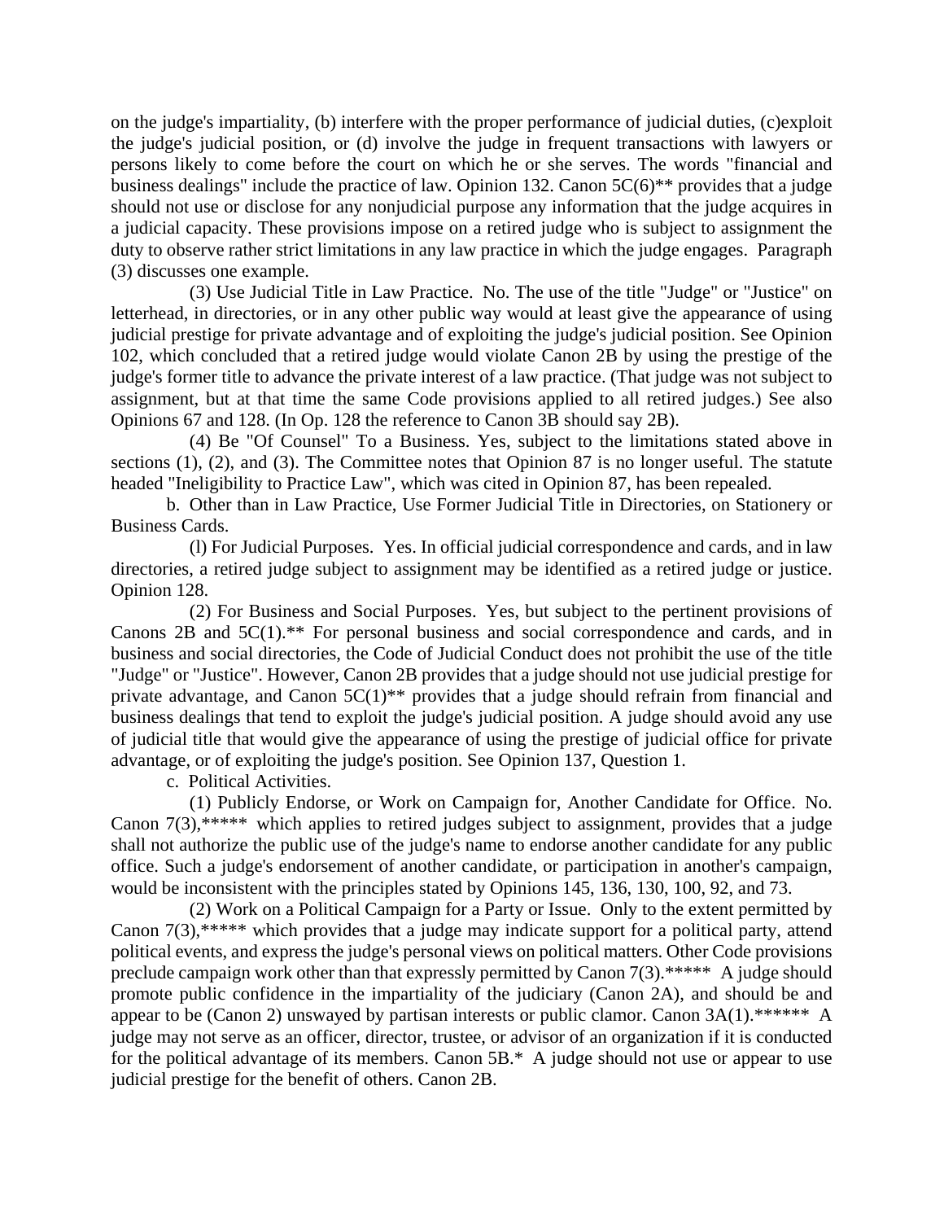on the judge's impartiality, (b) interfere with the proper performance of judicial duties, (c)exploit the judge's judicial position, or (d) involve the judge in frequent transactions with lawyers or persons likely to come before the court on which he or she serves. The words "financial and business dealings" include the practice of law. Opinion 132. Canon 5C(6)** provides that a judge should not use or disclose for any nonjudicial purpose any information that the judge acquires in a judicial capacity. These provisions impose on a retired judge who is subject to assignment the duty to observe rather strict limitations in any law practice in which the judge engages. Paragraph (3) discusses one example.

(3) Use Judicial Title in Law Practice. No. The use of the title "Judge" or "Justice" on letterhead, in directories, or in any other public way would at least give the appearance of using judicial prestige for private advantage and of exploiting the judge's judicial position. See Opinion 102, which concluded that a retired judge would violate Canon 2B by using the prestige of the judge's former title to advance the private interest of a law practice. (That judge was not subject to assignment, but at that time the same Code provisions applied to all retired judges.) See also Opinions 67 and 128. (In Op. 128 the reference to Canon 3B should say 2B).

(4) Be "Of Counsel" To a Business. Yes, subject to the limitations stated above in sections (1), (2), and (3). The Committee notes that Opinion 87 is no longer useful. The statute headed "Ineligibility to Practice Law", which was cited in Opinion 87, has been repealed.

b. Other than in Law Practice, Use Former Judicial Title in Directories, on Stationery or Business Cards.

(l) For Judicial Purposes. Yes. In official judicial correspondence and cards, and in law directories, a retired judge subject to assignment may be identified as a retired judge or justice. Opinion 128.

(2) For Business and Social Purposes. Yes, but subject to the pertinent provisions of Canons 2B and 5C(1).** For personal business and social correspondence and cards, and in business and social directories, the Code of Judicial Conduct does not prohibit the use of the title "Judge" or "Justice". However, Canon 2B provides that a judge should not use judicial prestige for private advantage, and Canon 5C(1)** provides that a judge should refrain from financial and business dealings that tend to exploit the judge's judicial position. A judge should avoid any use of judicial title that would give the appearance of using the prestige of judicial office for private advantage, or of exploiting the judge's position. See Opinion 137, Question 1.

c. Political Activities.

(1) Publicly Endorse, or Work on Campaign for, Another Candidate for Office. No. Canon 7(3),***** which applies to retired judges subject to assignment, provides that a judge shall not authorize the public use of the judge's name to endorse another candidate for any public office. Such a judge's endorsement of another candidate, or participation in another's campaign, would be inconsistent with the principles stated by Opinions 145, 136, 130, 100, 92, and 73.

(2) Work on a Political Campaign for a Party or Issue. Only to the extent permitted by Canon 7(3),***** which provides that a judge may indicate support for a political party, attend political events, and express the judge's personal views on political matters. Other Code provisions preclude campaign work other than that expressly permitted by Canon 7(3).***** A judge should promote public confidence in the impartiality of the judiciary (Canon 2A), and should be and appear to be (Canon 2) unswayed by partisan interests or public clamor. Canon 3A(1).****** A judge may not serve as an officer, director, trustee, or advisor of an organization if it is conducted for the political advantage of its members. Canon 5B.* A judge should not use or appear to use judicial prestige for the benefit of others. Canon 2B.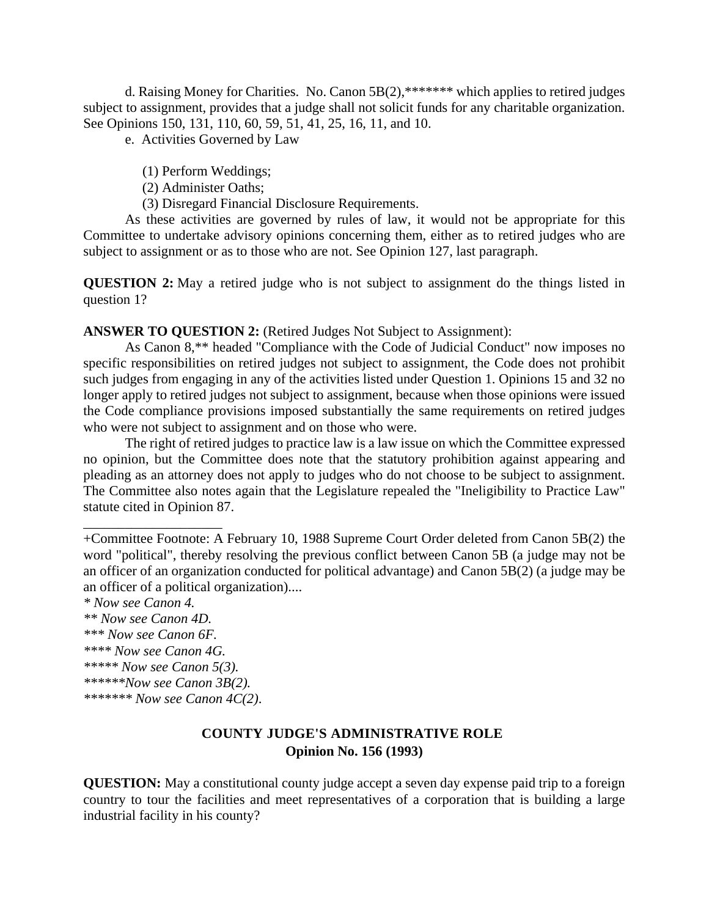d. Raising Money for Charities. No. Canon 5B(2),******* which applies to retired judges subject to assignment, provides that a judge shall not solicit funds for any charitable organization. See Opinions 150, 131, 110, 60, 59, 51, 41, 25, 16, 11, and 10.

e. Activities Governed by Law

(1) Perform Weddings;
(2) Administer Oaths;
(3) Disregard Financial Disclosure Requirements.

As these activities are governed by rules of law, it would not be appropriate for this Committee to undertake advisory opinions concerning them, either as to retired judges who are subject to assignment or as to those who are not. See Opinion 127, last paragraph.

**QUESTION 2:** May a retired judge who is not subject to assignment do the things listed in question 1?

**ANSWER TO QUESTION 2:** (Retired Judges Not Subject to Assignment):

As Canon 8,** headed "Compliance with the Code of Judicial Conduct" now imposes no specific responsibilities on retired judges not subject to assignment, the Code does not prohibit such judges from engaging in any of the activities listed under Question 1. Opinions 15 and 32 no longer apply to retired judges not subject to assignment, because when those opinions were issued the Code compliance provisions imposed substantially the same requirements on retired judges who were not subject to assignment and on those who were.

The right of retired judges to practice law is a law issue on which the Committee expressed no opinion, but the Committee does note that the statutory prohibition against appearing and pleading as an attorney does not apply to judges who do not choose to be subject to assignment. The Committee also notes again that the Legislature repealed the "Ineligibility to Practice Law" statute cited in Opinion 87.

---

+Committee Footnote: A February 10, 1988 Supreme Court Order deleted from Canon 5B(2) the word "political", thereby resolving the previous conflict between Canon 5B (a judge may not be an officer of an organization conducted for political advantage) and Canon 5B(2) (a judge may be an officer of a political organization)....

*\* Now see Canon 4.*
*\*\* Now see Canon 4D.*
*\*\*\* Now see Canon 6F.*
*\*\*\*\* Now see Canon 4G.*
*\*\*\*\*\* Now see Canon 5(3).*
*\*\*\*\*\*\*Now see Canon 3B(2).*
*\*\*\*\*\*\*\* Now see Canon 4C(2).*

## COUNTY JUDGE'S ADMINISTRATIVE ROLE
### Opinion No. 156 (1993)

**QUESTION:** May a constitutional county judge accept a seven day expense paid trip to a foreign country to tour the facilities and meet representatives of a corporation that is building a large industrial facility in his county?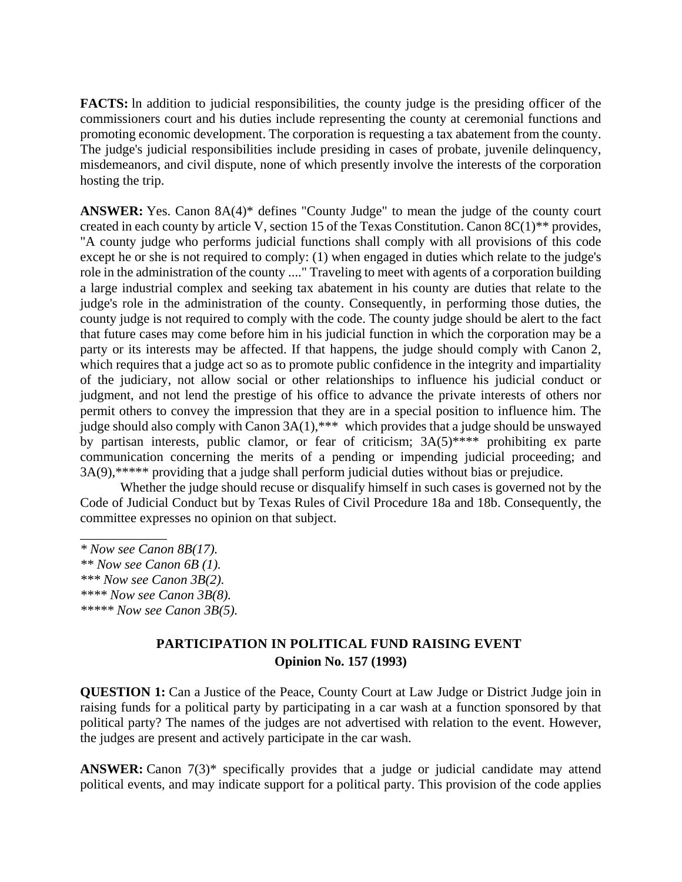**FACTS:** In addition to judicial responsibilities, the county judge is the presiding officer of the commissioners court and his duties include representing the county at ceremonial functions and promoting economic development. The corporation is requesting a tax abatement from the county. The judge's judicial responsibilities include presiding in cases of probate, juvenile delinquency, misdemeanors, and civil dispute, none of which presently involve the interests of the corporation hosting the trip.

**ANSWER:** Yes. Canon 8A(4)* defines "County Judge" to mean the judge of the county court created in each county by article V, section 15 of the Texas Constitution. Canon 8C(1)** provides, "A county judge who performs judicial functions shall comply with all provisions of this code except he or she is not required to comply: (1) when engaged in duties which relate to the judge's role in the administration of the county ...." Traveling to meet with agents of a corporation building a large industrial complex and seeking tax abatement in his county are duties that relate to the judge's role in the administration of the county. Consequently, in performing those duties, the county judge is not required to comply with the code. The county judge should be alert to the fact that future cases may come before him in his judicial function in which the corporation may be a party or its interests may be affected. If that happens, the judge should comply with Canon 2, which requires that a judge act so as to promote public confidence in the integrity and impartiality of the judiciary, not allow social or other relationships to influence his judicial conduct or judgment, and not lend the prestige of his office to advance the private interests of others nor permit others to convey the impression that they are in a special position to influence him. The judge should also comply with Canon 3A(1),*** which provides that a judge should be unswayed by partisan interests, public clamor, or fear of criticism; 3A(5)**** prohibiting ex parte communication concerning the merits of a pending or impending judicial proceeding; and 3A(9),***** providing that a judge shall perform judicial duties without bias or prejudice.

Whether the judge should recuse or disqualify himself in such cases is governed not by the Code of Judicial Conduct but by Texas Rules of Civil Procedure 18a and 18b. Consequently, the committee expresses no opinion on that subject.

---

*\* Now see Canon 8B(17).*
*\*\* Now see Canon 6B (1).*
*\*\*\* Now see Canon 3B(2).*
*\*\*\*\* Now see Canon 3B(8).*
*\*\*\*\*\* Now see Canon 3B(5).*

## PARTICIPATION IN POLITICAL FUND RAISING EVENT
## Opinion No. 157 (1993)

**QUESTION 1:** Can a Justice of the Peace, County Court at Law Judge or District Judge join in raising funds for a political party by participating in a car wash at a function sponsored by that political party? The names of the judges are not advertised with relation to the event. However, the judges are present and actively participate in the car wash.

**ANSWER:** Canon 7(3)* specifically provides that a judge or judicial candidate may attend political events, and may indicate support for a political party. This provision of the code applies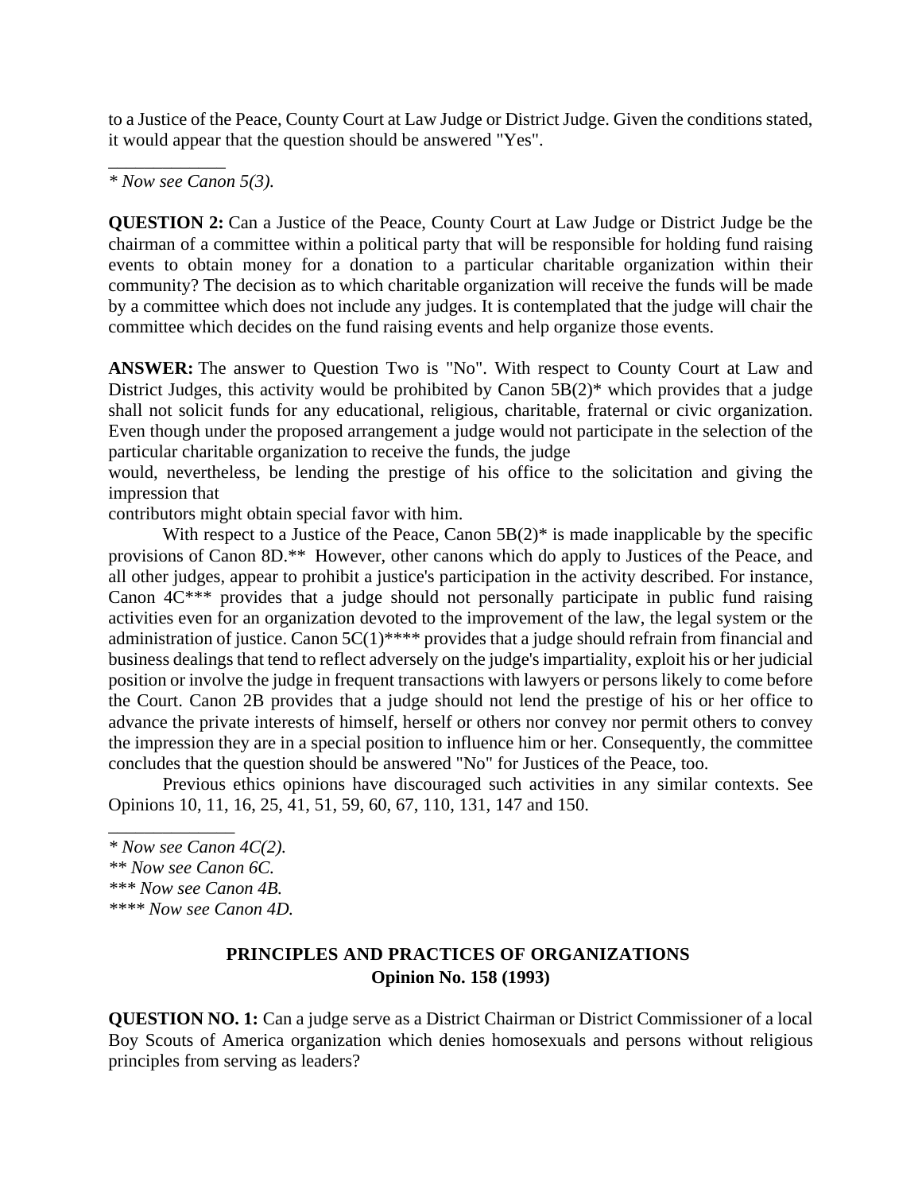to a Justice of the Peace, County Court at Law Judge or District Judge. Given the conditions stated, it would appear that the question should be answered "Yes".

_____________

*\* Now see Canon 5(3).*

**QUESTION 2:** Can a Justice of the Peace, County Court at Law Judge or District Judge be the chairman of a committee within a political party that will be responsible for holding fund raising events to obtain money for a donation to a particular charitable organization within their community? The decision as to which charitable organization will receive the funds will be made by a committee which does not include any judges. It is contemplated that the judge will chair the committee which decides on the fund raising events and help organize those events.

**ANSWER:** The answer to Question Two is "No". With respect to County Court at Law and District Judges, this activity would be prohibited by Canon 5B(2)* which provides that a judge shall not solicit funds for any educational, religious, charitable, fraternal or civic organization. Even though under the proposed arrangement a judge would not participate in the selection of the particular charitable organization to receive the funds, the judge would, nevertheless, be lending the prestige of his office to the solicitation and giving the impression that contributors might obtain special favor with him.

With respect to a Justice of the Peace, Canon 5B(2)* is made inapplicable by the specific provisions of Canon 8D.** However, other canons which do apply to Justices of the Peace, and all other judges, appear to prohibit a justice's participation in the activity described. For instance, Canon 4C*** provides that a judge should not personally participate in public fund raising activities even for an organization devoted to the improvement of the law, the legal system or the administration of justice. Canon 5C(1)**** provides that a judge should refrain from financial and business dealings that tend to reflect adversely on the judge's impartiality, exploit his or her judicial position or involve the judge in frequent transactions with lawyers or persons likely to come before the Court. Canon 2B provides that a judge should not lend the prestige of his or her office to advance the private interests of himself, herself or others nor convey nor permit others to convey the impression they are in a special position to influence him or her. Consequently, the committee concludes that the question should be answered "No" for Justices of the Peace, too.

Previous ethics opinions have discouraged such activities in any similar contexts. See Opinions 10, 11, 16, 25, 41, 51, 59, 60, 67, 110, 131, 147 and 150.

______________

*\* Now see Canon 4C(2).*
*\*\* Now see Canon 6C.*
*\*\*\* Now see Canon 4B.*
*\*\*\*\* Now see Canon 4D.*

## PRINCIPLES AND PRACTICES OF ORGANIZATIONS
## Opinion No. 158 (1993)

**QUESTION NO. 1:** Can a judge serve as a District Chairman or District Commissioner of a local Boy Scouts of America organization which denies homosexuals and persons without religious principles from serving as leaders?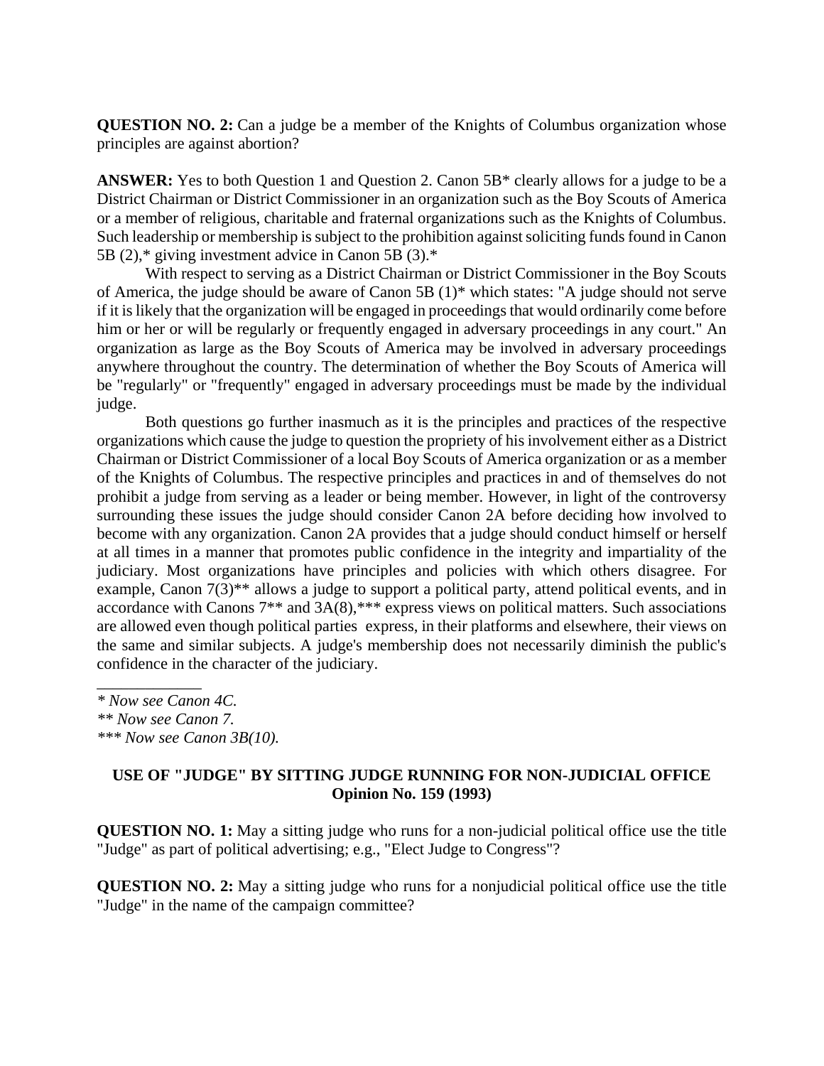**QUESTION NO. 2:** Can a judge be a member of the Knights of Columbus organization whose principles are against abortion?

**ANSWER:** Yes to both Question 1 and Question 2. Canon 5B* clearly allows for a judge to be a District Chairman or District Commissioner in an organization such as the Boy Scouts of America or a member of religious, charitable and fraternal organizations such as the Knights of Columbus. Such leadership or membership is subject to the prohibition against soliciting funds found in Canon 5B (2),* giving investment advice in Canon 5B (3).*

With respect to serving as a District Chairman or District Commissioner in the Boy Scouts of America, the judge should be aware of Canon 5B (1)* which states: "A judge should not serve if it is likely that the organization will be engaged in proceedings that would ordinarily come before him or her or will be regularly or frequently engaged in adversary proceedings in any court." An organization as large as the Boy Scouts of America may be involved in adversary proceedings anywhere throughout the country. The determination of whether the Boy Scouts of America will be "regularly" or "frequently" engaged in adversary proceedings must be made by the individual judge.

Both questions go further inasmuch as it is the principles and practices of the respective organizations which cause the judge to question the propriety of his involvement either as a District Chairman or District Commissioner of a local Boy Scouts of America organization or as a member of the Knights of Columbus. The respective principles and practices in and of themselves do not prohibit a judge from serving as a leader or being member. However, in light of the controversy surrounding these issues the judge should consider Canon 2A before deciding how involved to become with any organization. Canon 2A provides that a judge should conduct himself or herself at all times in a manner that promotes public confidence in the integrity and impartiality of the judiciary. Most organizations have principles and policies with which others disagree. For example, Canon 7(3)** allows a judge to support a political party, attend political events, and in accordance with Canons 7** and 3A(8),*** express views on political matters. Such associations are allowed even though political parties express, in their platforms and elsewhere, their views on the same and similar subjects. A judge's membership does not necessarily diminish the public's confidence in the character of the judiciary.

_____________

*\* Now see Canon 4C.*
*\*\* Now see Canon 7.*
*\*\*\* Now see Canon 3B(10).*

## USE OF "JUDGE" BY SITTING JUDGE RUNNING FOR NON-JUDICIAL OFFICE
## Opinion No. 159 (1993)

**QUESTION NO. 1:** May a sitting judge who runs for a non-judicial political office use the title "Judge" as part of political advertising; e.g., "Elect Judge to Congress"?

**QUESTION NO. 2:** May a sitting judge who runs for a nonjudicial political office use the title "Judge" in the name of the campaign committee?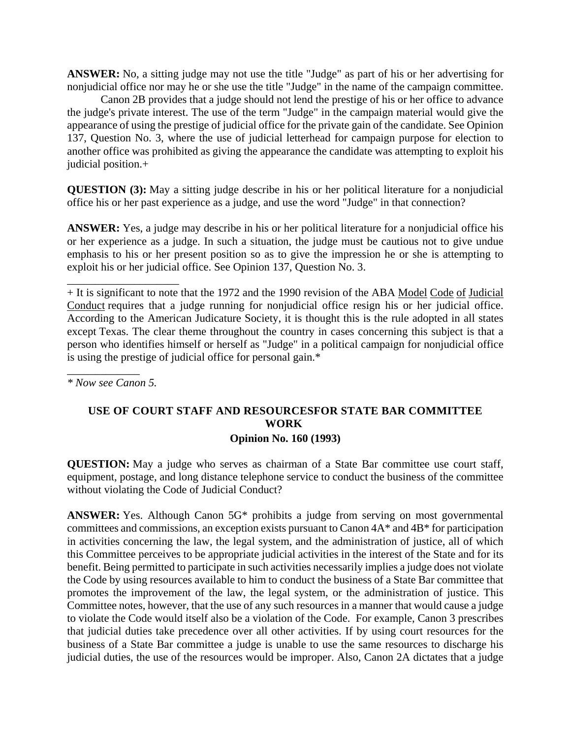**ANSWER:** No, a sitting judge may not use the title "Judge" as part of his or her advertising for nonjudicial office nor may he or she use the title "Judge" in the name of the campaign committee.

Canon 2B provides that a judge should not lend the prestige of his or her office to advance the judge's private interest. The use of the term "Judge" in the campaign material would give the appearance of using the prestige of judicial office for the private gain of the candidate. See Opinion 137, Question No. 3, where the use of judicial letterhead for campaign purpose for election to another office was prohibited as giving the appearance the candidate was attempting to exploit his judicial position.+

**QUESTION (3):** May a sitting judge describe in his or her political literature for a nonjudicial office his or her past experience as a judge, and use the word "Judge" in that connection?

**ANSWER:** Yes, a judge may describe in his or her political literature for a nonjudicial office his or her experience as a judge. In such a situation, the judge must be cautious not to give undue emphasis to his or her present position so as to give the impression he or she is attempting to exploit his or her judicial office. See Opinion 137, Question No. 3.

---

+ It is significant to note that the 1972 and the 1990 revision of the ABA Model Code of Judicial Conduct requires that a judge running for nonjudicial office resign his or her judicial office. According to the American Judicature Society, it is thought this is the rule adopted in all states except Texas. The clear theme throughout the country in cases concerning this subject is that a person who identifies himself or herself as "Judge" in a political campaign for nonjudicial office is using the prestige of judicial office for personal gain.*

---

*\* Now see Canon 5.*

## USE OF COURT STAFF AND RESOURCESFOR STATE BAR COMMITTEE WORK

### Opinion No. 160 (1993)

**QUESTION:** May a judge who serves as chairman of a State Bar committee use court staff, equipment, postage, and long distance telephone service to conduct the business of the committee without violating the Code of Judicial Conduct?

**ANSWER:** Yes. Although Canon 5G* prohibits a judge from serving on most governmental committees and commissions, an exception exists pursuant to Canon 4A* and 4B* for participation in activities concerning the law, the legal system, and the administration of justice, all of which this Committee perceives to be appropriate judicial activities in the interest of the State and for its benefit. Being permitted to participate in such activities necessarily implies a judge does not violate the Code by using resources available to him to conduct the business of a State Bar committee that promotes the improvement of the law, the legal system, or the administration of justice. This Committee notes, however, that the use of any such resources in a manner that would cause a judge to violate the Code would itself also be a violation of the Code. For example, Canon 3 prescribes that judicial duties take precedence over all other activities. If by using court resources for the business of a State Bar committee a judge is unable to use the same resources to discharge his judicial duties, the use of the resources would be improper. Also, Canon 2A dictates that a judge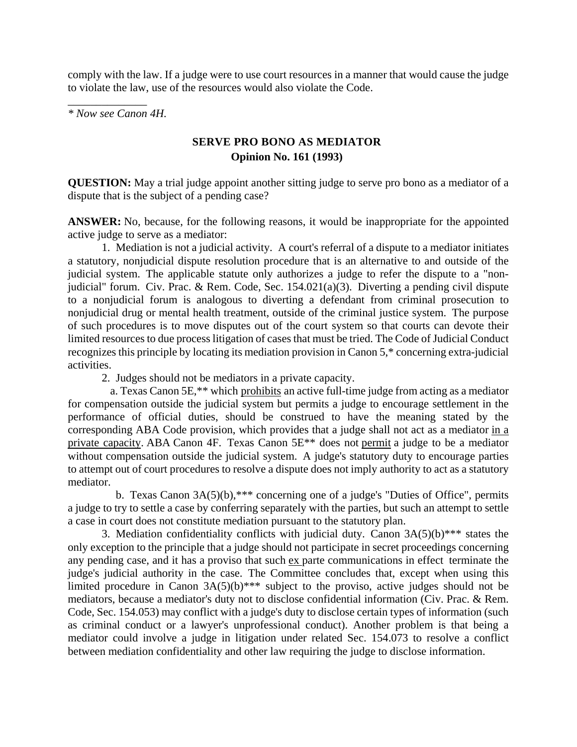comply with the law. If a judge were to use court resources in a manner that would cause the judge to violate the law, use of the resources would also violate the Code.

______________

*\* Now see Canon 4H.*

### SERVE PRO BONO AS MEDIATOR
### Opinion No. 161 (1993)

**QUESTION:** May a trial judge appoint another sitting judge to serve pro bono as a mediator of a dispute that is the subject of a pending case?

**ANSWER:** No, because, for the following reasons, it would be inappropriate for the appointed active judge to serve as a mediator:

1. Mediation is not a judicial activity. A court's referral of a dispute to a mediator initiates a statutory, nonjudicial dispute resolution procedure that is an alternative to and outside of the judicial system. The applicable statute only authorizes a judge to refer the dispute to a "non-judicial" forum. Civ. Prac. & Rem. Code, Sec. 154.021(a)(3). Diverting a pending civil dispute to a nonjudicial forum is analogous to diverting a defendant from criminal prosecution to nonjudicial drug or mental health treatment, outside of the criminal justice system. The purpose of such procedures is to move disputes out of the court system so that courts can devote their limited resources to due process litigation of cases that must be tried. The Code of Judicial Conduct recognizes this principle by locating its mediation provision in Canon 5,* concerning extra-judicial activities.

2. Judges should not be mediators in a private capacity.

   a. Texas Canon 5E,** which <u>prohibits</u> an active full-time judge from acting as a mediator for compensation outside the judicial system but permits a judge to encourage settlement in the performance of official duties, should be construed to have the meaning stated by the corresponding ABA Code provision, which provides that a judge shall not act as a mediator <u>in a private capacity</u>. ABA Canon 4F. Texas Canon 5E** does not <u>permit</u> a judge to be a mediator without compensation outside the judicial system. A judge's statutory duty to encourage parties to attempt out of court procedures to resolve a dispute does not imply authority to act as a statutory mediator.

   b. Texas Canon 3A(5)(b),*** concerning one of a judge's "Duties of Office", permits a judge to try to settle a case by conferring separately with the parties, but such an attempt to settle a case in court does not constitute mediation pursuant to the statutory plan.

3. Mediation confidentiality conflicts with judicial duty. Canon 3A(5)(b)*** states the only exception to the principle that a judge should not participate in secret proceedings concerning any pending case, and it has a proviso that such <u>ex </u>parte communications in effect terminate the judge's judicial authority in the case. The Committee concludes that, except when using this limited procedure in Canon 3A(5)(b)*** subject to the proviso, active judges should not be mediators, because a mediator's duty not to disclose confidential information (Civ. Prac. & Rem. Code, Sec. 154.053) may conflict with a judge's duty to disclose certain types of information (such as criminal conduct or a lawyer's unprofessional conduct). Another problem is that being a mediator could involve a judge in litigation under related Sec. 154.073 to resolve a conflict between mediation confidentiality and other law requiring the judge to disclose information.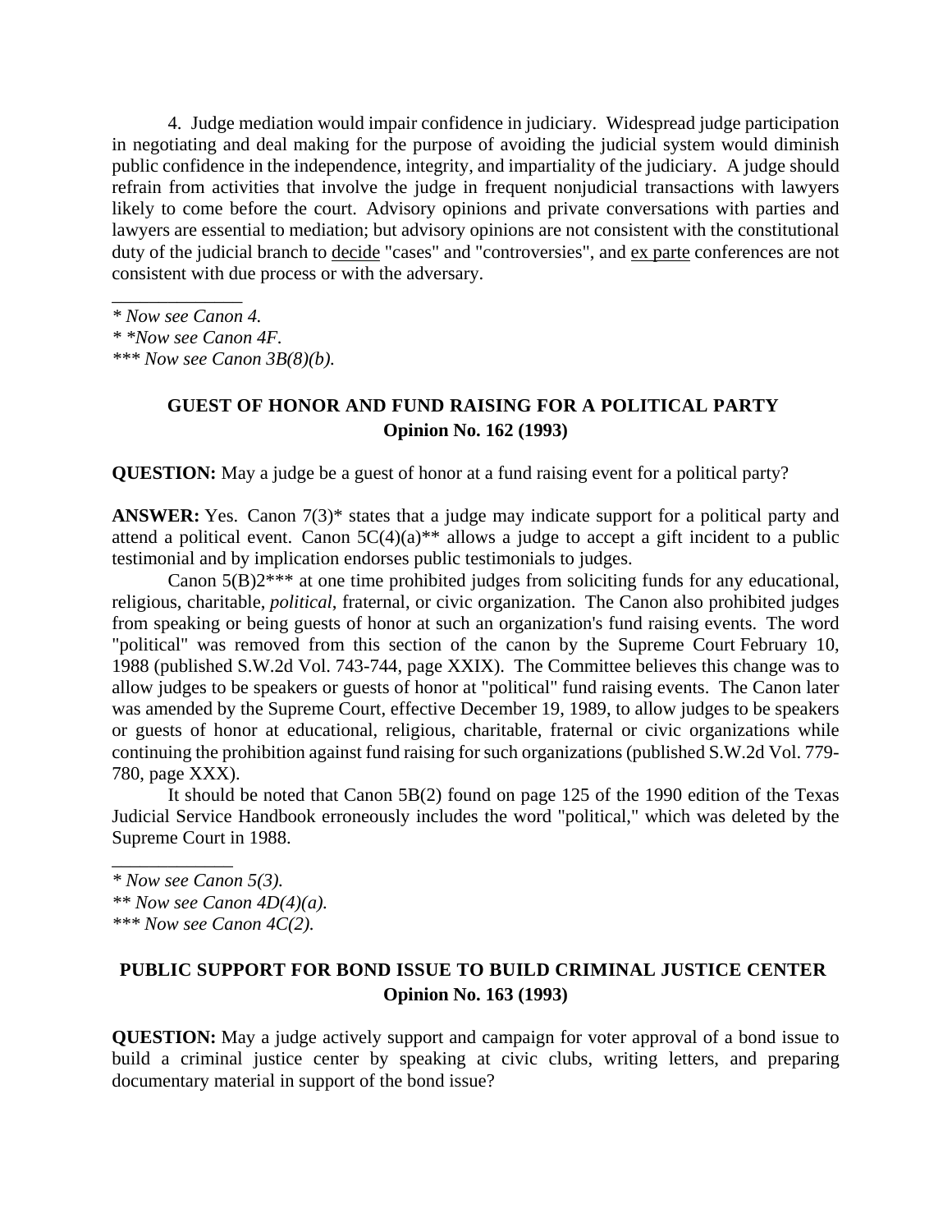4. Judge mediation would impair confidence in judiciary. Widespread judge participation in negotiating and deal making for the purpose of avoiding the judicial system would diminish public confidence in the independence, integrity, and impartiality of the judiciary. A judge should refrain from activities that involve the judge in frequent nonjudicial transactions with lawyers likely to come before the court. Advisory opinions and private conversations with parties and lawyers are essential to mediation; but advisory opinions are not consistent with the constitutional duty of the judicial branch to decide "cases" and "controversies", and *ex parte* conferences are not consistent with due process or with the adversary.

______________

*\* Now see Canon 4.*

*\* \*Now see Canon 4F.*

*\*\*\* Now see Canon 3B(8)(b).*

## GUEST OF HONOR AND FUND RAISING FOR A POLITICAL PARTY
### Opinion No. 162 (1993)

**QUESTION:** May a judge be a guest of honor at a fund raising event for a political party?

**ANSWER:** Yes. Canon 7(3)* states that a judge may indicate support for a political party and attend a political event. Canon 5C(4)(a)** allows a judge to accept a gift incident to a public testimonial and by implication endorses public testimonials to judges.

Canon 5(B)2*** at one time prohibited judges from soliciting funds for any educational, religious, charitable, *political*, fraternal, or civic organization. The Canon also prohibited judges from speaking or being guests of honor at such an organization's fund raising events. The word "political" was removed from this section of the canon by the Supreme Court February 10, 1988 (published S.W.2d Vol. 743-744, page XXIX). The Committee believes this change was to allow judges to be speakers or guests of honor at "political" fund raising events. The Canon later was amended by the Supreme Court, effective December 19, 1989, to allow judges to be speakers or guests of honor at educational, religious, charitable, fraternal or civic organizations while continuing the prohibition against fund raising for such organizations (published S.W.2d Vol. 779-780, page XXX).

It should be noted that Canon 5B(2) found on page 125 of the 1990 edition of the Texas Judicial Service Handbook erroneously includes the word "political," which was deleted by the Supreme Court in 1988.

______________

*\* Now see Canon 5(3).*

*\*\* Now see Canon 4D(4)(a).*

*\*\*\* Now see Canon 4C(2).*

## PUBLIC SUPPORT FOR BOND ISSUE TO BUILD CRIMINAL JUSTICE CENTER
### Opinion No. 163 (1993)

**QUESTION:** May a judge actively support and campaign for voter approval of a bond issue to build a criminal justice center by speaking at civic clubs, writing letters, and preparing documentary material in support of the bond issue?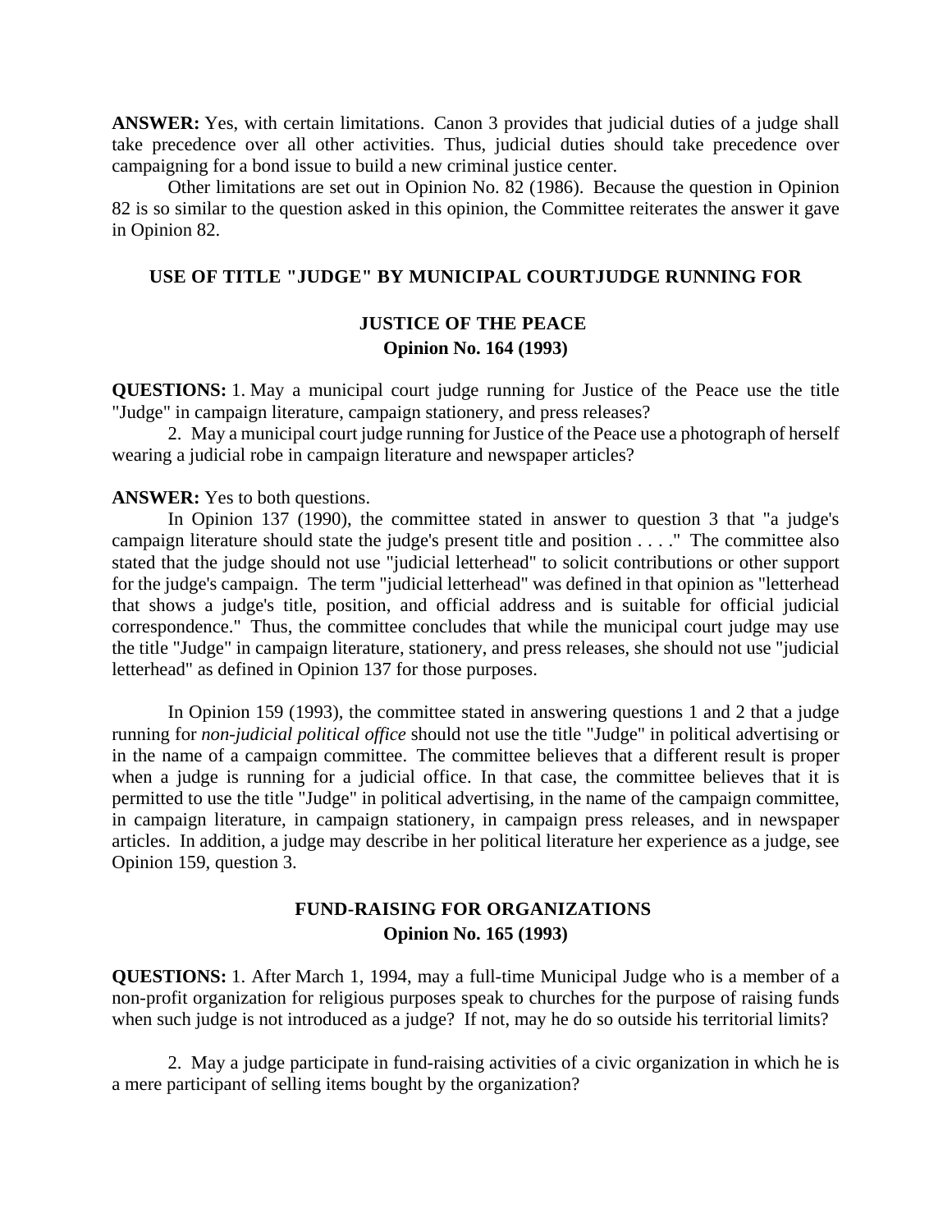**ANSWER:** Yes, with certain limitations. Canon 3 provides that judicial duties of a judge shall take precedence over all other activities. Thus, judicial duties should take precedence over campaigning for a bond issue to build a new criminal justice center.

Other limitations are set out in Opinion No. 82 (1986). Because the question in Opinion 82 is so similar to the question asked in this opinion, the Committee reiterates the answer it gave in Opinion 82.

## USE OF TITLE "JUDGE" BY MUNICIPAL COURTJUDGE RUNNING FOR JUSTICE OF THE PEACE

**Opinion No. 164 (1993)**

**QUESTIONS:** 1. May a municipal court judge running for Justice of the Peace use the title "Judge" in campaign literature, campaign stationery, and press releases?

2. May a municipal court judge running for Justice of the Peace use a photograph of herself wearing a judicial robe in campaign literature and newspaper articles?

**ANSWER:** Yes to both questions.

In Opinion 137 (1990), the committee stated in answer to question 3 that "a judge's campaign literature should state the judge's present title and position . . . ." The committee also stated that the judge should not use "judicial letterhead" to solicit contributions or other support for the judge's campaign. The term "judicial letterhead" was defined in that opinion as "letterhead that shows a judge's title, position, and official address and is suitable for official judicial correspondence." Thus, the committee concludes that while the municipal court judge may use the title "Judge" in campaign literature, stationery, and press releases, she should not use "judicial letterhead" as defined in Opinion 137 for those purposes.

In Opinion 159 (1993), the committee stated in answering questions 1 and 2 that a judge running for *non-judicial political office* should not use the title "Judge" in political advertising or in the name of a campaign committee. The committee believes that a different result is proper when a judge is running for a judicial office. In that case, the committee believes that it is permitted to use the title "Judge" in political advertising, in the name of the campaign committee, in campaign literature, in campaign stationery, in campaign press releases, and in newspaper articles. In addition, a judge may describe in her political literature her experience as a judge, see Opinion 159, question 3.

## FUND-RAISING FOR ORGANIZATIONS

**Opinion No. 165 (1993)**

**QUESTIONS:** 1. After March 1, 1994, may a full-time Municipal Judge who is a member of a non-profit organization for religious purposes speak to churches for the purpose of raising funds when such judge is not introduced as a judge? If not, may he do so outside his territorial limits?

2. May a judge participate in fund-raising activities of a civic organization in which he is a mere participant of selling items bought by the organization?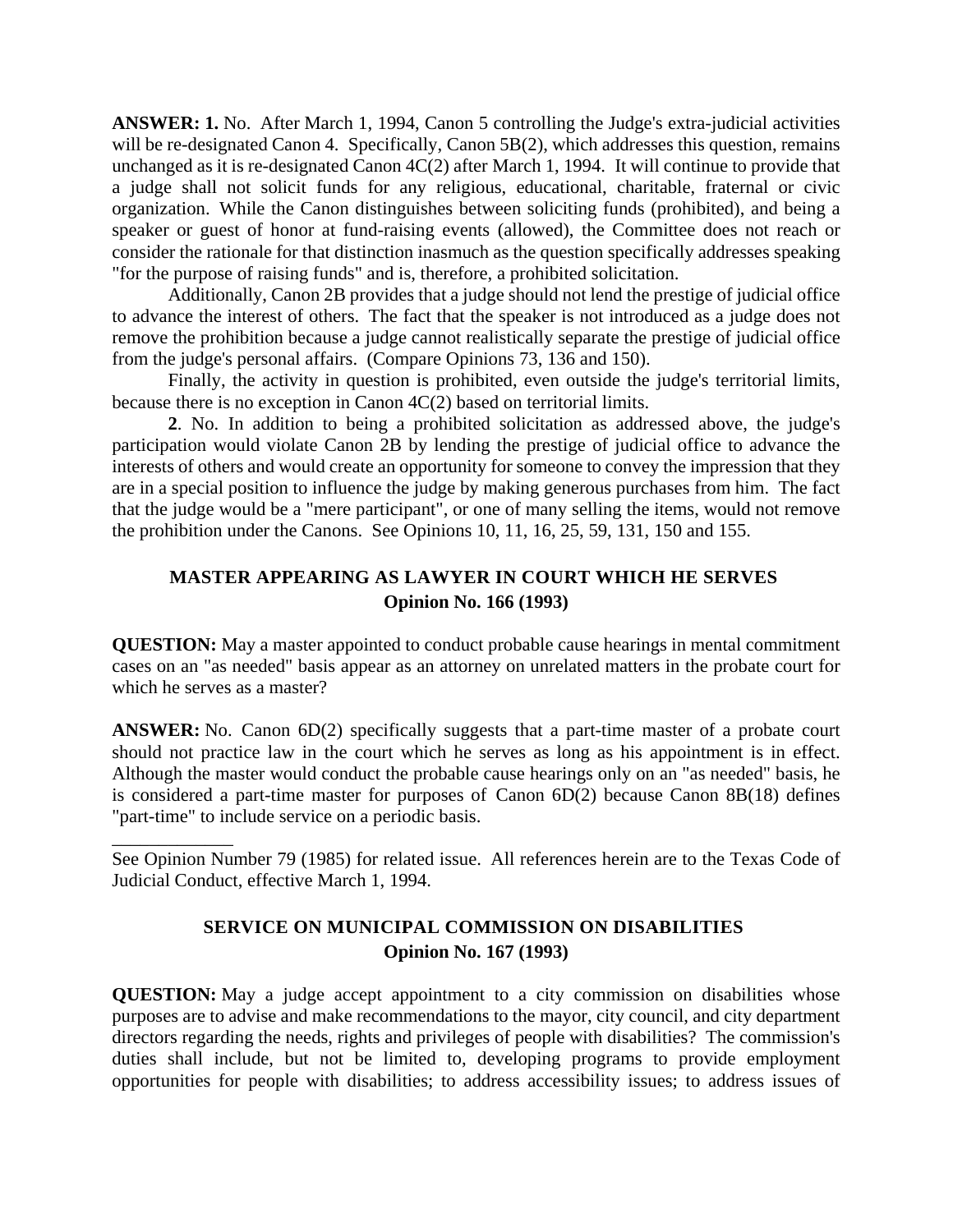**ANSWER: 1.** No. After March 1, 1994, Canon 5 controlling the Judge's extra-judicial activities will be re-designated Canon 4. Specifically, Canon 5B(2), which addresses this question, remains unchanged as it is re-designated Canon 4C(2) after March 1, 1994. It will continue to provide that a judge shall not solicit funds for any religious, educational, charitable, fraternal or civic organization. While the Canon distinguishes between soliciting funds (prohibited), and being a speaker or guest of honor at fund-raising events (allowed), the Committee does not reach or consider the rationale for that distinction inasmuch as the question specifically addresses speaking "for the purpose of raising funds" and is, therefore, a prohibited solicitation.

Additionally, Canon 2B provides that a judge should not lend the prestige of judicial office to advance the interest of others. The fact that the speaker is not introduced as a judge does not remove the prohibition because a judge cannot realistically separate the prestige of judicial office from the judge's personal affairs. (Compare Opinions 73, 136 and 150).

Finally, the activity in question is prohibited, even outside the judge's territorial limits, because there is no exception in Canon 4C(2) based on territorial limits.

**2**. No. In addition to being a prohibited solicitation as addressed above, the judge's participation would violate Canon 2B by lending the prestige of judicial office to advance the interests of others and would create an opportunity for someone to convey the impression that they are in a special position to influence the judge by making generous purchases from him. The fact that the judge would be a "mere participant", or one of many selling the items, would not remove the prohibition under the Canons. See Opinions 10, 11, 16, 25, 59, 131, 150 and 155.

## MASTER APPEARING AS LAWYER IN COURT WHICH HE SERVES
**Opinion No. 166 (1993)**

**QUESTION:** May a master appointed to conduct probable cause hearings in mental commitment cases on an "as needed" basis appear as an attorney on unrelated matters in the probate court for which he serves as a master?

**ANSWER:** No. Canon 6D(2) specifically suggests that a part-time master of a probate court should not practice law in the court which he serves as long as his appointment is in effect. Although the master would conduct the probable cause hearings only on an "as needed" basis, he is considered a part-time master for purposes of Canon 6D(2) because Canon 8B(18) defines "part-time" to include service on a periodic basis.

_____________

See Opinion Number 79 (1985) for related issue. All references herein are to the Texas Code of Judicial Conduct, effective March 1, 1994.

## SERVICE ON MUNICIPAL COMMISSION ON DISABILITIES
**Opinion No. 167 (1993)**

**QUESTION:** May a judge accept appointment to a city commission on disabilities whose purposes are to advise and make recommendations to the mayor, city council, and city department directors regarding the needs, rights and privileges of people with disabilities? The commission's duties shall include, but not be limited to, developing programs to provide employment opportunities for people with disabilities; to address accessibility issues; to address issues of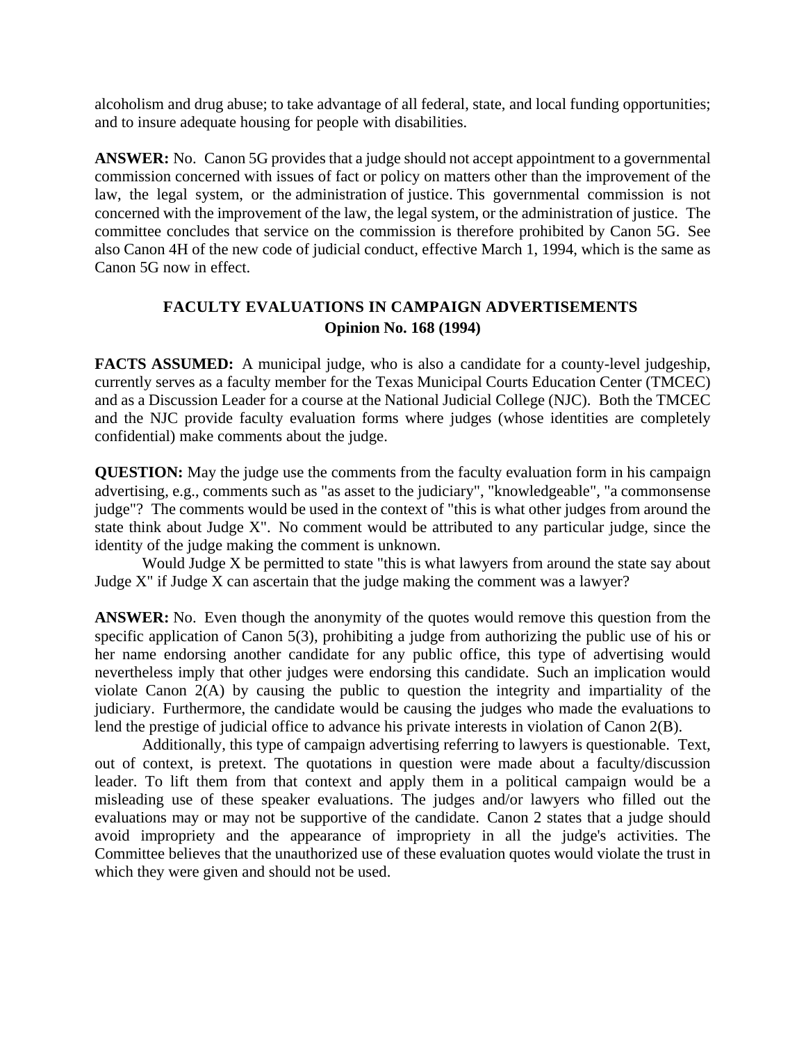alcoholism and drug abuse; to take advantage of all federal, state, and local funding opportunities; and to insure adequate housing for people with disabilities.

**ANSWER:** No. Canon 5G provides that a judge should not accept appointment to a governmental commission concerned with issues of fact or policy on matters other than the improvement of the law, the legal system, or the administration of justice. This governmental commission is not concerned with the improvement of the law, the legal system, or the administration of justice. The committee concludes that service on the commission is therefore prohibited by Canon 5G. See also Canon 4H of the new code of judicial conduct, effective March 1, 1994, which is the same as Canon 5G now in effect.

## FACULTY EVALUATIONS IN CAMPAIGN ADVERTISEMENTS
### Opinion No. 168 (1994)

**FACTS ASSUMED:** A municipal judge, who is also a candidate for a county-level judgeship, currently serves as a faculty member for the Texas Municipal Courts Education Center (TMCEC) and as a Discussion Leader for a course at the National Judicial College (NJC). Both the TMCEC and the NJC provide faculty evaluation forms where judges (whose identities are completely confidential) make comments about the judge.

**QUESTION:** May the judge use the comments from the faculty evaluation form in his campaign advertising, e.g., comments such as "as asset to the judiciary", "knowledgeable", "a commonsense judge"? The comments would be used in the context of "this is what other judges from around the state think about Judge X". No comment would be attributed to any particular judge, since the identity of the judge making the comment is unknown.

Would Judge X be permitted to state "this is what lawyers from around the state say about Judge X" if Judge X can ascertain that the judge making the comment was a lawyer?

**ANSWER:** No. Even though the anonymity of the quotes would remove this question from the specific application of Canon 5(3), prohibiting a judge from authorizing the public use of his or her name endorsing another candidate for any public office, this type of advertising would nevertheless imply that other judges were endorsing this candidate. Such an implication would violate Canon 2(A) by causing the public to question the integrity and impartiality of the judiciary. Furthermore, the candidate would be causing the judges who made the evaluations to lend the prestige of judicial office to advance his private interests in violation of Canon 2(B).

Additionally, this type of campaign advertising referring to lawyers is questionable. Text, out of context, is pretext. The quotations in question were made about a faculty/discussion leader. To lift them from that context and apply them in a political campaign would be a misleading use of these speaker evaluations. The judges and/or lawyers who filled out the evaluations may or may not be supportive of the candidate. Canon 2 states that a judge should avoid impropriety and the appearance of impropriety in all the judge's activities. The Committee believes that the unauthorized use of these evaluation quotes would violate the trust in which they were given and should not be used.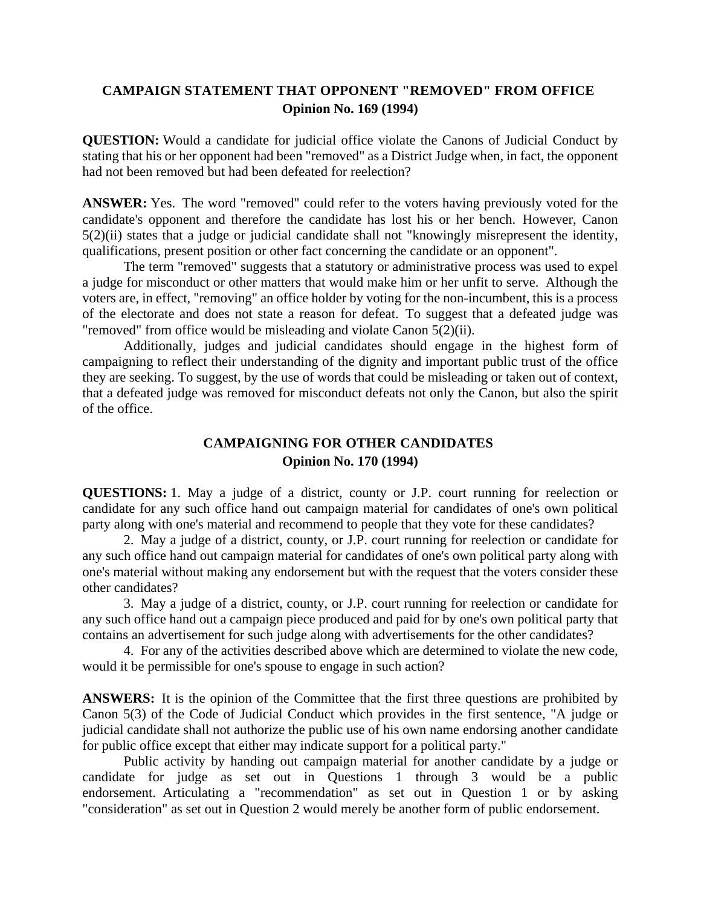## CAMPAIGN STATEMENT THAT OPPONENT "REMOVED" FROM OFFICE
**Opinion No. 169 (1994)**

**QUESTION:** Would a candidate for judicial office violate the Canons of Judicial Conduct by stating that his or her opponent had been "removed" as a District Judge when, in fact, the opponent had not been removed but had been defeated for reelection?

**ANSWER:** Yes. The word "removed" could refer to the voters having previously voted for the candidate's opponent and therefore the candidate has lost his or her bench. However, Canon 5(2)(ii) states that a judge or judicial candidate shall not "knowingly misrepresent the identity, qualifications, present position or other fact concerning the candidate or an opponent".

The term "removed" suggests that a statutory or administrative process was used to expel a judge for misconduct or other matters that would make him or her unfit to serve. Although the voters are, in effect, "removing" an office holder by voting for the non-incumbent, this is a process of the electorate and does not state a reason for defeat. To suggest that a defeated judge was "removed" from office would be misleading and violate Canon 5(2)(ii).

Additionally, judges and judicial candidates should engage in the highest form of campaigning to reflect their understanding of the dignity and important public trust of the office they are seeking. To suggest, by the use of words that could be misleading or taken out of context, that a defeated judge was removed for misconduct defeats not only the Canon, but also the spirit of the office.

## CAMPAIGNING FOR OTHER CANDIDATES
**Opinion No. 170 (1994)**

**QUESTIONS:** 1. May a judge of a district, county or J.P. court running for reelection or candidate for any such office hand out campaign material for candidates of one's own political party along with one's material and recommend to people that they vote for these candidates?

2. May a judge of a district, county, or J.P. court running for reelection or candidate for any such office hand out campaign material for candidates of one's own political party along with one's material without making any endorsement but with the request that the voters consider these other candidates?

3. May a judge of a district, county, or J.P. court running for reelection or candidate for any such office hand out a campaign piece produced and paid for by one's own political party that contains an advertisement for such judge along with advertisements for the other candidates?

4. For any of the activities described above which are determined to violate the new code, would it be permissible for one's spouse to engage in such action?

**ANSWERS:** It is the opinion of the Committee that the first three questions are prohibited by Canon 5(3) of the Code of Judicial Conduct which provides in the first sentence, "A judge or judicial candidate shall not authorize the public use of his own name endorsing another candidate for public office except that either may indicate support for a political party."

Public activity by handing out campaign material for another candidate by a judge or candidate for judge as set out in Questions 1 through 3 would be a public endorsement. Articulating a "recommendation" as set out in Question 1 or by asking "consideration" as set out in Question 2 would merely be another form of public endorsement.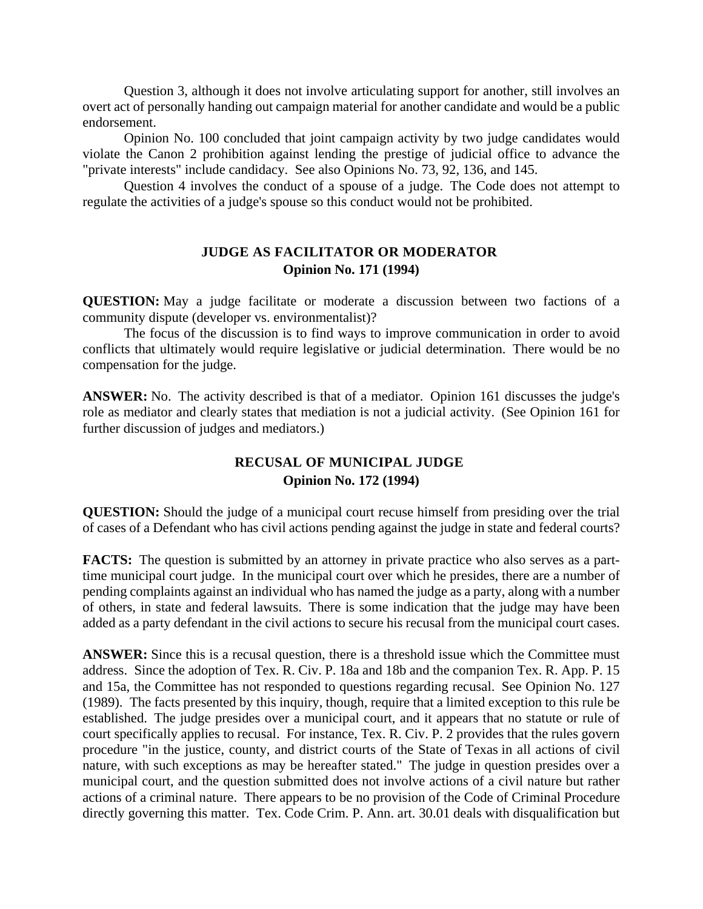Question 3, although it does not involve articulating support for another, still involves an overt act of personally handing out campaign material for another candidate and would be a public endorsement.

Opinion No. 100 concluded that joint campaign activity by two judge candidates would violate the Canon 2 prohibition against lending the prestige of judicial office to advance the "private interests" include candidacy. See also Opinions No. 73, 92, 136, and 145.

Question 4 involves the conduct of a spouse of a judge. The Code does not attempt to regulate the activities of a judge's spouse so this conduct would not be prohibited.

## JUDGE AS FACILITATOR OR MODERATOR
### Opinion No. 171 (1994)

**QUESTION:** May a judge facilitate or moderate a discussion between two factions of a community dispute (developer vs. environmentalist)?

The focus of the discussion is to find ways to improve communication in order to avoid conflicts that ultimately would require legislative or judicial determination. There would be no compensation for the judge.

**ANSWER:** No. The activity described is that of a mediator. Opinion 161 discusses the judge's role as mediator and clearly states that mediation is not a judicial activity. (See Opinion 161 for further discussion of judges and mediators.)

## RECUSAL OF MUNICIPAL JUDGE
### Opinion No. 172 (1994)

**QUESTION:** Should the judge of a municipal court recuse himself from presiding over the trial of cases of a Defendant who has civil actions pending against the judge in state and federal courts?

**FACTS:** The question is submitted by an attorney in private practice who also serves as a part-time municipal court judge. In the municipal court over which he presides, there are a number of pending complaints against an individual who has named the judge as a party, along with a number of others, in state and federal lawsuits. There is some indication that the judge may have been added as a party defendant in the civil actions to secure his recusal from the municipal court cases.

**ANSWER:** Since this is a recusal question, there is a threshold issue which the Committee must address. Since the adoption of Tex. R. Civ. P. 18a and 18b and the companion Tex. R. App. P. 15 and 15a, the Committee has not responded to questions regarding recusal. See Opinion No. 127 (1989). The facts presented by this inquiry, though, require that a limited exception to this rule be established. The judge presides over a municipal court, and it appears that no statute or rule of court specifically applies to recusal. For instance, Tex. R. Civ. P. 2 provides that the rules govern procedure "in the justice, county, and district courts of the State of Texas in all actions of civil nature, with such exceptions as may be hereafter stated." The judge in question presides over a municipal court, and the question submitted does not involve actions of a civil nature but rather actions of a criminal nature. There appears to be no provision of the Code of Criminal Procedure directly governing this matter. Tex. Code Crim. P. Ann. art. 30.01 deals with disqualification but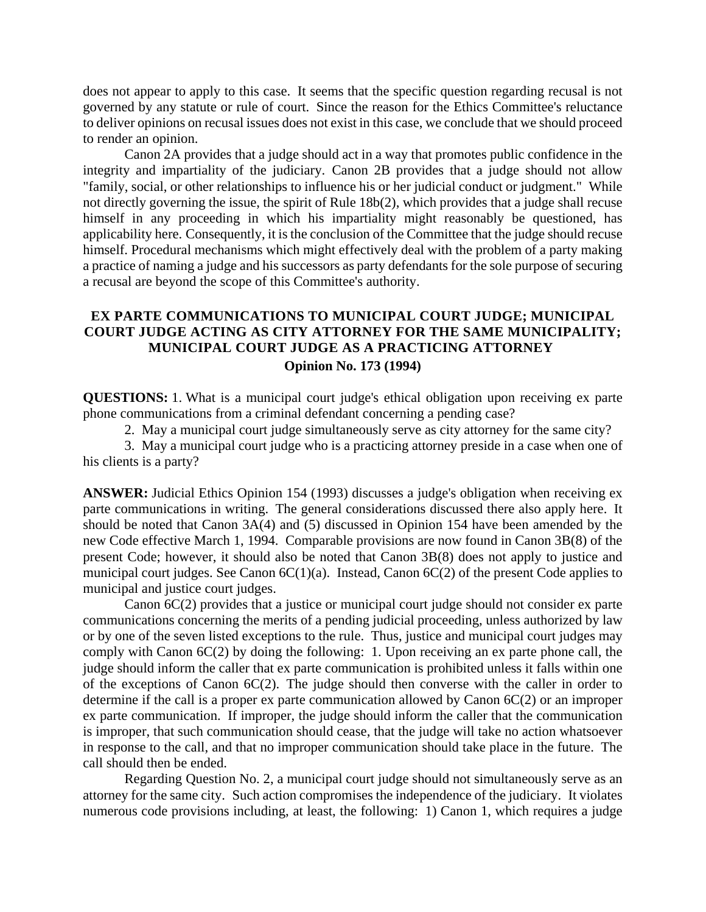does not appear to apply to this case. It seems that the specific question regarding recusal is not governed by any statute or rule of court. Since the reason for the Ethics Committee's reluctance to deliver opinions on recusal issues does not exist in this case, we conclude that we should proceed to render an opinion.

Canon 2A provides that a judge should act in a way that promotes public confidence in the integrity and impartiality of the judiciary. Canon 2B provides that a judge should not allow "family, social, or other relationships to influence his or her judicial conduct or judgment." While not directly governing the issue, the spirit of Rule 18b(2), which provides that a judge shall recuse himself in any proceeding in which his impartiality might reasonably be questioned, has applicability here. Consequently, it is the conclusion of the Committee that the judge should recuse himself. Procedural mechanisms which might effectively deal with the problem of a party making a practice of naming a judge and his successors as party defendants for the sole purpose of securing a recusal are beyond the scope of this Committee's authority.

## EX PARTE COMMUNICATIONS TO MUNICIPAL COURT JUDGE; MUNICIPAL COURT JUDGE ACTING AS CITY ATTORNEY FOR THE SAME MUNICIPALITY; MUNICIPAL COURT JUDGE AS A PRACTICING ATTORNEY

**Opinion No. 173 (1994)**

**QUESTIONS:** 1. What is a municipal court judge's ethical obligation upon receiving ex parte phone communications from a criminal defendant concerning a pending case?

2. May a municipal court judge simultaneously serve as city attorney for the same city?

3. May a municipal court judge who is a practicing attorney preside in a case when one of his clients is a party?

**ANSWER:** Judicial Ethics Opinion 154 (1993) discusses a judge's obligation when receiving ex parte communications in writing. The general considerations discussed there also apply here. It should be noted that Canon 3A(4) and (5) discussed in Opinion 154 have been amended by the new Code effective March 1, 1994. Comparable provisions are now found in Canon 3B(8) of the present Code; however, it should also be noted that Canon 3B(8) does not apply to justice and municipal court judges. See Canon 6C(1)(a). Instead, Canon 6C(2) of the present Code applies to municipal and justice court judges.

Canon 6C(2) provides that a justice or municipal court judge should not consider ex parte communications concerning the merits of a pending judicial proceeding, unless authorized by law or by one of the seven listed exceptions to the rule. Thus, justice and municipal court judges may comply with Canon 6C(2) by doing the following: 1. Upon receiving an ex parte phone call, the judge should inform the caller that ex parte communication is prohibited unless it falls within one of the exceptions of Canon 6C(2). The judge should then converse with the caller in order to determine if the call is a proper ex parte communication allowed by Canon 6C(2) or an improper ex parte communication. If improper, the judge should inform the caller that the communication is improper, that such communication should cease, that the judge will take no action whatsoever in response to the call, and that no improper communication should take place in the future. The call should then be ended.

Regarding Question No. 2, a municipal court judge should not simultaneously serve as an attorney for the same city. Such action compromises the independence of the judiciary. It violates numerous code provisions including, at least, the following: 1) Canon 1, which requires a judge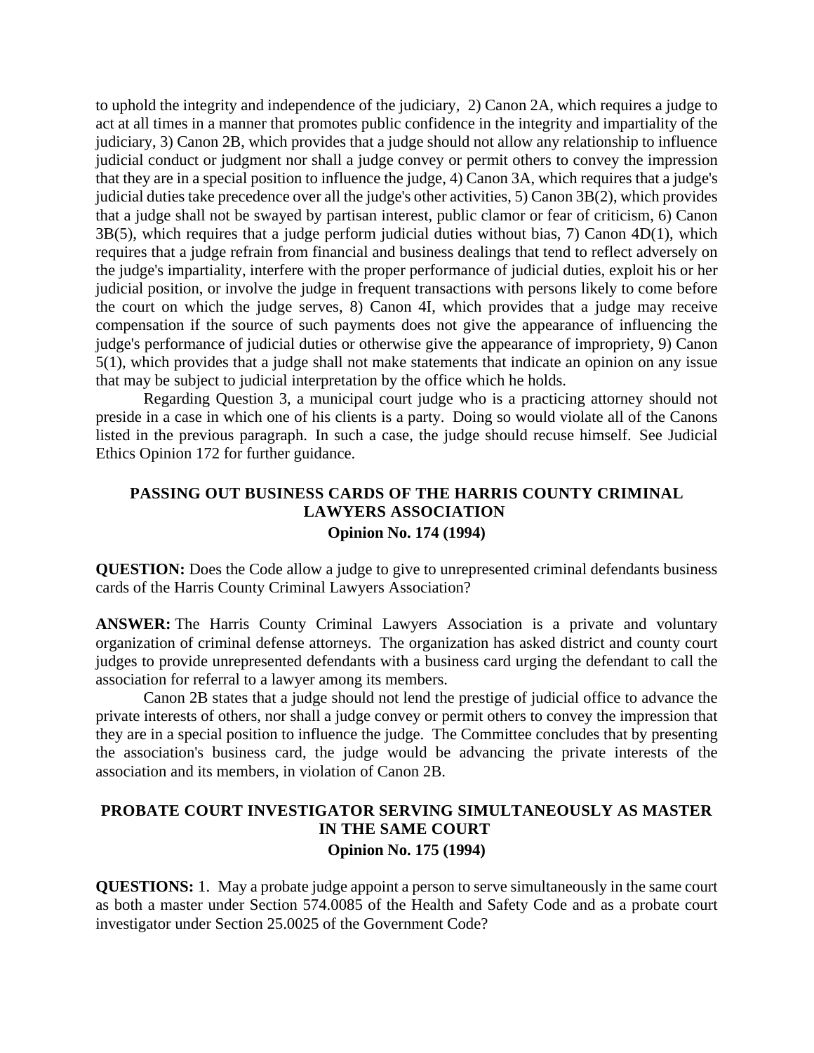to uphold the integrity and independence of the judiciary, 2) Canon 2A, which requires a judge to act at all times in a manner that promotes public confidence in the integrity and impartiality of the judiciary, 3) Canon 2B, which provides that a judge should not allow any relationship to influence judicial conduct or judgment nor shall a judge convey or permit others to convey the impression that they are in a special position to influence the judge, 4) Canon 3A, which requires that a judge's judicial duties take precedence over all the judge's other activities, 5) Canon 3B(2), which provides that a judge shall not be swayed by partisan interest, public clamor or fear of criticism, 6) Canon 3B(5), which requires that a judge perform judicial duties without bias, 7) Canon 4D(1), which requires that a judge refrain from financial and business dealings that tend to reflect adversely on the judge's impartiality, interfere with the proper performance of judicial duties, exploit his or her judicial position, or involve the judge in frequent transactions with persons likely to come before the court on which the judge serves, 8) Canon 4I, which provides that a judge may receive compensation if the source of such payments does not give the appearance of influencing the judge's performance of judicial duties or otherwise give the appearance of impropriety, 9) Canon 5(1), which provides that a judge shall not make statements that indicate an opinion on any issue that may be subject to judicial interpretation by the office which he holds.

Regarding Question 3, a municipal court judge who is a practicing attorney should not preside in a case in which one of his clients is a party. Doing so would violate all of the Canons listed in the previous paragraph. In such a case, the judge should recuse himself. See Judicial Ethics Opinion 172 for further guidance.

## PASSING OUT BUSINESS CARDS OF THE HARRIS COUNTY CRIMINAL LAWYERS ASSOCIATION
### Opinion No. 174 (1994)

**QUESTION:** Does the Code allow a judge to give to unrepresented criminal defendants business cards of the Harris County Criminal Lawyers Association?

**ANSWER:** The Harris County Criminal Lawyers Association is a private and voluntary organization of criminal defense attorneys. The organization has asked district and county court judges to provide unrepresented defendants with a business card urging the defendant to call the association for referral to a lawyer among its members.

Canon 2B states that a judge should not lend the prestige of judicial office to advance the private interests of others, nor shall a judge convey or permit others to convey the impression that they are in a special position to influence the judge. The Committee concludes that by presenting the association's business card, the judge would be advancing the private interests of the association and its members, in violation of Canon 2B.

## PROBATE COURT INVESTIGATOR SERVING SIMULTANEOUSLY AS MASTER IN THE SAME COURT
### Opinion No. 175 (1994)

**QUESTIONS:** 1. May a probate judge appoint a person to serve simultaneously in the same court as both a master under Section 574.0085 of the Health and Safety Code and as a probate court investigator under Section 25.0025 of the Government Code?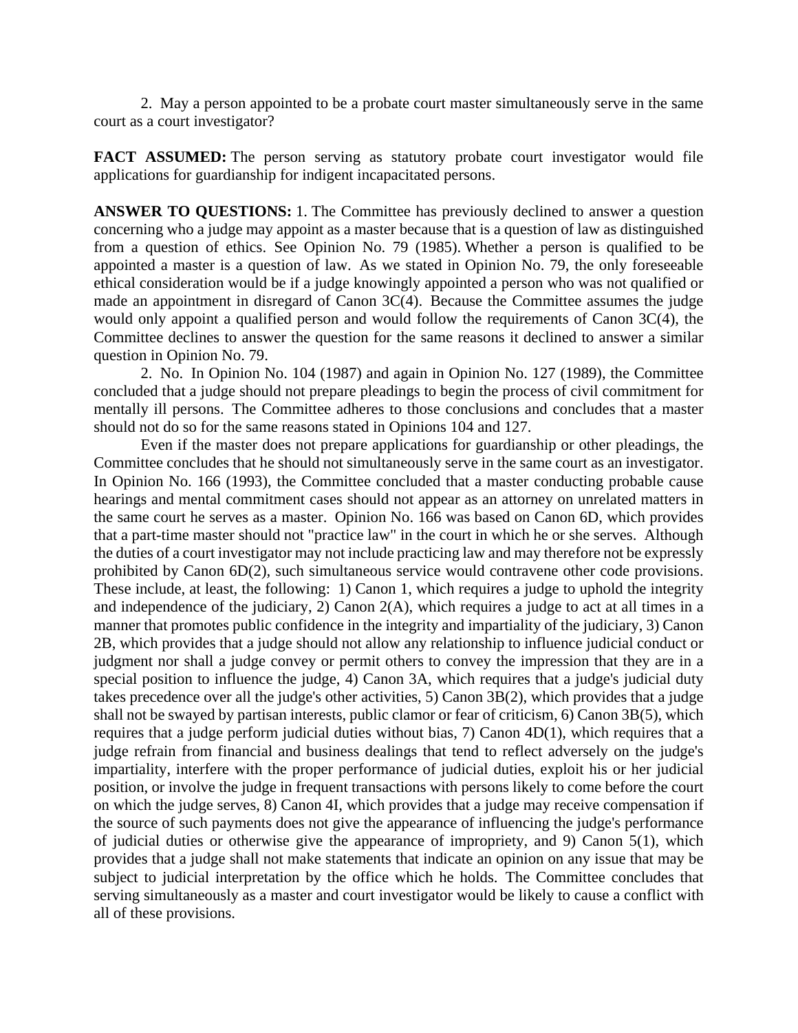2. May a person appointed to be a probate court master simultaneously serve in the same court as a court investigator?

**FACT ASSUMED:** The person serving as statutory probate court investigator would file applications for guardianship for indigent incapacitated persons.

**ANSWER TO QUESTIONS:** 1. The Committee has previously declined to answer a question concerning who a judge may appoint as a master because that is a question of law as distinguished from a question of ethics. See Opinion No. 79 (1985). Whether a person is qualified to be appointed a master is a question of law. As we stated in Opinion No. 79, the only foreseeable ethical consideration would be if a judge knowingly appointed a person who was not qualified or made an appointment in disregard of Canon 3C(4). Because the Committee assumes the judge would only appoint a qualified person and would follow the requirements of Canon 3C(4), the Committee declines to answer the question for the same reasons it declined to answer a similar question in Opinion No. 79.

2. No. In Opinion No. 104 (1987) and again in Opinion No. 127 (1989), the Committee concluded that a judge should not prepare pleadings to begin the process of civil commitment for mentally ill persons. The Committee adheres to those conclusions and concludes that a master should not do so for the same reasons stated in Opinions 104 and 127.

Even if the master does not prepare applications for guardianship or other pleadings, the Committee concludes that he should not simultaneously serve in the same court as an investigator. In Opinion No. 166 (1993), the Committee concluded that a master conducting probable cause hearings and mental commitment cases should not appear as an attorney on unrelated matters in the same court he serves as a master. Opinion No. 166 was based on Canon 6D, which provides that a part-time master should not "practice law" in the court in which he or she serves. Although the duties of a court investigator may not include practicing law and may therefore not be expressly prohibited by Canon 6D(2), such simultaneous service would contravene other code provisions. These include, at least, the following: 1) Canon 1, which requires a judge to uphold the integrity and independence of the judiciary, 2) Canon 2(A), which requires a judge to act at all times in a manner that promotes public confidence in the integrity and impartiality of the judiciary, 3) Canon 2B, which provides that a judge should not allow any relationship to influence judicial conduct or judgment nor shall a judge convey or permit others to convey the impression that they are in a special position to influence the judge, 4) Canon 3A, which requires that a judge's judicial duty takes precedence over all the judge's other activities, 5) Canon 3B(2), which provides that a judge shall not be swayed by partisan interests, public clamor or fear of criticism, 6) Canon 3B(5), which requires that a judge perform judicial duties without bias, 7) Canon 4D(1), which requires that a judge refrain from financial and business dealings that tend to reflect adversely on the judge's impartiality, interfere with the proper performance of judicial duties, exploit his or her judicial position, or involve the judge in frequent transactions with persons likely to come before the court on which the judge serves, 8) Canon 4I, which provides that a judge may receive compensation if the source of such payments does not give the appearance of influencing the judge's performance of judicial duties or otherwise give the appearance of impropriety, and 9) Canon 5(1), which provides that a judge shall not make statements that indicate an opinion on any issue that may be subject to judicial interpretation by the office which he holds. The Committee concludes that serving simultaneously as a master and court investigator would be likely to cause a conflict with all of these provisions.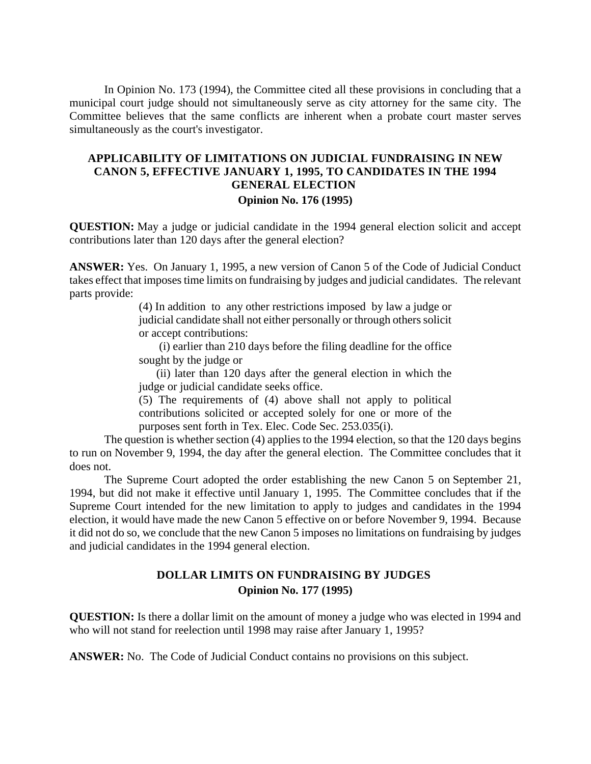In Opinion No. 173 (1994), the Committee cited all these provisions in concluding that a municipal court judge should not simultaneously serve as city attorney for the same city. The Committee believes that the same conflicts are inherent when a probate court master serves simultaneously as the court's investigator.

## APPLICABILITY OF LIMITATIONS ON JUDICIAL FUNDRAISING IN NEW CANON 5, EFFECTIVE JANUARY 1, 1995, TO CANDIDATES IN THE 1994 GENERAL ELECTION

### Opinion No. 176 (1995)

**QUESTION:** May a judge or judicial candidate in the 1994 general election solicit and accept contributions later than 120 days after the general election?

**ANSWER:** Yes. On January 1, 1995, a new version of Canon 5 of the Code of Judicial Conduct takes effect that imposes time limits on fundraising by judges and judicial candidates. The relevant parts provide:

> (4) In addition to any other restrictions imposed by law a judge or judicial candidate shall not either personally or through others solicit or accept contributions:
>
> (i) earlier than 210 days before the filing deadline for the office sought by the judge or
>
> (ii) later than 120 days after the general election in which the judge or judicial candidate seeks office.
>
> (5) The requirements of (4) above shall not apply to political contributions solicited or accepted solely for one or more of the purposes sent forth in Tex. Elec. Code Sec. 253.035(i).

The question is whether section (4) applies to the 1994 election, so that the 120 days begins to run on November 9, 1994, the day after the general election. The Committee concludes that it does not.

The Supreme Court adopted the order establishing the new Canon 5 on September 21, 1994, but did not make it effective until January 1, 1995. The Committee concludes that if the Supreme Court intended for the new limitation to apply to judges and candidates in the 1994 election, it would have made the new Canon 5 effective on or before November 9, 1994. Because it did not do so, we conclude that the new Canon 5 imposes no limitations on fundraising by judges and judicial candidates in the 1994 general election.

## DOLLAR LIMITS ON FUNDRAISING BY JUDGES

### Opinion No. 177 (1995)

**QUESTION:** Is there a dollar limit on the amount of money a judge who was elected in 1994 and who will not stand for reelection until 1998 may raise after January 1, 1995?

**ANSWER:** No. The Code of Judicial Conduct contains no provisions on this subject.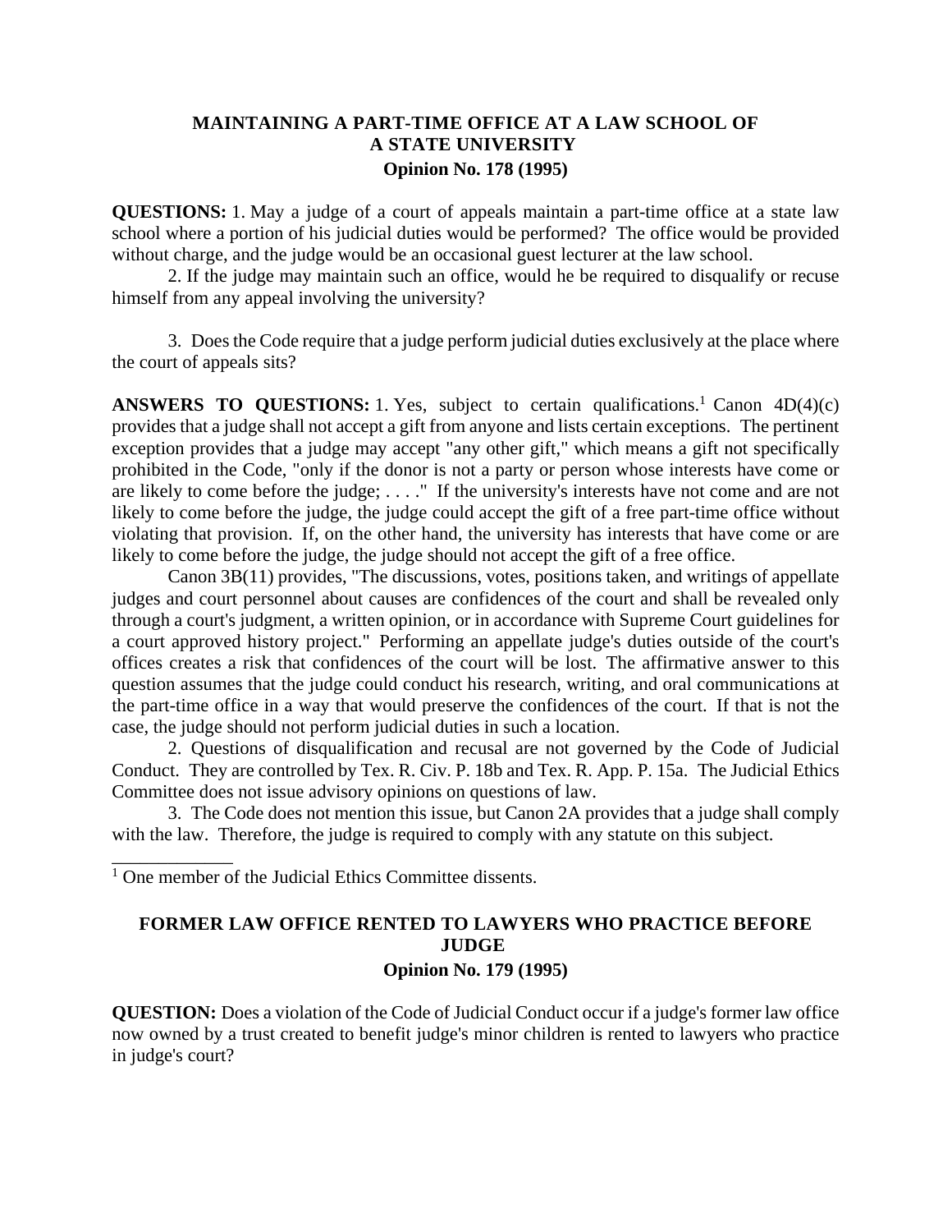## MAINTAINING A PART-TIME OFFICE AT A LAW SCHOOL OF A STATE UNIVERSITY
### Opinion No. 178 (1995)

**QUESTIONS:** 1. May a judge of a court of appeals maintain a part-time office at a state law school where a portion of his judicial duties would be performed? The office would be provided without charge, and the judge would be an occasional guest lecturer at the law school.

2. If the judge may maintain such an office, would he be required to disqualify or recuse himself from any appeal involving the university?

3. Does the Code require that a judge perform judicial duties exclusively at the place where the court of appeals sits?

**ANSWERS TO QUESTIONS:** 1. Yes, subject to certain qualifications.[1] Canon 4D(4)(c) provides that a judge shall not accept a gift from anyone and lists certain exceptions. The pertinent exception provides that a judge may accept "any other gift," which means a gift not specifically prohibited in the Code, "only if the donor is not a party or person whose interests have come or are likely to come before the judge; . . . ." If the university's interests have not come and are not likely to come before the judge, the judge could accept the gift of a free part-time office without violating that provision. If, on the other hand, the university has interests that have come or are likely to come before the judge, the judge should not accept the gift of a free office.

Canon 3B(11) provides, "The discussions, votes, positions taken, and writings of appellate judges and court personnel about causes are confidences of the court and shall be revealed only through a court's judgment, a written opinion, or in accordance with Supreme Court guidelines for a court approved history project." Performing an appellate judge's duties outside of the court's offices creates a risk that confidences of the court will be lost. The affirmative answer to this question assumes that the judge could conduct his research, writing, and oral communications at the part-time office in a way that would preserve the confidences of the court. If that is not the case, the judge should not perform judicial duties in such a location.

2. Questions of disqualification and recusal are not governed by the Code of Judicial Conduct. They are controlled by Tex. R. Civ. P. 18b and Tex. R. App. P. 15a. The Judicial Ethics Committee does not issue advisory opinions on questions of law.

3. The Code does not mention this issue, but Canon 2A provides that a judge shall comply with the law. Therefore, the judge is required to comply with any statute on this subject.

---

[1] One member of the Judicial Ethics Committee dissents.

## FORMER LAW OFFICE RENTED TO LAWYERS WHO PRACTICE BEFORE JUDGE
### Opinion No. 179 (1995)

**QUESTION:** Does a violation of the Code of Judicial Conduct occur if a judge's former law office now owned by a trust created to benefit judge's minor children is rented to lawyers who practice in judge's court?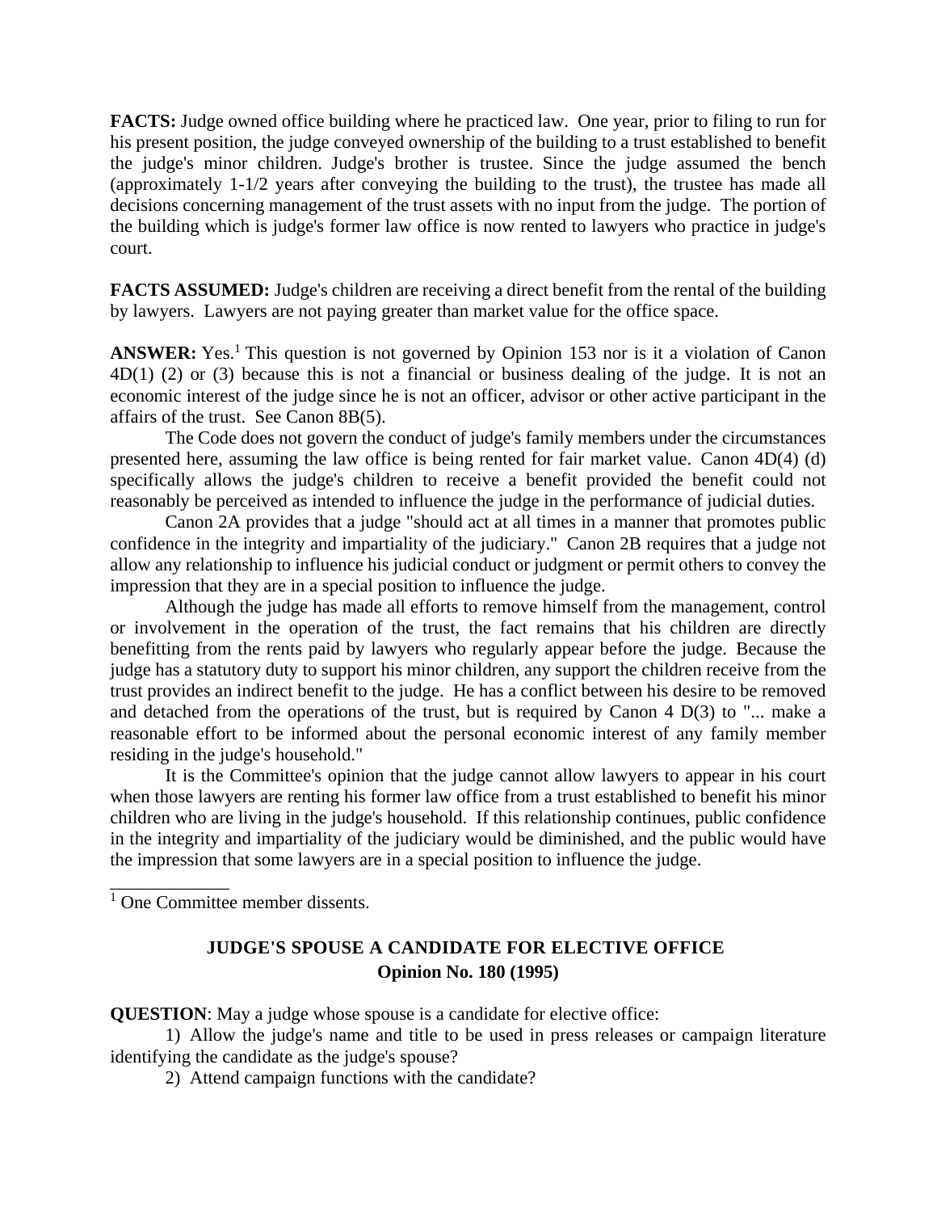**FACTS:** Judge owned office building where he practiced law. One year, prior to filing to run for his present position, the judge conveyed ownership of the building to a trust established to benefit the judge's minor children. Judge's brother is trustee. Since the judge assumed the bench (approximately 1-1/2 years after conveying the building to the trust), the trustee has made all decisions concerning management of the trust assets with no input from the judge. The portion of the building which is judge's former law office is now rented to lawyers who practice in judge's court.

**FACTS ASSUMED:** Judge's children are receiving a direct benefit from the rental of the building by lawyers. Lawyers are not paying greater than market value for the office space.

**ANSWER:** Yes.[1] This question is not governed by Opinion 153 nor is it a violation of Canon 4D(1) (2) or (3) because this is not a financial or business dealing of the judge. It is not an economic interest of the judge since he is not an officer, advisor or other active participant in the affairs of the trust. See Canon 8B(5).

The Code does not govern the conduct of judge's family members under the circumstances presented here, assuming the law office is being rented for fair market value. Canon 4D(4) (d) specifically allows the judge's children to receive a benefit provided the benefit could not reasonably be perceived as intended to influence the judge in the performance of judicial duties.

Canon 2A provides that a judge "should act at all times in a manner that promotes public confidence in the integrity and impartiality of the judiciary." Canon 2B requires that a judge not allow any relationship to influence his judicial conduct or judgment or permit others to convey the impression that they are in a special position to influence the judge.

Although the judge has made all efforts to remove himself from the management, control or involvement in the operation of the trust, the fact remains that his children are directly benefitting from the rents paid by lawyers who regularly appear before the judge. Because the judge has a statutory duty to support his minor children, any support the children receive from the trust provides an indirect benefit to the judge. He has a conflict between his desire to be removed and detached from the operations of the trust, but is required by Canon 4 D(3) to "... make a reasonable effort to be informed about the personal economic interest of any family member residing in the judge's household."

It is the Committee's opinion that the judge cannot allow lawyers to appear in his court when those lawyers are renting his former law office from a trust established to benefit his minor children who are living in the judge's household. If this relationship continues, public confidence in the integrity and impartiality of the judiciary would be diminished, and the public would have the impression that some lawyers are in a special position to influence the judge.

_____________

[1] One Committee member dissents.

## JUDGE'S SPOUSE A CANDIDATE FOR ELECTIVE OFFICE
### Opinion No. 180 (1995)

**QUESTION**: May a judge whose spouse is a candidate for elective office:

1) Allow the judge's name and title to be used in press releases or campaign literature identifying the candidate as the judge's spouse?

2) Attend campaign functions with the candidate?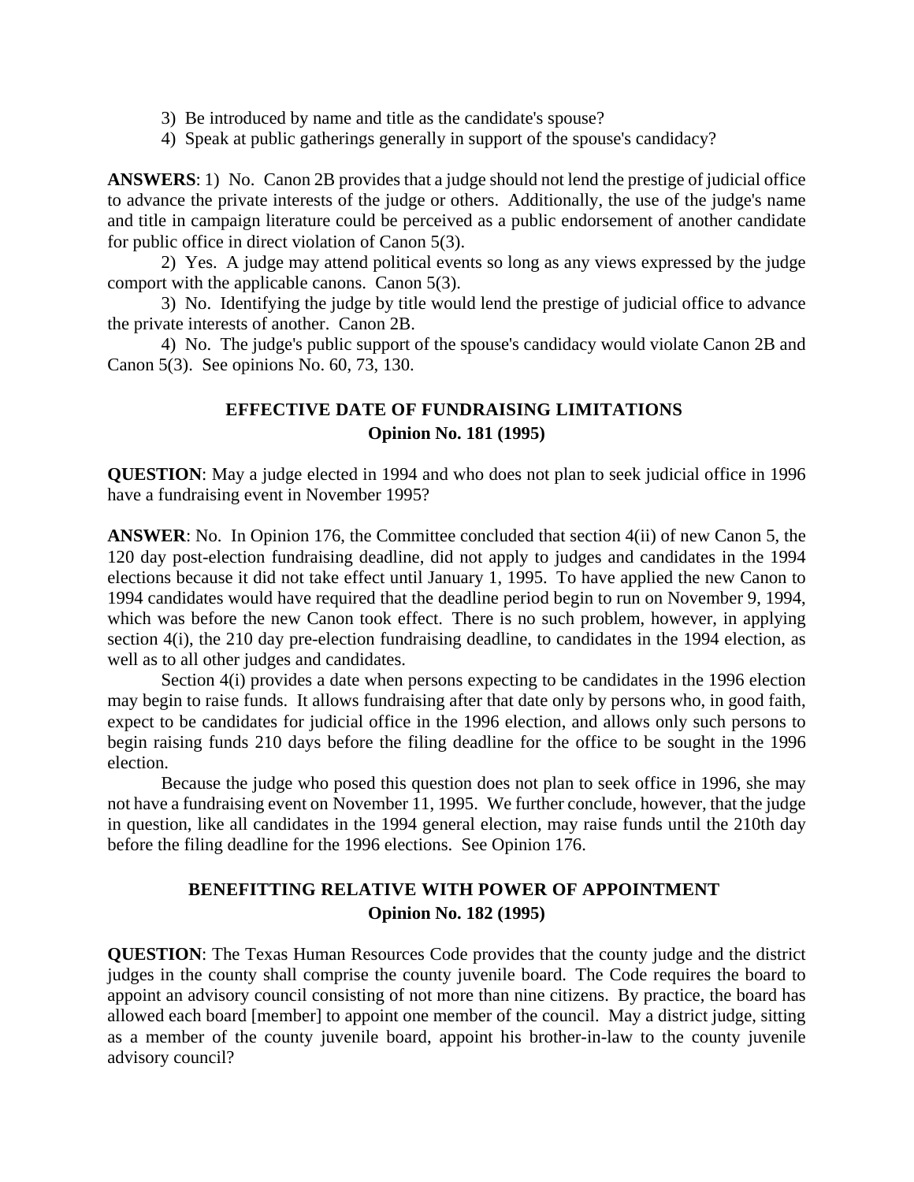3) Be introduced by name and title as the candidate's spouse?

4) Speak at public gatherings generally in support of the spouse's candidacy?

**ANSWERS**: 1) No. Canon 2B provides that a judge should not lend the prestige of judicial office to advance the private interests of the judge or others. Additionally, the use of the judge's name and title in campaign literature could be perceived as a public endorsement of another candidate for public office in direct violation of Canon 5(3).

2) Yes. A judge may attend political events so long as any views expressed by the judge comport with the applicable canons. Canon 5(3).

3) No. Identifying the judge by title would lend the prestige of judicial office to advance the private interests of another. Canon 2B.

4) No. The judge's public support of the spouse's candidacy would violate Canon 2B and Canon 5(3). See opinions No. 60, 73, 130.

## EFFECTIVE DATE OF FUNDRAISING LIMITATIONS
**Opinion No. 181 (1995)**

**QUESTION**: May a judge elected in 1994 and who does not plan to seek judicial office in 1996 have a fundraising event in November 1995?

**ANSWER**: No. In Opinion 176, the Committee concluded that section 4(ii) of new Canon 5, the 120 day post-election fundraising deadline, did not apply to judges and candidates in the 1994 elections because it did not take effect until January 1, 1995. To have applied the new Canon to 1994 candidates would have required that the deadline period begin to run on November 9, 1994, which was before the new Canon took effect. There is no such problem, however, in applying section 4(i), the 210 day pre-election fundraising deadline, to candidates in the 1994 election, as well as to all other judges and candidates.

Section 4(i) provides a date when persons expecting to be candidates in the 1996 election may begin to raise funds. It allows fundraising after that date only by persons who, in good faith, expect to be candidates for judicial office in the 1996 election, and allows only such persons to begin raising funds 210 days before the filing deadline for the office to be sought in the 1996 election.

Because the judge who posed this question does not plan to seek office in 1996, she may not have a fundraising event on November 11, 1995. We further conclude, however, that the judge in question, like all candidates in the 1994 general election, may raise funds until the 210th day before the filing deadline for the 1996 elections. See Opinion 176.

## BENEFITTING RELATIVE WITH POWER OF APPOINTMENT
**Opinion No. 182 (1995)**

**QUESTION**: The Texas Human Resources Code provides that the county judge and the district judges in the county shall comprise the county juvenile board. The Code requires the board to appoint an advisory council consisting of not more than nine citizens. By practice, the board has allowed each board [member] to appoint one member of the council. May a district judge, sitting as a member of the county juvenile board, appoint his brother-in-law to the county juvenile advisory council?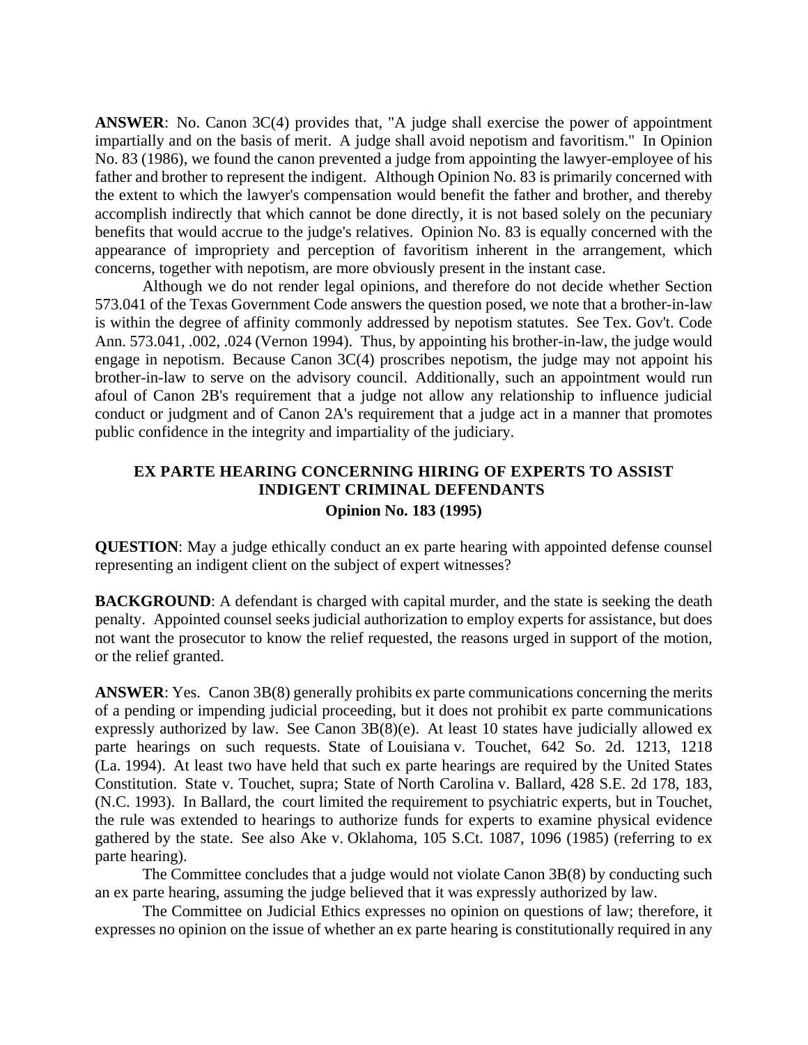**ANSWER**: No. Canon 3C(4) provides that, "A judge shall exercise the power of appointment impartially and on the basis of merit. A judge shall avoid nepotism and favoritism." In Opinion No. 83 (1986), we found the canon prevented a judge from appointing the lawyer-employee of his father and brother to represent the indigent. Although Opinion No. 83 is primarily concerned with the extent to which the lawyer's compensation would benefit the father and brother, and thereby accomplish indirectly that which cannot be done directly, it is not based solely on the pecuniary benefits that would accrue to the judge's relatives. Opinion No. 83 is equally concerned with the appearance of impropriety and perception of favoritism inherent in the arrangement, which concerns, together with nepotism, are more obviously present in the instant case.

Although we do not render legal opinions, and therefore do not decide whether Section 573.041 of the Texas Government Code answers the question posed, we note that a brother-in-law is within the degree of affinity commonly addressed by nepotism statutes. See Tex. Gov't. Code Ann. 573.041, .002, .024 (Vernon 1994). Thus, by appointing his brother-in-law, the judge would engage in nepotism. Because Canon 3C(4) proscribes nepotism, the judge may not appoint his brother-in-law to serve on the advisory council. Additionally, such an appointment would run afoul of Canon 2B's requirement that a judge not allow any relationship to influence judicial conduct or judgment and of Canon 2A's requirement that a judge act in a manner that promotes public confidence in the integrity and impartiality of the judiciary.

## EX PARTE HEARING CONCERNING HIRING OF EXPERTS TO ASSIST INDIGENT CRIMINAL DEFENDANTS

**Opinion No. 183 (1995)**

**QUESTION**: May a judge ethically conduct an ex parte hearing with appointed defense counsel representing an indigent client on the subject of expert witnesses?

**BACKGROUND**: A defendant is charged with capital murder, and the state is seeking the death penalty. Appointed counsel seeks judicial authorization to employ experts for assistance, but does not want the prosecutor to know the relief requested, the reasons urged in support of the motion, or the relief granted.

**ANSWER**: Yes. Canon 3B(8) generally prohibits ex parte communications concerning the merits of a pending or impending judicial proceeding, but it does not prohibit ex parte communications expressly authorized by law. See Canon 3B(8)(e). At least 10 states have judicially allowed ex parte hearings on such requests. State of Louisiana v. Touchet, 642 So. 2d. 1213, 1218 (La. 1994). At least two have held that such ex parte hearings are required by the United States Constitution. State v. Touchet, supra; State of North Carolina v. Ballard, 428 S.E. 2d 178, 183, (N.C. 1993). In Ballard, the court limited the requirement to psychiatric experts, but in Touchet, the rule was extended to hearings to authorize funds for experts to examine physical evidence gathered by the state. See also Ake v. Oklahoma, 105 S.Ct. 1087, 1096 (1985) (referring to ex parte hearing).

The Committee concludes that a judge would not violate Canon 3B(8) by conducting such an ex parte hearing, assuming the judge believed that it was expressly authorized by law.

The Committee on Judicial Ethics expresses no opinion on questions of law; therefore, it expresses no opinion on the issue of whether an ex parte hearing is constitutionally required in any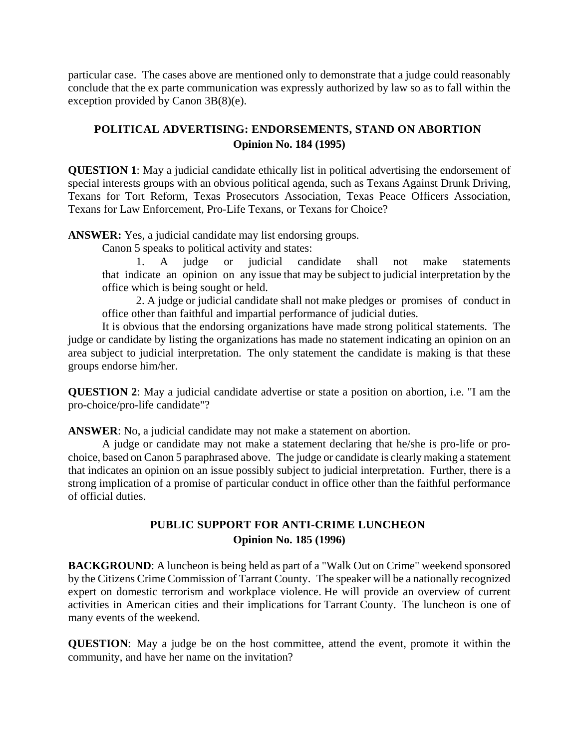particular case. The cases above are mentioned only to demonstrate that a judge could reasonably conclude that the ex parte communication was expressly authorized by law so as to fall within the exception provided by Canon 3B(8)(e).

## POLITICAL ADVERTISING: ENDORSEMENTS, STAND ON ABORTION
**Opinion No. 184 (1995)**

**QUESTION 1**: May a judicial candidate ethically list in political advertising the endorsement of special interests groups with an obvious political agenda, such as Texans Against Drunk Driving, Texans for Tort Reform, Texas Prosecutors Association, Texas Peace Officers Association, Texans for Law Enforcement, Pro-Life Texans, or Texans for Choice?

**ANSWER:** Yes, a judicial candidate may list endorsing groups.

Canon 5 speaks to political activity and states:

> 1. A judge or judicial candidate shall not make statements that indicate an opinion on any issue that may be subject to judicial interpretation by the office which is being sought or held.
>
> 2. A judge or judicial candidate shall not make pledges or promises of conduct in office other than faithful and impartial performance of judicial duties.

It is obvious that the endorsing organizations have made strong political statements. The judge or candidate by listing the organizations has made no statement indicating an opinion on an area subject to judicial interpretation. The only statement the candidate is making is that these groups endorse him/her.

**QUESTION 2**: May a judicial candidate advertise or state a position on abortion, i.e. "I am the pro-choice/pro-life candidate"?

**ANSWER**: No, a judicial candidate may not make a statement on abortion.

A judge or candidate may not make a statement declaring that he/she is pro-life or pro-choice, based on Canon 5 paraphrased above. The judge or candidate is clearly making a statement that indicates an opinion on an issue possibly subject to judicial interpretation. Further, there is a strong implication of a promise of particular conduct in office other than the faithful performance of official duties.

## PUBLIC SUPPORT FOR ANTI-CRIME LUNCHEON
**Opinion No. 185 (1996)**

**BACKGROUND**: A luncheon is being held as part of a "Walk Out on Crime" weekend sponsored by the Citizens Crime Commission of Tarrant County. The speaker will be a nationally recognized expert on domestic terrorism and workplace violence. He will provide an overview of current activities in American cities and their implications for Tarrant County. The luncheon is one of many events of the weekend.

**QUESTION**: May a judge be on the host committee, attend the event, promote it within the community, and have her name on the invitation?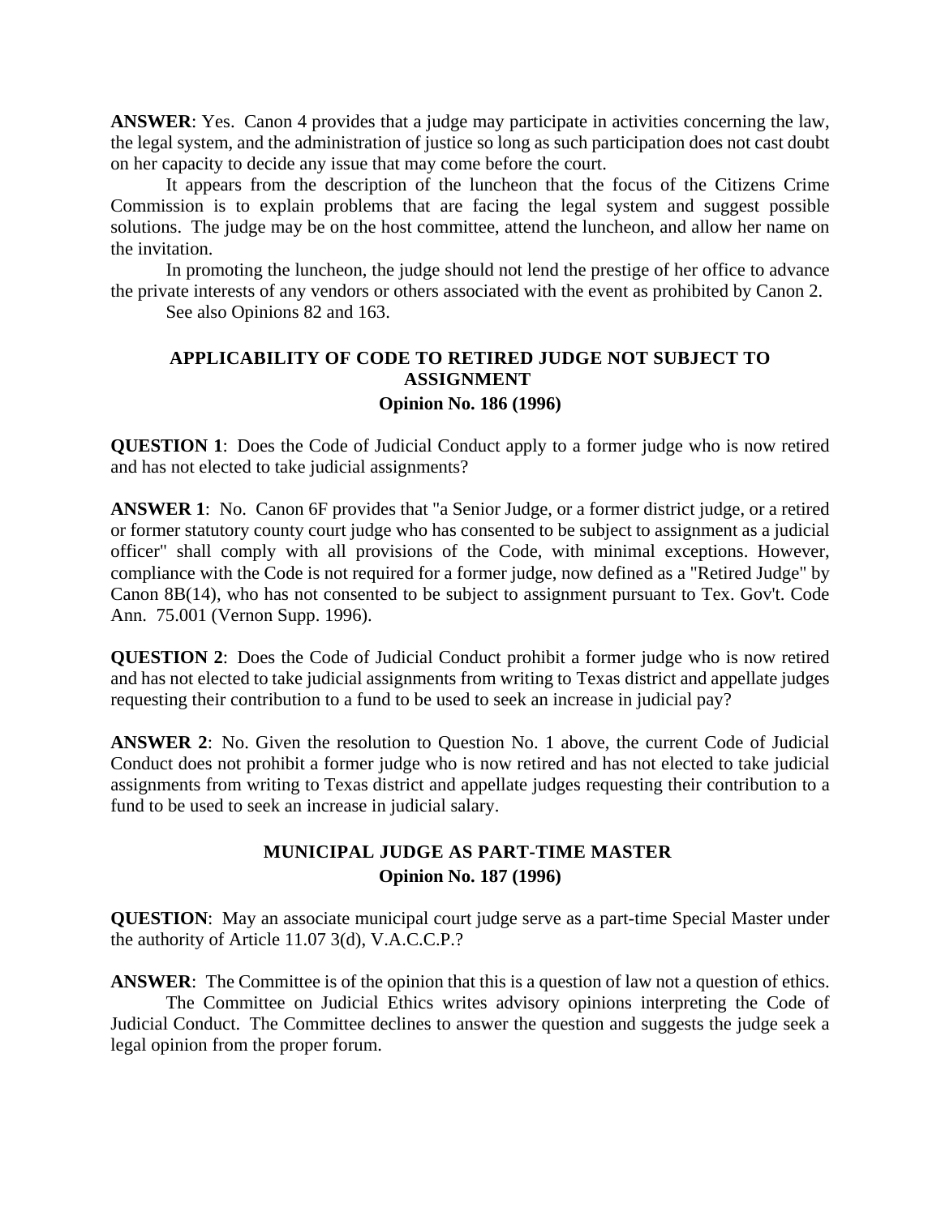**ANSWER**: Yes. Canon 4 provides that a judge may participate in activities concerning the law, the legal system, and the administration of justice so long as such participation does not cast doubt on her capacity to decide any issue that may come before the court.

It appears from the description of the luncheon that the focus of the Citizens Crime Commission is to explain problems that are facing the legal system and suggest possible solutions. The judge may be on the host committee, attend the luncheon, and allow her name on the invitation.

In promoting the luncheon, the judge should not lend the prestige of her office to advance the private interests of any vendors or others associated with the event as prohibited by Canon 2.

See also Opinions 82 and 163.

## APPLICABILITY OF CODE TO RETIRED JUDGE NOT SUBJECT TO ASSIGNMENT
**Opinion No. 186 (1996)**

**QUESTION 1**: Does the Code of Judicial Conduct apply to a former judge who is now retired and has not elected to take judicial assignments?

**ANSWER 1**: No. Canon 6F provides that "a Senior Judge, or a former district judge, or a retired or former statutory county court judge who has consented to be subject to assignment as a judicial officer" shall comply with all provisions of the Code, with minimal exceptions. However, compliance with the Code is not required for a former judge, now defined as a "Retired Judge" by Canon 8B(14), who has not consented to be subject to assignment pursuant to Tex. Gov't. Code Ann. 75.001 (Vernon Supp. 1996).

**QUESTION 2**: Does the Code of Judicial Conduct prohibit a former judge who is now retired and has not elected to take judicial assignments from writing to Texas district and appellate judges requesting their contribution to a fund to be used to seek an increase in judicial pay?

**ANSWER 2**: No. Given the resolution to Question No. 1 above, the current Code of Judicial Conduct does not prohibit a former judge who is now retired and has not elected to take judicial assignments from writing to Texas district and appellate judges requesting their contribution to a fund to be used to seek an increase in judicial salary.

## MUNICIPAL JUDGE AS PART-TIME MASTER
**Opinion No. 187 (1996)**

**QUESTION**: May an associate municipal court judge serve as a part-time Special Master under the authority of Article 11.07 3(d), V.A.C.C.P.?

**ANSWER**: The Committee is of the opinion that this is a question of law not a question of ethics.

The Committee on Judicial Ethics writes advisory opinions interpreting the Code of Judicial Conduct. The Committee declines to answer the question and suggests the judge seek a legal opinion from the proper forum.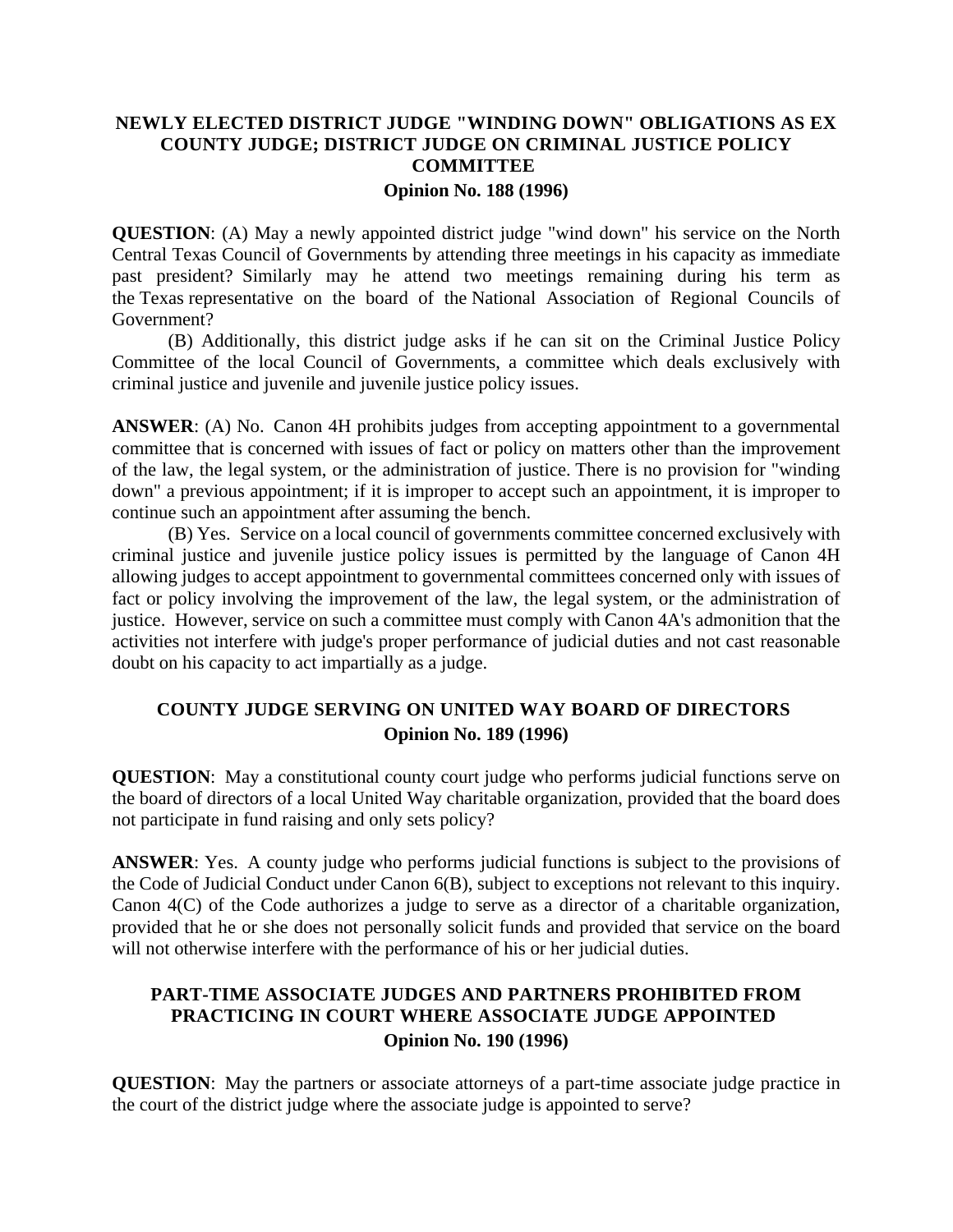## NEWLY ELECTED DISTRICT JUDGE "WINDING DOWN" OBLIGATIONS AS EX COUNTY JUDGE; DISTRICT JUDGE ON CRIMINAL JUSTICE POLICY COMMITTEE

**Opinion No. 188 (1996)**

**QUESTION**: (A) May a newly appointed district judge "wind down" his service on the North Central Texas Council of Governments by attending three meetings in his capacity as immediate past president? Similarly may he attend two meetings remaining during his term as the Texas representative on the board of the National Association of Regional Councils of Government?

(B) Additionally, this district judge asks if he can sit on the Criminal Justice Policy Committee of the local Council of Governments, a committee which deals exclusively with criminal justice and juvenile and juvenile justice policy issues.

**ANSWER**: (A) No. Canon 4H prohibits judges from accepting appointment to a governmental committee that is concerned with issues of fact or policy on matters other than the improvement of the law, the legal system, or the administration of justice. There is no provision for "winding down" a previous appointment; if it is improper to accept such an appointment, it is improper to continue such an appointment after assuming the bench.

(B) Yes. Service on a local council of governments committee concerned exclusively with criminal justice and juvenile justice policy issues is permitted by the language of Canon 4H allowing judges to accept appointment to governmental committees concerned only with issues of fact or policy involving the improvement of the law, the legal system, or the administration of justice. However, service on such a committee must comply with Canon 4A's admonition that the activities not interfere with judge's proper performance of judicial duties and not cast reasonable doubt on his capacity to act impartially as a judge.

## COUNTY JUDGE SERVING ON UNITED WAY BOARD OF DIRECTORS

**Opinion No. 189 (1996)**

**QUESTION**: May a constitutional county court judge who performs judicial functions serve on the board of directors of a local United Way charitable organization, provided that the board does not participate in fund raising and only sets policy?

**ANSWER**: Yes. A county judge who performs judicial functions is subject to the provisions of the Code of Judicial Conduct under Canon 6(B), subject to exceptions not relevant to this inquiry. Canon 4(C) of the Code authorizes a judge to serve as a director of a charitable organization, provided that he or she does not personally solicit funds and provided that service on the board will not otherwise interfere with the performance of his or her judicial duties.

## PART-TIME ASSOCIATE JUDGES AND PARTNERS PROHIBITED FROM PRACTICING IN COURT WHERE ASSOCIATE JUDGE APPOINTED

**Opinion No. 190 (1996)**

**QUESTION**: May the partners or associate attorneys of a part-time associate judge practice in the court of the district judge where the associate judge is appointed to serve?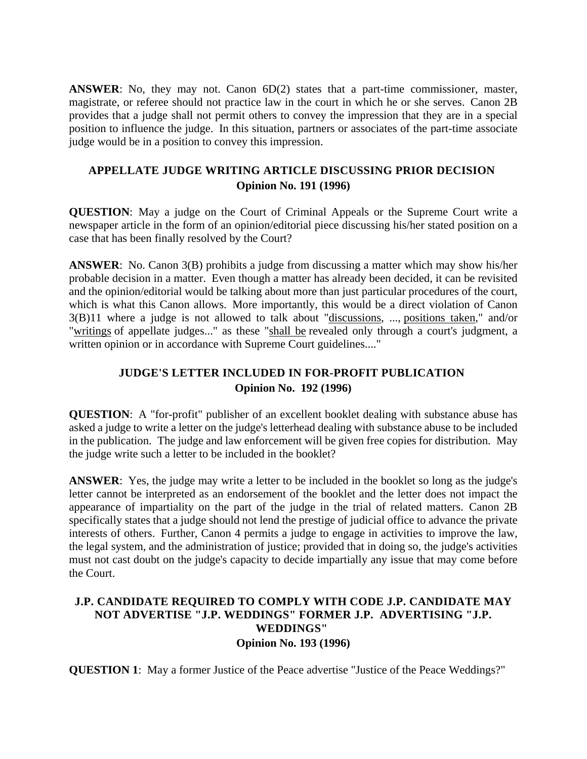**ANSWER**: No, they may not. Canon 6D(2) states that a part-time commissioner, master, magistrate, or referee should not practice law in the court in which he or she serves. Canon 2B provides that a judge shall not permit others to convey the impression that they are in a special position to influence the judge. In this situation, partners or associates of the part-time associate judge would be in a position to convey this impression.

## APPELLATE JUDGE WRITING ARTICLE DISCUSSING PRIOR DECISION
**Opinion No. 191 (1996)**

**QUESTION**: May a judge on the Court of Criminal Appeals or the Supreme Court write a newspaper article in the form of an opinion/editorial piece discussing his/her stated position on a case that has been finally resolved by the Court?

**ANSWER**: No. Canon 3(B) prohibits a judge from discussing a matter which may show his/her probable decision in a matter. Even though a matter has already been decided, it can be revisited and the opinion/editorial would be talking about more than just particular procedures of the court, which is what this Canon allows. More importantly, this would be a direct violation of Canon 3(B)11 where a judge is not allowed to talk about "discussions, ..., positions taken," and/or "writings of appellate judges..." as these "shall be revealed only through a court's judgment, a written opinion or in accordance with Supreme Court guidelines...."

## JUDGE'S LETTER INCLUDED IN FOR-PROFIT PUBLICATION
**Opinion No. 192 (1996)**

**QUESTION**: A "for-profit" publisher of an excellent booklet dealing with substance abuse has asked a judge to write a letter on the judge's letterhead dealing with substance abuse to be included in the publication. The judge and law enforcement will be given free copies for distribution. May the judge write such a letter to be included in the booklet?

**ANSWER**: Yes, the judge may write a letter to be included in the booklet so long as the judge's letter cannot be interpreted as an endorsement of the booklet and the letter does not impact the appearance of impartiality on the part of the judge in the trial of related matters. Canon 2B specifically states that a judge should not lend the prestige of judicial office to advance the private interests of others. Further, Canon 4 permits a judge to engage in activities to improve the law, the legal system, and the administration of justice; provided that in doing so, the judge's activities must not cast doubt on the judge's capacity to decide impartially any issue that may come before the Court.

## J.P. CANDIDATE REQUIRED TO COMPLY WITH CODE J.P. CANDIDATE MAY NOT ADVERTISE "J.P. WEDDINGS" FORMER J.P. ADVERTISING "J.P. WEDDINGS"
**Opinion No. 193 (1996)**

**QUESTION 1**: May a former Justice of the Peace advertise "Justice of the Peace Weddings?"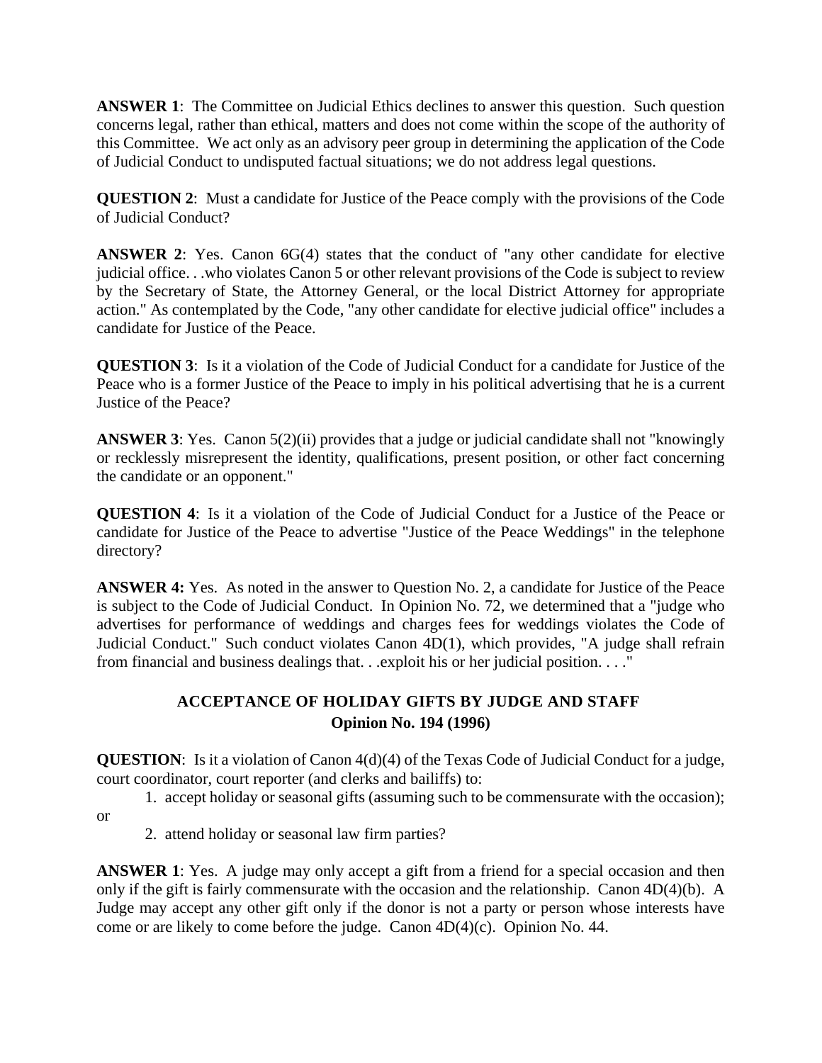**ANSWER 1**: The Committee on Judicial Ethics declines to answer this question. Such question concerns legal, rather than ethical, matters and does not come within the scope of the authority of this Committee. We act only as an advisory peer group in determining the application of the Code of Judicial Conduct to undisputed factual situations; we do not address legal questions.

**QUESTION 2**: Must a candidate for Justice of the Peace comply with the provisions of the Code of Judicial Conduct?

**ANSWER 2**: Yes. Canon 6G(4) states that the conduct of "any other candidate for elective judicial office. . .who violates Canon 5 or other relevant provisions of the Code is subject to review by the Secretary of State, the Attorney General, or the local District Attorney for appropriate action." As contemplated by the Code, "any other candidate for elective judicial office" includes a candidate for Justice of the Peace.

**QUESTION 3**: Is it a violation of the Code of Judicial Conduct for a candidate for Justice of the Peace who is a former Justice of the Peace to imply in his political advertising that he is a current Justice of the Peace?

**ANSWER 3**: Yes. Canon 5(2)(ii) provides that a judge or judicial candidate shall not "knowingly or recklessly misrepresent the identity, qualifications, present position, or other fact concerning the candidate or an opponent."

**QUESTION 4**: Is it a violation of the Code of Judicial Conduct for a Justice of the Peace or candidate for Justice of the Peace to advertise "Justice of the Peace Weddings" in the telephone directory?

**ANSWER 4:** Yes. As noted in the answer to Question No. 2, a candidate for Justice of the Peace is subject to the Code of Judicial Conduct. In Opinion No. 72, we determined that a "judge who advertises for performance of weddings and charges fees for weddings violates the Code of Judicial Conduct." Such conduct violates Canon 4D(1), which provides, "A judge shall refrain from financial and business dealings that. . .exploit his or her judicial position. . . ."

## ACCEPTANCE OF HOLIDAY GIFTS BY JUDGE AND STAFF
## Opinion No. 194 (1996)

**QUESTION**: Is it a violation of Canon 4(d)(4) of the Texas Code of Judicial Conduct for a judge, court coordinator, court reporter (and clerks and bailiffs) to:

1. accept holiday or seasonal gifts (assuming such to be commensurate with the occasion); or
2. attend holiday or seasonal law firm parties?

**ANSWER 1**: Yes. A judge may only accept a gift from a friend for a special occasion and then only if the gift is fairly commensurate with the occasion and the relationship. Canon 4D(4)(b). A Judge may accept any other gift only if the donor is not a party or person whose interests have come or are likely to come before the judge. Canon 4D(4)(c). Opinion No. 44.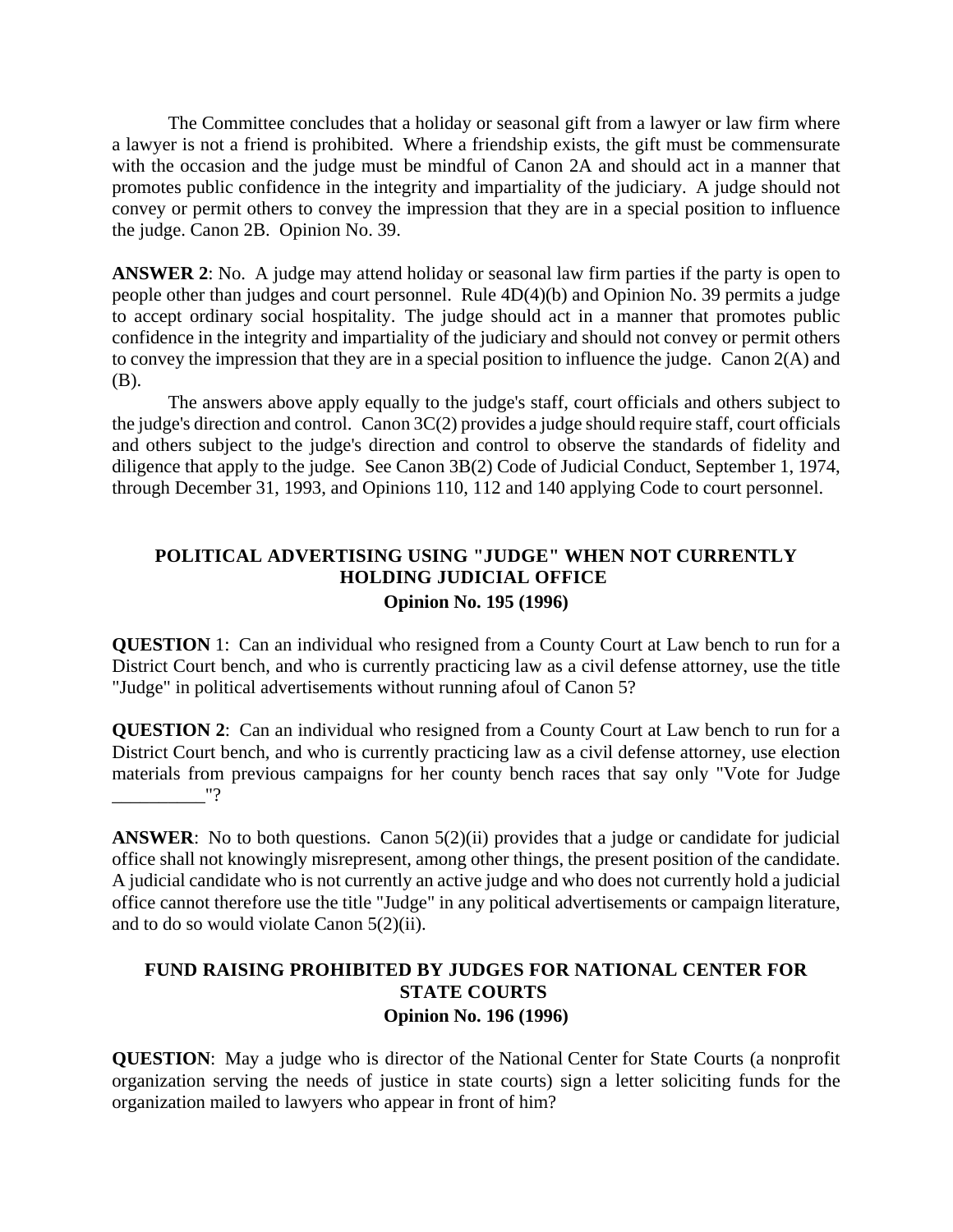The Committee concludes that a holiday or seasonal gift from a lawyer or law firm where a lawyer is not a friend is prohibited. Where a friendship exists, the gift must be commensurate with the occasion and the judge must be mindful of Canon 2A and should act in a manner that promotes public confidence in the integrity and impartiality of the judiciary. A judge should not convey or permit others to convey the impression that they are in a special position to influence the judge. Canon 2B. Opinion No. 39.

**ANSWER 2**: No. A judge may attend holiday or seasonal law firm parties if the party is open to people other than judges and court personnel. Rule 4D(4)(b) and Opinion No. 39 permits a judge to accept ordinary social hospitality. The judge should act in a manner that promotes public confidence in the integrity and impartiality of the judiciary and should not convey or permit others to convey the impression that they are in a special position to influence the judge. Canon 2(A) and (B).

The answers above apply equally to the judge's staff, court officials and others subject to the judge's direction and control. Canon 3C(2) provides a judge should require staff, court officials and others subject to the judge's direction and control to observe the standards of fidelity and diligence that apply to the judge. See Canon 3B(2) Code of Judicial Conduct, September 1, 1974, through December 31, 1993, and Opinions 110, 112 and 140 applying Code to court personnel.

## POLITICAL ADVERTISING USING "JUDGE" WHEN NOT CURRENTLY HOLDING JUDICIAL OFFICE
### Opinion No. 195 (1996)

**QUESTION** 1: Can an individual who resigned from a County Court at Law bench to run for a District Court bench, and who is currently practicing law as a civil defense attorney, use the title "Judge" in political advertisements without running afoul of Canon 5?

**QUESTION 2**: Can an individual who resigned from a County Court at Law bench to run for a District Court bench, and who is currently practicing law as a civil defense attorney, use election materials from previous campaigns for her county bench races that say only "Vote for Judge __________"?

**ANSWER**: No to both questions. Canon 5(2)(ii) provides that a judge or candidate for judicial office shall not knowingly misrepresent, among other things, the present position of the candidate. A judicial candidate who is not currently an active judge and who does not currently hold a judicial office cannot therefore use the title "Judge" in any political advertisements or campaign literature, and to do so would violate Canon 5(2)(ii).

## FUND RAISING PROHIBITED BY JUDGES FOR NATIONAL CENTER FOR STATE COURTS
### Opinion No. 196 (1996)

**QUESTION**: May a judge who is director of the National Center for State Courts (a nonprofit organization serving the needs of justice in state courts) sign a letter soliciting funds for the organization mailed to lawyers who appear in front of him?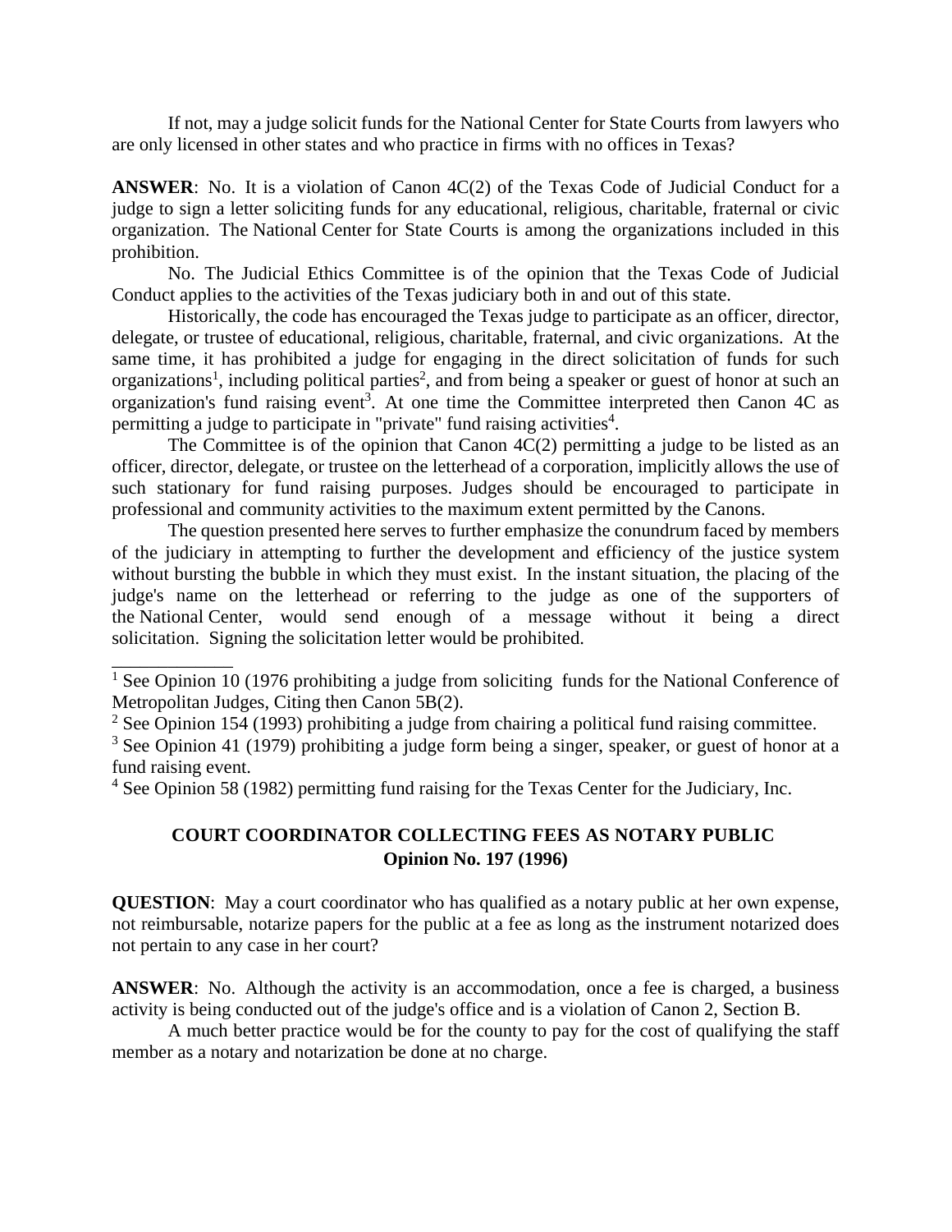If not, may a judge solicit funds for the National Center for State Courts from lawyers who are only licensed in other states and who practice in firms with no offices in Texas?

**ANSWER**: No. It is a violation of Canon 4C(2) of the Texas Code of Judicial Conduct for a judge to sign a letter soliciting funds for any educational, religious, charitable, fraternal or civic organization. The National Center for State Courts is among the organizations included in this prohibition.

No. The Judicial Ethics Committee is of the opinion that the Texas Code of Judicial Conduct applies to the activities of the Texas judiciary both in and out of this state.

Historically, the code has encouraged the Texas judge to participate as an officer, director, delegate, or trustee of educational, religious, charitable, fraternal, and civic organizations. At the same time, it has prohibited a judge for engaging in the direct solicitation of funds for such organizations[1], including political parties[2], and from being a speaker or guest of honor at such an organization's fund raising event[3]. At one time the Committee interpreted then Canon 4C as permitting a judge to participate in "private" fund raising activities[4].

The Committee is of the opinion that Canon 4C(2) permitting a judge to be listed as an officer, director, delegate, or trustee on the letterhead of a corporation, implicitly allows the use of such stationary for fund raising purposes. Judges should be encouraged to participate in professional and community activities to the maximum extent permitted by the Canons.

The question presented here serves to further emphasize the conundrum faced by members of the judiciary in attempting to further the development and efficiency of the justice system without bursting the bubble in which they must exist. In the instant situation, the placing of the judge's name on the letterhead or referring to the judge as one of the supporters of the National Center, would send enough of a message without it being a direct solicitation. Signing the solicitation letter would be prohibited.

---

[1] See Opinion 10 (1976 prohibiting a judge from soliciting funds for the National Conference of Metropolitan Judges, Citing then Canon 5B(2).

[2] See Opinion 154 (1993) prohibiting a judge from chairing a political fund raising committee.

[3] See Opinion 41 (1979) prohibiting a judge form being a singer, speaker, or guest of honor at a fund raising event.

[4] See Opinion 58 (1982) permitting fund raising for the Texas Center for the Judiciary, Inc.

## COURT COORDINATOR COLLECTING FEES AS NOTARY PUBLIC
### Opinion No. 197 (1996)

**QUESTION**: May a court coordinator who has qualified as a notary public at her own expense, not reimbursable, notarize papers for the public at a fee as long as the instrument notarized does not pertain to any case in her court?

**ANSWER**: No. Although the activity is an accommodation, once a fee is charged, a business activity is being conducted out of the judge's office and is a violation of Canon 2, Section B.

A much better practice would be for the county to pay for the cost of qualifying the staff member as a notary and notarization be done at no charge.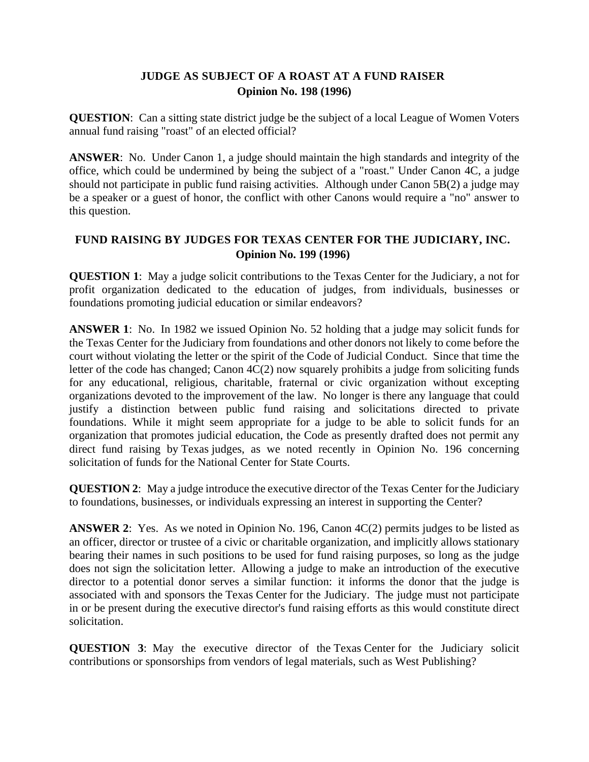## JUDGE AS SUBJECT OF A ROAST AT A FUND RAISER
**Opinion No. 198 (1996)**

**QUESTION**: Can a sitting state district judge be the subject of a local League of Women Voters annual fund raising "roast" of an elected official?

**ANSWER**: No. Under Canon 1, a judge should maintain the high standards and integrity of the office, which could be undermined by being the subject of a "roast." Under Canon 4C, a judge should not participate in public fund raising activities. Although under Canon 5B(2) a judge may be a speaker or a guest of honor, the conflict with other Canons would require a "no" answer to this question.

## FUND RAISING BY JUDGES FOR TEXAS CENTER FOR THE JUDICIARY, INC.
**Opinion No. 199 (1996)**

**QUESTION 1**: May a judge solicit contributions to the Texas Center for the Judiciary, a not for profit organization dedicated to the education of judges, from individuals, businesses or foundations promoting judicial education or similar endeavors?

**ANSWER 1**: No. In 1982 we issued Opinion No. 52 holding that a judge may solicit funds for the Texas Center for the Judiciary from foundations and other donors not likely to come before the court without violating the letter or the spirit of the Code of Judicial Conduct. Since that time the letter of the code has changed; Canon 4C(2) now squarely prohibits a judge from soliciting funds for any educational, religious, charitable, fraternal or civic organization without excepting organizations devoted to the improvement of the law. No longer is there any language that could justify a distinction between public fund raising and solicitations directed to private foundations. While it might seem appropriate for a judge to be able to solicit funds for an organization that promotes judicial education, the Code as presently drafted does not permit any direct fund raising by Texas judges, as we noted recently in Opinion No. 196 concerning solicitation of funds for the National Center for State Courts.

**QUESTION 2**: May a judge introduce the executive director of the Texas Center for the Judiciary to foundations, businesses, or individuals expressing an interest in supporting the Center?

**ANSWER 2**: Yes. As we noted in Opinion No. 196, Canon 4C(2) permits judges to be listed as an officer, director or trustee of a civic or charitable organization, and implicitly allows stationary bearing their names in such positions to be used for fund raising purposes, so long as the judge does not sign the solicitation letter. Allowing a judge to make an introduction of the executive director to a potential donor serves a similar function: it informs the donor that the judge is associated with and sponsors the Texas Center for the Judiciary. The judge must not participate in or be present during the executive director's fund raising efforts as this would constitute direct solicitation.

**QUESTION 3**: May the executive director of the Texas Center for the Judiciary solicit contributions or sponsorships from vendors of legal materials, such as West Publishing?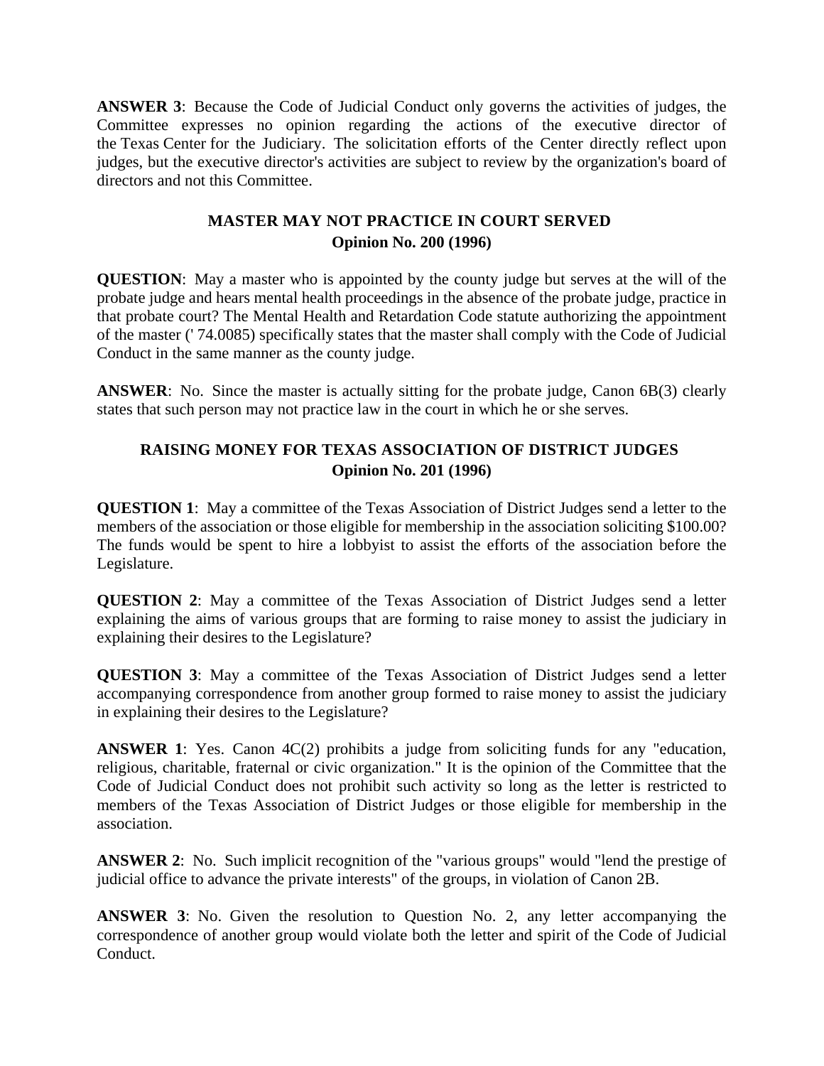**ANSWER 3**: Because the Code of Judicial Conduct only governs the activities of judges, the Committee expresses no opinion regarding the actions of the executive director of the Texas Center for the Judiciary. The solicitation efforts of the Center directly reflect upon judges, but the executive director's activities are subject to review by the organization's board of directors and not this Committee.

## MASTER MAY NOT PRACTICE IN COURT SERVED
**Opinion No. 200 (1996)**

**QUESTION**: May a master who is appointed by the county judge but serves at the will of the probate judge and hears mental health proceedings in the absence of the probate judge, practice in that probate court? The Mental Health and Retardation Code statute authorizing the appointment of the master (' 74.0085) specifically states that the master shall comply with the Code of Judicial Conduct in the same manner as the county judge.

**ANSWER**: No. Since the master is actually sitting for the probate judge, Canon 6B(3) clearly states that such person may not practice law in the court in which he or she serves.

## RAISING MONEY FOR TEXAS ASSOCIATION OF DISTRICT JUDGES
**Opinion No. 201 (1996)**

**QUESTION 1**: May a committee of the Texas Association of District Judges send a letter to the members of the association or those eligible for membership in the association soliciting $100.00? The funds would be spent to hire a lobbyist to assist the efforts of the association before the Legislature.

**QUESTION 2**: May a committee of the Texas Association of District Judges send a letter explaining the aims of various groups that are forming to raise money to assist the judiciary in explaining their desires to the Legislature?

**QUESTION 3**: May a committee of the Texas Association of District Judges send a letter accompanying correspondence from another group formed to raise money to assist the judiciary in explaining their desires to the Legislature?

**ANSWER 1**: Yes. Canon 4C(2) prohibits a judge from soliciting funds for any "education, religious, charitable, fraternal or civic organization." It is the opinion of the Committee that the Code of Judicial Conduct does not prohibit such activity so long as the letter is restricted to members of the Texas Association of District Judges or those eligible for membership in the association.

**ANSWER 2**: No. Such implicit recognition of the "various groups" would "lend the prestige of judicial office to advance the private interests" of the groups, in violation of Canon 2B.

**ANSWER 3**: No. Given the resolution to Question No. 2, any letter accompanying the correspondence of another group would violate both the letter and spirit of the Code of Judicial Conduct.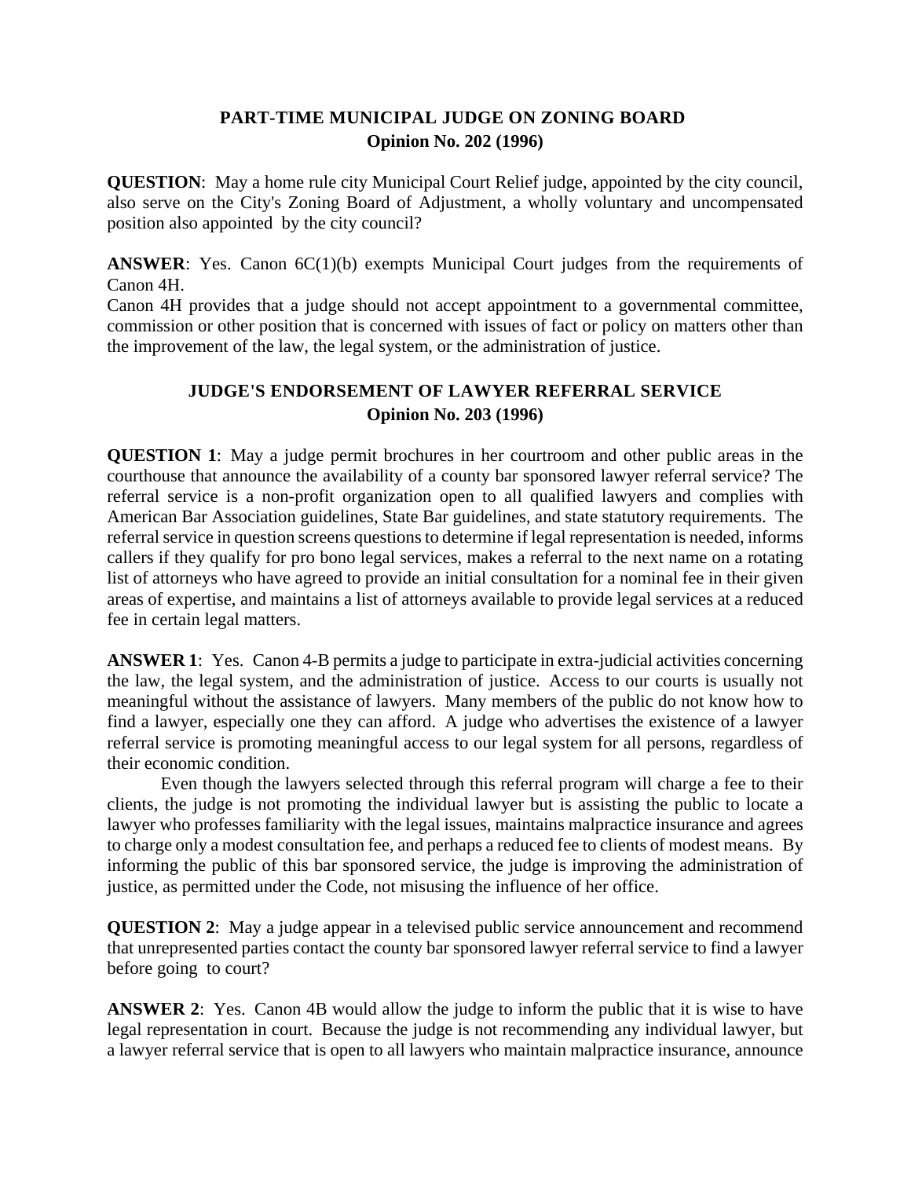## PART-TIME MUNICIPAL JUDGE ON ZONING BOARD
### Opinion No. 202 (1996)

**QUESTION**: May a home rule city Municipal Court Relief judge, appointed by the city council, also serve on the City's Zoning Board of Adjustment, a wholly voluntary and uncompensated position also appointed by the city council?

**ANSWER**: Yes. Canon 6C(1)(b) exempts Municipal Court judges from the requirements of Canon 4H.

Canon 4H provides that a judge should not accept appointment to a governmental committee, commission or other position that is concerned with issues of fact or policy on matters other than the improvement of the law, the legal system, or the administration of justice.

## JUDGE'S ENDORSEMENT OF LAWYER REFERRAL SERVICE
### Opinion No. 203 (1996)

**QUESTION 1**: May a judge permit brochures in her courtroom and other public areas in the courthouse that announce the availability of a county bar sponsored lawyer referral service? The referral service is a non-profit organization open to all qualified lawyers and complies with American Bar Association guidelines, State Bar guidelines, and state statutory requirements. The referral service in question screens questions to determine if legal representation is needed, informs callers if they qualify for pro bono legal services, makes a referral to the next name on a rotating list of attorneys who have agreed to provide an initial consultation for a nominal fee in their given areas of expertise, and maintains a list of attorneys available to provide legal services at a reduced fee in certain legal matters.

**ANSWER 1**: Yes. Canon 4-B permits a judge to participate in extra-judicial activities concerning the law, the legal system, and the administration of justice. Access to our courts is usually not meaningful without the assistance of lawyers. Many members of the public do not know how to find a lawyer, especially one they can afford. A judge who advertises the existence of a lawyer referral service is promoting meaningful access to our legal system for all persons, regardless of their economic condition.

Even though the lawyers selected through this referral program will charge a fee to their clients, the judge is not promoting the individual lawyer but is assisting the public to locate a lawyer who professes familiarity with the legal issues, maintains malpractice insurance and agrees to charge only a modest consultation fee, and perhaps a reduced fee to clients of modest means. By informing the public of this bar sponsored service, the judge is improving the administration of justice, as permitted under the Code, not misusing the influence of her office.

**QUESTION 2**: May a judge appear in a televised public service announcement and recommend that unrepresented parties contact the county bar sponsored lawyer referral service to find a lawyer before going to court?

**ANSWER 2**: Yes. Canon 4B would allow the judge to inform the public that it is wise to have legal representation in court. Because the judge is not recommending any individual lawyer, but a lawyer referral service that is open to all lawyers who maintain malpractice insurance, announce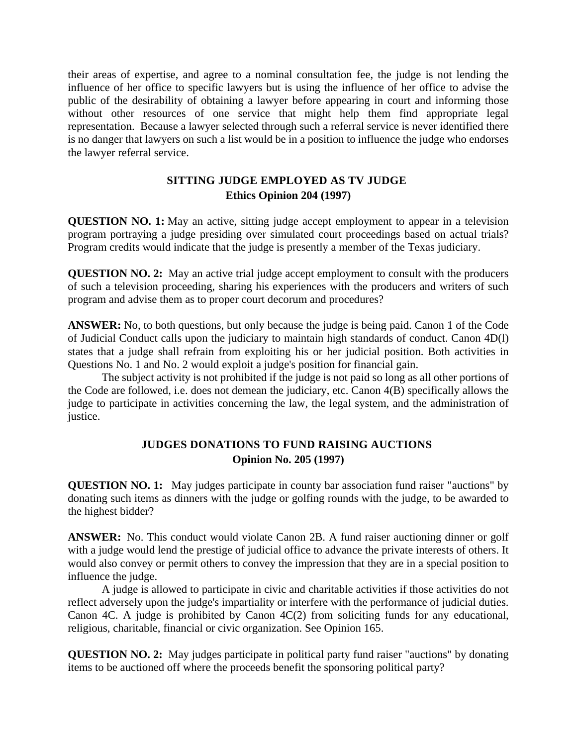their areas of expertise, and agree to a nominal consultation fee, the judge is not lending the influence of her office to specific lawyers but is using the influence of her office to advise the public of the desirability of obtaining a lawyer before appearing in court and informing those without other resources of one service that might help them find appropriate legal representation. Because a lawyer selected through such a referral service is never identified there is no danger that lawyers on such a list would be in a position to influence the judge who endorses the lawyer referral service.

## SITTING JUDGE EMPLOYED AS TV JUDGE
## Ethics Opinion 204 (1997)

**QUESTION NO. 1:** May an active, sitting judge accept employment to appear in a television program portraying a judge presiding over simulated court proceedings based on actual trials? Program credits would indicate that the judge is presently a member of the Texas judiciary.

**QUESTION NO. 2:** May an active trial judge accept employment to consult with the producers of such a television proceeding, sharing his experiences with the producers and writers of such program and advise them as to proper court decorum and procedures?

**ANSWER:** No, to both questions, but only because the judge is being paid. Canon 1 of the Code of Judicial Conduct calls upon the judiciary to maintain high standards of conduct. Canon 4D(l) states that a judge shall refrain from exploiting his or her judicial position. Both activities in Questions No. 1 and No. 2 would exploit a judge's position for financial gain.

The subject activity is not prohibited if the judge is not paid so long as all other portions of the Code are followed, i.e. does not demean the judiciary, etc. Canon 4(B) specifically allows the judge to participate in activities concerning the law, the legal system, and the administration of justice.

## JUDGES DONATIONS TO FUND RAISING AUCTIONS
## Opinion No. 205 (1997)

**QUESTION NO. 1:** May judges participate in county bar association fund raiser "auctions" by donating such items as dinners with the judge or golfing rounds with the judge, to be awarded to the highest bidder?

**ANSWER:** No. This conduct would violate Canon 2B. A fund raiser auctioning dinner or golf with a judge would lend the prestige of judicial office to advance the private interests of others. It would also convey or permit others to convey the impression that they are in a special position to influence the judge.

A judge is allowed to participate in civic and charitable activities if those activities do not reflect adversely upon the judge's impartiality or interfere with the performance of judicial duties. Canon 4C. A judge is prohibited by Canon 4C(2) from soliciting funds for any educational, religious, charitable, financial or civic organization. See Opinion 165.

**QUESTION NO. 2:** May judges participate in political party fund raiser "auctions" by donating items to be auctioned off where the proceeds benefit the sponsoring political party?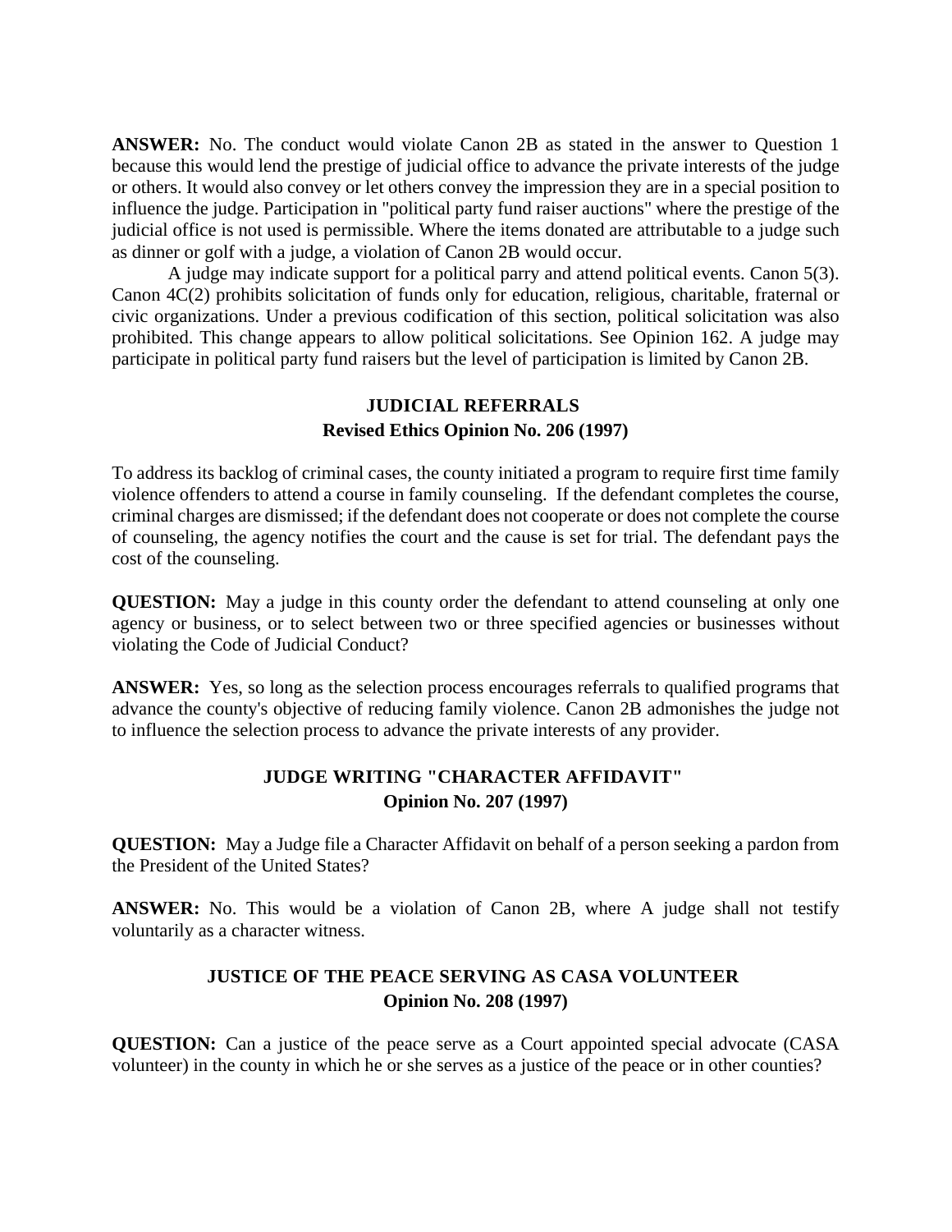**ANSWER:** No. The conduct would violate Canon 2B as stated in the answer to Question 1 because this would lend the prestige of judicial office to advance the private interests of the judge or others. It would also convey or let others convey the impression they are in a special position to influence the judge. Participation in "political party fund raiser auctions" where the prestige of the judicial office is not used is permissible. Where the items donated are attributable to a judge such as dinner or golf with a judge, a violation of Canon 2B would occur.

A judge may indicate support for a political parry and attend political events. Canon 5(3). Canon 4C(2) prohibits solicitation of funds only for education, religious, charitable, fraternal or civic organizations. Under a previous codification of this section, political solicitation was also prohibited. This change appears to allow political solicitations. See Opinion 162. A judge may participate in political party fund raisers but the level of participation is limited by Canon 2B.

## JUDICIAL REFERRALS
### Revised Ethics Opinion No. 206 (1997)

To address its backlog of criminal cases, the county initiated a program to require first time family violence offenders to attend a course in family counseling. If the defendant completes the course, criminal charges are dismissed; if the defendant does not cooperate or does not complete the course of counseling, the agency notifies the court and the cause is set for trial. The defendant pays the cost of the counseling.

**QUESTION:** May a judge in this county order the defendant to attend counseling at only one agency or business, or to select between two or three specified agencies or businesses without violating the Code of Judicial Conduct?

**ANSWER:** Yes, so long as the selection process encourages referrals to qualified programs that advance the county's objective of reducing family violence. Canon 2B admonishes the judge not to influence the selection process to advance the private interests of any provider.

## JUDGE WRITING "CHARACTER AFFIDAVIT"
### Opinion No. 207 (1997)

**QUESTION:** May a Judge file a Character Affidavit on behalf of a person seeking a pardon from the President of the United States?

**ANSWER:** No. This would be a violation of Canon 2B, where A judge shall not testify voluntarily as a character witness.

## JUSTICE OF THE PEACE SERVING AS CASA VOLUNTEER
### Opinion No. 208 (1997)

**QUESTION:** Can a justice of the peace serve as a Court appointed special advocate (CASA volunteer) in the county in which he or she serves as a justice of the peace or in other counties?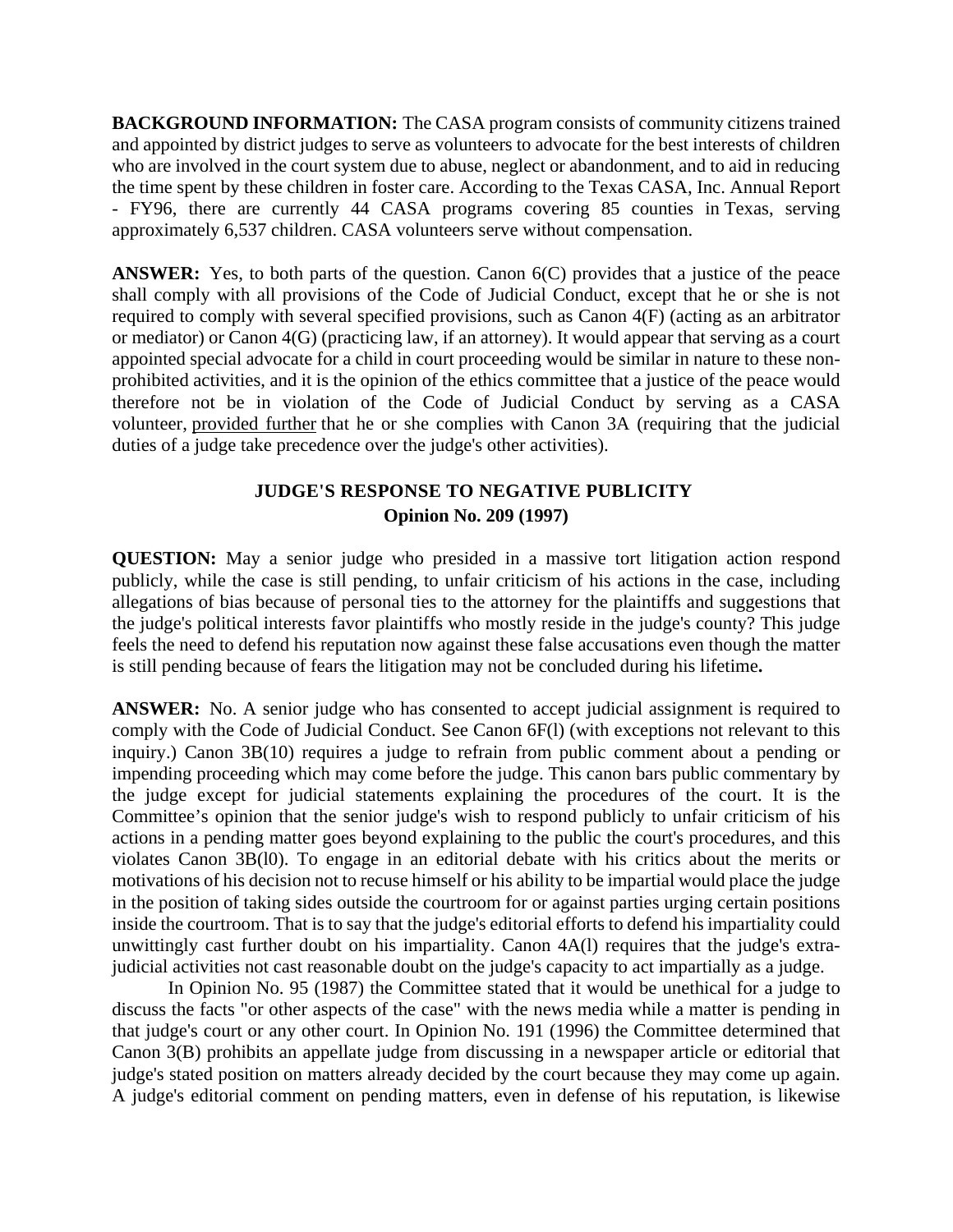**BACKGROUND INFORMATION:** The CASA program consists of community citizens trained and appointed by district judges to serve as volunteers to advocate for the best interests of children who are involved in the court system due to abuse, neglect or abandonment, and to aid in reducing the time spent by these children in foster care. According to the Texas CASA, Inc. Annual Report - FY96, there are currently 44 CASA programs covering 85 counties in Texas, serving approximately 6,537 children. CASA volunteers serve without compensation.

**ANSWER:** Yes, to both parts of the question. Canon 6(C) provides that a justice of the peace shall comply with all provisions of the Code of Judicial Conduct, except that he or she is not required to comply with several specified provisions, such as Canon 4(F) (acting as an arbitrator or mediator) or Canon 4(G) (practicing law, if an attorney). It would appear that serving as a court appointed special advocate for a child in court proceeding would be similar in nature to these non-prohibited activities, and it is the opinion of the ethics committee that a justice of the peace would therefore not be in violation of the Code of Judicial Conduct by serving as a CASA volunteer, provided further that he or she complies with Canon 3A (requiring that the judicial duties of a judge take precedence over the judge's other activities).

## JUDGE'S RESPONSE TO NEGATIVE PUBLICITY
## Opinion No. 209 (1997)

**QUESTION:** May a senior judge who presided in a massive tort litigation action respond publicly, while the case is still pending, to unfair criticism of his actions in the case, including allegations of bias because of personal ties to the attorney for the plaintiffs and suggestions that the judge's political interests favor plaintiffs who mostly reside in the judge's county? This judge feels the need to defend his reputation now against these false accusations even though the matter is still pending because of fears the litigation may not be concluded during his lifetime**.**

**ANSWER:** No. A senior judge who has consented to accept judicial assignment is required to comply with the Code of Judicial Conduct. See Canon 6F(l) (with exceptions not relevant to this inquiry.) Canon 3B(10) requires a judge to refrain from public comment about a pending or impending proceeding which may come before the judge. This canon bars public commentary by the judge except for judicial statements explaining the procedures of the court. It is the Committee's opinion that the senior judge's wish to respond publicly to unfair criticism of his actions in a pending matter goes beyond explaining to the public the court's procedures, and this violates Canon 3B(l0). To engage in an editorial debate with his critics about the merits or motivations of his decision not to recuse himself or his ability to be impartial would place the judge in the position of taking sides outside the courtroom for or against parties urging certain positions inside the courtroom. That is to say that the judge's editorial efforts to defend his impartiality could unwittingly cast further doubt on his impartiality. Canon 4A(l) requires that the judge's extra-judicial activities not cast reasonable doubt on the judge's capacity to act impartially as a judge.

In Opinion No. 95 (1987) the Committee stated that it would be unethical for a judge to discuss the facts "or other aspects of the case" with the news media while a matter is pending in that judge's court or any other court. In Opinion No. 191 (1996) the Committee determined that Canon 3(B) prohibits an appellate judge from discussing in a newspaper article or editorial that judge's stated position on matters already decided by the court because they may come up again. A judge's editorial comment on pending matters, even in defense of his reputation, is likewise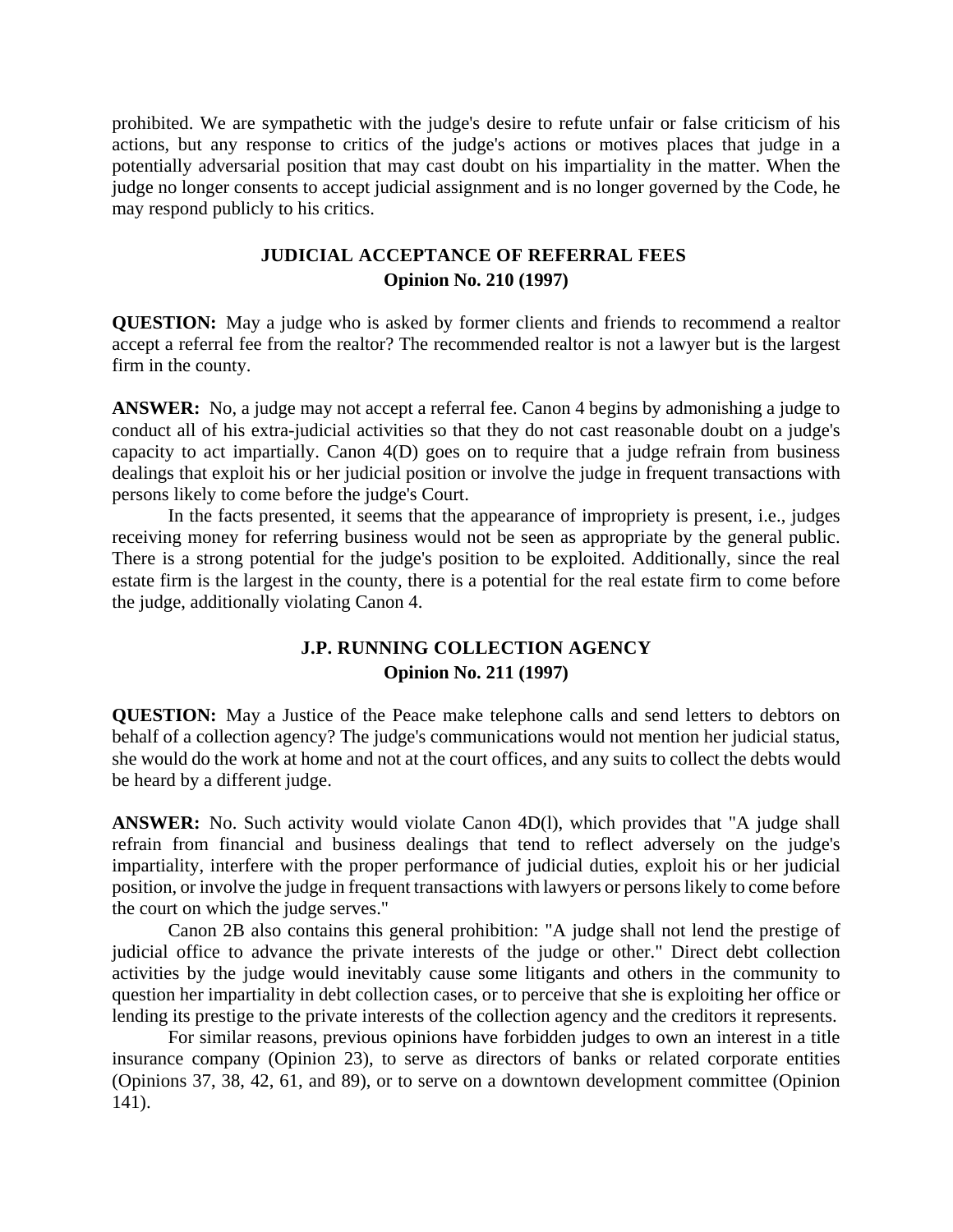prohibited. We are sympathetic with the judge's desire to refute unfair or false criticism of his actions, but any response to critics of the judge's actions or motives places that judge in a potentially adversarial position that may cast doubt on his impartiality in the matter. When the judge no longer consents to accept judicial assignment and is no longer governed by the Code, he may respond publicly to his critics.

## JUDICIAL ACCEPTANCE OF REFERRAL FEES
**Opinion No. 210 (1997)**

**QUESTION:** May a judge who is asked by former clients and friends to recommend a realtor accept a referral fee from the realtor? The recommended realtor is not a lawyer but is the largest firm in the county.

**ANSWER:** No, a judge may not accept a referral fee. Canon 4 begins by admonishing a judge to conduct all of his extra-judicial activities so that they do not cast reasonable doubt on a judge's capacity to act impartially. Canon 4(D) goes on to require that a judge refrain from business dealings that exploit his or her judicial position or involve the judge in frequent transactions with persons likely to come before the judge's Court.

In the facts presented, it seems that the appearance of impropriety is present, i.e., judges receiving money for referring business would not be seen as appropriate by the general public. There is a strong potential for the judge's position to be exploited. Additionally, since the real estate firm is the largest in the county, there is a potential for the real estate firm to come before the judge, additionally violating Canon 4.

## J.P. RUNNING COLLECTION AGENCY
**Opinion No. 211 (1997)**

**QUESTION:** May a Justice of the Peace make telephone calls and send letters to debtors on behalf of a collection agency? The judge's communications would not mention her judicial status, she would do the work at home and not at the court offices, and any suits to collect the debts would be heard by a different judge.

**ANSWER:** No. Such activity would violate Canon 4D(l), which provides that "A judge shall refrain from financial and business dealings that tend to reflect adversely on the judge's impartiality, interfere with the proper performance of judicial duties, exploit his or her judicial position, or involve the judge in frequent transactions with lawyers or persons likely to come before the court on which the judge serves."

Canon 2B also contains this general prohibition: "A judge shall not lend the prestige of judicial office to advance the private interests of the judge or other." Direct debt collection activities by the judge would inevitably cause some litigants and others in the community to question her impartiality in debt collection cases, or to perceive that she is exploiting her office or lending its prestige to the private interests of the collection agency and the creditors it represents.

For similar reasons, previous opinions have forbidden judges to own an interest in a title insurance company (Opinion 23), to serve as directors of banks or related corporate entities (Opinions 37, 38, 42, 61, and 89), or to serve on a downtown development committee (Opinion 141).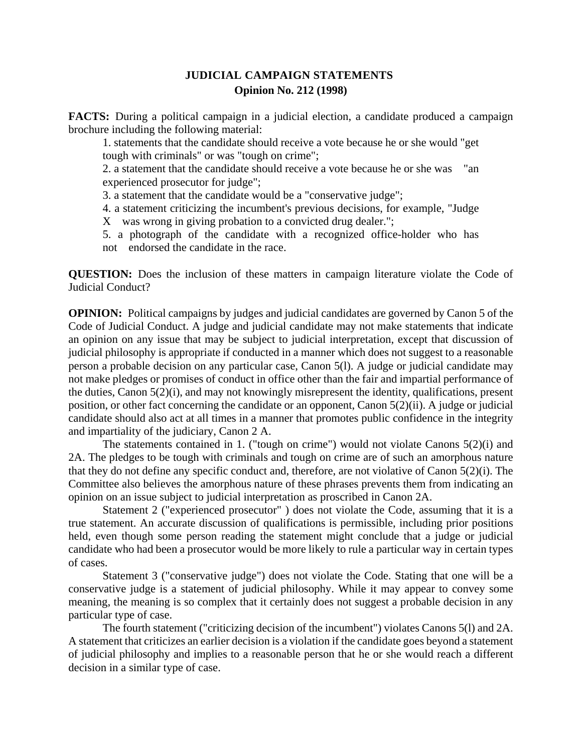# JUDICIAL CAMPAIGN STATEMENTS
## Opinion No. 212 (1998)

**FACTS:** During a political campaign in a judicial election, a candidate produced a campaign brochure including the following material:

1. statements that the candidate should receive a vote because he or she would "get tough with criminals" or was "tough on crime";
2. a statement that the candidate should receive a vote because he or she was "an experienced prosecutor for judge";
3. a statement that the candidate would be a "conservative judge";
4. a statement criticizing the incumbent's previous decisions, for example, "Judge X was wrong in giving probation to a convicted drug dealer.";
5. a photograph of the candidate with a recognized office-holder who has not endorsed the candidate in the race.

**QUESTION:** Does the inclusion of these matters in campaign literature violate the Code of Judicial Conduct?

**OPINION:** Political campaigns by judges and judicial candidates are governed by Canon 5 of the Code of Judicial Conduct. A judge and judicial candidate may not make statements that indicate an opinion on any issue that may be subject to judicial interpretation, except that discussion of judicial philosophy is appropriate if conducted in a manner which does not suggest to a reasonable person a probable decision on any particular case, Canon 5(l). A judge or judicial candidate may not make pledges or promises of conduct in office other than the fair and impartial performance of the duties, Canon 5(2)(i), and may not knowingly misrepresent the identity, qualifications, present position, or other fact concerning the candidate or an opponent, Canon 5(2)(ii). A judge or judicial candidate should also act at all times in a manner that promotes public confidence in the integrity and impartiality of the judiciary, Canon 2 A.

The statements contained in 1. ("tough on crime") would not violate Canons 5(2)(i) and 2A. The pledges to be tough with criminals and tough on crime are of such an amorphous nature that they do not define any specific conduct and, therefore, are not violative of Canon 5(2)(i). The Committee also believes the amorphous nature of these phrases prevents them from indicating an opinion on an issue subject to judicial interpretation as proscribed in Canon 2A.

Statement 2 ("experienced prosecutor" ) does not violate the Code, assuming that it is a true statement. An accurate discussion of qualifications is permissible, including prior positions held, even though some person reading the statement might conclude that a judge or judicial candidate who had been a prosecutor would be more likely to rule a particular way in certain types of cases.

Statement 3 ("conservative judge") does not violate the Code. Stating that one will be a conservative judge is a statement of judicial philosophy. While it may appear to convey some meaning, the meaning is so complex that it certainly does not suggest a probable decision in any particular type of case.

The fourth statement ("criticizing decision of the incumbent") violates Canons 5(l) and 2A. A statement that criticizes an earlier decision is a violation if the candidate goes beyond a statement of judicial philosophy and implies to a reasonable person that he or she would reach a different decision in a similar type of case.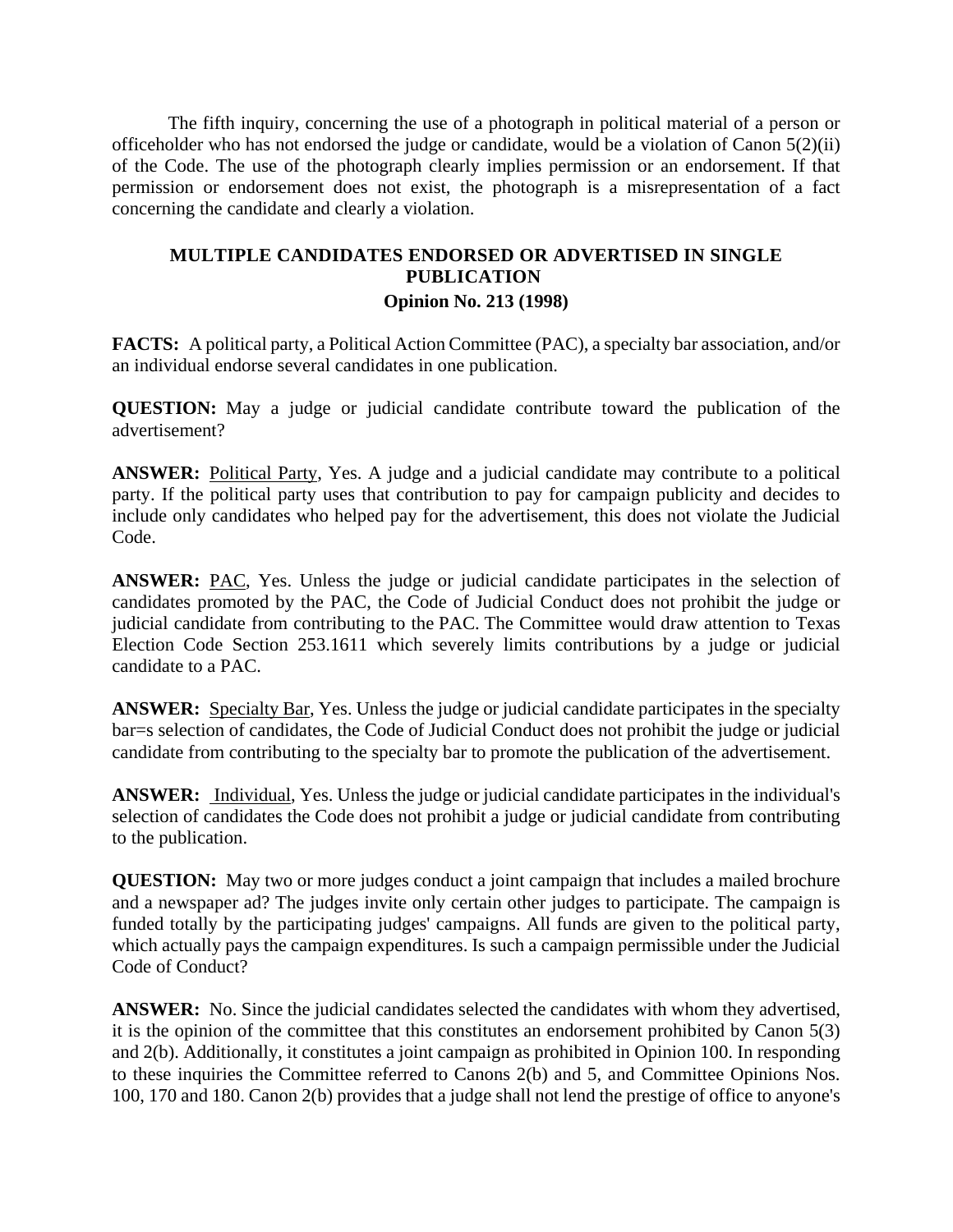The fifth inquiry, concerning the use of a photograph in political material of a person or officeholder who has not endorsed the judge or candidate, would be a violation of Canon 5(2)(ii) of the Code. The use of the photograph clearly implies permission or an endorsement. If that permission or endorsement does not exist, the photograph is a misrepresentation of a fact concerning the candidate and clearly a violation.

## MULTIPLE CANDIDATES ENDORSED OR ADVERTISED IN SINGLE PUBLICATION

### Opinion No. 213 (1998)

**FACTS:** A political party, a Political Action Committee (PAC), a specialty bar association, and/or an individual endorse several candidates in one publication.

**QUESTION:** May a judge or judicial candidate contribute toward the publication of the advertisement?

**ANSWER:** <u>Political Party</u>, Yes. A judge and a judicial candidate may contribute to a political party. If the political party uses that contribution to pay for campaign publicity and decides to include only candidates who helped pay for the advertisement, this does not violate the Judicial Code.

**ANSWER:** <u>PAC</u>, Yes. Unless the judge or judicial candidate participates in the selection of candidates promoted by the PAC, the Code of Judicial Conduct does not prohibit the judge or judicial candidate from contributing to the PAC. The Committee would draw attention to Texas Election Code Section 253.1611 which severely limits contributions by a judge or judicial candidate to a PAC.

**ANSWER:** <u>Specialty Bar</u>, Yes. Unless the judge or judicial candidate participates in the specialty bar=s selection of candidates, the Code of Judicial Conduct does not prohibit the judge or judicial candidate from contributing to the specialty bar to promote the publication of the advertisement.

**ANSWER:** <u>Individual</u>, Yes. Unless the judge or judicial candidate participates in the individual's selection of candidates the Code does not prohibit a judge or judicial candidate from contributing to the publication.

**QUESTION:** May two or more judges conduct a joint campaign that includes a mailed brochure and a newspaper ad? The judges invite only certain other judges to participate. The campaign is funded totally by the participating judges' campaigns. All funds are given to the political party, which actually pays the campaign expenditures. Is such a campaign permissible under the Judicial Code of Conduct?

**ANSWER:** No. Since the judicial candidates selected the candidates with whom they advertised, it is the opinion of the committee that this constitutes an endorsement prohibited by Canon 5(3) and 2(b). Additionally, it constitutes a joint campaign as prohibited in Opinion 100. In responding to these inquiries the Committee referred to Canons 2(b) and 5, and Committee Opinions Nos. 100, 170 and 180. Canon 2(b) provides that a judge shall not lend the prestige of office to anyone's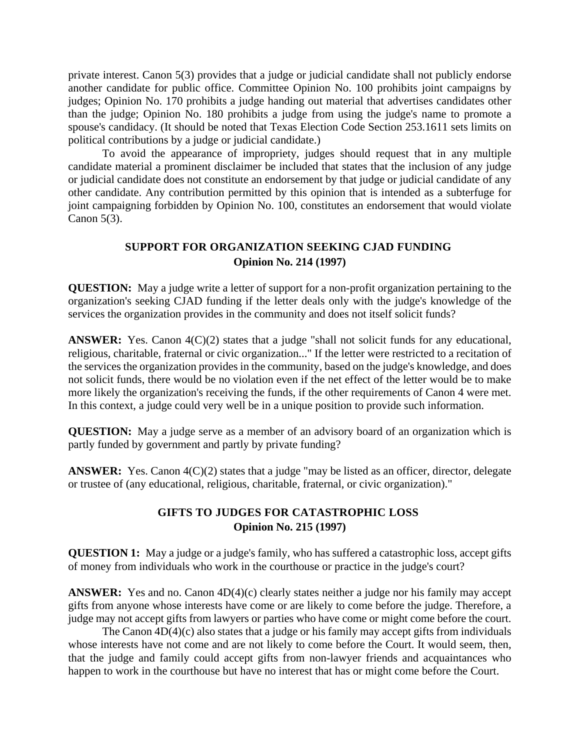private interest. Canon 5(3) provides that a judge or judicial candidate shall not publicly endorse another candidate for public office. Committee Opinion No. 100 prohibits joint campaigns by judges; Opinion No. 170 prohibits a judge handing out material that advertises candidates other than the judge; Opinion No. 180 prohibits a judge from using the judge's name to promote a spouse's candidacy. (It should be noted that Texas Election Code Section 253.1611 sets limits on political contributions by a judge or judicial candidate.)

To avoid the appearance of impropriety, judges should request that in any multiple candidate material a prominent disclaimer be included that states that the inclusion of any judge or judicial candidate does not constitute an endorsement by that judge or judicial candidate of any other candidate. Any contribution permitted by this opinion that is intended as a subterfuge for joint campaigning forbidden by Opinion No. 100, constitutes an endorsement that would violate Canon 5(3).

## SUPPORT FOR ORGANIZATION SEEKING CJAD FUNDING
**Opinion No. 214 (1997)**

**QUESTION:** May a judge write a letter of support for a non-profit organization pertaining to the organization's seeking CJAD funding if the letter deals only with the judge's knowledge of the services the organization provides in the community and does not itself solicit funds?

**ANSWER:** Yes. Canon 4(C)(2) states that a judge "shall not solicit funds for any educational, religious, charitable, fraternal or civic organization..." If the letter were restricted to a recitation of the services the organization provides in the community, based on the judge's knowledge, and does not solicit funds, there would be no violation even if the net effect of the letter would be to make more likely the organization's receiving the funds, if the other requirements of Canon 4 were met. In this context, a judge could very well be in a unique position to provide such information.

**QUESTION:** May a judge serve as a member of an advisory board of an organization which is partly funded by government and partly by private funding?

**ANSWER:** Yes. Canon 4(C)(2) states that a judge "may be listed as an officer, director, delegate or trustee of (any educational, religious, charitable, fraternal, or civic organization)."

## GIFTS TO JUDGES FOR CATASTROPHIC LOSS
**Opinion No. 215 (1997)**

**QUESTION 1:** May a judge or a judge's family, who has suffered a catastrophic loss, accept gifts of money from individuals who work in the courthouse or practice in the judge's court?

**ANSWER:** Yes and no. Canon 4D(4)(c) clearly states neither a judge nor his family may accept gifts from anyone whose interests have come or are likely to come before the judge. Therefore, a judge may not accept gifts from lawyers or parties who have come or might come before the court.

The Canon 4D(4)(c) also states that a judge or his family may accept gifts from individuals whose interests have not come and are not likely to come before the Court. It would seem, then, that the judge and family could accept gifts from non-lawyer friends and acquaintances who happen to work in the courthouse but have no interest that has or might come before the Court.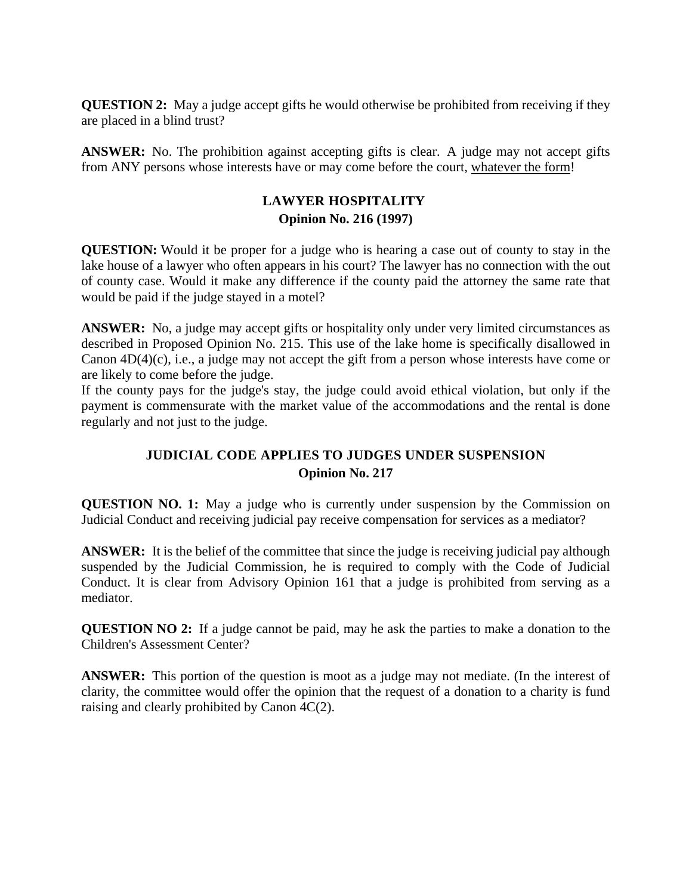**QUESTION 2:** May a judge accept gifts he would otherwise be prohibited from receiving if they are placed in a blind trust?

**ANSWER:** No. The prohibition against accepting gifts is clear. A judge may not accept gifts from ANY persons whose interests have or may come before the court, <u>whatever the form</u>!

## LAWYER HOSPITALITY
### Opinion No. 216 (1997)

**QUESTION:** Would it be proper for a judge who is hearing a case out of county to stay in the lake house of a lawyer who often appears in his court? The lawyer has no connection with the out of county case. Would it make any difference if the county paid the attorney the same rate that would be paid if the judge stayed in a motel?

**ANSWER:** No, a judge may accept gifts or hospitality only under very limited circumstances as described in Proposed Opinion No. 215. This use of the lake home is specifically disallowed in Canon 4D(4)(c), i.e., a judge may not accept the gift from a person whose interests have come or are likely to come before the judge.
If the county pays for the judge's stay, the judge could avoid ethical violation, but only if the payment is commensurate with the market value of the accommodations and the rental is done regularly and not just to the judge.

## JUDICIAL CODE APPLIES TO JUDGES UNDER SUSPENSION
### Opinion No. 217

**QUESTION NO. 1:** May a judge who is currently under suspension by the Commission on Judicial Conduct and receiving judicial pay receive compensation for services as a mediator?

**ANSWER:** It is the belief of the committee that since the judge is receiving judicial pay although suspended by the Judicial Commission, he is required to comply with the Code of Judicial Conduct. It is clear from Advisory Opinion 161 that a judge is prohibited from serving as a mediator.

**QUESTION NO 2:** If a judge cannot be paid, may he ask the parties to make a donation to the Children's Assessment Center?

**ANSWER:** This portion of the question is moot as a judge may not mediate. (In the interest of clarity, the committee would offer the opinion that the request of a donation to a charity is fund raising and clearly prohibited by Canon 4C(2).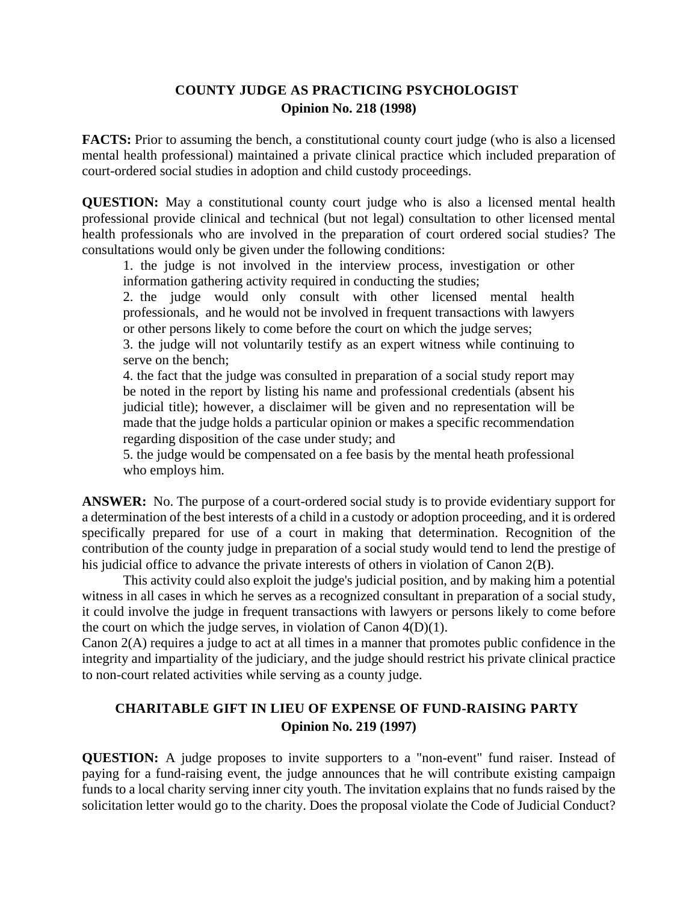## COUNTY JUDGE AS PRACTICING PSYCHOLOGIST
**Opinion No. 218 (1998)**

**FACTS:** Prior to assuming the bench, a constitutional county court judge (who is also a licensed mental health professional) maintained a private clinical practice which included preparation of court-ordered social studies in adoption and child custody proceedings.

**QUESTION:** May a constitutional county court judge who is also a licensed mental health professional provide clinical and technical (but not legal) consultation to other licensed mental health professionals who are involved in the preparation of court ordered social studies? The consultations would only be given under the following conditions:

1. the judge is not involved in the interview process, investigation or other information gathering activity required in conducting the studies;
2. the judge would only consult with other licensed mental health professionals, and he would not be involved in frequent transactions with lawyers or other persons likely to come before the court on which the judge serves;
3. the judge will not voluntarily testify as an expert witness while continuing to serve on the bench;
4. the fact that the judge was consulted in preparation of a social study report may be noted in the report by listing his name and professional credentials (absent his judicial title); however, a disclaimer will be given and no representation will be made that the judge holds a particular opinion or makes a specific recommendation regarding disposition of the case under study; and
5. the judge would be compensated on a fee basis by the mental heath professional who employs him.

**ANSWER:** No. The purpose of a court-ordered social study is to provide evidentiary support for a determination of the best interests of a child in a custody or adoption proceeding, and it is ordered specifically prepared for use of a court in making that determination. Recognition of the contribution of the county judge in preparation of a social study would tend to lend the prestige of his judicial office to advance the private interests of others in violation of Canon 2(B).

This activity could also exploit the judge's judicial position, and by making him a potential witness in all cases in which he serves as a recognized consultant in preparation of a social study, it could involve the judge in frequent transactions with lawyers or persons likely to come before the court on which the judge serves, in violation of Canon 4(D)(1).

Canon 2(A) requires a judge to act at all times in a manner that promotes public confidence in the integrity and impartiality of the judiciary, and the judge should restrict his private clinical practice to non-court related activities while serving as a county judge.

## CHARITABLE GIFT IN LIEU OF EXPENSE OF FUND-RAISING PARTY
**Opinion No. 219 (1997)**

**QUESTION:** A judge proposes to invite supporters to a "non-event" fund raiser. Instead of paying for a fund-raising event, the judge announces that he will contribute existing campaign funds to a local charity serving inner city youth. The invitation explains that no funds raised by the solicitation letter would go to the charity. Does the proposal violate the Code of Judicial Conduct?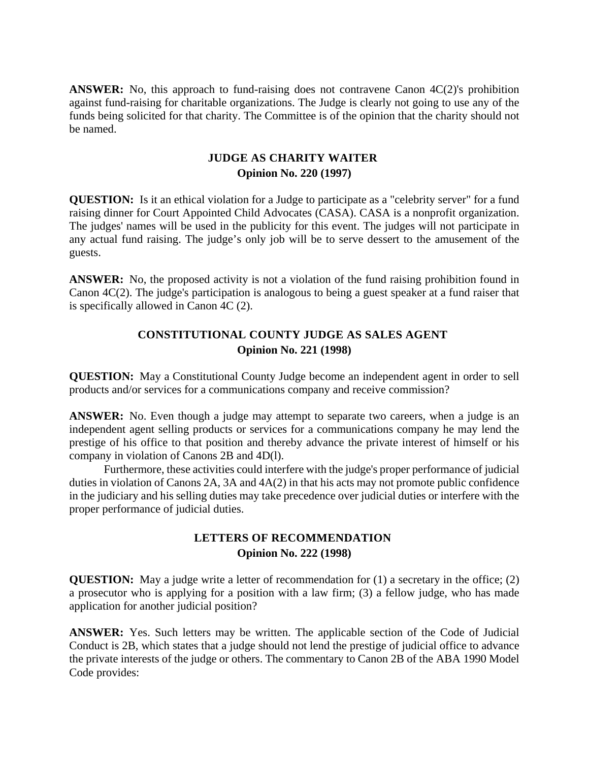**ANSWER:** No, this approach to fund-raising does not contravene Canon 4C(2)'s prohibition against fund-raising for charitable organizations. The Judge is clearly not going to use any of the funds being solicited for that charity. The Committee is of the opinion that the charity should not be named.

## JUDGE AS CHARITY WAITER
### Opinion No. 220 (1997)

**QUESTION:** Is it an ethical violation for a Judge to participate as a "celebrity server" for a fund raising dinner for Court Appointed Child Advocates (CASA). CASA is a nonprofit organization. The judges' names will be used in the publicity for this event. The judges will not participate in any actual fund raising. The judge's only job will be to serve dessert to the amusement of the guests.

**ANSWER:** No, the proposed activity is not a violation of the fund raising prohibition found in Canon 4C(2). The judge's participation is analogous to being a guest speaker at a fund raiser that is specifically allowed in Canon 4C (2).

## CONSTITUTIONAL COUNTY JUDGE AS SALES AGENT
### Opinion No. 221 (1998)

**QUESTION:** May a Constitutional County Judge become an independent agent in order to sell products and/or services for a communications company and receive commission?

**ANSWER:** No. Even though a judge may attempt to separate two careers, when a judge is an independent agent selling products or services for a communications company he may lend the prestige of his office to that position and thereby advance the private interest of himself or his company in violation of Canons 2B and 4D(l).

Furthermore, these activities could interfere with the judge's proper performance of judicial duties in violation of Canons 2A, 3A and 4A(2) in that his acts may not promote public confidence in the judiciary and his selling duties may take precedence over judicial duties or interfere with the proper performance of judicial duties.

## LETTERS OF RECOMMENDATION
### Opinion No. 222 (1998)

**QUESTION:** May a judge write a letter of recommendation for (1) a secretary in the office; (2) a prosecutor who is applying for a position with a law firm; (3) a fellow judge, who has made application for another judicial position?

**ANSWER:** Yes. Such letters may be written. The applicable section of the Code of Judicial Conduct is 2B, which states that a judge should not lend the prestige of judicial office to advance the private interests of the judge or others. The commentary to Canon 2B of the ABA 1990 Model Code provides: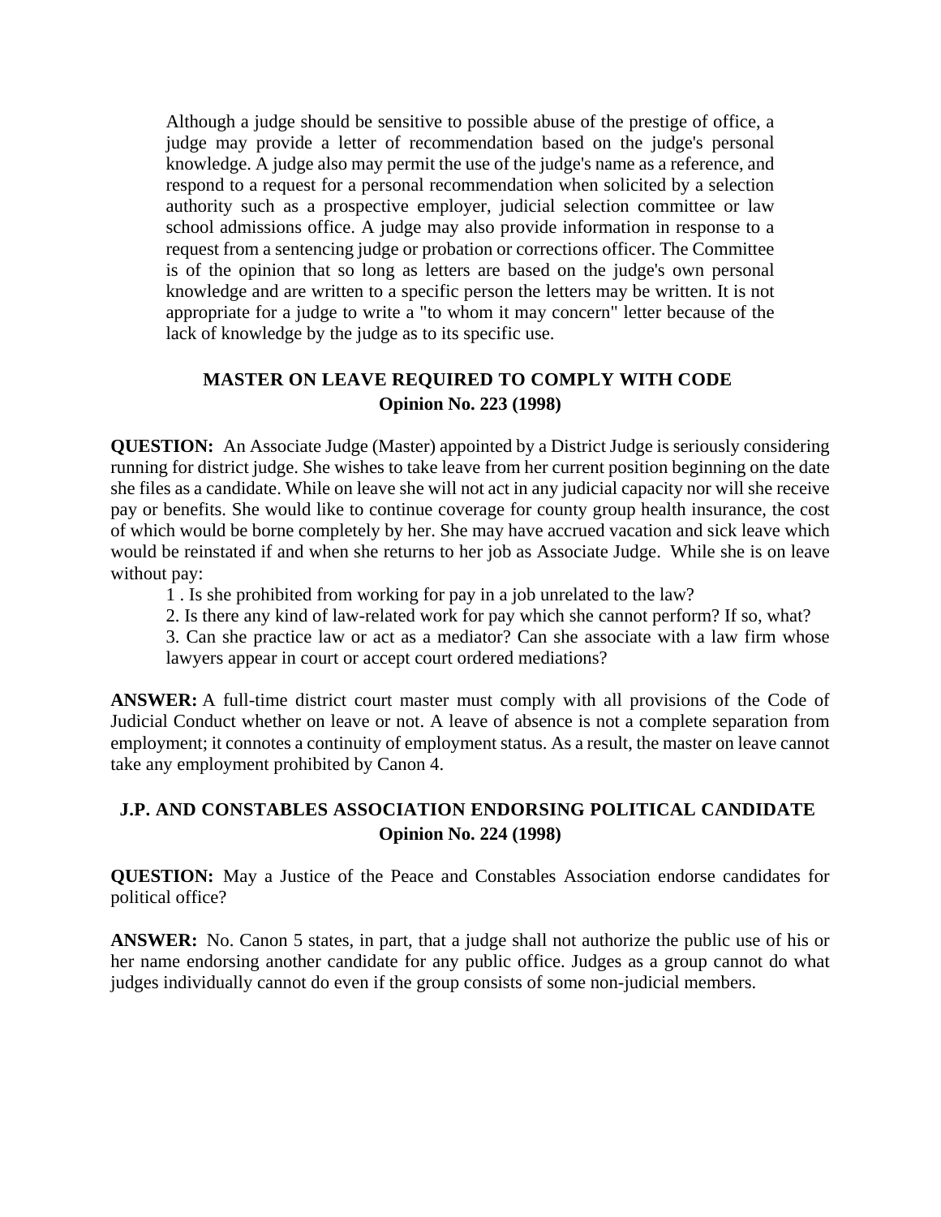> Although a judge should be sensitive to possible abuse of the prestige of office, a judge may provide a letter of recommendation based on the judge's personal knowledge. A judge also may permit the use of the judge's name as a reference, and respond to a request for a personal recommendation when solicited by a selection authority such as a prospective employer, judicial selection committee or law school admissions office. A judge may also provide information in response to a request from a sentencing judge or probation or corrections officer. The Committee is of the opinion that so long as letters are based on the judge's own personal knowledge and are written to a specific person the letters may be written. It is not appropriate for a judge to write a "to whom it may concern" letter because of the lack of knowledge by the judge as to its specific use.

## MASTER ON LEAVE REQUIRED TO COMPLY WITH CODE
## Opinion No. 223 (1998)

**QUESTION:** An Associate Judge (Master) appointed by a District Judge is seriously considering running for district judge. She wishes to take leave from her current position beginning on the date she files as a candidate. While on leave she will not act in any judicial capacity nor will she receive pay or benefits. She would like to continue coverage for county group health insurance, the cost of which would be borne completely by her. She may have accrued vacation and sick leave which would be reinstated if and when she returns to her job as Associate Judge. While she is on leave without pay:

1 . Is she prohibited from working for pay in a job unrelated to the law?

2. Is there any kind of law-related work for pay which she cannot perform? If so, what?

3. Can she practice law or act as a mediator? Can she associate with a law firm whose lawyers appear in court or accept court ordered mediations?

**ANSWER:** A full-time district court master must comply with all provisions of the Code of Judicial Conduct whether on leave or not. A leave of absence is not a complete separation from employment; it connotes a continuity of employment status. As a result, the master on leave cannot take any employment prohibited by Canon 4.

## J.P. AND CONSTABLES ASSOCIATION ENDORSING POLITICAL CANDIDATE
## Opinion No. 224 (1998)

**QUESTION:** May a Justice of the Peace and Constables Association endorse candidates for political office?

**ANSWER:** No. Canon 5 states, in part, that a judge shall not authorize the public use of his or her name endorsing another candidate for any public office. Judges as a group cannot do what judges individually cannot do even if the group consists of some non-judicial members.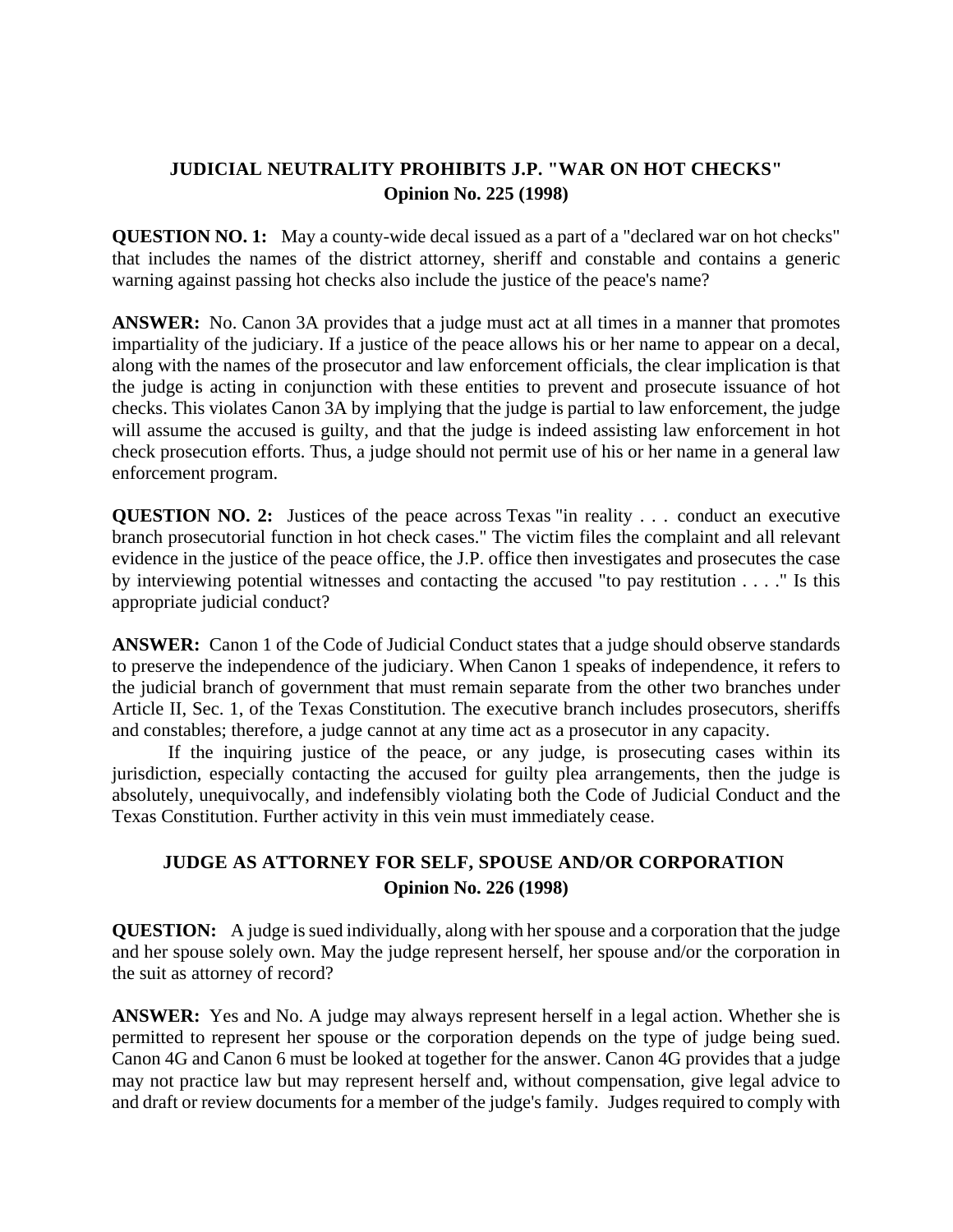## JUDICIAL NEUTRALITY PROHIBITS J.P. "WAR ON HOT CHECKS"
**Opinion No. 225 (1998)**

**QUESTION NO. 1:** May a county-wide decal issued as a part of a "declared war on hot checks" that includes the names of the district attorney, sheriff and constable and contains a generic warning against passing hot checks also include the justice of the peace's name?

**ANSWER:** No. Canon 3A provides that a judge must act at all times in a manner that promotes impartiality of the judiciary. If a justice of the peace allows his or her name to appear on a decal, along with the names of the prosecutor and law enforcement officials, the clear implication is that the judge is acting in conjunction with these entities to prevent and prosecute issuance of hot checks. This violates Canon 3A by implying that the judge is partial to law enforcement, the judge will assume the accused is guilty, and that the judge is indeed assisting law enforcement in hot check prosecution efforts. Thus, a judge should not permit use of his or her name in a general law enforcement program.

**QUESTION NO. 2:** Justices of the peace across Texas "in reality . . . conduct an executive branch prosecutorial function in hot check cases." The victim files the complaint and all relevant evidence in the justice of the peace office, the J.P. office then investigates and prosecutes the case by interviewing potential witnesses and contacting the accused "to pay restitution . . . ." Is this appropriate judicial conduct?

**ANSWER:** Canon 1 of the Code of Judicial Conduct states that a judge should observe standards to preserve the independence of the judiciary. When Canon 1 speaks of independence, it refers to the judicial branch of government that must remain separate from the other two branches under Article II, Sec. 1, of the Texas Constitution. The executive branch includes prosecutors, sheriffs and constables; therefore, a judge cannot at any time act as a prosecutor in any capacity.

If the inquiring justice of the peace, or any judge, is prosecuting cases within its jurisdiction, especially contacting the accused for guilty plea arrangements, then the judge is absolutely, unequivocally, and indefensibly violating both the Code of Judicial Conduct and the Texas Constitution. Further activity in this vein must immediately cease.

## JUDGE AS ATTORNEY FOR SELF, SPOUSE AND/OR CORPORATION
**Opinion No. 226 (1998)**

**QUESTION:** A judge is sued individually, along with her spouse and a corporation that the judge and her spouse solely own. May the judge represent herself, her spouse and/or the corporation in the suit as attorney of record?

**ANSWER:** Yes and No. A judge may always represent herself in a legal action. Whether she is permitted to represent her spouse or the corporation depends on the type of judge being sued. Canon 4G and Canon 6 must be looked at together for the answer. Canon 4G provides that a judge may not practice law but may represent herself and, without compensation, give legal advice to and draft or review documents for a member of the judge's family. Judges required to comply with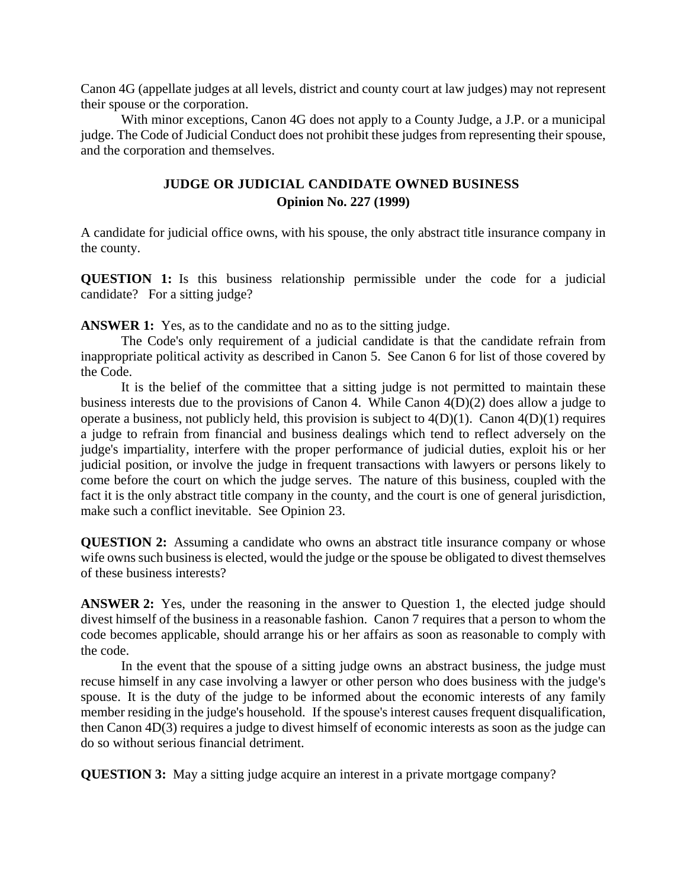Canon 4G (appellate judges at all levels, district and county court at law judges) may not represent their spouse or the corporation.

With minor exceptions, Canon 4G does not apply to a County Judge, a J.P. or a municipal judge. The Code of Judicial Conduct does not prohibit these judges from representing their spouse, and the corporation and themselves.

## JUDGE OR JUDICIAL CANDIDATE OWNED BUSINESS
### Opinion No. 227 (1999)

A candidate for judicial office owns, with his spouse, the only abstract title insurance company in the county.

**QUESTION 1:** Is this business relationship permissible under the code for a judicial candidate? For a sitting judge?

**ANSWER 1:** Yes, as to the candidate and no as to the sitting judge.

The Code's only requirement of a judicial candidate is that the candidate refrain from inappropriate political activity as described in Canon 5. See Canon 6 for list of those covered by the Code.

It is the belief of the committee that a sitting judge is not permitted to maintain these business interests due to the provisions of Canon 4. While Canon 4(D)(2) does allow a judge to operate a business, not publicly held, this provision is subject to 4(D)(1). Canon 4(D)(1) requires a judge to refrain from financial and business dealings which tend to reflect adversely on the judge's impartiality, interfere with the proper performance of judicial duties, exploit his or her judicial position, or involve the judge in frequent transactions with lawyers or persons likely to come before the court on which the judge serves. The nature of this business, coupled with the fact it is the only abstract title company in the county, and the court is one of general jurisdiction, make such a conflict inevitable. See Opinion 23.

**QUESTION 2:** Assuming a candidate who owns an abstract title insurance company or whose wife owns such business is elected, would the judge or the spouse be obligated to divest themselves of these business interests?

**ANSWER 2:** Yes, under the reasoning in the answer to Question 1, the elected judge should divest himself of the business in a reasonable fashion. Canon 7 requires that a person to whom the code becomes applicable, should arrange his or her affairs as soon as reasonable to comply with the code.

In the event that the spouse of a sitting judge owns an abstract business, the judge must recuse himself in any case involving a lawyer or other person who does business with the judge's spouse. It is the duty of the judge to be informed about the economic interests of any family member residing in the judge's household. If the spouse's interest causes frequent disqualification, then Canon 4D(3) requires a judge to divest himself of economic interests as soon as the judge can do so without serious financial detriment.

**QUESTION 3:** May a sitting judge acquire an interest in a private mortgage company?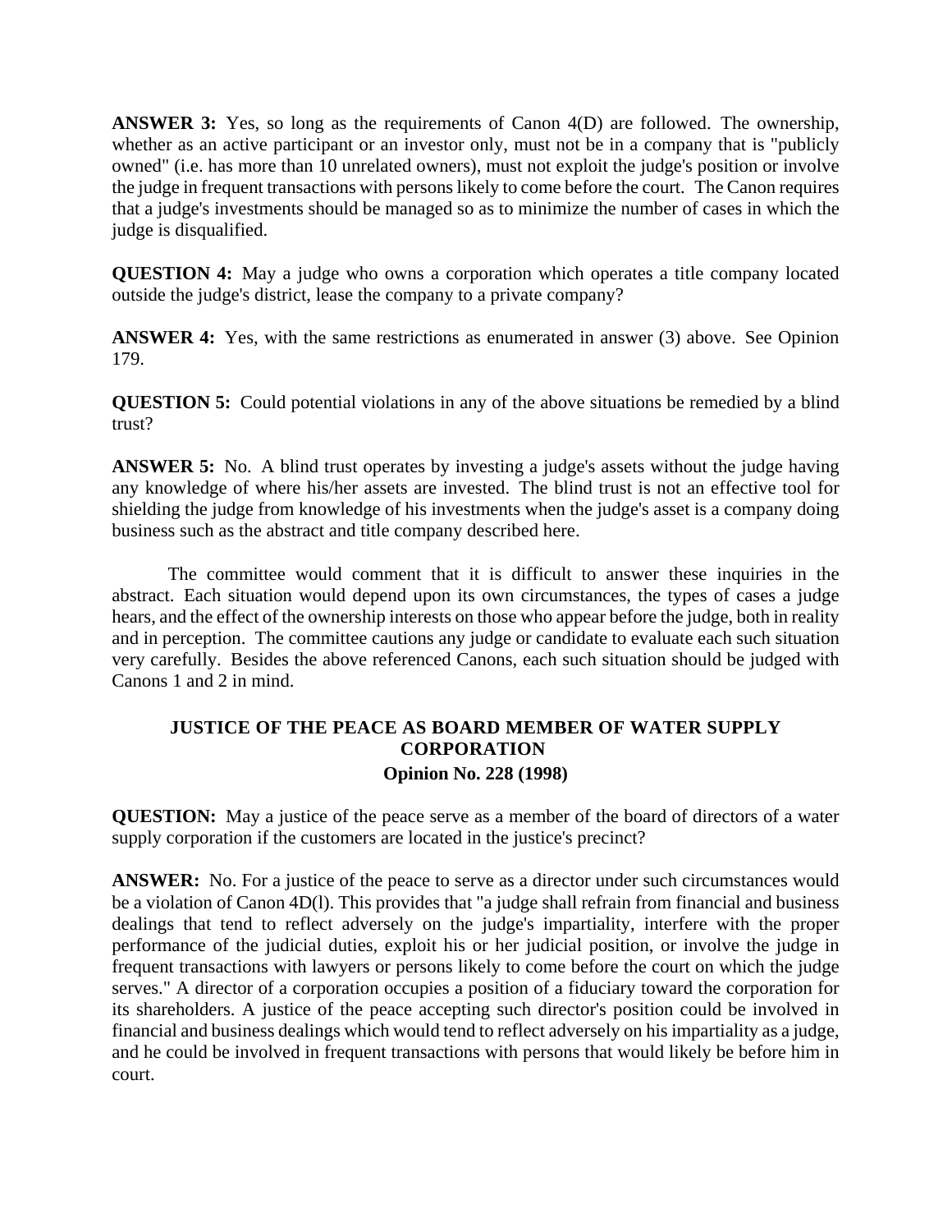**ANSWER 3:** Yes, so long as the requirements of Canon 4(D) are followed. The ownership, whether as an active participant or an investor only, must not be in a company that is "publicly owned" (i.e. has more than 10 unrelated owners), must not exploit the judge's position or involve the judge in frequent transactions with persons likely to come before the court. The Canon requires that a judge's investments should be managed so as to minimize the number of cases in which the judge is disqualified.

**QUESTION 4:** May a judge who owns a corporation which operates a title company located outside the judge's district, lease the company to a private company?

**ANSWER 4:** Yes, with the same restrictions as enumerated in answer (3) above. See Opinion 179.

**QUESTION 5:** Could potential violations in any of the above situations be remedied by a blind trust?

**ANSWER 5:** No. A blind trust operates by investing a judge's assets without the judge having any knowledge of where his/her assets are invested. The blind trust is not an effective tool for shielding the judge from knowledge of his investments when the judge's asset is a company doing business such as the abstract and title company described here.

The committee would comment that it is difficult to answer these inquiries in the abstract. Each situation would depend upon its own circumstances, the types of cases a judge hears, and the effect of the ownership interests on those who appear before the judge, both in reality and in perception. The committee cautions any judge or candidate to evaluate each such situation very carefully. Besides the above referenced Canons, each such situation should be judged with Canons 1 and 2 in mind.

## JUSTICE OF THE PEACE AS BOARD MEMBER OF WATER SUPPLY CORPORATION
### Opinion No. 228 (1998)

**QUESTION:** May a justice of the peace serve as a member of the board of directors of a water supply corporation if the customers are located in the justice's precinct?

**ANSWER:** No. For a justice of the peace to serve as a director under such circumstances would be a violation of Canon 4D(l). This provides that "a judge shall refrain from financial and business dealings that tend to reflect adversely on the judge's impartiality, interfere with the proper performance of the judicial duties, exploit his or her judicial position, or involve the judge in frequent transactions with lawyers or persons likely to come before the court on which the judge serves." A director of a corporation occupies a position of a fiduciary toward the corporation for its shareholders. A justice of the peace accepting such director's position could be involved in financial and business dealings which would tend to reflect adversely on his impartiality as a judge, and he could be involved in frequent transactions with persons that would likely be before him in court.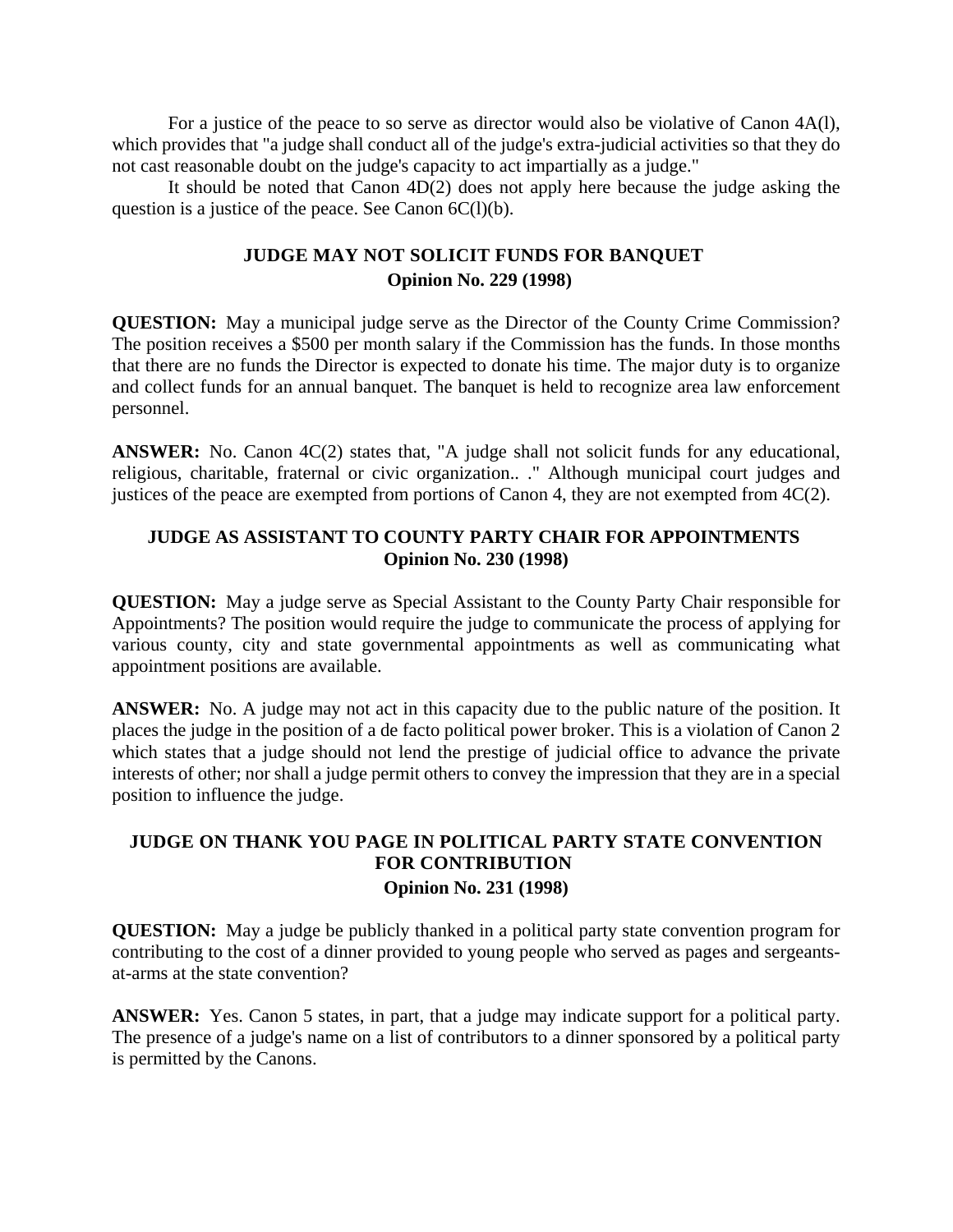For a justice of the peace to so serve as director would also be violative of Canon 4A(l), which provides that "a judge shall conduct all of the judge's extra-judicial activities so that they do not cast reasonable doubt on the judge's capacity to act impartially as a judge."

It should be noted that Canon 4D(2) does not apply here because the judge asking the question is a justice of the peace. See Canon 6C(l)(b).

## JUDGE MAY NOT SOLICIT FUNDS FOR BANQUET
**Opinion No. 229 (1998)**

**QUESTION:** May a municipal judge serve as the Director of the County Crime Commission? The position receives a $500 per month salary if the Commission has the funds. In those months that there are no funds the Director is expected to donate his time. The major duty is to organize and collect funds for an annual banquet. The banquet is held to recognize area law enforcement personnel.

**ANSWER:** No. Canon 4C(2) states that, "A judge shall not solicit funds for any educational, religious, charitable, fraternal or civic organization.. ." Although municipal court judges and justices of the peace are exempted from portions of Canon 4, they are not exempted from 4C(2).

## JUDGE AS ASSISTANT TO COUNTY PARTY CHAIR FOR APPOINTMENTS
**Opinion No. 230 (1998)**

**QUESTION:** May a judge serve as Special Assistant to the County Party Chair responsible for Appointments? The position would require the judge to communicate the process of applying for various county, city and state governmental appointments as well as communicating what appointment positions are available.

**ANSWER:** No. A judge may not act in this capacity due to the public nature of the position. It places the judge in the position of a de facto political power broker. This is a violation of Canon 2 which states that a judge should not lend the prestige of judicial office to advance the private interests of other; nor shall a judge permit others to convey the impression that they are in a special position to influence the judge.

## JUDGE ON THANK YOU PAGE IN POLITICAL PARTY STATE CONVENTION FOR CONTRIBUTION
**Opinion No. 231 (1998)**

**QUESTION:** May a judge be publicly thanked in a political party state convention program for contributing to the cost of a dinner provided to young people who served as pages and sergeants-at-arms at the state convention?

**ANSWER:** Yes. Canon 5 states, in part, that a judge may indicate support for a political party. The presence of a judge's name on a list of contributors to a dinner sponsored by a political party is permitted by the Canons.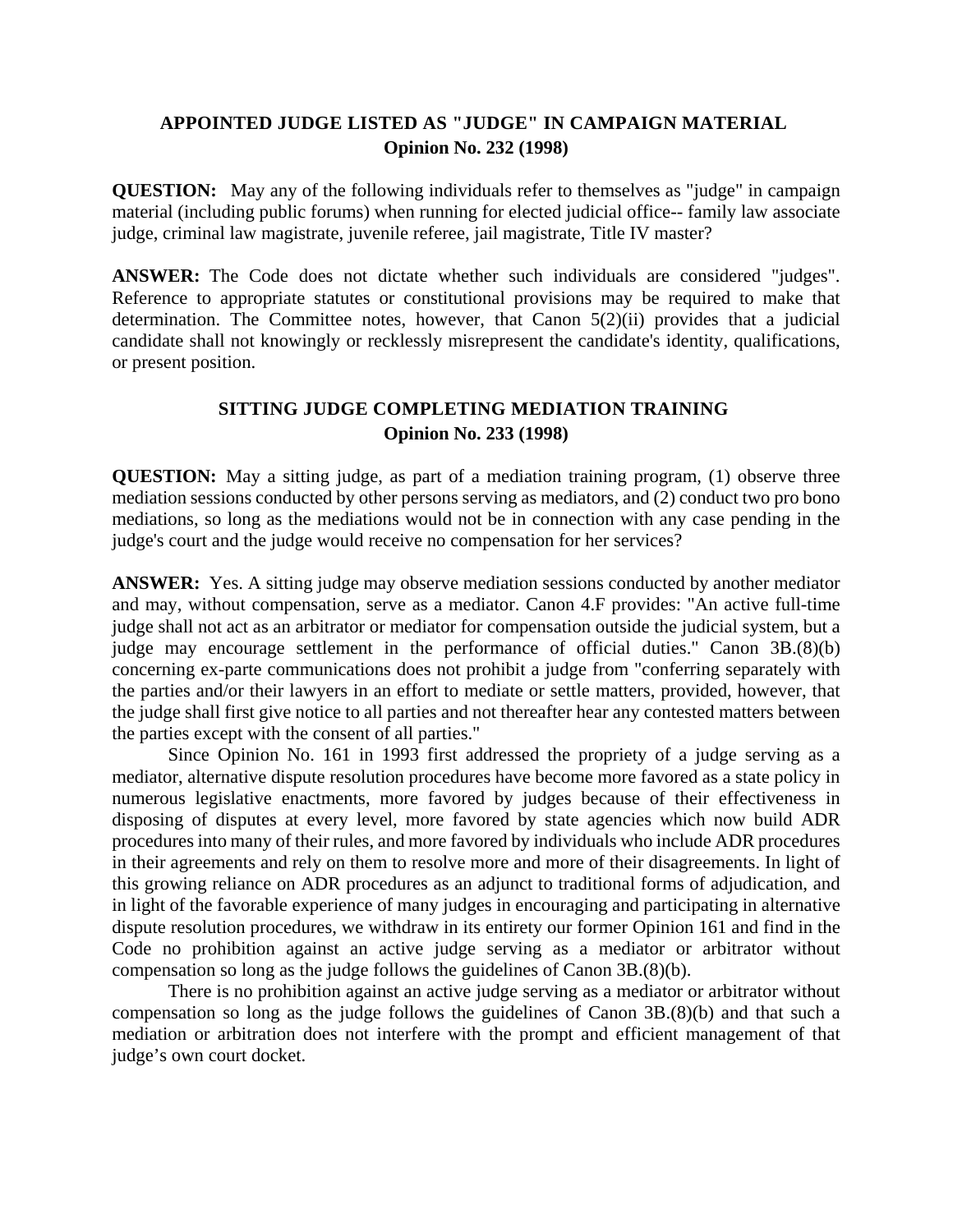## APPOINTED JUDGE LISTED AS "JUDGE" IN CAMPAIGN MATERIAL
**Opinion No. 232 (1998)**

**QUESTION:** May any of the following individuals refer to themselves as "judge" in campaign material (including public forums) when running for elected judicial office-- family law associate judge, criminal law magistrate, juvenile referee, jail magistrate, Title IV master?

**ANSWER:** The Code does not dictate whether such individuals are considered "judges". Reference to appropriate statutes or constitutional provisions may be required to make that determination. The Committee notes, however, that Canon 5(2)(ii) provides that a judicial candidate shall not knowingly or recklessly misrepresent the candidate's identity, qualifications, or present position.

## SITTING JUDGE COMPLETING MEDIATION TRAINING
**Opinion No. 233 (1998)**

**QUESTION:** May a sitting judge, as part of a mediation training program, (1) observe three mediation sessions conducted by other persons serving as mediators, and (2) conduct two pro bono mediations, so long as the mediations would not be in connection with any case pending in the judge's court and the judge would receive no compensation for her services?

**ANSWER:** Yes. A sitting judge may observe mediation sessions conducted by another mediator and may, without compensation, serve as a mediator. Canon 4.F provides: "An active full-time judge shall not act as an arbitrator or mediator for compensation outside the judicial system, but a judge may encourage settlement in the performance of official duties." Canon 3B.(8)(b) concerning ex-parte communications does not prohibit a judge from "conferring separately with the parties and/or their lawyers in an effort to mediate or settle matters, provided, however, that the judge shall first give notice to all parties and not thereafter hear any contested matters between the parties except with the consent of all parties."

Since Opinion No. 161 in 1993 first addressed the propriety of a judge serving as a mediator, alternative dispute resolution procedures have become more favored as a state policy in numerous legislative enactments, more favored by judges because of their effectiveness in disposing of disputes at every level, more favored by state agencies which now build ADR procedures into many of their rules, and more favored by individuals who include ADR procedures in their agreements and rely on them to resolve more and more of their disagreements. In light of this growing reliance on ADR procedures as an adjunct to traditional forms of adjudication, and in light of the favorable experience of many judges in encouraging and participating in alternative dispute resolution procedures, we withdraw in its entirety our former Opinion 161 and find in the Code no prohibition against an active judge serving as a mediator or arbitrator without compensation so long as the judge follows the guidelines of Canon 3B.(8)(b).

There is no prohibition against an active judge serving as a mediator or arbitrator without compensation so long as the judge follows the guidelines of Canon 3B.(8)(b) and that such a mediation or arbitration does not interfere with the prompt and efficient management of that judge's own court docket.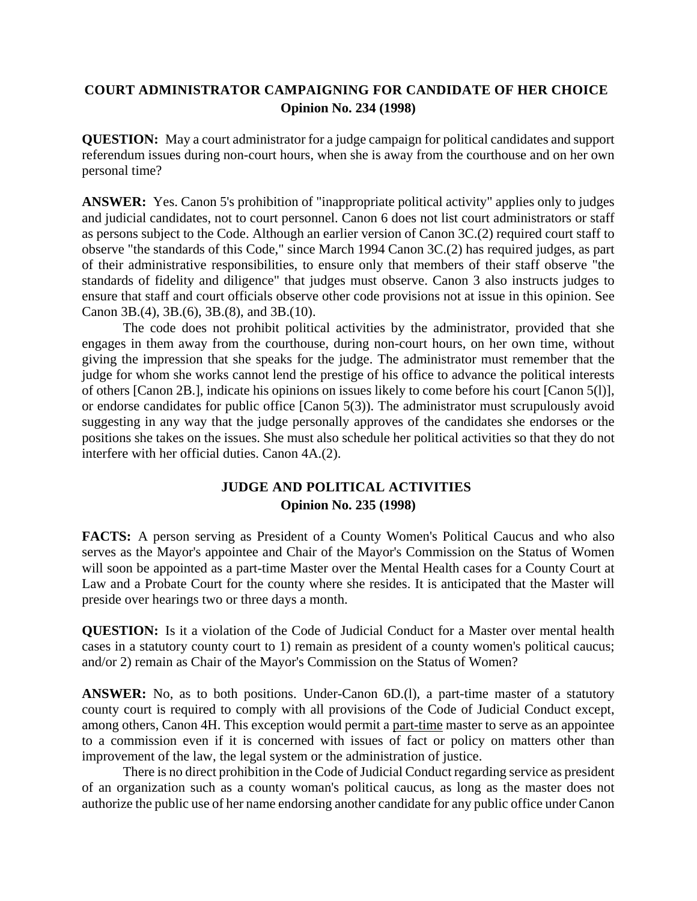## COURT ADMINISTRATOR CAMPAIGNING FOR CANDIDATE OF HER CHOICE
**Opinion No. 234 (1998)**

**QUESTION:** May a court administrator for a judge campaign for political candidates and support referendum issues during non-court hours, when she is away from the courthouse and on her own personal time?

**ANSWER:** Yes. Canon 5's prohibition of "inappropriate political activity" applies only to judges and judicial candidates, not to court personnel. Canon 6 does not list court administrators or staff as persons subject to the Code. Although an earlier version of Canon 3C.(2) required court staff to observe "the standards of this Code," since March 1994 Canon 3C.(2) has required judges, as part of their administrative responsibilities, to ensure only that members of their staff observe "the standards of fidelity and diligence" that judges must observe. Canon 3 also instructs judges to ensure that staff and court officials observe other code provisions not at issue in this opinion. See Canon 3B.(4), 3B.(6), 3B.(8), and 3B.(10).

The code does not prohibit political activities by the administrator, provided that she engages in them away from the courthouse, during non-court hours, on her own time, without giving the impression that she speaks for the judge. The administrator must remember that the judge for whom she works cannot lend the prestige of his office to advance the political interests of others [Canon 2B.], indicate his opinions on issues likely to come before his court [Canon 5(l)], or endorse candidates for public office [Canon 5(3)). The administrator must scrupulously avoid suggesting in any way that the judge personally approves of the candidates she endorses or the positions she takes on the issues. She must also schedule her political activities so that they do not interfere with her official duties. Canon 4A.(2).

## JUDGE AND POLITICAL ACTIVITIES
**Opinion No. 235 (1998)**

**FACTS:** A person serving as President of a County Women's Political Caucus and who also serves as the Mayor's appointee and Chair of the Mayor's Commission on the Status of Women will soon be appointed as a part-time Master over the Mental Health cases for a County Court at Law and a Probate Court for the county where she resides. It is anticipated that the Master will preside over hearings two or three days a month.

**QUESTION:** Is it a violation of the Code of Judicial Conduct for a Master over mental health cases in a statutory county court to 1) remain as president of a county women's political caucus; and/or 2) remain as Chair of the Mayor's Commission on the Status of Women?

**ANSWER:** No, as to both positions. Under-Canon 6D.(l), a part-time master of a statutory county court is required to comply with all provisions of the Code of Judicial Conduct except, among others, Canon 4H. This exception would permit a part-time master to serve as an appointee to a commission even if it is concerned with issues of fact or policy on matters other than improvement of the law, the legal system or the administration of justice.

There is no direct prohibition in the Code of Judicial Conduct regarding service as president of an organization such as a county woman's political caucus, as long as the master does not authorize the public use of her name endorsing another candidate for any public office under Canon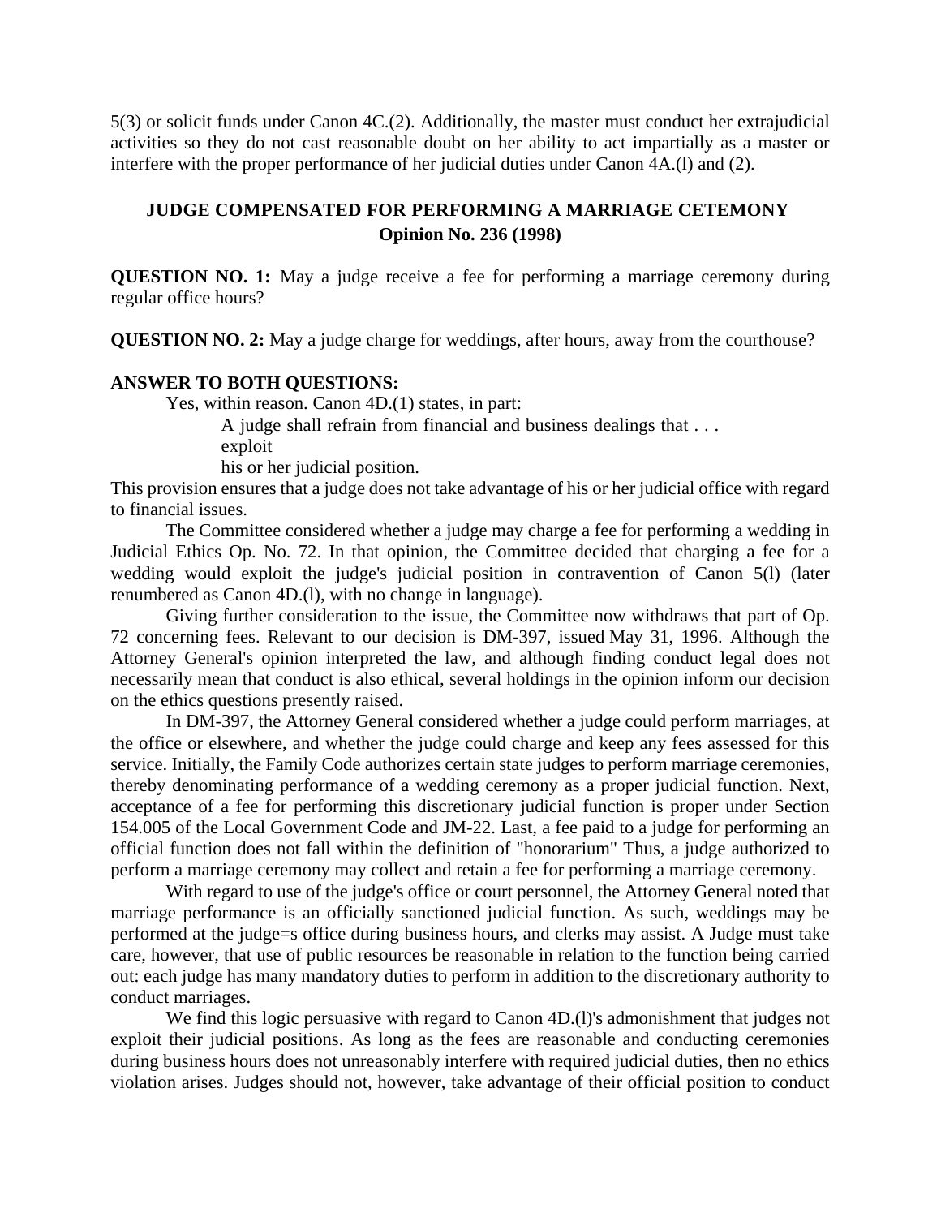5(3) or solicit funds under Canon 4C.(2). Additionally, the master must conduct her extrajudicial activities so they do not cast reasonable doubt on her ability to act impartially as a master or interfere with the proper performance of her judicial duties under Canon 4A.(l) and (2).

## JUDGE COMPENSATED FOR PERFORMING A MARRIAGE CETEMONY
## Opinion No. 236 (1998)

**QUESTION NO. 1:** May a judge receive a fee for performing a marriage ceremony during regular office hours?

**QUESTION NO. 2:** May a judge charge for weddings, after hours, away from the courthouse?

**ANSWER TO BOTH QUESTIONS:**

Yes, within reason. Canon 4D.(1) states, in part:

> A judge shall refrain from financial and business dealings that . . .
> exploit
> his or her judicial position.

This provision ensures that a judge does not take advantage of his or her judicial office with regard to financial issues.

The Committee considered whether a judge may charge a fee for performing a wedding in Judicial Ethics Op. No. 72. In that opinion, the Committee decided that charging a fee for a wedding would exploit the judge's judicial position in contravention of Canon 5(l) (later renumbered as Canon 4D.(l), with no change in language).

Giving further consideration to the issue, the Committee now withdraws that part of Op. 72 concerning fees. Relevant to our decision is DM-397, issued May 31, 1996. Although the Attorney General's opinion interpreted the law, and although finding conduct legal does not necessarily mean that conduct is also ethical, several holdings in the opinion inform our decision on the ethics questions presently raised.

In DM-397, the Attorney General considered whether a judge could perform marriages, at the office or elsewhere, and whether the judge could charge and keep any fees assessed for this service. Initially, the Family Code authorizes certain state judges to perform marriage ceremonies, thereby denominating performance of a wedding ceremony as a proper judicial function. Next, acceptance of a fee for performing this discretionary judicial function is proper under Section 154.005 of the Local Government Code and JM-22. Last, a fee paid to a judge for performing an official function does not fall within the definition of "honorarium" Thus, a judge authorized to perform a marriage ceremony may collect and retain a fee for performing a marriage ceremony.

With regard to use of the judge's office or court personnel, the Attorney General noted that marriage performance is an officially sanctioned judicial function. As such, weddings may be performed at the judge=s office during business hours, and clerks may assist. A Judge must take care, however, that use of public resources be reasonable in relation to the function being carried out: each judge has many mandatory duties to perform in addition to the discretionary authority to conduct marriages.

We find this logic persuasive with regard to Canon 4D.(l)'s admonishment that judges not exploit their judicial positions. As long as the fees are reasonable and conducting ceremonies during business hours does not unreasonably interfere with required judicial duties, then no ethics violation arises. Judges should not, however, take advantage of their official position to conduct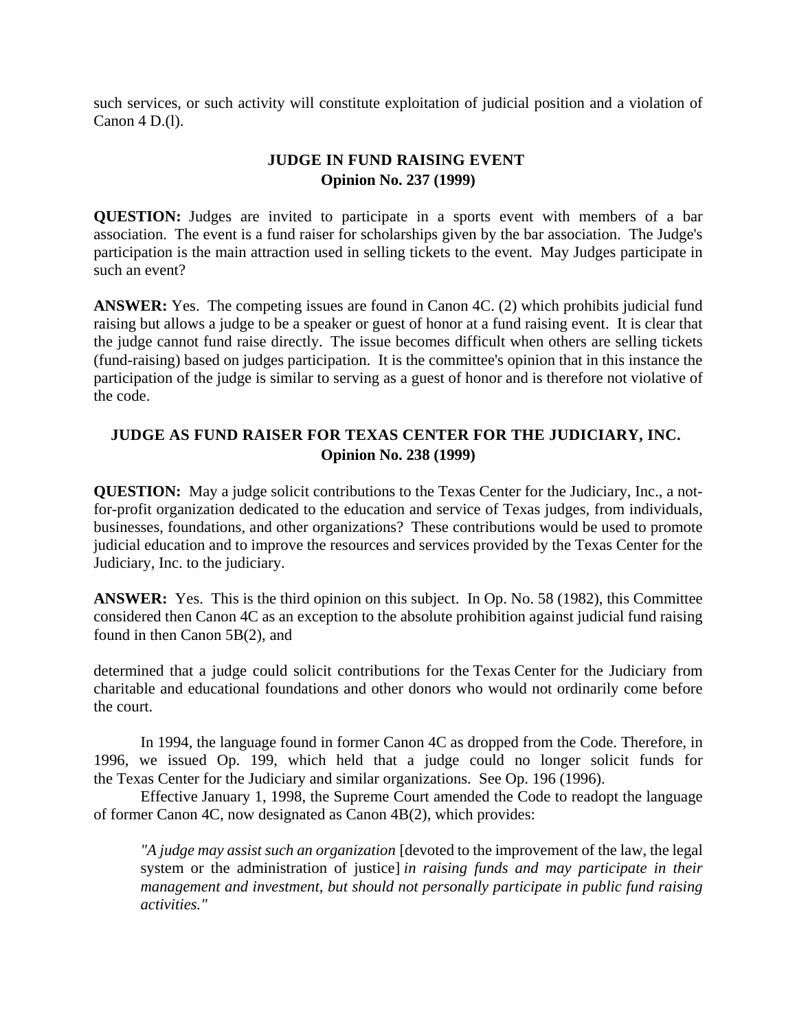such services, or such activity will constitute exploitation of judicial position and a violation of Canon 4 D.(l).

## JUDGE IN FUND RAISING EVENT
### Opinion No. 237 (1999)

**QUESTION:** Judges are invited to participate in a sports event with members of a bar association. The event is a fund raiser for scholarships given by the bar association. The Judge's participation is the main attraction used in selling tickets to the event. May Judges participate in such an event?

**ANSWER:** Yes. The competing issues are found in Canon 4C. (2) which prohibits judicial fund raising but allows a judge to be a speaker or guest of honor at a fund raising event. It is clear that the judge cannot fund raise directly. The issue becomes difficult when others are selling tickets (fund-raising) based on judges participation. It is the committee's opinion that in this instance the participation of the judge is similar to serving as a guest of honor and is therefore not violative of the code.

## JUDGE AS FUND RAISER FOR TEXAS CENTER FOR THE JUDICIARY, INC.
### Opinion No. 238 (1999)

**QUESTION:** May a judge solicit contributions to the Texas Center for the Judiciary, Inc., a not-for-profit organization dedicated to the education and service of Texas judges, from individuals, businesses, foundations, and other organizations? These contributions would be used to promote judicial education and to improve the resources and services provided by the Texas Center for the Judiciary, Inc. to the judiciary.

**ANSWER:** Yes. This is the third opinion on this subject. In Op. No. 58 (1982), this Committee considered then Canon 4C as an exception to the absolute prohibition against judicial fund raising found in then Canon 5B(2), and

determined that a judge could solicit contributions for the Texas Center for the Judiciary from charitable and educational foundations and other donors who would not ordinarily come before the court.

In 1994, the language found in former Canon 4C as dropped from the Code. Therefore, in 1996, we issued Op. 199, which held that a judge could no longer solicit funds for the Texas Center for the Judiciary and similar organizations. See Op. 196 (1996).

Effective January 1, 1998, the Supreme Court amended the Code to readopt the language of former Canon 4C, now designated as Canon 4B(2), which provides:

> *"A judge may assist such an organization* [devoted to the improvement of the law, the legal system or the administration of justice] *in raising funds and may participate in their management and investment, but should not personally participate in public fund raising activities."*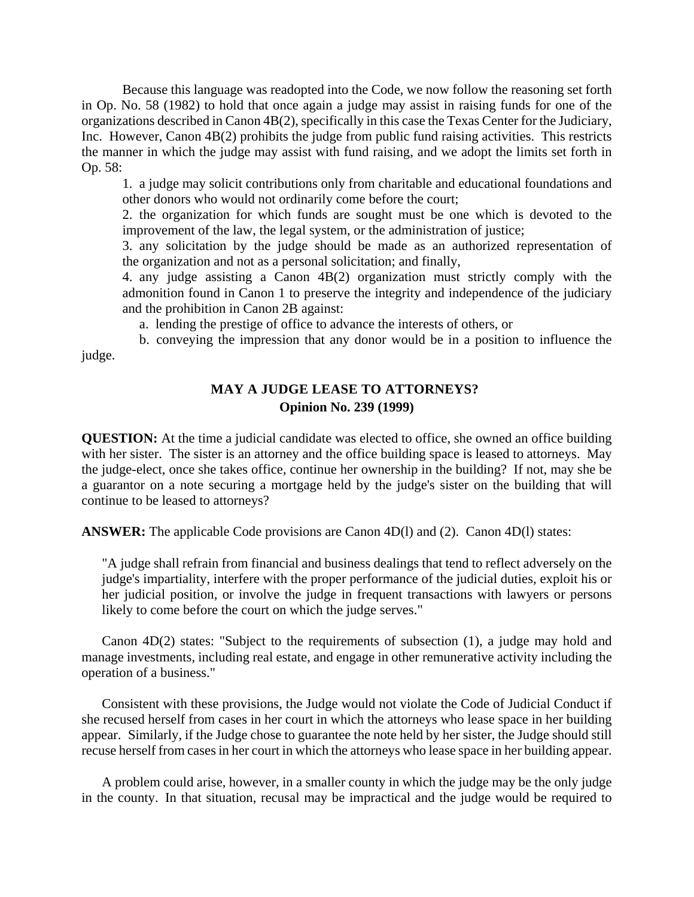Because this language was readopted into the Code, we now follow the reasoning set forth in Op. No. 58 (1982) to hold that once again a judge may assist in raising funds for one of the organizations described in Canon 4B(2), specifically in this case the Texas Center for the Judiciary, Inc. However, Canon 4B(2) prohibits the judge from public fund raising activities. This restricts the manner in which the judge may assist with fund raising, and we adopt the limits set forth in Op. 58:

1. a judge may solicit contributions only from charitable and educational foundations and other donors who would not ordinarily come before the court;
2. the organization for which funds are sought must be one which is devoted to the improvement of the law, the legal system, or the administration of justice;
3. any solicitation by the judge should be made as an authorized representation of the organization and not as a personal solicitation; and finally,
4. any judge assisting a Canon 4B(2) organization must strictly comply with the admonition found in Canon 1 to preserve the integrity and independence of the judiciary and the prohibition in Canon 2B against:
   a. lending the prestige of office to advance the interests of others, or
   b. conveying the impression that any donor would be in a position to influence the judge.

## MAY A JUDGE LEASE TO ATTORNEYS?
### Opinion No. 239 (1999)

**QUESTION:** At the time a judicial candidate was elected to office, she owned an office building with her sister. The sister is an attorney and the office building space is leased to attorneys. May the judge-elect, once she takes office, continue her ownership in the building? If not, may she be a guarantor on a note securing a mortgage held by the judge's sister on the building that will continue to be leased to attorneys?

**ANSWER:** The applicable Code provisions are Canon 4D(l) and (2). Canon 4D(l) states:

> "A judge shall refrain from financial and business dealings that tend to reflect adversely on the judge's impartiality, interfere with the proper performance of the judicial duties, exploit his or her judicial position, or involve the judge in frequent transactions with lawyers or persons likely to come before the court on which the judge serves."

Canon 4D(2) states: "Subject to the requirements of subsection (1), a judge may hold and manage investments, including real estate, and engage in other remunerative activity including the operation of a business."

Consistent with these provisions, the Judge would not violate the Code of Judicial Conduct if she recused herself from cases in her court in which the attorneys who lease space in her building appear. Similarly, if the Judge chose to guarantee the note held by her sister, the Judge should still recuse herself from cases in her court in which the attorneys who lease space in her building appear.

A problem could arise, however, in a smaller county in which the judge may be the only judge in the county. In that situation, recusal may be impractical and the judge would be required to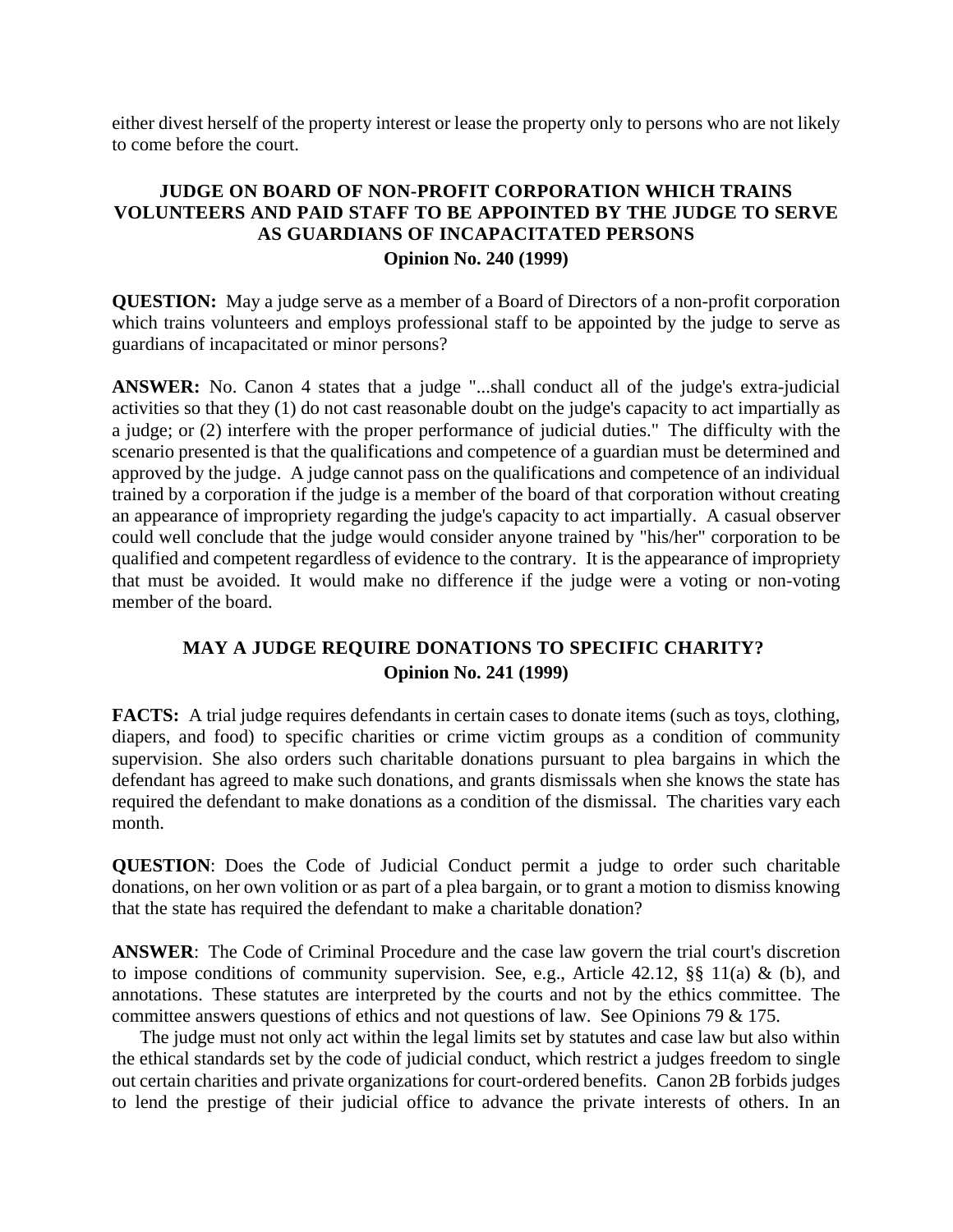either divest herself of the property interest or lease the property only to persons who are not likely to come before the court.

## JUDGE ON BOARD OF NON-PROFIT CORPORATION WHICH TRAINS VOLUNTEERS AND PAID STAFF TO BE APPOINTED BY THE JUDGE TO SERVE AS GUARDIANS OF INCAPACITATED PERSONS

**Opinion No. 240 (1999)**

**QUESTION:** May a judge serve as a member of a Board of Directors of a non-profit corporation which trains volunteers and employs professional staff to be appointed by the judge to serve as guardians of incapacitated or minor persons?

**ANSWER:** No. Canon 4 states that a judge "...shall conduct all of the judge's extra-judicial activities so that they (1) do not cast reasonable doubt on the judge's capacity to act impartially as a judge; or (2) interfere with the proper performance of judicial duties." The difficulty with the scenario presented is that the qualifications and competence of a guardian must be determined and approved by the judge. A judge cannot pass on the qualifications and competence of an individual trained by a corporation if the judge is a member of the board of that corporation without creating an appearance of impropriety regarding the judge's capacity to act impartially. A casual observer could well conclude that the judge would consider anyone trained by "his/her" corporation to be qualified and competent regardless of evidence to the contrary. It is the appearance of impropriety that must be avoided. It would make no difference if the judge were a voting or non-voting member of the board.

## MAY A JUDGE REQUIRE DONATIONS TO SPECIFIC CHARITY?

**Opinion No. 241 (1999)**

**FACTS:** A trial judge requires defendants in certain cases to donate items (such as toys, clothing, diapers, and food) to specific charities or crime victim groups as a condition of community supervision. She also orders such charitable donations pursuant to plea bargains in which the defendant has agreed to make such donations, and grants dismissals when she knows the state has required the defendant to make donations as a condition of the dismissal. The charities vary each month.

**QUESTION**: Does the Code of Judicial Conduct permit a judge to order such charitable donations, on her own volition or as part of a plea bargain, or to grant a motion to dismiss knowing that the state has required the defendant to make a charitable donation?

**ANSWER**: The Code of Criminal Procedure and the case law govern the trial court's discretion to impose conditions of community supervision. See, e.g., Article 42.12, §§ 11(a) & (b), and annotations. These statutes are interpreted by the courts and not by the ethics committee. The committee answers questions of ethics and not questions of law. See Opinions 79 & 175.

The judge must not only act within the legal limits set by statutes and case law but also within the ethical standards set by the code of judicial conduct, which restrict a judges freedom to single out certain charities and private organizations for court-ordered benefits. Canon 2B forbids judges to lend the prestige of their judicial office to advance the private interests of others. In an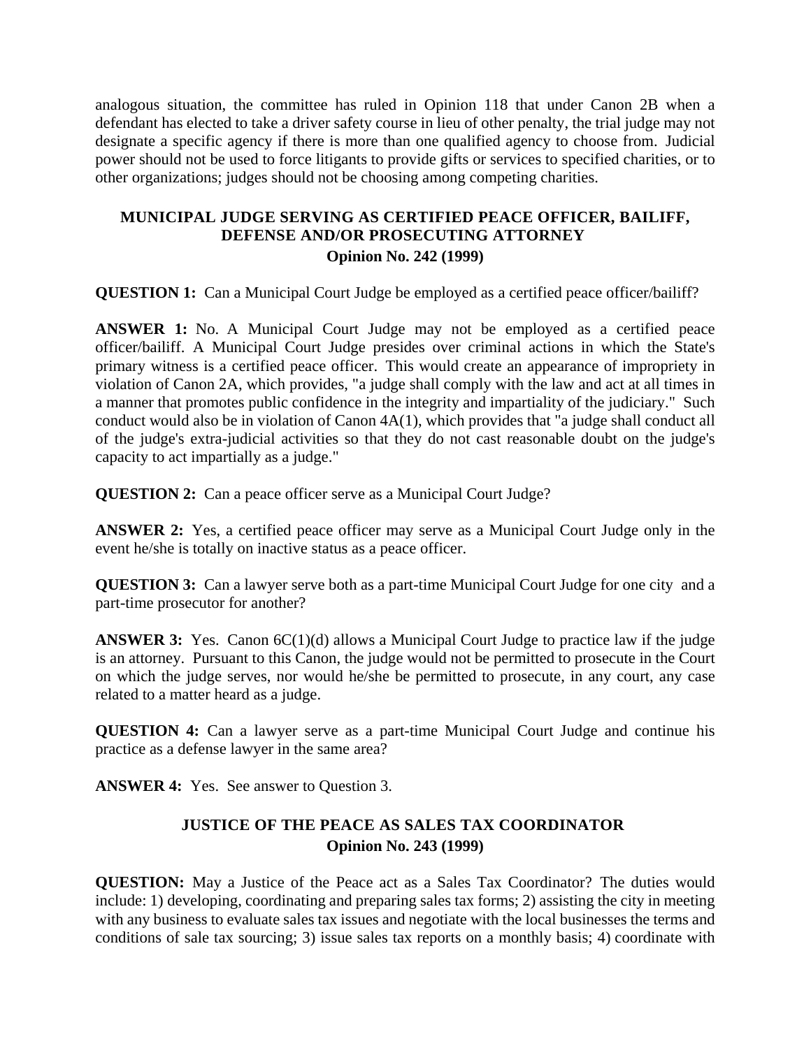analogous situation, the committee has ruled in Opinion 118 that under Canon 2B when a defendant has elected to take a driver safety course in lieu of other penalty, the trial judge may not designate a specific agency if there is more than one qualified agency to choose from. Judicial power should not be used to force litigants to provide gifts or services to specified charities, or to other organizations; judges should not be choosing among competing charities.

## MUNICIPAL JUDGE SERVING AS CERTIFIED PEACE OFFICER, BAILIFF, DEFENSE AND/OR PROSECUTING ATTORNEY
**Opinion No. 242 (1999)**

**QUESTION 1:** Can a Municipal Court Judge be employed as a certified peace officer/bailiff?

**ANSWER 1:** No. A Municipal Court Judge may not be employed as a certified peace officer/bailiff. A Municipal Court Judge presides over criminal actions in which the State's primary witness is a certified peace officer. This would create an appearance of impropriety in violation of Canon 2A, which provides, "a judge shall comply with the law and act at all times in a manner that promotes public confidence in the integrity and impartiality of the judiciary." Such conduct would also be in violation of Canon 4A(1), which provides that "a judge shall conduct all of the judge's extra-judicial activities so that they do not cast reasonable doubt on the judge's capacity to act impartially as a judge."

**QUESTION 2:** Can a peace officer serve as a Municipal Court Judge?

**ANSWER 2:** Yes, a certified peace officer may serve as a Municipal Court Judge only in the event he/she is totally on inactive status as a peace officer.

**QUESTION 3:** Can a lawyer serve both as a part-time Municipal Court Judge for one city and a part-time prosecutor for another?

**ANSWER 3:** Yes. Canon 6C(1)(d) allows a Municipal Court Judge to practice law if the judge is an attorney. Pursuant to this Canon, the judge would not be permitted to prosecute in the Court on which the judge serves, nor would he/she be permitted to prosecute, in any court, any case related to a matter heard as a judge.

**QUESTION 4:** Can a lawyer serve as a part-time Municipal Court Judge and continue his practice as a defense lawyer in the same area?

**ANSWER 4:** Yes. See answer to Question 3.

## JUSTICE OF THE PEACE AS SALES TAX COORDINATOR
**Opinion No. 243 (1999)**

**QUESTION:** May a Justice of the Peace act as a Sales Tax Coordinator? The duties would include: 1) developing, coordinating and preparing sales tax forms; 2) assisting the city in meeting with any business to evaluate sales tax issues and negotiate with the local businesses the terms and conditions of sale tax sourcing; 3) issue sales tax reports on a monthly basis; 4) coordinate with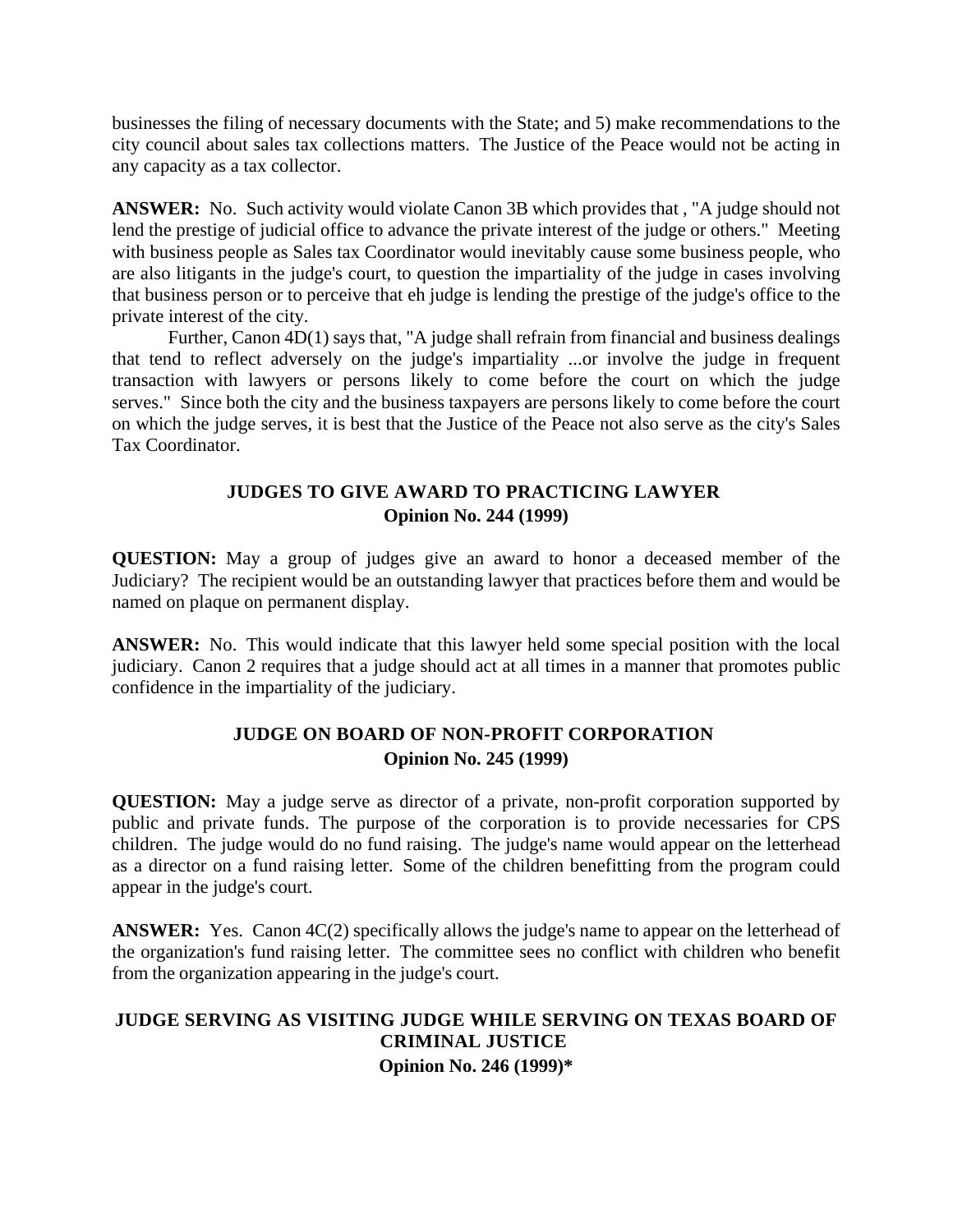businesses the filing of necessary documents with the State; and 5) make recommendations to the city council about sales tax collections matters. The Justice of the Peace would not be acting in any capacity as a tax collector.

**ANSWER:** No. Such activity would violate Canon 3B which provides that , "A judge should not lend the prestige of judicial office to advance the private interest of the judge or others." Meeting with business people as Sales tax Coordinator would inevitably cause some business people, who are also litigants in the judge's court, to question the impartiality of the judge in cases involving that business person or to perceive that eh judge is lending the prestige of the judge's office to the private interest of the city.

Further, Canon 4D(1) says that, "A judge shall refrain from financial and business dealings that tend to reflect adversely on the judge's impartiality ...or involve the judge in frequent transaction with lawyers or persons likely to come before the court on which the judge serves." Since both the city and the business taxpayers are persons likely to come before the court on which the judge serves, it is best that the Justice of the Peace not also serve as the city's Sales Tax Coordinator.

## JUDGES TO GIVE AWARD TO PRACTICING LAWYER
**Opinion No. 244 (1999)**

**QUESTION:** May a group of judges give an award to honor a deceased member of the Judiciary? The recipient would be an outstanding lawyer that practices before them and would be named on plaque on permanent display.

**ANSWER:** No. This would indicate that this lawyer held some special position with the local judiciary. Canon 2 requires that a judge should act at all times in a manner that promotes public confidence in the impartiality of the judiciary.

## JUDGE ON BOARD OF NON-PROFIT CORPORATION
**Opinion No. 245 (1999)**

**QUESTION:** May a judge serve as director of a private, non-profit corporation supported by public and private funds. The purpose of the corporation is to provide necessaries for CPS children. The judge would do no fund raising. The judge's name would appear on the letterhead as a director on a fund raising letter. Some of the children benefitting from the program could appear in the judge's court.

**ANSWER:** Yes. Canon 4C(2) specifically allows the judge's name to appear on the letterhead of the organization's fund raising letter. The committee sees no conflict with children who benefit from the organization appearing in the judge's court.

## JUDGE SERVING AS VISITING JUDGE WHILE SERVING ON TEXAS BOARD OF CRIMINAL JUSTICE
**Opinion No. 246 (1999)***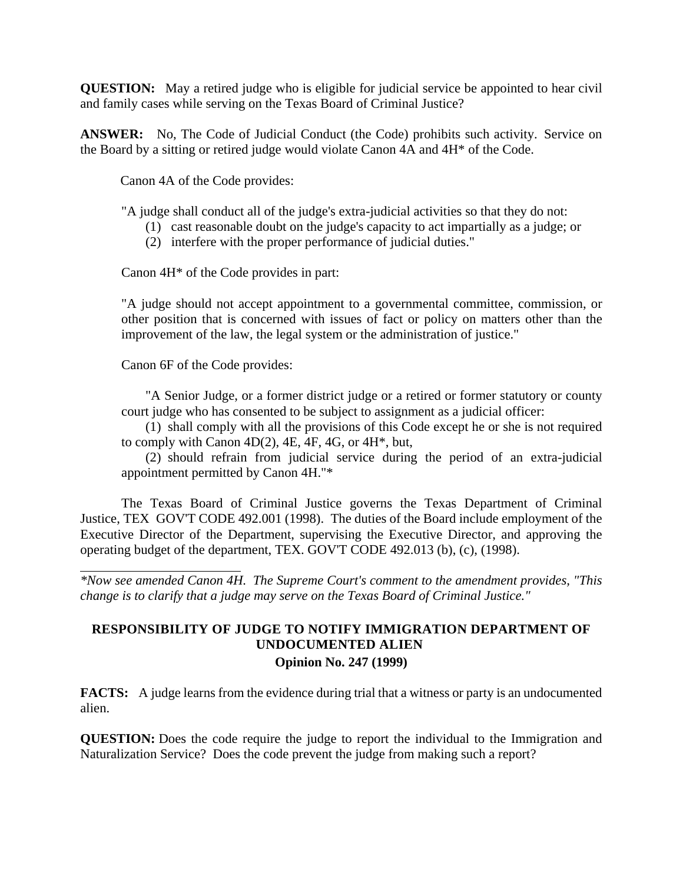**QUESTION:** May a retired judge who is eligible for judicial service be appointed to hear civil and family cases while serving on the Texas Board of Criminal Justice?

**ANSWER:** No, The Code of Judicial Conduct (the Code) prohibits such activity. Service on the Board by a sitting or retired judge would violate Canon 4A and 4H* of the Code.

Canon 4A of the Code provides:

"A judge shall conduct all of the judge's extra-judicial activities so that they do not:
(1) cast reasonable doubt on the judge's capacity to act impartially as a judge; or
(2) interfere with the proper performance of judicial duties."

Canon 4H* of the Code provides in part:

"A judge should not accept appointment to a governmental committee, commission, or other position that is concerned with issues of fact or policy on matters other than the improvement of the law, the legal system or the administration of justice."

Canon 6F of the Code provides:

"A Senior Judge, or a former district judge or a retired or former statutory or county court judge who has consented to be subject to assignment as a judicial officer:
(1) shall comply with all the provisions of this Code except he or she is not required to comply with Canon 4D(2), 4E, 4F, 4G, or 4H*, but,
(2) should refrain from judicial service during the period of an extra-judicial appointment permitted by Canon 4H."*

The Texas Board of Criminal Justice governs the Texas Department of Criminal Justice, TEX GOV'T CODE 492.001 (1998). The duties of the Board include employment of the Executive Director of the Department, supervising the Executive Director, and approving the operating budget of the department, TEX. GOV'T CODE 492.013 (b), (c), (1998).

---

*\*Now see amended Canon 4H. The Supreme Court's comment to the amendment provides, "This change is to clarify that a judge may serve on the Texas Board of Criminal Justice."*

## RESPONSIBILITY OF JUDGE TO NOTIFY IMMIGRATION DEPARTMENT OF UNDOCUMENTED ALIEN

**Opinion No. 247 (1999)**

**FACTS:** A judge learns from the evidence during trial that a witness or party is an undocumented alien.

**QUESTION:** Does the code require the judge to report the individual to the Immigration and Naturalization Service? Does the code prevent the judge from making such a report?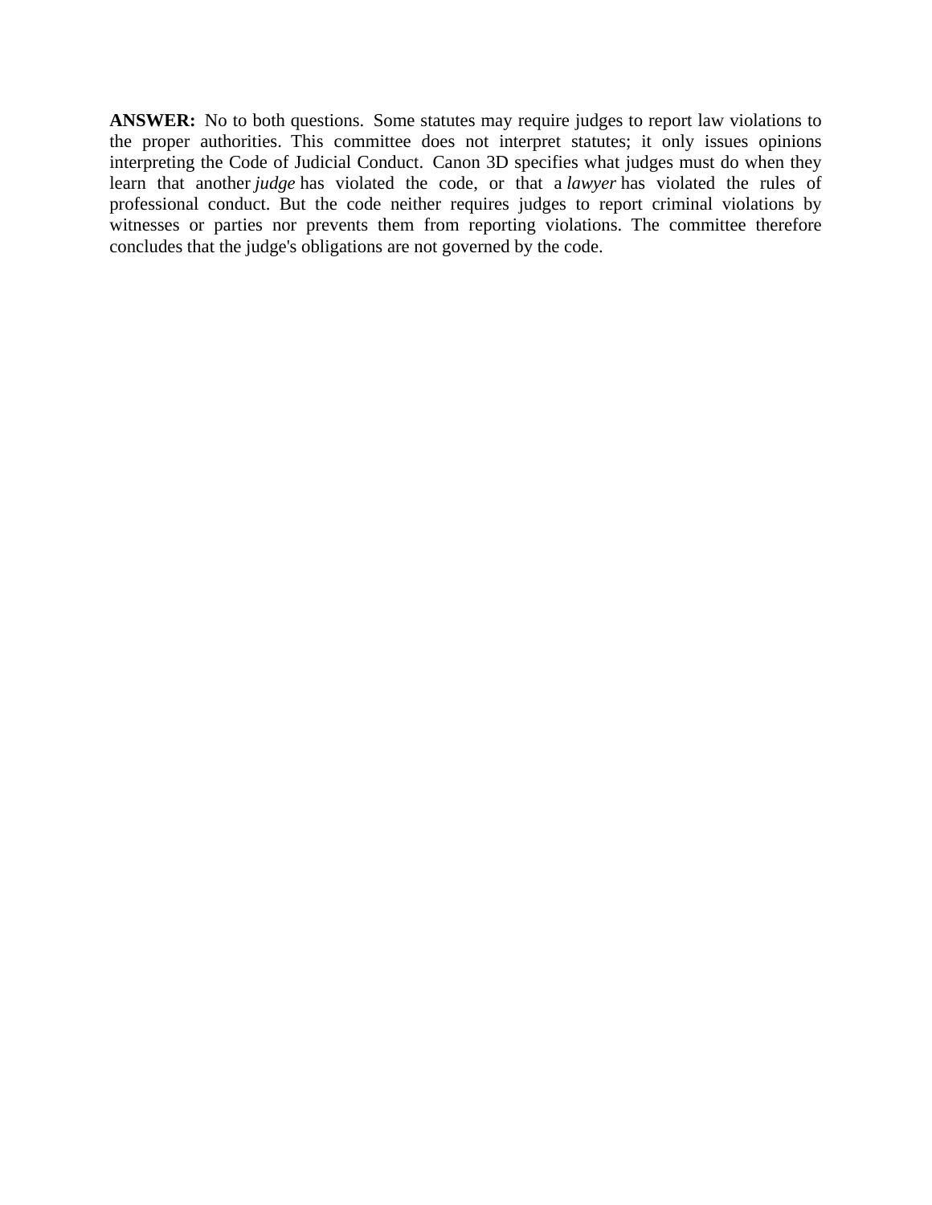**ANSWER:** No to both questions. Some statutes may require judges to report law violations to the proper authorities. This committee does not interpret statutes; it only issues opinions interpreting the Code of Judicial Conduct. Canon 3D specifies what judges must do when they learn that another *judge* has violated the code, or that a *lawyer* has violated the rules of professional conduct. But the code neither requires judges to report criminal violations by witnesses or parties nor prevents them from reporting violations. The committee therefore concludes that the judge's obligations are not governed by the code.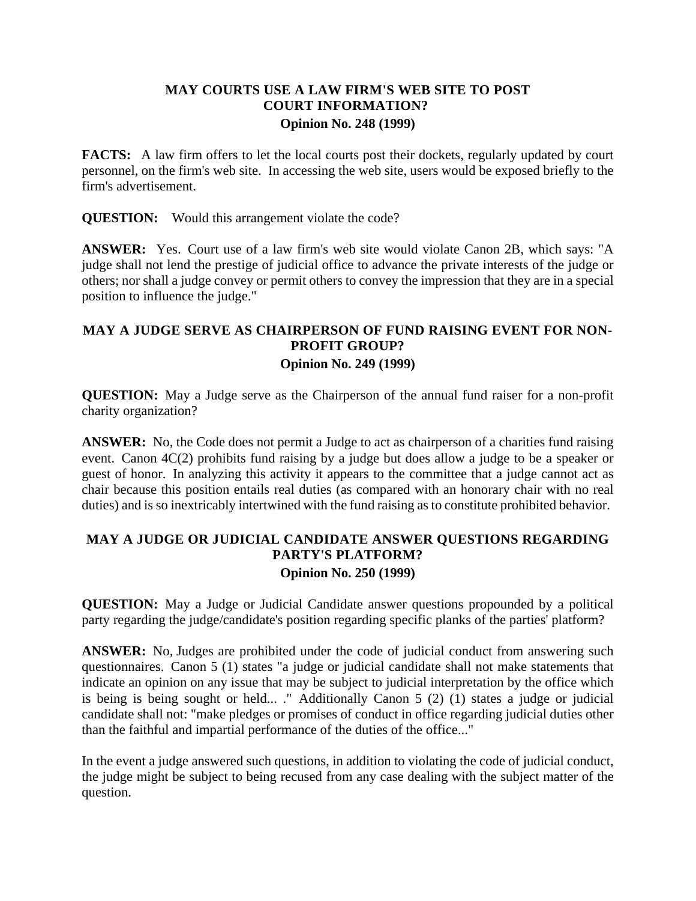## MAY COURTS USE A LAW FIRM'S WEB SITE TO POST COURT INFORMATION?

**Opinion No. 248 (1999)**

**FACTS:** A law firm offers to let the local courts post their dockets, regularly updated by court personnel, on the firm's web site. In accessing the web site, users would be exposed briefly to the firm's advertisement.

**QUESTION:** Would this arrangement violate the code?

**ANSWER:** Yes. Court use of a law firm's web site would violate Canon 2B, which says: "A judge shall not lend the prestige of judicial office to advance the private interests of the judge or others; nor shall a judge convey or permit others to convey the impression that they are in a special position to influence the judge."

## MAY A JUDGE SERVE AS CHAIRPERSON OF FUND RAISING EVENT FOR NON-PROFIT GROUP?

**Opinion No. 249 (1999)**

**QUESTION:** May a Judge serve as the Chairperson of the annual fund raiser for a non-profit charity organization?

**ANSWER:** No, the Code does not permit a Judge to act as chairperson of a charities fund raising event. Canon 4C(2) prohibits fund raising by a judge but does allow a judge to be a speaker or guest of honor. In analyzing this activity it appears to the committee that a judge cannot act as chair because this position entails real duties (as compared with an honorary chair with no real duties) and is so inextricably intertwined with the fund raising as to constitute prohibited behavior.

## MAY A JUDGE OR JUDICIAL CANDIDATE ANSWER QUESTIONS REGARDING PARTY'S PLATFORM?

**Opinion No. 250 (1999)**

**QUESTION:** May a Judge or Judicial Candidate answer questions propounded by a political party regarding the judge/candidate's position regarding specific planks of the parties' platform?

**ANSWER:** No, Judges are prohibited under the code of judicial conduct from answering such questionnaires. Canon 5 (1) states "a judge or judicial candidate shall not make statements that indicate an opinion on any issue that may be subject to judicial interpretation by the office which is being is being sought or held... ." Additionally Canon 5 (2) (1) states a judge or judicial candidate shall not: "make pledges or promises of conduct in office regarding judicial duties other than the faithful and impartial performance of the duties of the office..."

In the event a judge answered such questions, in addition to violating the code of judicial conduct, the judge might be subject to being recused from any case dealing with the subject matter of the question.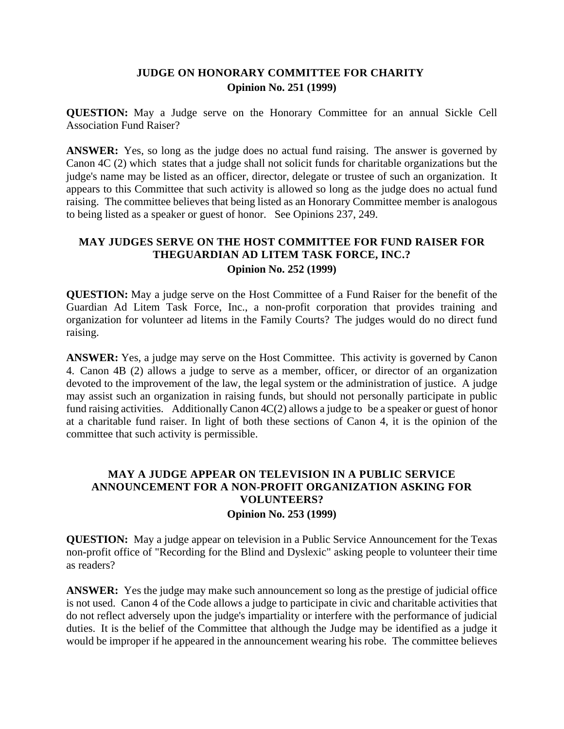## JUDGE ON HONORARY COMMITTEE FOR CHARITY

**Opinion No. 251 (1999)**

**QUESTION:** May a Judge serve on the Honorary Committee for an annual Sickle Cell Association Fund Raiser?

**ANSWER:** Yes, so long as the judge does no actual fund raising. The answer is governed by Canon 4C (2) which states that a judge shall not solicit funds for charitable organizations but the judge's name may be listed as an officer, director, delegate or trustee of such an organization. It appears to this Committee that such activity is allowed so long as the judge does no actual fund raising. The committee believes that being listed as an Honorary Committee member is analogous to being listed as a speaker or guest of honor. See Opinions 237, 249.

## MAY JUDGES SERVE ON THE HOST COMMITTEE FOR FUND RAISER FOR THEGUARDIAN AD LITEM TASK FORCE, INC.?

**Opinion No. 252 (1999)**

**QUESTION:** May a judge serve on the Host Committee of a Fund Raiser for the benefit of the Guardian Ad Litem Task Force, Inc., a non-profit corporation that provides training and organization for volunteer ad litems in the Family Courts? The judges would do no direct fund raising.

**ANSWER:** Yes, a judge may serve on the Host Committee. This activity is governed by Canon 4. Canon 4B (2) allows a judge to serve as a member, officer, or director of an organization devoted to the improvement of the law, the legal system or the administration of justice. A judge may assist such an organization in raising funds, but should not personally participate in public fund raising activities. Additionally Canon 4C(2) allows a judge to be a speaker or guest of honor at a charitable fund raiser. In light of both these sections of Canon 4, it is the opinion of the committee that such activity is permissible.

## MAY A JUDGE APPEAR ON TELEVISION IN A PUBLIC SERVICE ANNOUNCEMENT FOR A NON-PROFIT ORGANIZATION ASKING FOR VOLUNTEERS?

**Opinion No. 253 (1999)**

**QUESTION:** May a judge appear on television in a Public Service Announcement for the Texas non-profit office of "Recording for the Blind and Dyslexic" asking people to volunteer their time as readers?

**ANSWER:** Yes the judge may make such announcement so long as the prestige of judicial office is not used. Canon 4 of the Code allows a judge to participate in civic and charitable activities that do not reflect adversely upon the judge's impartiality or interfere with the performance of judicial duties. It is the belief of the Committee that although the Judge may be identified as a judge it would be improper if he appeared in the announcement wearing his robe. The committee believes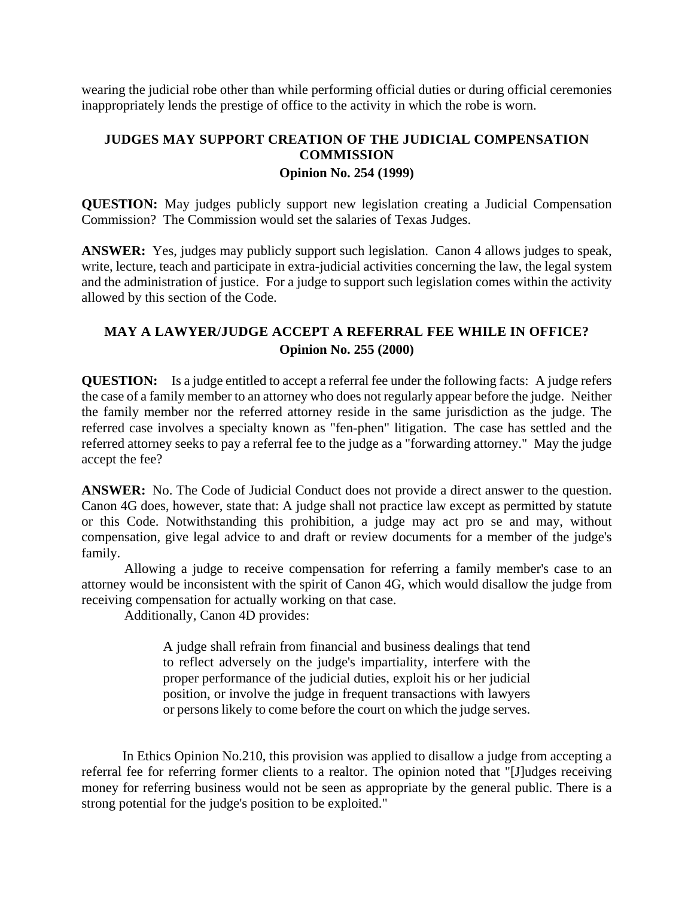wearing the judicial robe other than while performing official duties or during official ceremonies inappropriately lends the prestige of office to the activity in which the robe is worn.

## JUDGES MAY SUPPORT CREATION OF THE JUDICIAL COMPENSATION COMMISSION

**Opinion No. 254 (1999)**

**QUESTION:** May judges publicly support new legislation creating a Judicial Compensation Commission? The Commission would set the salaries of Texas Judges.

**ANSWER:** Yes, judges may publicly support such legislation. Canon 4 allows judges to speak, write, lecture, teach and participate in extra-judicial activities concerning the law, the legal system and the administration of justice. For a judge to support such legislation comes within the activity allowed by this section of the Code.

## MAY A LAWYER/JUDGE ACCEPT A REFERRAL FEE WHILE IN OFFICE?

**Opinion No. 255 (2000)**

**QUESTION:** Is a judge entitled to accept a referral fee under the following facts: A judge refers the case of a family member to an attorney who does not regularly appear before the judge. Neither the family member nor the referred attorney reside in the same jurisdiction as the judge. The referred case involves a specialty known as "fen-phen" litigation. The case has settled and the referred attorney seeks to pay a referral fee to the judge as a "forwarding attorney." May the judge accept the fee?

**ANSWER:** No. The Code of Judicial Conduct does not provide a direct answer to the question. Canon 4G does, however, state that: A judge shall not practice law except as permitted by statute or this Code. Notwithstanding this prohibition, a judge may act pro se and may, without compensation, give legal advice to and draft or review documents for a member of the judge's family.

Allowing a judge to receive compensation for referring a family member's case to an attorney would be inconsistent with the spirit of Canon 4G, which would disallow the judge from receiving compensation for actually working on that case.

Additionally, Canon 4D provides:

> A judge shall refrain from financial and business dealings that tend to reflect adversely on the judge's impartiality, interfere with the proper performance of the judicial duties, exploit his or her judicial position, or involve the judge in frequent transactions with lawyers or persons likely to come before the court on which the judge serves.

In Ethics Opinion No.210, this provision was applied to disallow a judge from accepting a referral fee for referring former clients to a realtor. The opinion noted that "[J]udges receiving money for referring business would not be seen as appropriate by the general public. There is a strong potential for the judge's position to be exploited."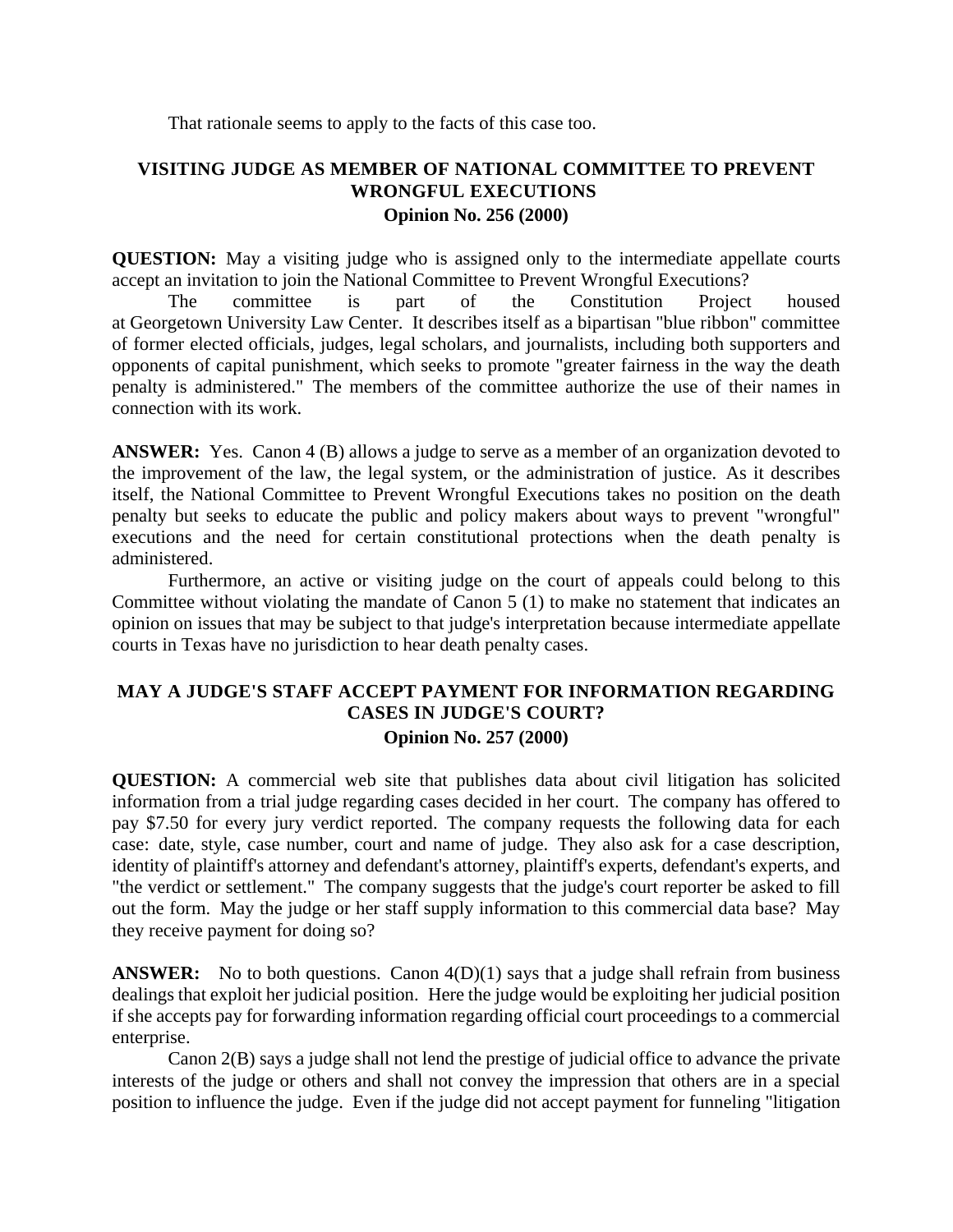That rationale seems to apply to the facts of this case too.

## VISITING JUDGE AS MEMBER OF NATIONAL COMMITTEE TO PREVENT WRONGFUL EXECUTIONS
### Opinion No. 256 (2000)

**QUESTION:** May a visiting judge who is assigned only to the intermediate appellate courts accept an invitation to join the National Committee to Prevent Wrongful Executions?

The committee is part of the Constitution Project housed at Georgetown University Law Center. It describes itself as a bipartisan "blue ribbon" committee of former elected officials, judges, legal scholars, and journalists, including both supporters and opponents of capital punishment, which seeks to promote "greater fairness in the way the death penalty is administered." The members of the committee authorize the use of their names in connection with its work.

**ANSWER:** Yes. Canon 4 (B) allows a judge to serve as a member of an organization devoted to the improvement of the law, the legal system, or the administration of justice. As it describes itself, the National Committee to Prevent Wrongful Executions takes no position on the death penalty but seeks to educate the public and policy makers about ways to prevent "wrongful" executions and the need for certain constitutional protections when the death penalty is administered.

Furthermore, an active or visiting judge on the court of appeals could belong to this Committee without violating the mandate of Canon 5 (1) to make no statement that indicates an opinion on issues that may be subject to that judge's interpretation because intermediate appellate courts in Texas have no jurisdiction to hear death penalty cases.

## MAY A JUDGE'S STAFF ACCEPT PAYMENT FOR INFORMATION REGARDING CASES IN JUDGE'S COURT?
### Opinion No. 257 (2000)

**QUESTION:** A commercial web site that publishes data about civil litigation has solicited information from a trial judge regarding cases decided in her court. The company has offered to pay $7.50 for every jury verdict reported. The company requests the following data for each case: date, style, case number, court and name of judge. They also ask for a case description, identity of plaintiff's attorney and defendant's attorney, plaintiff's experts, defendant's experts, and "the verdict or settlement." The company suggests that the judge's court reporter be asked to fill out the form. May the judge or her staff supply information to this commercial data base? May they receive payment for doing so?

**ANSWER:** No to both questions. Canon 4(D)(1) says that a judge shall refrain from business dealings that exploit her judicial position. Here the judge would be exploiting her judicial position if she accepts pay for forwarding information regarding official court proceedings to a commercial enterprise.

Canon 2(B) says a judge shall not lend the prestige of judicial office to advance the private interests of the judge or others and shall not convey the impression that others are in a special position to influence the judge. Even if the judge did not accept payment for funneling "litigation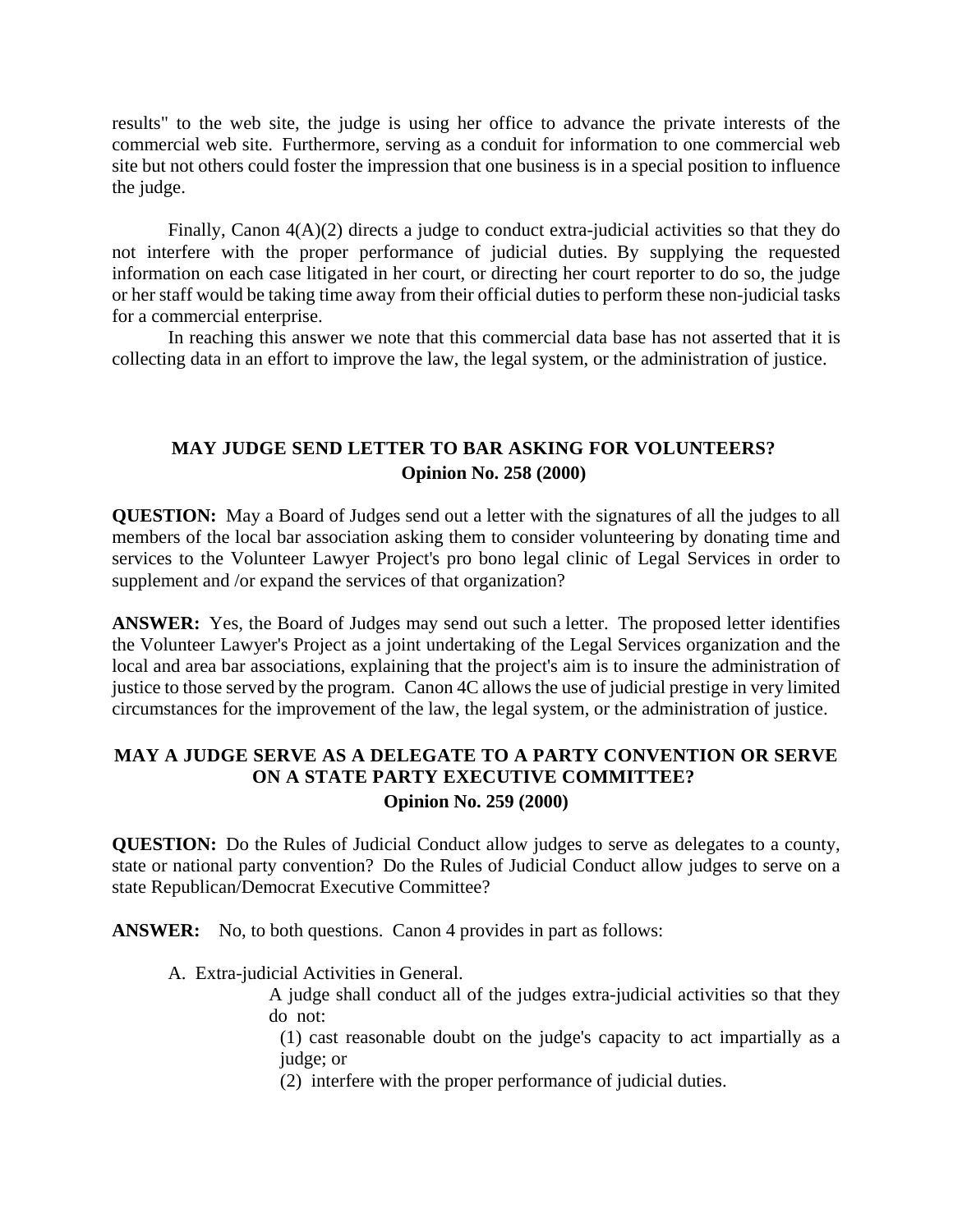results" to the web site, the judge is using her office to advance the private interests of the commercial web site. Furthermore, serving as a conduit for information to one commercial web site but not others could foster the impression that one business is in a special position to influence the judge.

Finally, Canon 4(A)(2) directs a judge to conduct extra-judicial activities so that they do not interfere with the proper performance of judicial duties. By supplying the requested information on each case litigated in her court, or directing her court reporter to do so, the judge or her staff would be taking time away from their official duties to perform these non-judicial tasks for a commercial enterprise.

In reaching this answer we note that this commercial data base has not asserted that it is collecting data in an effort to improve the law, the legal system, or the administration of justice.

## MAY JUDGE SEND LETTER TO BAR ASKING FOR VOLUNTEERS?
**Opinion No. 258 (2000)**

**QUESTION:** May a Board of Judges send out a letter with the signatures of all the judges to all members of the local bar association asking them to consider volunteering by donating time and services to the Volunteer Lawyer Project's pro bono legal clinic of Legal Services in order to supplement and /or expand the services of that organization?

**ANSWER:** Yes, the Board of Judges may send out such a letter. The proposed letter identifies the Volunteer Lawyer's Project as a joint undertaking of the Legal Services organization and the local and area bar associations, explaining that the project's aim is to insure the administration of justice to those served by the program. Canon 4C allows the use of judicial prestige in very limited circumstances for the improvement of the law, the legal system, or the administration of justice.

## MAY A JUDGE SERVE AS A DELEGATE TO A PARTY CONVENTION OR SERVE ON A STATE PARTY EXECUTIVE COMMITTEE?
**Opinion No. 259 (2000)**

**QUESTION:** Do the Rules of Judicial Conduct allow judges to serve as delegates to a county, state or national party convention? Do the Rules of Judicial Conduct allow judges to serve on a state Republican/Democrat Executive Committee?

**ANSWER:** No, to both questions. Canon 4 provides in part as follows:

A. Extra-judicial Activities in General.

A judge shall conduct all of the judges extra-judicial activities so that they do not:

(1) cast reasonable doubt on the judge's capacity to act impartially as a judge; or

(2) interfere with the proper performance of judicial duties.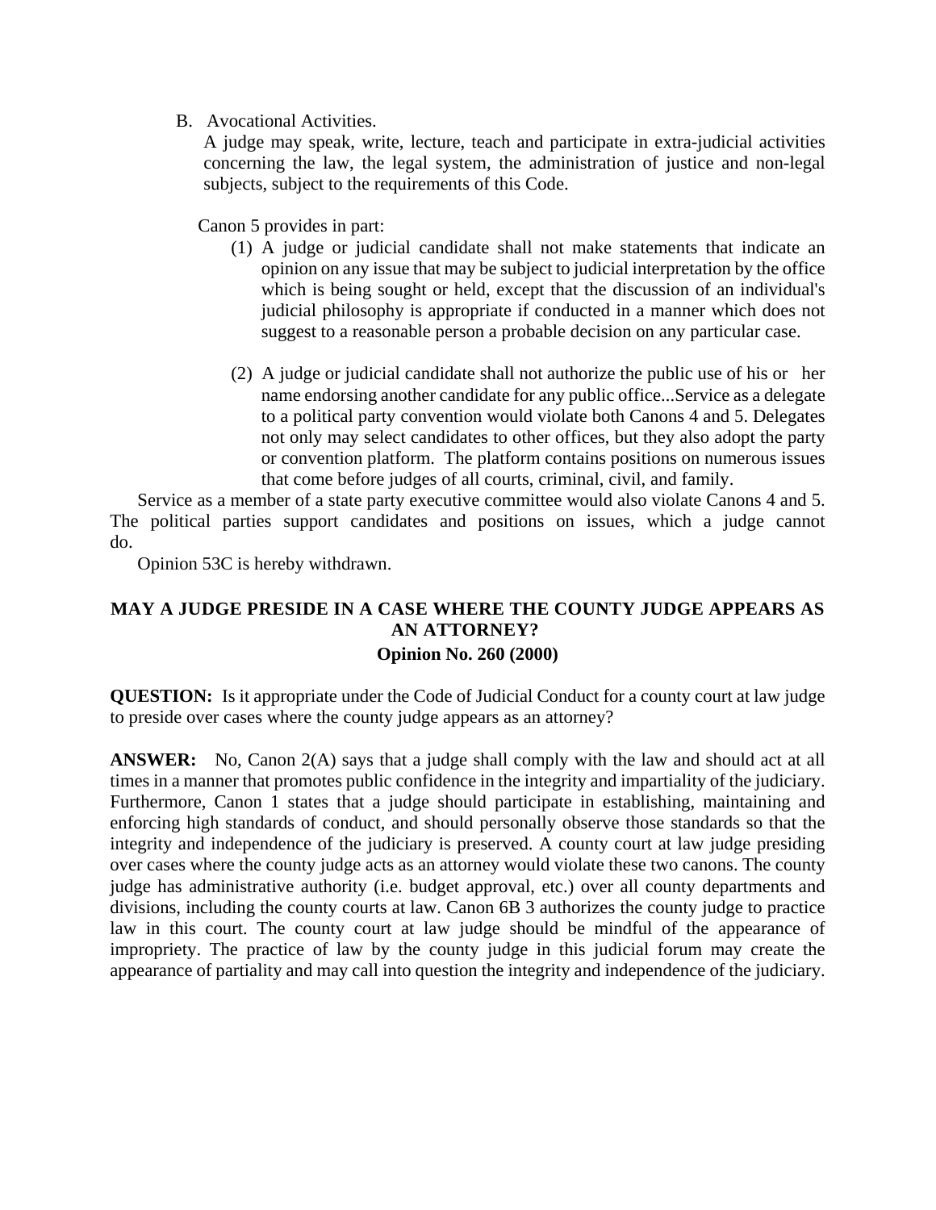B. Avocational Activities.

A judge may speak, write, lecture, teach and participate in extra-judicial activities concerning the law, the legal system, the administration of justice and non-legal subjects, subject to the requirements of this Code.

Canon 5 provides in part:

(1) A judge or judicial candidate shall not make statements that indicate an opinion on any issue that may be subject to judicial interpretation by the office which is being sought or held, except that the discussion of an individual's judicial philosophy is appropriate if conducted in a manner which does not suggest to a reasonable person a probable decision on any particular case.

(2) A judge or judicial candidate shall not authorize the public use of his or her name endorsing another candidate for any public office...Service as a delegate to a political party convention would violate both Canons 4 and 5. Delegates not only may select candidates to other offices, but they also adopt the party or convention platform. The platform contains positions on numerous issues that come before judges of all courts, criminal, civil, and family.

Service as a member of a state party executive committee would also violate Canons 4 and 5. The political parties support candidates and positions on issues, which a judge cannot do.

Opinion 53C is hereby withdrawn.

## MAY A JUDGE PRESIDE IN A CASE WHERE THE COUNTY JUDGE APPEARS AS AN ATTORNEY?

### Opinion No. 260 (2000)

**QUESTION:** Is it appropriate under the Code of Judicial Conduct for a county court at law judge to preside over cases where the county judge appears as an attorney?

**ANSWER:** No, Canon 2(A) says that a judge shall comply with the law and should act at all times in a manner that promotes public confidence in the integrity and impartiality of the judiciary. Furthermore, Canon 1 states that a judge should participate in establishing, maintaining and enforcing high standards of conduct, and should personally observe those standards so that the integrity and independence of the judiciary is preserved. A county court at law judge presiding over cases where the county judge acts as an attorney would violate these two canons. The county judge has administrative authority (i.e. budget approval, etc.) over all county departments and divisions, including the county courts at law. Canon 6B 3 authorizes the county judge to practice law in this court. The county court at law judge should be mindful of the appearance of impropriety. The practice of law by the county judge in this judicial forum may create the appearance of partiality and may call into question the integrity and independence of the judiciary.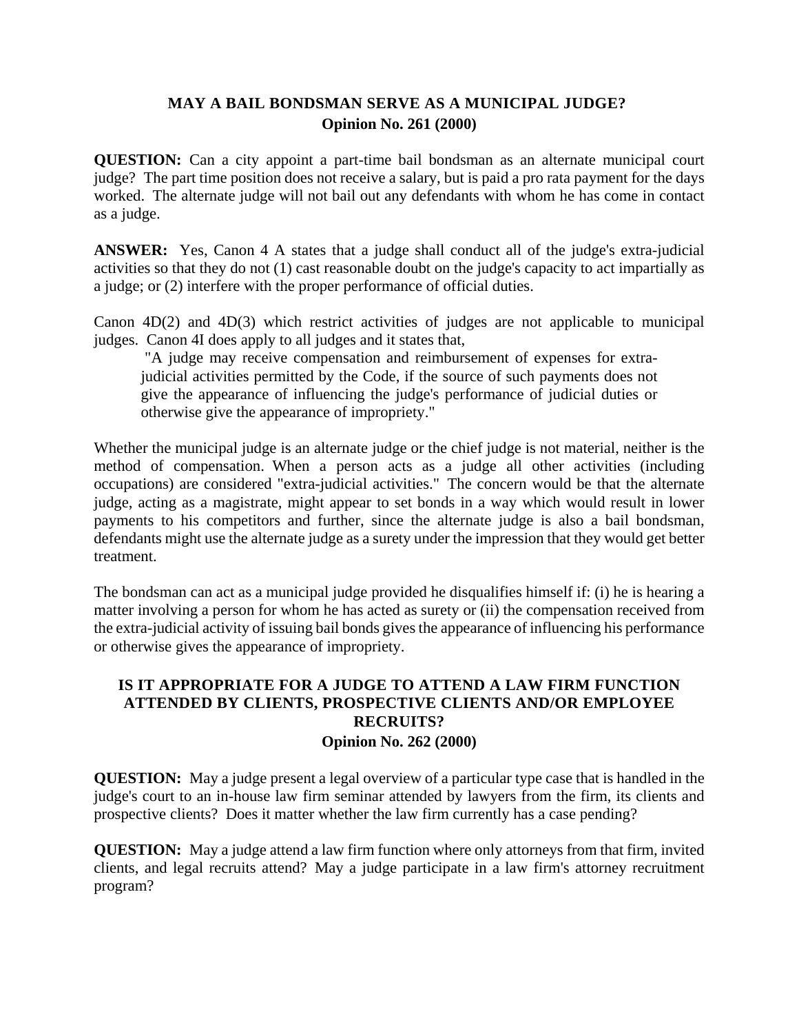## MAY A BAIL BONDSMAN SERVE AS A MUNICIPAL JUDGE?
**Opinion No. 261 (2000)**

**QUESTION:** Can a city appoint a part-time bail bondsman as an alternate municipal court judge? The part time position does not receive a salary, but is paid a pro rata payment for the days worked. The alternate judge will not bail out any defendants with whom he has come in contact as a judge.

**ANSWER:** Yes, Canon 4 A states that a judge shall conduct all of the judge's extra-judicial activities so that they do not (1) cast reasonable doubt on the judge's capacity to act impartially as a judge; or (2) interfere with the proper performance of official duties.

Canon 4D(2) and 4D(3) which restrict activities of judges are not applicable to municipal judges. Canon 4I does apply to all judges and it states that,

> "A judge may receive compensation and reimbursement of expenses for extra-judicial activities permitted by the Code, if the source of such payments does not give the appearance of influencing the judge's performance of judicial duties or otherwise give the appearance of impropriety."

Whether the municipal judge is an alternate judge or the chief judge is not material, neither is the method of compensation. When a person acts as a judge all other activities (including occupations) are considered "extra-judicial activities." The concern would be that the alternate judge, acting as a magistrate, might appear to set bonds in a way which would result in lower payments to his competitors and further, since the alternate judge is also a bail bondsman, defendants might use the alternate judge as a surety under the impression that they would get better treatment.

The bondsman can act as a municipal judge provided he disqualifies himself if: (i) he is hearing a matter involving a person for whom he has acted as surety or (ii) the compensation received from the extra-judicial activity of issuing bail bonds gives the appearance of influencing his performance or otherwise gives the appearance of impropriety.

## IS IT APPROPRIATE FOR A JUDGE TO ATTEND A LAW FIRM FUNCTION ATTENDED BY CLIENTS, PROSPECTIVE CLIENTS AND/OR EMPLOYEE RECRUITS?
**Opinion No. 262 (2000)**

**QUESTION:** May a judge present a legal overview of a particular type case that is handled in the judge's court to an in-house law firm seminar attended by lawyers from the firm, its clients and prospective clients? Does it matter whether the law firm currently has a case pending?

**QUESTION:** May a judge attend a law firm function where only attorneys from that firm, invited clients, and legal recruits attend? May a judge participate in a law firm's attorney recruitment program?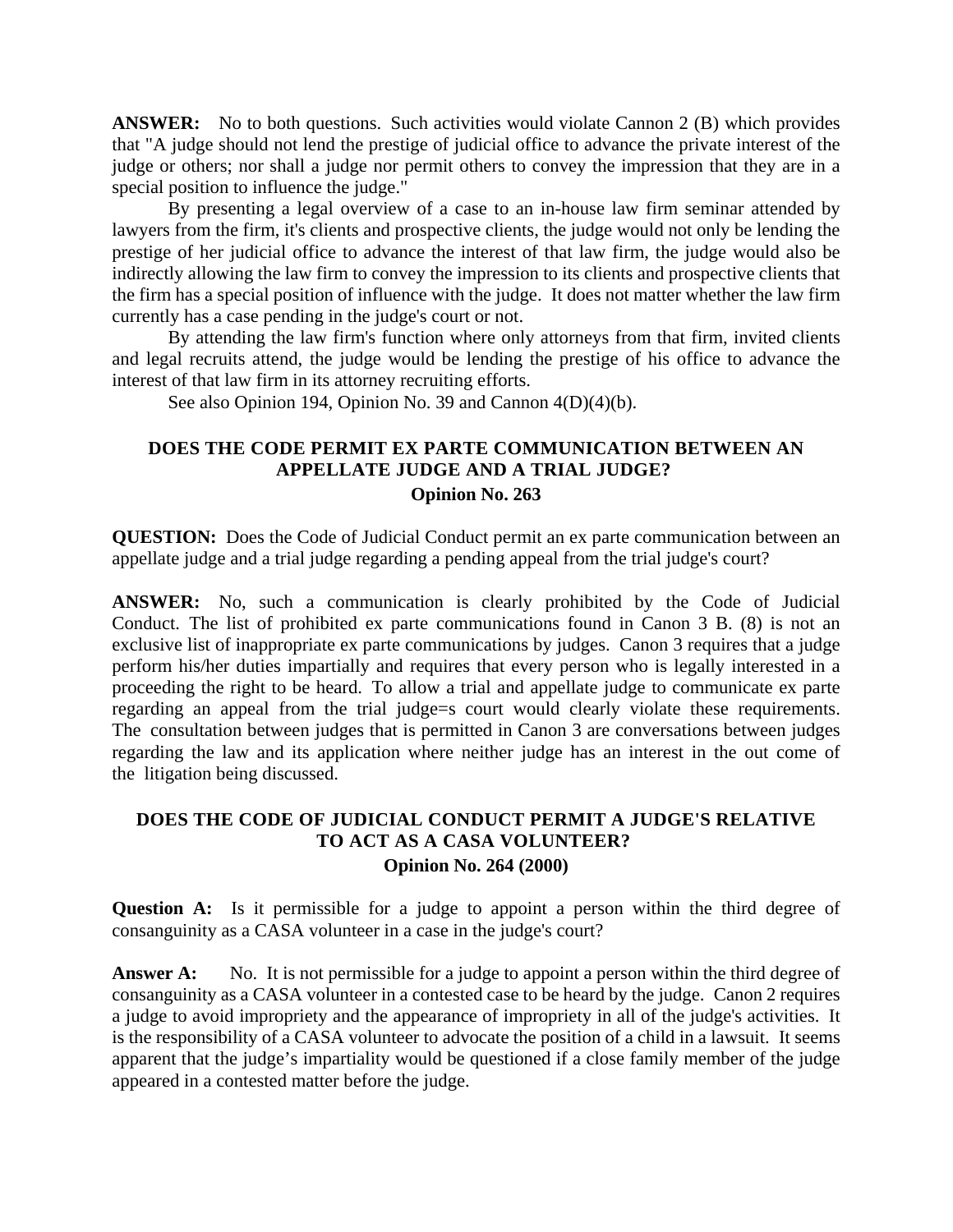**ANSWER:** No to both questions. Such activities would violate Cannon 2 (B) which provides that "A judge should not lend the prestige of judicial office to advance the private interest of the judge or others; nor shall a judge nor permit others to convey the impression that they are in a special position to influence the judge."

By presenting a legal overview of a case to an in-house law firm seminar attended by lawyers from the firm, it's clients and prospective clients, the judge would not only be lending the prestige of her judicial office to advance the interest of that law firm, the judge would also be indirectly allowing the law firm to convey the impression to its clients and prospective clients that the firm has a special position of influence with the judge. It does not matter whether the law firm currently has a case pending in the judge's court or not.

By attending the law firm's function where only attorneys from that firm, invited clients and legal recruits attend, the judge would be lending the prestige of his office to advance the interest of that law firm in its attorney recruiting efforts.

See also Opinion 194, Opinion No. 39 and Cannon 4(D)(4)(b).

## DOES THE CODE PERMIT EX PARTE COMMUNICATION BETWEEN AN APPELLATE JUDGE AND A TRIAL JUDGE?

**Opinion No. 263**

**QUESTION:** Does the Code of Judicial Conduct permit an ex parte communication between an appellate judge and a trial judge regarding a pending appeal from the trial judge's court?

**ANSWER:** No, such a communication is clearly prohibited by the Code of Judicial Conduct. The list of prohibited ex parte communications found in Canon 3 B. (8) is not an exclusive list of inappropriate ex parte communications by judges. Canon 3 requires that a judge perform his/her duties impartially and requires that every person who is legally interested in a proceeding the right to be heard. To allow a trial and appellate judge to communicate ex parte regarding an appeal from the trial judge=s court would clearly violate these requirements. The consultation between judges that is permitted in Canon 3 are conversations between judges regarding the law and its application where neither judge has an interest in the out come of the litigation being discussed.

## DOES THE CODE OF JUDICIAL CONDUCT PERMIT A JUDGE'S RELATIVE TO ACT AS A CASA VOLUNTEER?

**Opinion No. 264 (2000)**

**Question A:** Is it permissible for a judge to appoint a person within the third degree of consanguinity as a CASA volunteer in a case in the judge's court?

**Answer A:** No. It is not permissible for a judge to appoint a person within the third degree of consanguinity as a CASA volunteer in a contested case to be heard by the judge. Canon 2 requires a judge to avoid impropriety and the appearance of impropriety in all of the judge's activities. It is the responsibility of a CASA volunteer to advocate the position of a child in a lawsuit. It seems apparent that the judge's impartiality would be questioned if a close family member of the judge appeared in a contested matter before the judge.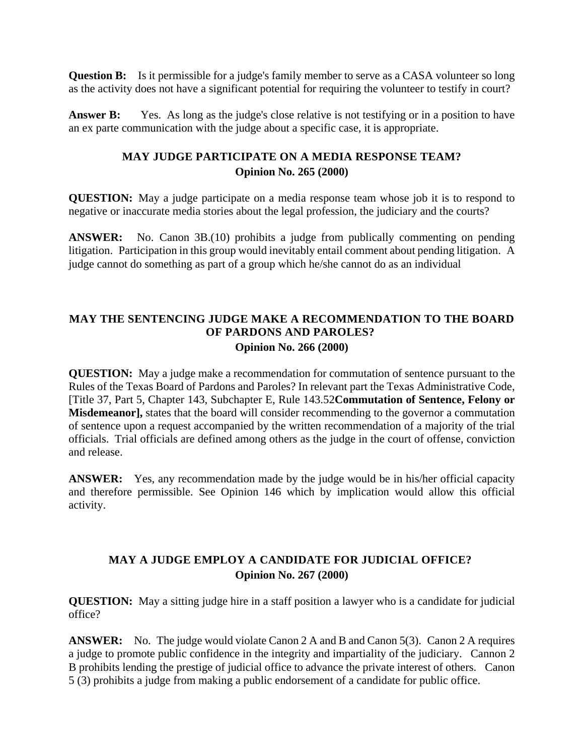**Question B:** Is it permissible for a judge's family member to serve as a CASA volunteer so long as the activity does not have a significant potential for requiring the volunteer to testify in court?

**Answer B:** Yes. As long as the judge's close relative is not testifying or in a position to have an ex parte communication with the judge about a specific case, it is appropriate.

## MAY JUDGE PARTICIPATE ON A MEDIA RESPONSE TEAM?
**Opinion No. 265 (2000)**

**QUESTION:** May a judge participate on a media response team whose job it is to respond to negative or inaccurate media stories about the legal profession, the judiciary and the courts?

**ANSWER:** No. Canon 3B.(10) prohibits a judge from publically commenting on pending litigation. Participation in this group would inevitably entail comment about pending litigation. A judge cannot do something as part of a group which he/she cannot do as an individual

## MAY THE SENTENCING JUDGE MAKE A RECOMMENDATION TO THE BOARD OF PARDONS AND PAROLES?
**Opinion No. 266 (2000)**

**QUESTION:** May a judge make a recommendation for commutation of sentence pursuant to the Rules of the Texas Board of Pardons and Paroles? In relevant part the Texas Administrative Code, [Title 37, Part 5, Chapter 143, Subchapter E, Rule 143.52**Commutation of Sentence, Felony or Misdemeanor],** states that the board will consider recommending to the governor a commutation of sentence upon a request accompanied by the written recommendation of a majority of the trial officials. Trial officials are defined among others as the judge in the court of offense, conviction and release.

**ANSWER:** Yes, any recommendation made by the judge would be in his/her official capacity and therefore permissible. See Opinion 146 which by implication would allow this official activity.

## MAY A JUDGE EMPLOY A CANDIDATE FOR JUDICIAL OFFICE?
**Opinion No. 267 (2000)**

**QUESTION:** May a sitting judge hire in a staff position a lawyer who is a candidate for judicial office?

**ANSWER:** No. The judge would violate Canon 2 A and B and Canon 5(3). Canon 2 A requires a judge to promote public confidence in the integrity and impartiality of the judiciary. Cannon 2 B prohibits lending the prestige of judicial office to advance the private interest of others. Canon 5 (3) prohibits a judge from making a public endorsement of a candidate for public office.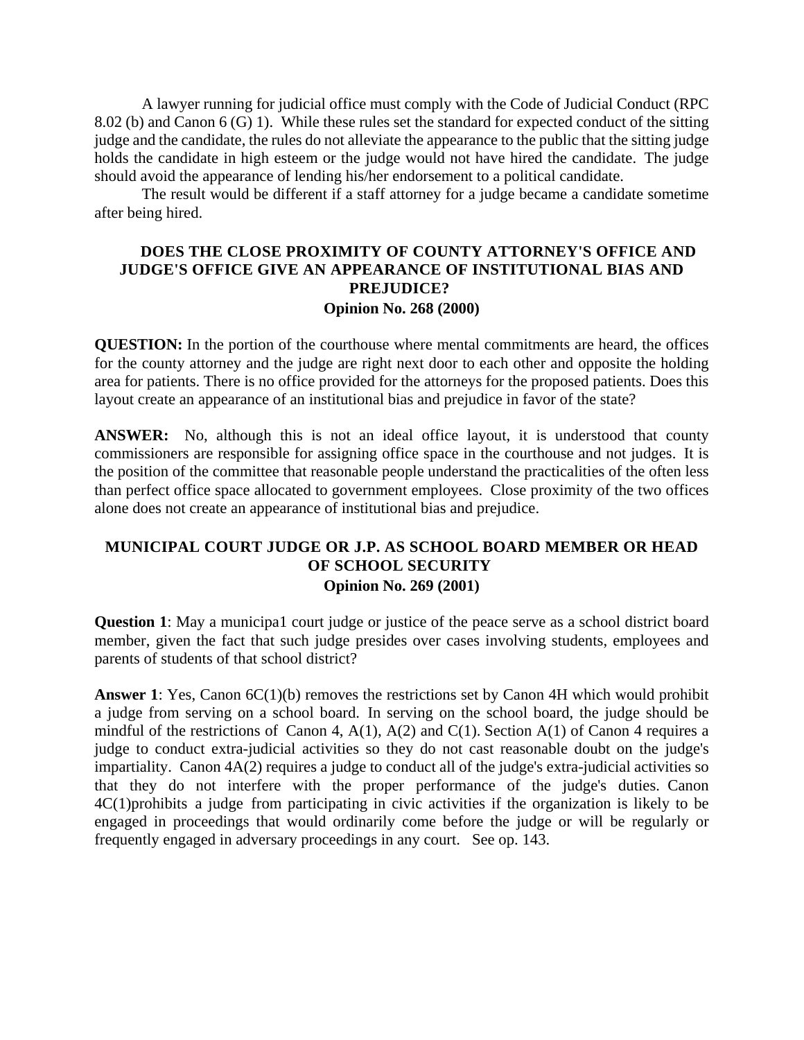A lawyer running for judicial office must comply with the Code of Judicial Conduct (RPC 8.02 (b) and Canon 6 (G) 1). While these rules set the standard for expected conduct of the sitting judge and the candidate, the rules do not alleviate the appearance to the public that the sitting judge holds the candidate in high esteem or the judge would not have hired the candidate. The judge should avoid the appearance of lending his/her endorsement to a political candidate.

The result would be different if a staff attorney for a judge became a candidate sometime after being hired.

## DOES THE CLOSE PROXIMITY OF COUNTY ATTORNEY'S OFFICE AND JUDGE'S OFFICE GIVE AN APPEARANCE OF INSTITUTIONAL BIAS AND PREJUDICE?

**Opinion No. 268 (2000)**

**QUESTION:** In the portion of the courthouse where mental commitments are heard, the offices for the county attorney and the judge are right next door to each other and opposite the holding area for patients. There is no office provided for the attorneys for the proposed patients. Does this layout create an appearance of an institutional bias and prejudice in favor of the state?

**ANSWER:** No, although this is not an ideal office layout, it is understood that county commissioners are responsible for assigning office space in the courthouse and not judges. It is the position of the committee that reasonable people understand the practicalities of the often less than perfect office space allocated to government employees. Close proximity of the two offices alone does not create an appearance of institutional bias and prejudice.

## MUNICIPAL COURT JUDGE OR J.P. AS SCHOOL BOARD MEMBER OR HEAD OF SCHOOL SECURITY

**Opinion No. 269 (2001)**

**Question 1**: May a municipa1 court judge or justice of the peace serve as a school district board member, given the fact that such judge presides over cases involving students, employees and parents of students of that school district?

**Answer 1**: Yes, Canon 6C(1)(b) removes the restrictions set by Canon 4H which would prohibit a judge from serving on a school board. In serving on the school board, the judge should be mindful of the restrictions of Canon 4, A(1), A(2) and C(1). Section A(1) of Canon 4 requires a judge to conduct extra-judicial activities so they do not cast reasonable doubt on the judge's impartiality. Canon 4A(2) requires a judge to conduct all of the judge's extra-judicial activities so that they do not interfere with the proper performance of the judge's duties. Canon 4C(1)prohibits a judge from participating in civic activities if the organization is likely to be engaged in proceedings that would ordinarily come before the judge or will be regularly or frequently engaged in adversary proceedings in any court. See op. 143.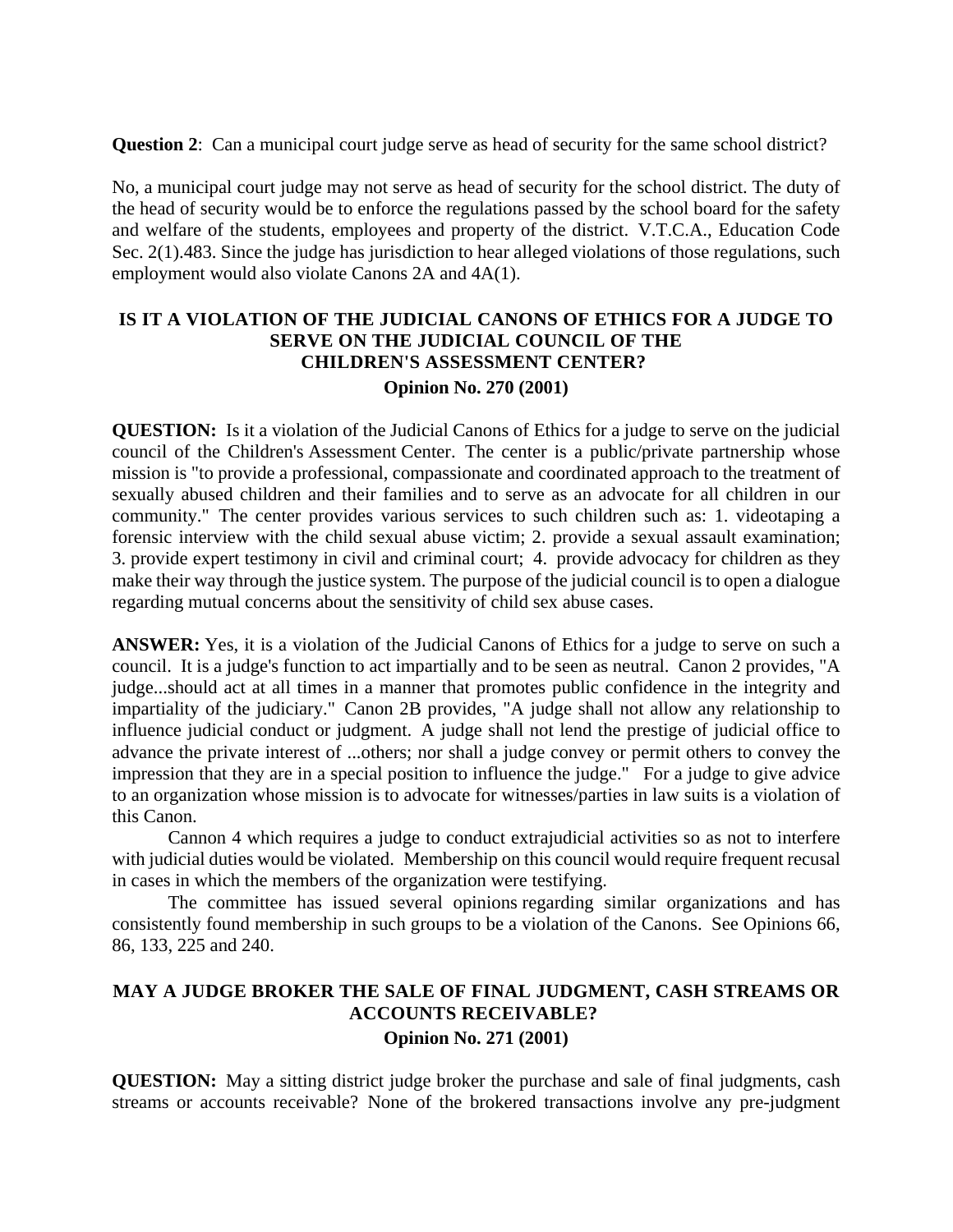**Question 2**: Can a municipal court judge serve as head of security for the same school district?

No, a municipal court judge may not serve as head of security for the school district. The duty of the head of security would be to enforce the regulations passed by the school board for the safety and welfare of the students, employees and property of the district. V.T.C.A., Education Code Sec. 2(1).483. Since the judge has jurisdiction to hear alleged violations of those regulations, such employment would also violate Canons 2A and 4A(1).

## IS IT A VIOLATION OF THE JUDICIAL CANONS OF ETHICS FOR A JUDGE TO SERVE ON THE JUDICIAL COUNCIL OF THE CHILDREN'S ASSESSMENT CENTER?

**Opinion No. 270 (2001)**

**QUESTION:** Is it a violation of the Judicial Canons of Ethics for a judge to serve on the judicial council of the Children's Assessment Center. The center is a public/private partnership whose mission is "to provide a professional, compassionate and coordinated approach to the treatment of sexually abused children and their families and to serve as an advocate for all children in our community." The center provides various services to such children such as: 1. videotaping a forensic interview with the child sexual abuse victim; 2. provide a sexual assault examination; 3. provide expert testimony in civil and criminal court; 4. provide advocacy for children as they make their way through the justice system. The purpose of the judicial council is to open a dialogue regarding mutual concerns about the sensitivity of child sex abuse cases.

**ANSWER:** Yes, it is a violation of the Judicial Canons of Ethics for a judge to serve on such a council. It is a judge's function to act impartially and to be seen as neutral. Canon 2 provides, "A judge...should act at all times in a manner that promotes public confidence in the integrity and impartiality of the judiciary." Canon 2B provides, "A judge shall not allow any relationship to influence judicial conduct or judgment. A judge shall not lend the prestige of judicial office to advance the private interest of ...others; nor shall a judge convey or permit others to convey the impression that they are in a special position to influence the judge." For a judge to give advice to an organization whose mission is to advocate for witnesses/parties in law suits is a violation of this Canon.

Cannon 4 which requires a judge to conduct extrajudicial activities so as not to interfere with judicial duties would be violated. Membership on this council would require frequent recusal in cases in which the members of the organization were testifying.

The committee has issued several opinions regarding similar organizations and has consistently found membership in such groups to be a violation of the Canons. See Opinions 66, 86, 133, 225 and 240.

## MAY A JUDGE BROKER THE SALE OF FINAL JUDGMENT, CASH STREAMS OR ACCOUNTS RECEIVABLE?

**Opinion No. 271 (2001)**

**QUESTION:** May a sitting district judge broker the purchase and sale of final judgments, cash streams or accounts receivable? None of the brokered transactions involve any pre-judgment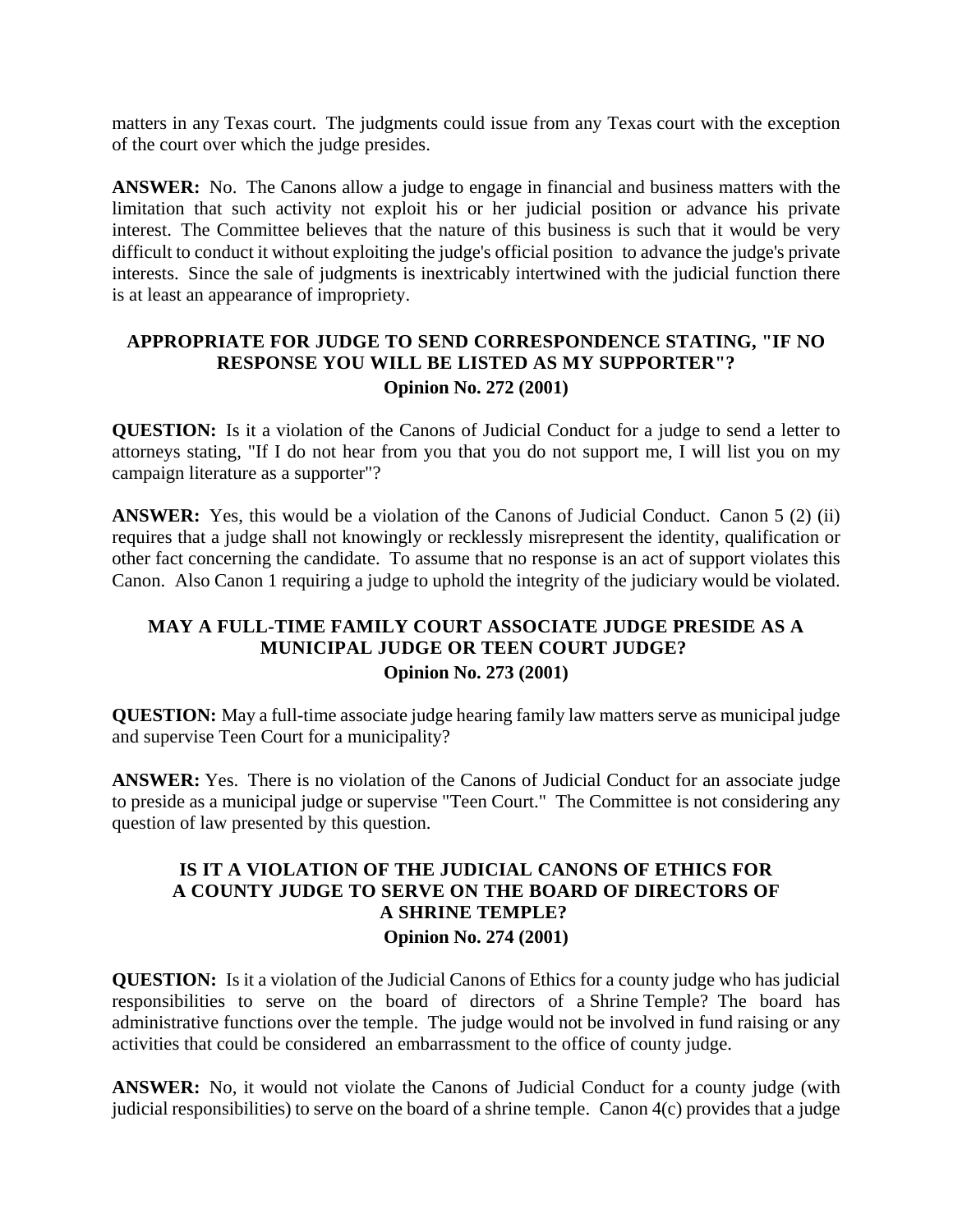matters in any Texas court. The judgments could issue from any Texas court with the exception of the court over which the judge presides.

**ANSWER:** No. The Canons allow a judge to engage in financial and business matters with the limitation that such activity not exploit his or her judicial position or advance his private interest. The Committee believes that the nature of this business is such that it would be very difficult to conduct it without exploiting the judge's official position to advance the judge's private interests. Since the sale of judgments is inextricably intertwined with the judicial function there is at least an appearance of impropriety.

## APPROPRIATE FOR JUDGE TO SEND CORRESPONDENCE STATING, "IF NO RESPONSE YOU WILL BE LISTED AS MY SUPPORTER"?
**Opinion No. 272 (2001)**

**QUESTION:** Is it a violation of the Canons of Judicial Conduct for a judge to send a letter to attorneys stating, "If I do not hear from you that you do not support me, I will list you on my campaign literature as a supporter"?

**ANSWER:** Yes, this would be a violation of the Canons of Judicial Conduct. Canon 5 (2) (ii) requires that a judge shall not knowingly or recklessly misrepresent the identity, qualification or other fact concerning the candidate. To assume that no response is an act of support violates this Canon. Also Canon 1 requiring a judge to uphold the integrity of the judiciary would be violated.

## MAY A FULL-TIME FAMILY COURT ASSOCIATE JUDGE PRESIDE AS A MUNICIPAL JUDGE OR TEEN COURT JUDGE?
**Opinion No. 273 (2001)**

**QUESTION:** May a full-time associate judge hearing family law matters serve as municipal judge and supervise Teen Court for a municipality?

**ANSWER:** Yes. There is no violation of the Canons of Judicial Conduct for an associate judge to preside as a municipal judge or supervise "Teen Court." The Committee is not considering any question of law presented by this question.

## IS IT A VIOLATION OF THE JUDICIAL CANONS OF ETHICS FOR A COUNTY JUDGE TO SERVE ON THE BOARD OF DIRECTORS OF A SHRINE TEMPLE?
**Opinion No. 274 (2001)**

**QUESTION:** Is it a violation of the Judicial Canons of Ethics for a county judge who has judicial responsibilities to serve on the board of directors of a Shrine Temple? The board has administrative functions over the temple. The judge would not be involved in fund raising or any activities that could be considered an embarrassment to the office of county judge.

**ANSWER:** No, it would not violate the Canons of Judicial Conduct for a county judge (with judicial responsibilities) to serve on the board of a shrine temple. Canon 4(c) provides that a judge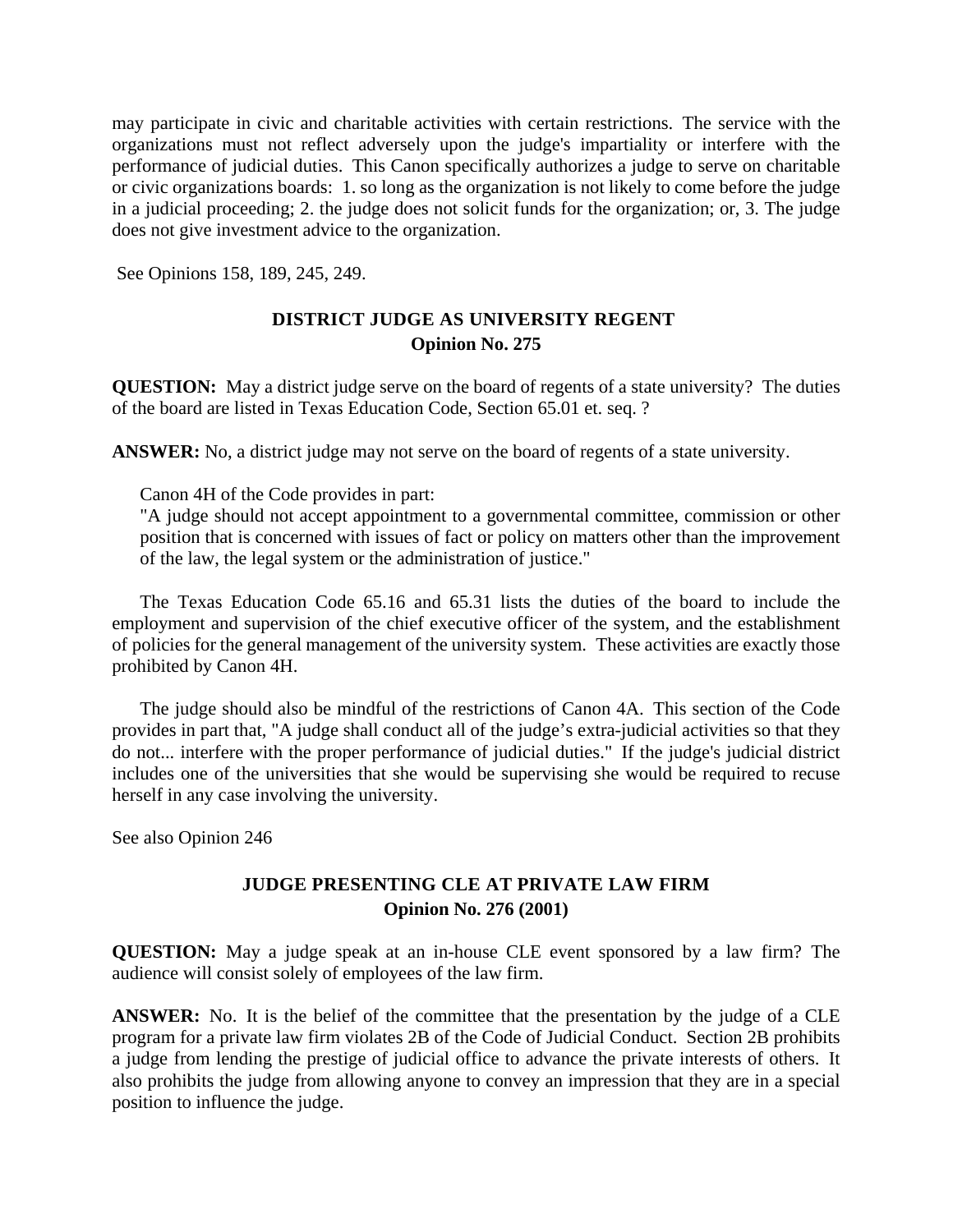may participate in civic and charitable activities with certain restrictions. The service with the organizations must not reflect adversely upon the judge's impartiality or interfere with the performance of judicial duties. This Canon specifically authorizes a judge to serve on charitable or civic organizations boards: 1. so long as the organization is not likely to come before the judge in a judicial proceeding; 2. the judge does not solicit funds for the organization; or, 3. The judge does not give investment advice to the organization.

See Opinions 158, 189, 245, 249.

## DISTRICT JUDGE AS UNIVERSITY REGENT
**Opinion No. 275**

**QUESTION:** May a district judge serve on the board of regents of a state university? The duties of the board are listed in Texas Education Code, Section 65.01 et. seq. ?

**ANSWER:** No, a district judge may not serve on the board of regents of a state university.

Canon 4H of the Code provides in part:
"A judge should not accept appointment to a governmental committee, commission or other position that is concerned with issues of fact or policy on matters other than the improvement of the law, the legal system or the administration of justice."

The Texas Education Code 65.16 and 65.31 lists the duties of the board to include the employment and supervision of the chief executive officer of the system, and the establishment of policies for the general management of the university system. These activities are exactly those prohibited by Canon 4H.

The judge should also be mindful of the restrictions of Canon 4A. This section of the Code provides in part that, "A judge shall conduct all of the judge's extra-judicial activities so that they do not... interfere with the proper performance of judicial duties." If the judge's judicial district includes one of the universities that she would be supervising she would be required to recuse herself in any case involving the university.

See also Opinion 246

## JUDGE PRESENTING CLE AT PRIVATE LAW FIRM
**Opinion No. 276 (2001)**

**QUESTION:** May a judge speak at an in-house CLE event sponsored by a law firm? The audience will consist solely of employees of the law firm.

**ANSWER:** No. It is the belief of the committee that the presentation by the judge of a CLE program for a private law firm violates 2B of the Code of Judicial Conduct. Section 2B prohibits a judge from lending the prestige of judicial office to advance the private interests of others. It also prohibits the judge from allowing anyone to convey an impression that they are in a special position to influence the judge.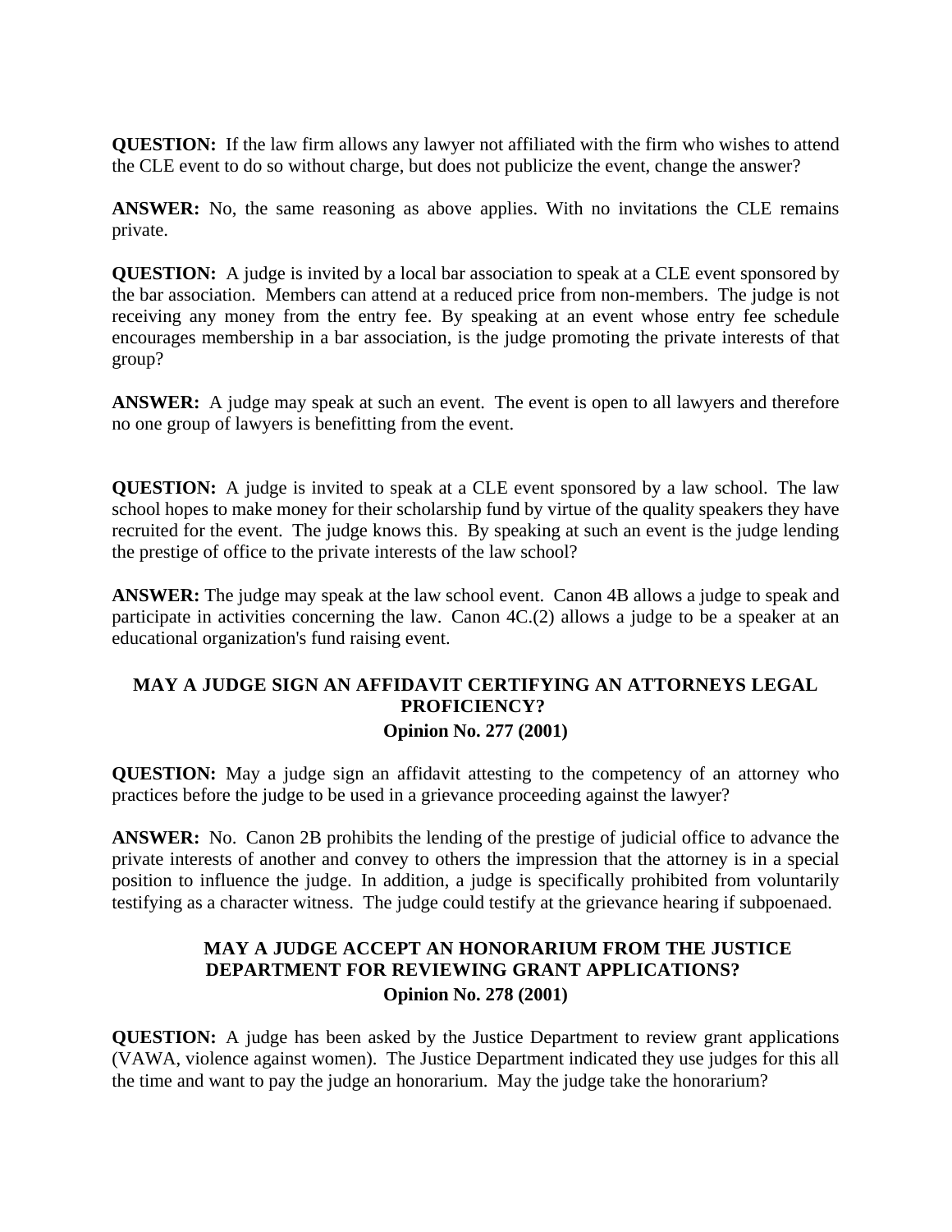**QUESTION:** If the law firm allows any lawyer not affiliated with the firm who wishes to attend the CLE event to do so without charge, but does not publicize the event, change the answer?

**ANSWER:** No, the same reasoning as above applies. With no invitations the CLE remains private.

**QUESTION:** A judge is invited by a local bar association to speak at a CLE event sponsored by the bar association. Members can attend at a reduced price from non-members. The judge is not receiving any money from the entry fee. By speaking at an event whose entry fee schedule encourages membership in a bar association, is the judge promoting the private interests of that group?

**ANSWER:** A judge may speak at such an event. The event is open to all lawyers and therefore no one group of lawyers is benefitting from the event.

**QUESTION:** A judge is invited to speak at a CLE event sponsored by a law school. The law school hopes to make money for their scholarship fund by virtue of the quality speakers they have recruited for the event. The judge knows this. By speaking at such an event is the judge lending the prestige of office to the private interests of the law school?

**ANSWER:** The judge may speak at the law school event. Canon 4B allows a judge to speak and participate in activities concerning the law. Canon 4C.(2) allows a judge to be a speaker at an educational organization's fund raising event.

## MAY A JUDGE SIGN AN AFFIDAVIT CERTIFYING AN ATTORNEYS LEGAL PROFICIENCY?
### Opinion No. 277 (2001)

**QUESTION:** May a judge sign an affidavit attesting to the competency of an attorney who practices before the judge to be used in a grievance proceeding against the lawyer?

**ANSWER:** No. Canon 2B prohibits the lending of the prestige of judicial office to advance the private interests of another and convey to others the impression that the attorney is in a special position to influence the judge. In addition, a judge is specifically prohibited from voluntarily testifying as a character witness. The judge could testify at the grievance hearing if subpoenaed.

## MAY A JUDGE ACCEPT AN HONORARIUM FROM THE JUSTICE DEPARTMENT FOR REVIEWING GRANT APPLICATIONS?
### Opinion No. 278 (2001)

**QUESTION:** A judge has been asked by the Justice Department to review grant applications (VAWA, violence against women). The Justice Department indicated they use judges for this all the time and want to pay the judge an honorarium. May the judge take the honorarium?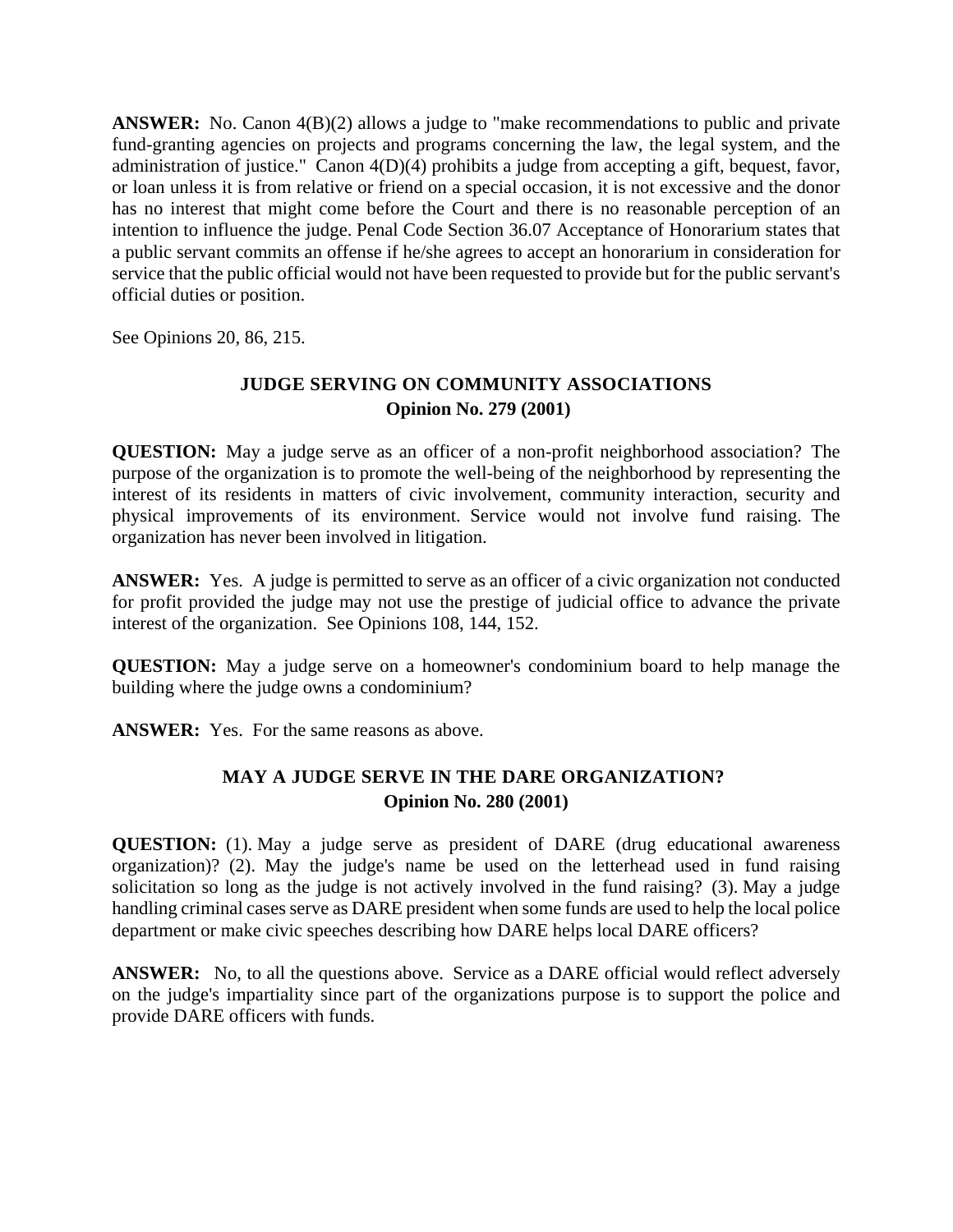**ANSWER:** No. Canon 4(B)(2) allows a judge to "make recommendations to public and private fund-granting agencies on projects and programs concerning the law, the legal system, and the administration of justice." Canon 4(D)(4) prohibits a judge from accepting a gift, bequest, favor, or loan unless it is from relative or friend on a special occasion, it is not excessive and the donor has no interest that might come before the Court and there is no reasonable perception of an intention to influence the judge. Penal Code Section 36.07 Acceptance of Honorarium states that a public servant commits an offense if he/she agrees to accept an honorarium in consideration for service that the public official would not have been requested to provide but for the public servant's official duties or position.

See Opinions 20, 86, 215.

### JUDGE SERVING ON COMMUNITY ASSOCIATIONS
### Opinion No. 279 (2001)

**QUESTION:** May a judge serve as an officer of a non-profit neighborhood association? The purpose of the organization is to promote the well-being of the neighborhood by representing the interest of its residents in matters of civic involvement, community interaction, security and physical improvements of its environment. Service would not involve fund raising. The organization has never been involved in litigation.

**ANSWER:** Yes. A judge is permitted to serve as an officer of a civic organization not conducted for profit provided the judge may not use the prestige of judicial office to advance the private interest of the organization. See Opinions 108, 144, 152.

**QUESTION:** May a judge serve on a homeowner's condominium board to help manage the building where the judge owns a condominium?

**ANSWER:** Yes. For the same reasons as above.

### MAY A JUDGE SERVE IN THE DARE ORGANIZATION?
### Opinion No. 280 (2001)

**QUESTION:** (1). May a judge serve as president of DARE (drug educational awareness organization)? (2). May the judge's name be used on the letterhead used in fund raising solicitation so long as the judge is not actively involved in the fund raising? (3). May a judge handling criminal cases serve as DARE president when some funds are used to help the local police department or make civic speeches describing how DARE helps local DARE officers?

**ANSWER:** No, to all the questions above. Service as a DARE official would reflect adversely on the judge's impartiality since part of the organizations purpose is to support the police and provide DARE officers with funds.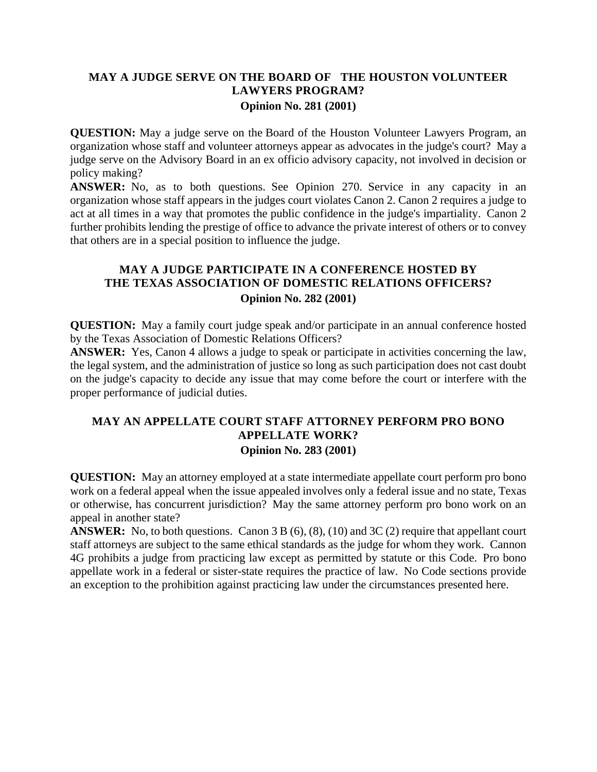## MAY A JUDGE SERVE ON THE BOARD OF THE HOUSTON VOLUNTEER LAWYERS PROGRAM?

**Opinion No. 281 (2001)**

**QUESTION:** May a judge serve on the Board of the Houston Volunteer Lawyers Program, an organization whose staff and volunteer attorneys appear as advocates in the judge's court? May a judge serve on the Advisory Board in an ex officio advisory capacity, not involved in decision or policy making?

**ANSWER:** No, as to both questions. See Opinion 270. Service in any capacity in an organization whose staff appears in the judges court violates Canon 2. Canon 2 requires a judge to act at all times in a way that promotes the public confidence in the judge's impartiality. Canon 2 further prohibits lending the prestige of office to advance the private interest of others or to convey that others are in a special position to influence the judge.

## MAY A JUDGE PARTICIPATE IN A CONFERENCE HOSTED BY THE TEXAS ASSOCIATION OF DOMESTIC RELATIONS OFFICERS?

**Opinion No. 282 (2001)**

**QUESTION:** May a family court judge speak and/or participate in an annual conference hosted by the Texas Association of Domestic Relations Officers?

**ANSWER:** Yes, Canon 4 allows a judge to speak or participate in activities concerning the law, the legal system, and the administration of justice so long as such participation does not cast doubt on the judge's capacity to decide any issue that may come before the court or interfere with the proper performance of judicial duties.

## MAY AN APPELLATE COURT STAFF ATTORNEY PERFORM PRO BONO APPELLATE WORK?

**Opinion No. 283 (2001)**

**QUESTION:** May an attorney employed at a state intermediate appellate court perform pro bono work on a federal appeal when the issue appealed involves only a federal issue and no state, Texas or otherwise, has concurrent jurisdiction? May the same attorney perform pro bono work on an appeal in another state?

**ANSWER:** No, to both questions. Canon 3 B (6), (8), (10) and 3C (2) require that appellant court staff attorneys are subject to the same ethical standards as the judge for whom they work. Cannon 4G prohibits a judge from practicing law except as permitted by statute or this Code. Pro bono appellate work in a federal or sister-state requires the practice of law. No Code sections provide an exception to the prohibition against practicing law under the circumstances presented here.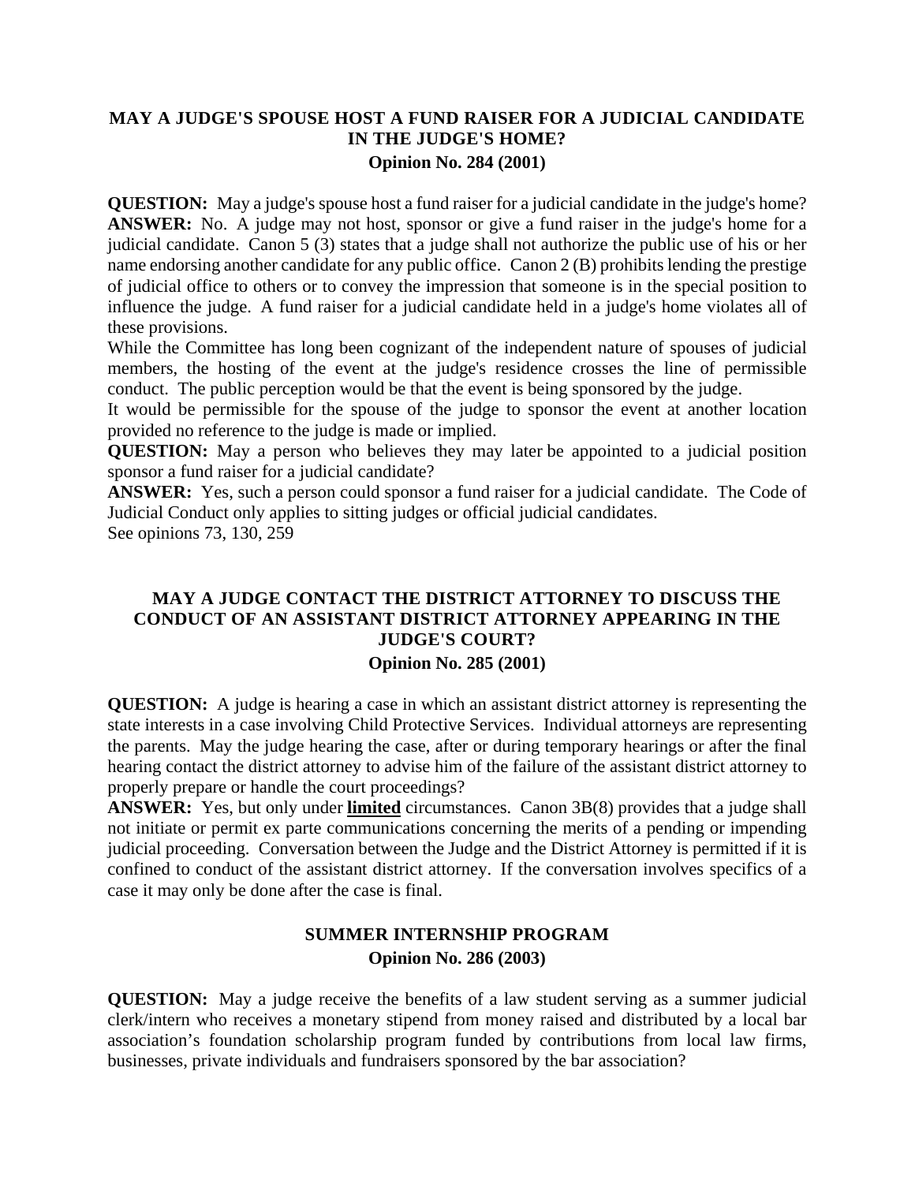## MAY A JUDGE'S SPOUSE HOST A FUND RAISER FOR A JUDICIAL CANDIDATE IN THE JUDGE'S HOME?

**Opinion No. 284 (2001)**

**QUESTION:** May a judge's spouse host a fund raiser for a judicial candidate in the judge's home?
**ANSWER:** No. A judge may not host, sponsor or give a fund raiser in the judge's home for a judicial candidate. Canon 5 (3) states that a judge shall not authorize the public use of his or her name endorsing another candidate for any public office. Canon 2 (B) prohibits lending the prestige of judicial office to others or to convey the impression that someone is in the special position to influence the judge. A fund raiser for a judicial candidate held in a judge's home violates all of these provisions.

While the Committee has long been cognizant of the independent nature of spouses of judicial members, the hosting of the event at the judge's residence crosses the line of permissible conduct. The public perception would be that the event is being sponsored by the judge.

It would be permissible for the spouse of the judge to sponsor the event at another location provided no reference to the judge is made or implied.

**QUESTION:** May a person who believes they may later be appointed to a judicial position sponsor a fund raiser for a judicial candidate?
**ANSWER:** Yes, such a person could sponsor a fund raiser for a judicial candidate. The Code of Judicial Conduct only applies to sitting judges or official judicial candidates.
See opinions 73, 130, 259

## MAY A JUDGE CONTACT THE DISTRICT ATTORNEY TO DISCUSS THE CONDUCT OF AN ASSISTANT DISTRICT ATTORNEY APPEARING IN THE JUDGE'S COURT?

**Opinion No. 285 (2001)**

**QUESTION:** A judge is hearing a case in which an assistant district attorney is representing the state interests in a case involving Child Protective Services. Individual attorneys are representing the parents. May the judge hearing the case, after or during temporary hearings or after the final hearing contact the district attorney to advise him of the failure of the assistant district attorney to properly prepare or handle the court proceedings?
**ANSWER:** Yes, but only under **limited** circumstances. Canon 3B(8) provides that a judge shall not initiate or permit ex parte communications concerning the merits of a pending or impending judicial proceeding. Conversation between the Judge and the District Attorney is permitted if it is confined to conduct of the assistant district attorney. If the conversation involves specifics of a case it may only be done after the case is final.

## SUMMER INTERNSHIP PROGRAM

**Opinion No. 286 (2003)**

**QUESTION:** May a judge receive the benefits of a law student serving as a summer judicial clerk/intern who receives a monetary stipend from money raised and distributed by a local bar association's foundation scholarship program funded by contributions from local law firms, businesses, private individuals and fundraisers sponsored by the bar association?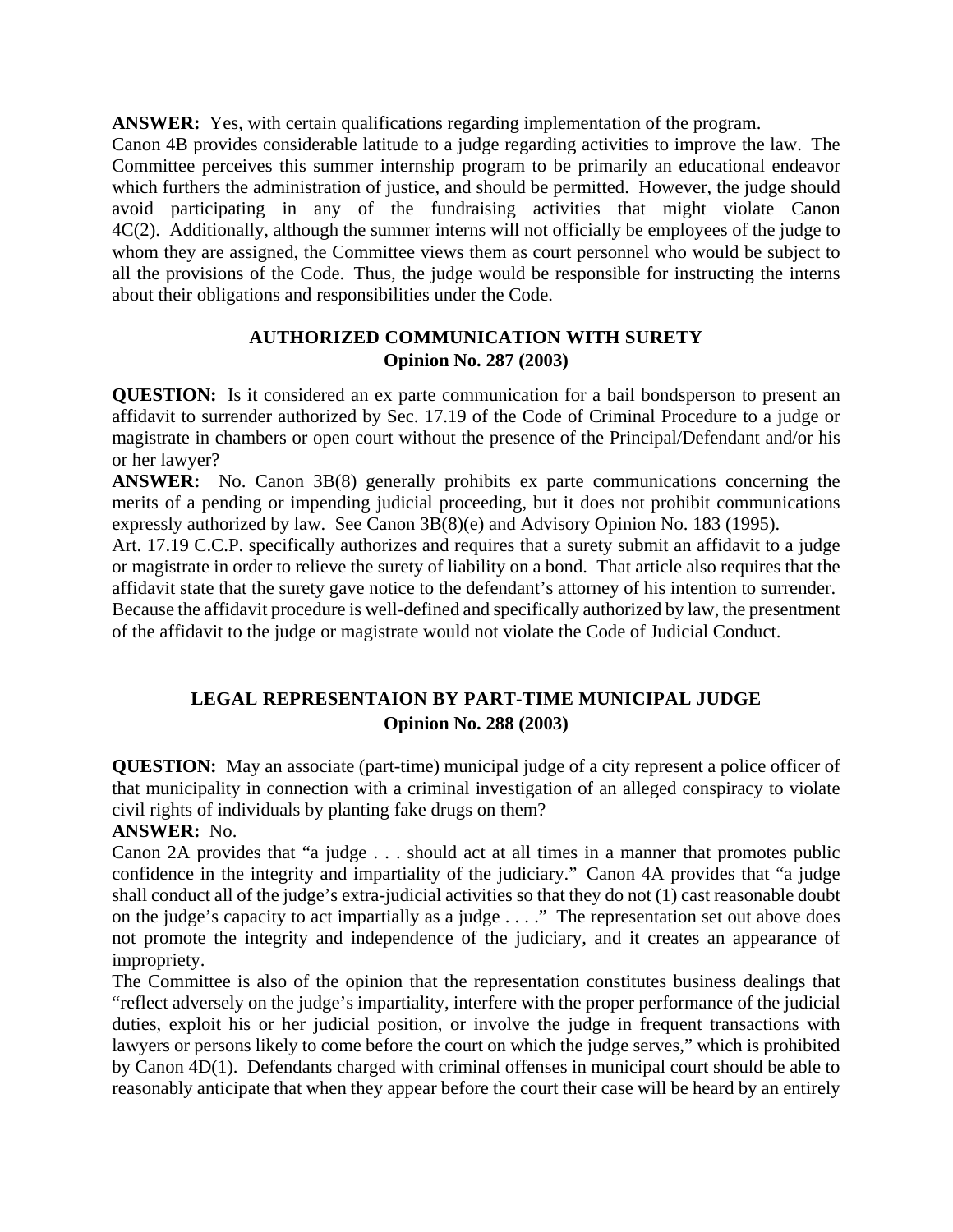**ANSWER:** Yes, with certain qualifications regarding implementation of the program.

Canon 4B provides considerable latitude to a judge regarding activities to improve the law. The Committee perceives this summer internship program to be primarily an educational endeavor which furthers the administration of justice, and should be permitted. However, the judge should avoid participating in any of the fundraising activities that might violate Canon 4C(2). Additionally, although the summer interns will not officially be employees of the judge to whom they are assigned, the Committee views them as court personnel who would be subject to all the provisions of the Code. Thus, the judge would be responsible for instructing the interns about their obligations and responsibilities under the Code.

## AUTHORIZED COMMUNICATION WITH SURETY
### Opinion No. 287 (2003)

**QUESTION:** Is it considered an ex parte communication for a bail bondsperson to present an affidavit to surrender authorized by Sec. 17.19 of the Code of Criminal Procedure to a judge or magistrate in chambers or open court without the presence of the Principal/Defendant and/or his or her lawyer?

**ANSWER:** No. Canon 3B(8) generally prohibits ex parte communications concerning the merits of a pending or impending judicial proceeding, but it does not prohibit communications expressly authorized by law. See Canon 3B(8)(e) and Advisory Opinion No. 183 (1995).

Art. 17.19 C.C.P. specifically authorizes and requires that a surety submit an affidavit to a judge or magistrate in order to relieve the surety of liability on a bond. That article also requires that the affidavit state that the surety gave notice to the defendant's attorney of his intention to surrender. Because the affidavit procedure is well-defined and specifically authorized by law, the presentment of the affidavit to the judge or magistrate would not violate the Code of Judicial Conduct.

## LEGAL REPRESENTAION BY PART-TIME MUNICIPAL JUDGE
### Opinion No. 288 (2003)

**QUESTION:** May an associate (part-time) municipal judge of a city represent a police officer of that municipality in connection with a criminal investigation of an alleged conspiracy to violate civil rights of individuals by planting fake drugs on them?

**ANSWER:** No.

Canon 2A provides that "a judge . . . should act at all times in a manner that promotes public confidence in the integrity and impartiality of the judiciary." Canon 4A provides that "a judge shall conduct all of the judge's extra-judicial activities so that they do not (1) cast reasonable doubt on the judge's capacity to act impartially as a judge . . . ." The representation set out above does not promote the integrity and independence of the judiciary, and it creates an appearance of impropriety.

The Committee is also of the opinion that the representation constitutes business dealings that "reflect adversely on the judge's impartiality, interfere with the proper performance of the judicial duties, exploit his or her judicial position, or involve the judge in frequent transactions with lawyers or persons likely to come before the court on which the judge serves," which is prohibited by Canon 4D(1). Defendants charged with criminal offenses in municipal court should be able to reasonably anticipate that when they appear before the court their case will be heard by an entirely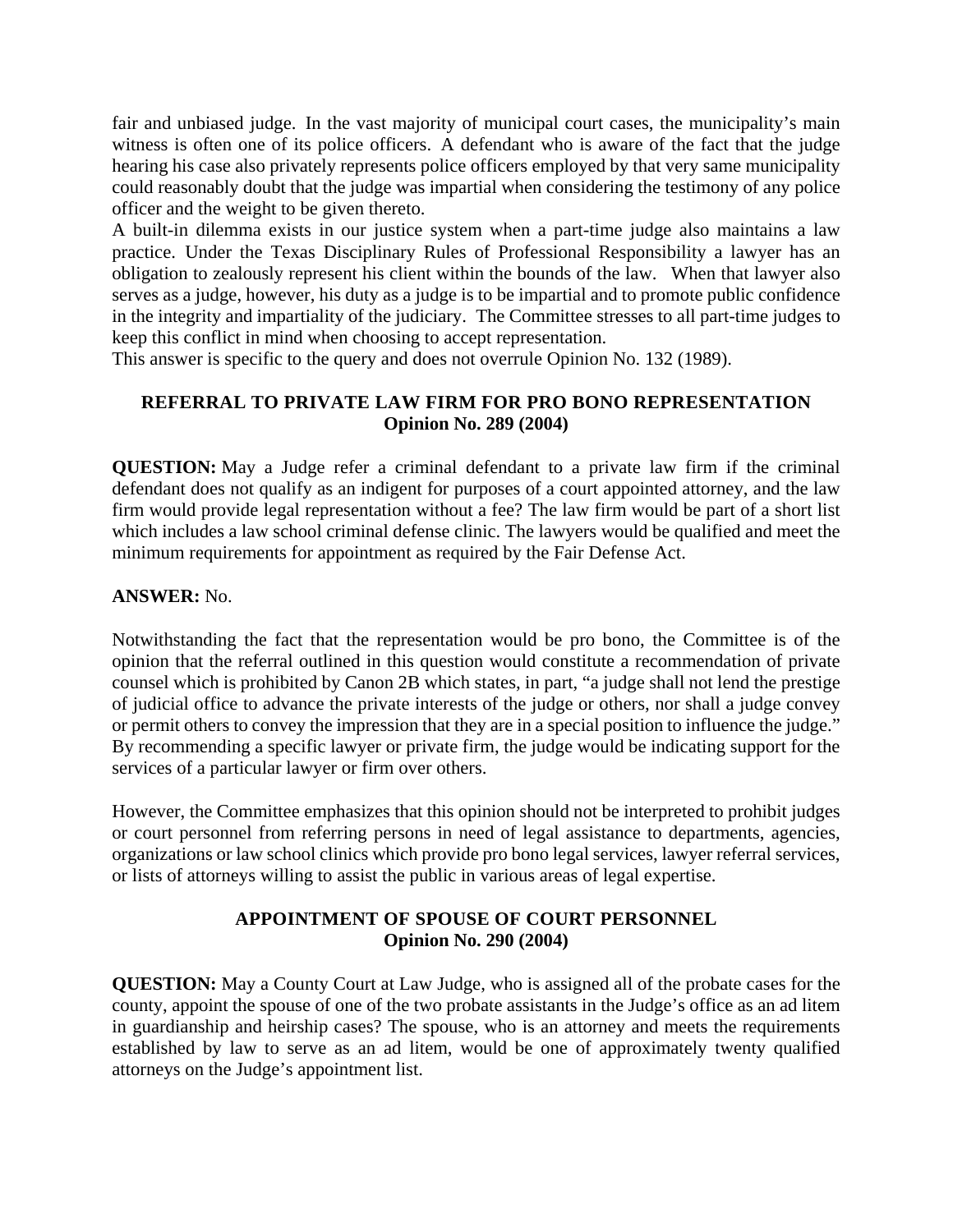fair and unbiased judge. In the vast majority of municipal court cases, the municipality's main witness is often one of its police officers. A defendant who is aware of the fact that the judge hearing his case also privately represents police officers employed by that very same municipality could reasonably doubt that the judge was impartial when considering the testimony of any police officer and the weight to be given thereto.

A built-in dilemma exists in our justice system when a part-time judge also maintains a law practice. Under the Texas Disciplinary Rules of Professional Responsibility a lawyer has an obligation to zealously represent his client within the bounds of the law. When that lawyer also serves as a judge, however, his duty as a judge is to be impartial and to promote public confidence in the integrity and impartiality of the judiciary. The Committee stresses to all part-time judges to keep this conflict in mind when choosing to accept representation.

This answer is specific to the query and does not overrule Opinion No. 132 (1989).

## REFERRAL TO PRIVATE LAW FIRM FOR PRO BONO REPRESENTATION
**Opinion No. 289 (2004)**

**QUESTION:** May a Judge refer a criminal defendant to a private law firm if the criminal defendant does not qualify as an indigent for purposes of a court appointed attorney, and the law firm would provide legal representation without a fee? The law firm would be part of a short list which includes a law school criminal defense clinic. The lawyers would be qualified and meet the minimum requirements for appointment as required by the Fair Defense Act.

**ANSWER:** No.

Notwithstanding the fact that the representation would be pro bono, the Committee is of the opinion that the referral outlined in this question would constitute a recommendation of private counsel which is prohibited by Canon 2B which states, in part, "a judge shall not lend the prestige of judicial office to advance the private interests of the judge or others, nor shall a judge convey or permit others to convey the impression that they are in a special position to influence the judge." By recommending a specific lawyer or private firm, the judge would be indicating support for the services of a particular lawyer or firm over others.

However, the Committee emphasizes that this opinion should not be interpreted to prohibit judges or court personnel from referring persons in need of legal assistance to departments, agencies, organizations or law school clinics which provide pro bono legal services, lawyer referral services, or lists of attorneys willing to assist the public in various areas of legal expertise.

## APPOINTMENT OF SPOUSE OF COURT PERSONNEL
**Opinion No. 290 (2004)**

**QUESTION:** May a County Court at Law Judge, who is assigned all of the probate cases for the county, appoint the spouse of one of the two probate assistants in the Judge's office as an ad litem in guardianship and heirship cases? The spouse, who is an attorney and meets the requirements established by law to serve as an ad litem, would be one of approximately twenty qualified attorneys on the Judge's appointment list.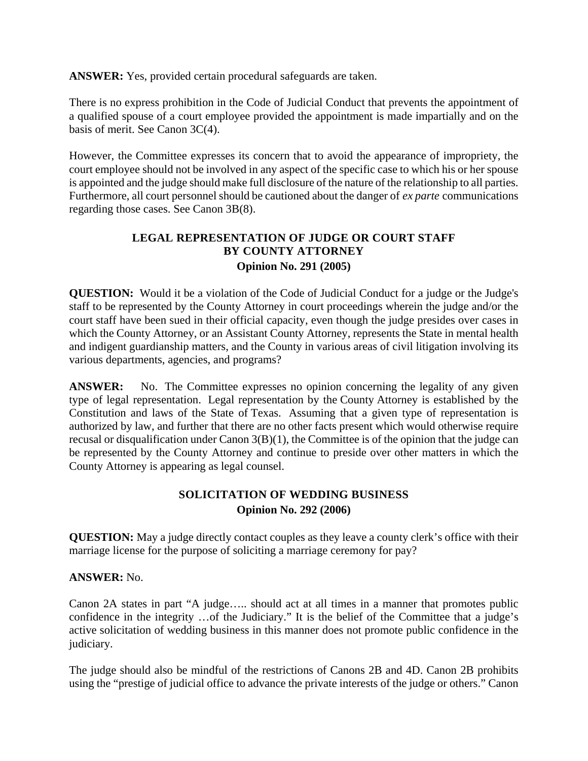**ANSWER:** Yes, provided certain procedural safeguards are taken.

There is no express prohibition in the Code of Judicial Conduct that prevents the appointment of a qualified spouse of a court employee provided the appointment is made impartially and on the basis of merit. See Canon 3C(4).

However, the Committee expresses its concern that to avoid the appearance of impropriety, the court employee should not be involved in any aspect of the specific case to which his or her spouse is appointed and the judge should make full disclosure of the nature of the relationship to all parties. Furthermore, all court personnel should be cautioned about the danger of *ex parte* communications regarding those cases. See Canon 3B(8).

### LEGAL REPRESENTATION OF JUDGE OR COURT STAFF BY COUNTY ATTORNEY
### Opinion No. 291 (2005)

**QUESTION:** Would it be a violation of the Code of Judicial Conduct for a judge or the Judge's staff to be represented by the County Attorney in court proceedings wherein the judge and/or the court staff have been sued in their official capacity, even though the judge presides over cases in which the County Attorney, or an Assistant County Attorney, represents the State in mental health and indigent guardianship matters, and the County in various areas of civil litigation involving its various departments, agencies, and programs?

**ANSWER:** No. The Committee expresses no opinion concerning the legality of any given type of legal representation. Legal representation by the County Attorney is established by the Constitution and laws of the State of Texas. Assuming that a given type of representation is authorized by law, and further that there are no other facts present which would otherwise require recusal or disqualification under Canon 3(B)(1), the Committee is of the opinion that the judge can be represented by the County Attorney and continue to preside over other matters in which the County Attorney is appearing as legal counsel.

### SOLICITATION OF WEDDING BUSINESS
### Opinion No. 292 (2006)

**QUESTION:** May a judge directly contact couples as they leave a county clerk's office with their marriage license for the purpose of soliciting a marriage ceremony for pay?

**ANSWER:** No.

Canon 2A states in part "A judge….. should act at all times in a manner that promotes public confidence in the integrity …of the Judiciary." It is the belief of the Committee that a judge's active solicitation of wedding business in this manner does not promote public confidence in the judiciary.

The judge should also be mindful of the restrictions of Canons 2B and 4D. Canon 2B prohibits using the "prestige of judicial office to advance the private interests of the judge or others." Canon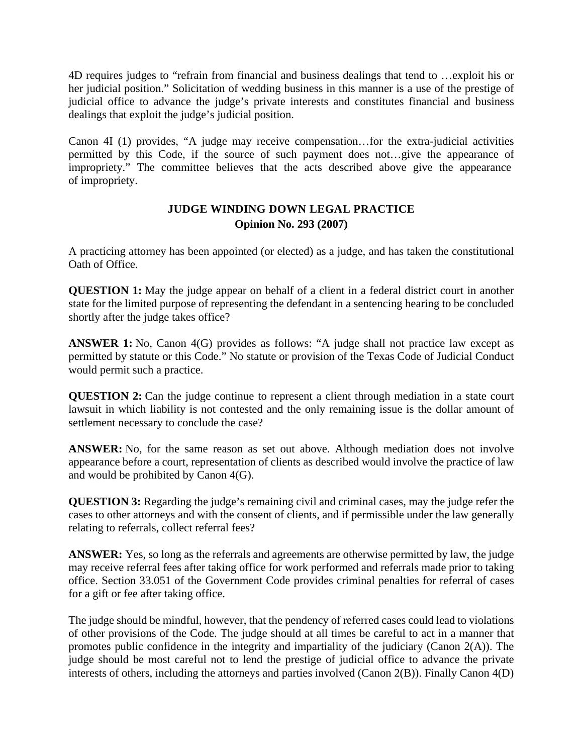4D requires judges to "refrain from financial and business dealings that tend to …exploit his or her judicial position." Solicitation of wedding business in this manner is a use of the prestige of judicial office to advance the judge's private interests and constitutes financial and business dealings that exploit the judge's judicial position.

Canon 4I (1) provides, "A judge may receive compensation…for the extra-judicial activities permitted by this Code, if the source of such payment does not…give the appearance of impropriety." The committee believes that the acts described above give the appearance of impropriety.

## JUDGE WINDING DOWN LEGAL PRACTICE
### Opinion No. 293 (2007)

A practicing attorney has been appointed (or elected) as a judge, and has taken the constitutional Oath of Office.

**QUESTION 1:** May the judge appear on behalf of a client in a federal district court in another state for the limited purpose of representing the defendant in a sentencing hearing to be concluded shortly after the judge takes office?

**ANSWER 1:** No, Canon 4(G) provides as follows: "A judge shall not practice law except as permitted by statute or this Code." No statute or provision of the Texas Code of Judicial Conduct would permit such a practice.

**QUESTION 2:** Can the judge continue to represent a client through mediation in a state court lawsuit in which liability is not contested and the only remaining issue is the dollar amount of settlement necessary to conclude the case?

**ANSWER:** No, for the same reason as set out above. Although mediation does not involve appearance before a court, representation of clients as described would involve the practice of law and would be prohibited by Canon 4(G).

**QUESTION 3:** Regarding the judge's remaining civil and criminal cases, may the judge refer the cases to other attorneys and with the consent of clients, and if permissible under the law generally relating to referrals, collect referral fees?

**ANSWER:** Yes, so long as the referrals and agreements are otherwise permitted by law, the judge may receive referral fees after taking office for work performed and referrals made prior to taking office. Section 33.051 of the Government Code provides criminal penalties for referral of cases for a gift or fee after taking office.

The judge should be mindful, however, that the pendency of referred cases could lead to violations of other provisions of the Code. The judge should at all times be careful to act in a manner that promotes public confidence in the integrity and impartiality of the judiciary (Canon 2(A)). The judge should be most careful not to lend the prestige of judicial office to advance the private interests of others, including the attorneys and parties involved (Canon 2(B)). Finally Canon 4(D)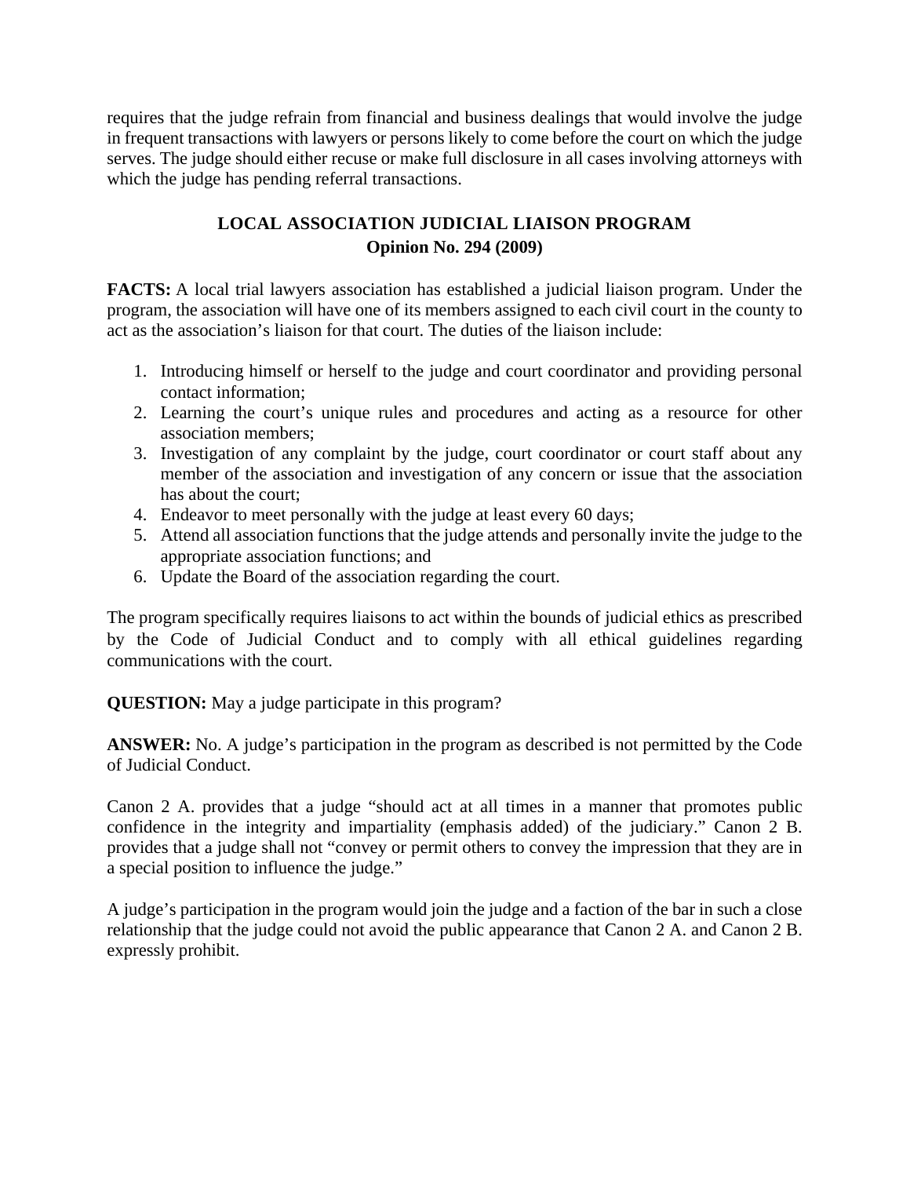requires that the judge refrain from financial and business dealings that would involve the judge in frequent transactions with lawyers or persons likely to come before the court on which the judge serves. The judge should either recuse or make full disclosure in all cases involving attorneys with which the judge has pending referral transactions.

## LOCAL ASSOCIATION JUDICIAL LIAISON PROGRAM
### Opinion No. 294 (2009)

**FACTS:** A local trial lawyers association has established a judicial liaison program. Under the program, the association will have one of its members assigned to each civil court in the county to act as the association's liaison for that court. The duties of the liaison include:

1. Introducing himself or herself to the judge and court coordinator and providing personal contact information;
2. Learning the court's unique rules and procedures and acting as a resource for other association members;
3. Investigation of any complaint by the judge, court coordinator or court staff about any member of the association and investigation of any concern or issue that the association has about the court;
4. Endeavor to meet personally with the judge at least every 60 days;
5. Attend all association functions that the judge attends and personally invite the judge to the appropriate association functions; and
6. Update the Board of the association regarding the court.

The program specifically requires liaisons to act within the bounds of judicial ethics as prescribed by the Code of Judicial Conduct and to comply with all ethical guidelines regarding communications with the court.

**QUESTION:** May a judge participate in this program?

**ANSWER:** No. A judge's participation in the program as described is not permitted by the Code of Judicial Conduct.

Canon 2 A. provides that a judge "should act at all times in a manner that promotes public confidence in the integrity and impartiality (emphasis added) of the judiciary." Canon 2 B. provides that a judge shall not "convey or permit others to convey the impression that they are in a special position to influence the judge."

A judge's participation in the program would join the judge and a faction of the bar in such a close relationship that the judge could not avoid the public appearance that Canon 2 A. and Canon 2 B. expressly prohibit.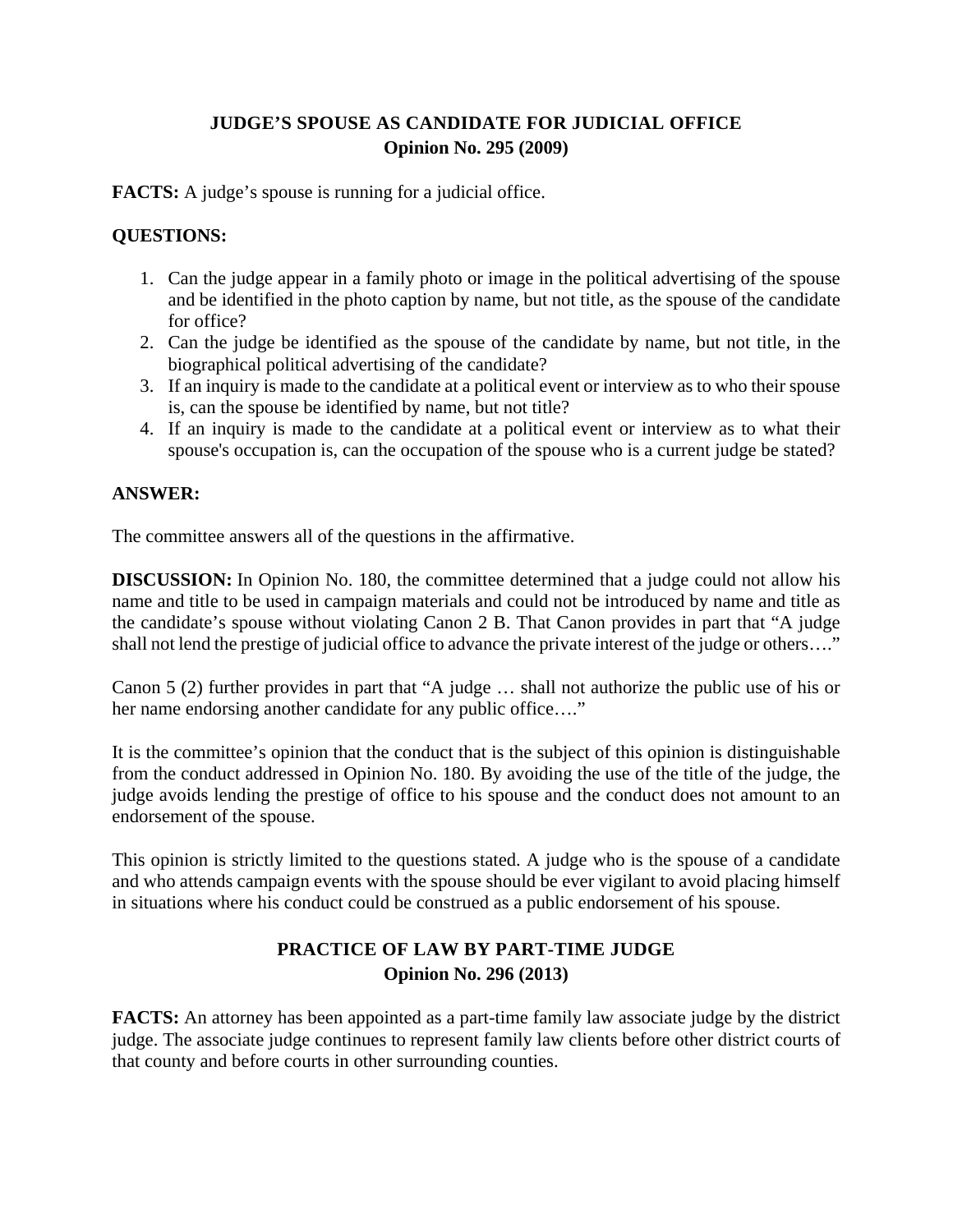## JUDGE'S SPOUSE AS CANDIDATE FOR JUDICIAL OFFICE
**Opinion No. 295 (2009)**

**FACTS:** A judge's spouse is running for a judicial office.

**QUESTIONS:**

1. Can the judge appear in a family photo or image in the political advertising of the spouse and be identified in the photo caption by name, but not title, as the spouse of the candidate for office?
2. Can the judge be identified as the spouse of the candidate by name, but not title, in the biographical political advertising of the candidate?
3. If an inquiry is made to the candidate at a political event or interview as to who their spouse is, can the spouse be identified by name, but not title?
4. If an inquiry is made to the candidate at a political event or interview as to what their spouse's occupation is, can the occupation of the spouse who is a current judge be stated?

**ANSWER:**

The committee answers all of the questions in the affirmative.

**DISCUSSION:** In Opinion No. 180, the committee determined that a judge could not allow his name and title to be used in campaign materials and could not be introduced by name and title as the candidate's spouse without violating Canon 2 B. That Canon provides in part that "A judge shall not lend the prestige of judicial office to advance the private interest of the judge or others…."

Canon 5 (2) further provides in part that "A judge … shall not authorize the public use of his or her name endorsing another candidate for any public office…."

It is the committee's opinion that the conduct that is the subject of this opinion is distinguishable from the conduct addressed in Opinion No. 180. By avoiding the use of the title of the judge, the judge avoids lending the prestige of office to his spouse and the conduct does not amount to an endorsement of the spouse.

This opinion is strictly limited to the questions stated. A judge who is the spouse of a candidate and who attends campaign events with the spouse should be ever vigilant to avoid placing himself in situations where his conduct could be construed as a public endorsement of his spouse.

## PRACTICE OF LAW BY PART-TIME JUDGE
**Opinion No. 296 (2013)**

**FACTS:** An attorney has been appointed as a part-time family law associate judge by the district judge. The associate judge continues to represent family law clients before other district courts of that county and before courts in other surrounding counties.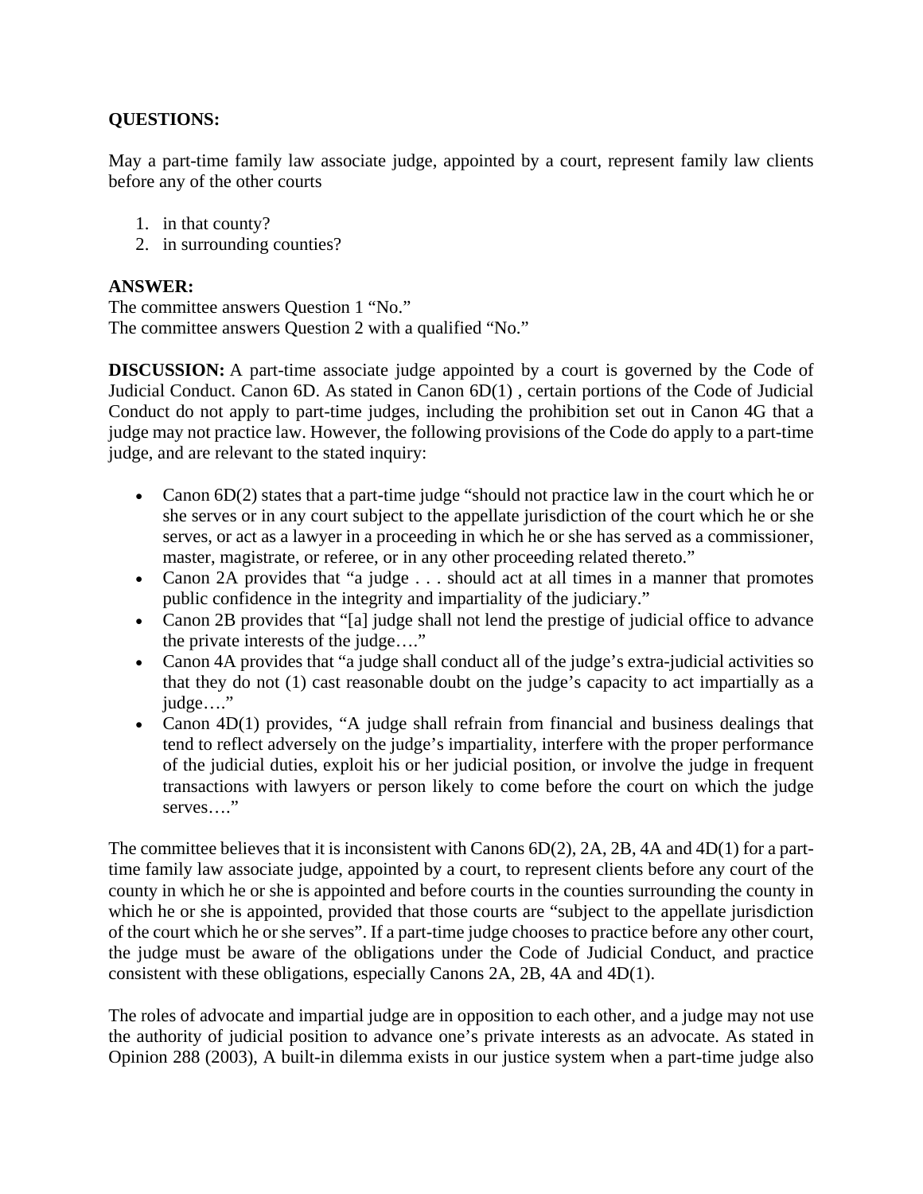**QUESTIONS:**

May a part-time family law associate judge, appointed by a court, represent family law clients before any of the other courts

1. in that county?
2. in surrounding counties?

**ANSWER:**
The committee answers Question 1 "No."
The committee answers Question 2 with a qualified "No."

**DISCUSSION:** A part-time associate judge appointed by a court is governed by the Code of Judicial Conduct. Canon 6D. As stated in Canon 6D(1) , certain portions of the Code of Judicial Conduct do not apply to part-time judges, including the prohibition set out in Canon 4G that a judge may not practice law. However, the following provisions of the Code do apply to a part-time judge, and are relevant to the stated inquiry:

- Canon 6D(2) states that a part-time judge "should not practice law in the court which he or she serves or in any court subject to the appellate jurisdiction of the court which he or she serves, or act as a lawyer in a proceeding in which he or she has served as a commissioner, master, magistrate, or referee, or in any other proceeding related thereto."
- Canon 2A provides that "a judge . . . should act at all times in a manner that promotes public confidence in the integrity and impartiality of the judiciary."
- Canon 2B provides that "[a] judge shall not lend the prestige of judicial office to advance the private interests of the judge…."
- Canon 4A provides that "a judge shall conduct all of the judge's extra-judicial activities so that they do not (1) cast reasonable doubt on the judge's capacity to act impartially as a judge…."
- Canon 4D(1) provides, "A judge shall refrain from financial and business dealings that tend to reflect adversely on the judge's impartiality, interfere with the proper performance of the judicial duties, exploit his or her judicial position, or involve the judge in frequent transactions with lawyers or person likely to come before the court on which the judge serves…."

The committee believes that it is inconsistent with Canons 6D(2), 2A, 2B, 4A and 4D(1) for a part-time family law associate judge, appointed by a court, to represent clients before any court of the county in which he or she is appointed and before courts in the counties surrounding the county in which he or she is appointed, provided that those courts are "subject to the appellate jurisdiction of the court which he or she serves". If a part-time judge chooses to practice before any other court, the judge must be aware of the obligations under the Code of Judicial Conduct, and practice consistent with these obligations, especially Canons 2A, 2B, 4A and 4D(1).

The roles of advocate and impartial judge are in opposition to each other, and a judge may not use the authority of judicial position to advance one's private interests as an advocate. As stated in Opinion 288 (2003), A built-in dilemma exists in our justice system when a part-time judge also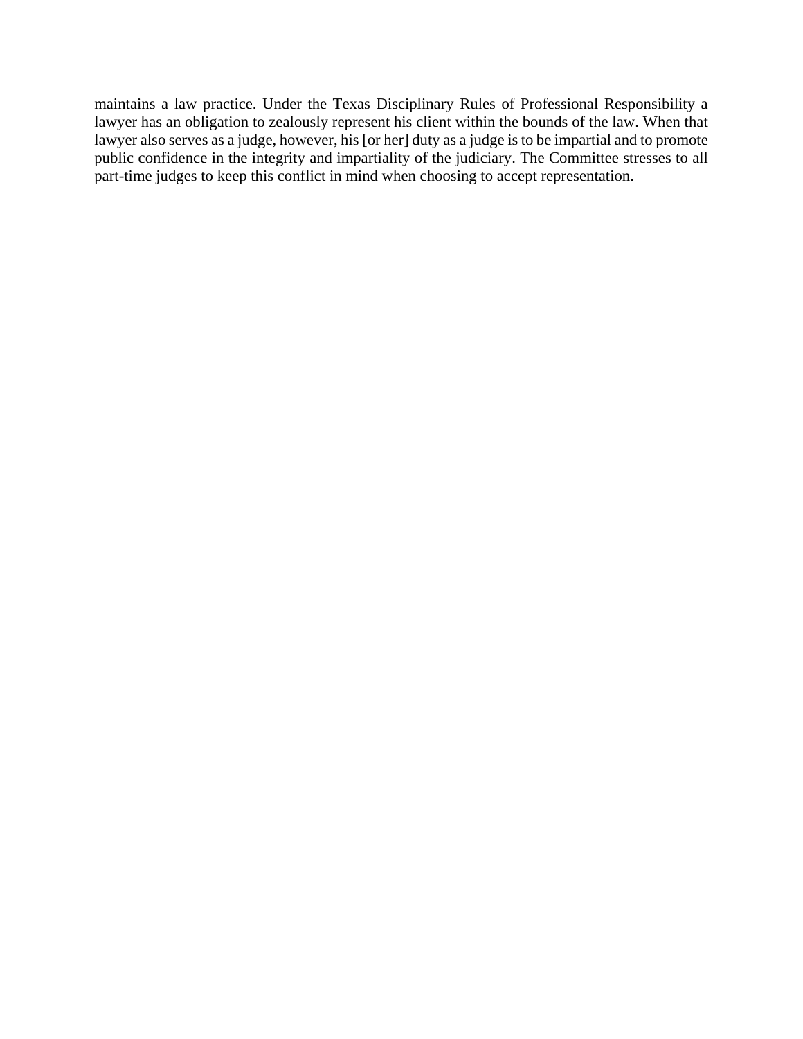maintains a law practice. Under the Texas Disciplinary Rules of Professional Responsibility a lawyer has an obligation to zealously represent his client within the bounds of the law. When that lawyer also serves as a judge, however, his [or her] duty as a judge is to be impartial and to promote public confidence in the integrity and impartiality of the judiciary. The Committee stresses to all part-time judges to keep this conflict in mind when choosing to accept representation.